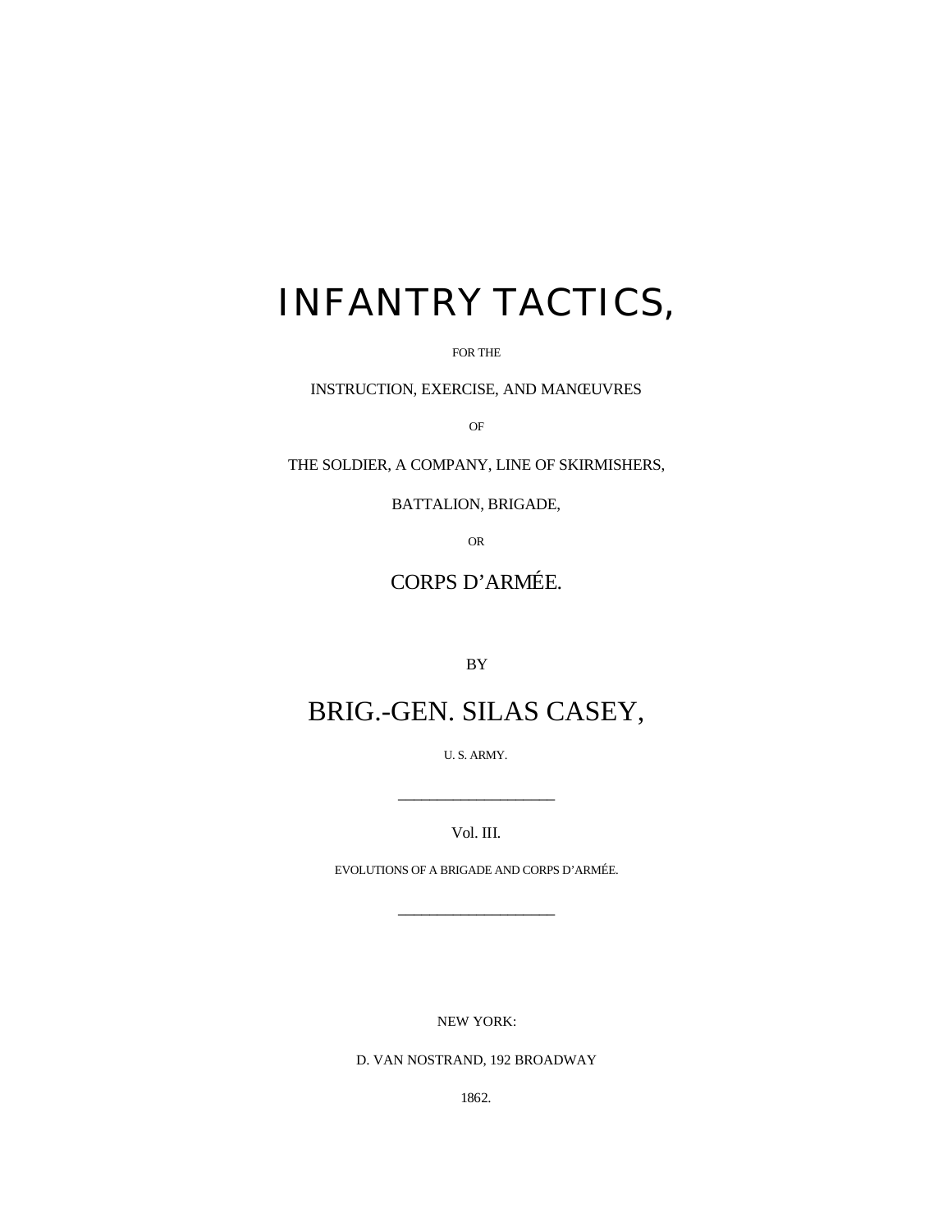# INFANTRY TACTICS,

FOR THE

INSTRUCTION, EXERCISE, AND MANŒUVRES

OF

THE SOLDIER, A COMPANY, LINE OF SKIRMISHERS,

BATTALION, BRIGADE,

OR

CORPS D'ARMÉE.

BY

## BRIG.-GEN. SILAS CASEY,

U. S. ARMY.

---

Vol. III.

EVOLUTIONS OF A BRIGADE AND CORPS D'ARMÉE.

---

NEW YORK:

D. VAN NOSTRAND, 192 BROADWAY

1862.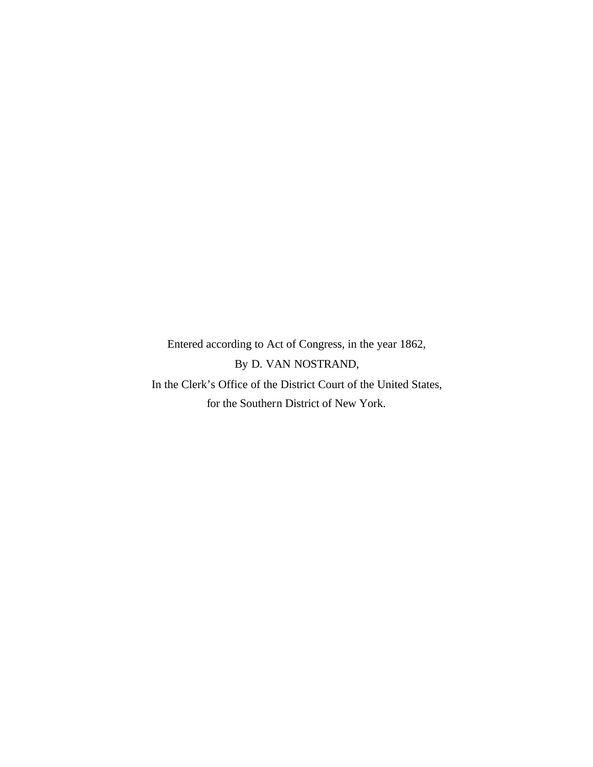Entered according to Act of Congress, in the year 1862,

By D. VAN NOSTRAND,

In the Clerk's Office of the District Court of the United States,

for the Southern District of New York.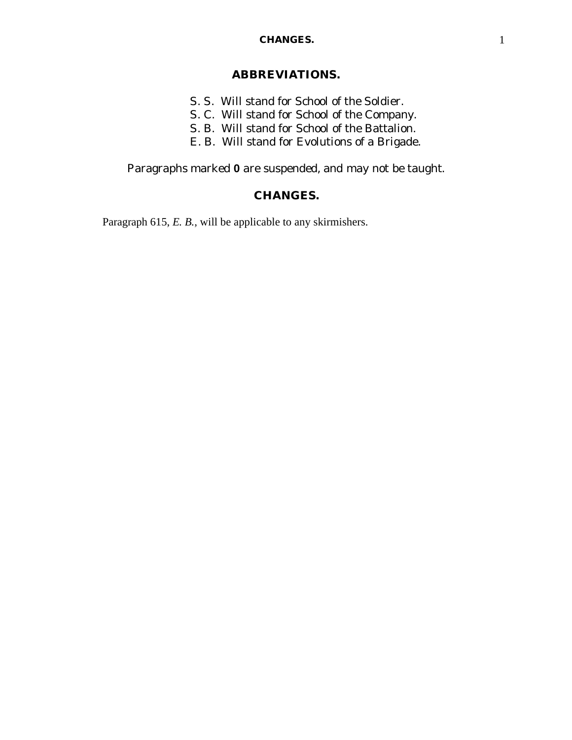## ABBREVIATIONS.

S. S. Will stand for School of the Soldier.
S. C. Will stand for School of the Company.
S. B. Will stand for School of the Battalion.
E. B. Will stand for Evolutions of a Brigade.

Paragraphs marked **0** are suspended, and may not be taught.

## CHANGES.

Paragraph 615, *E. B.*, will be applicable to any skirmishers.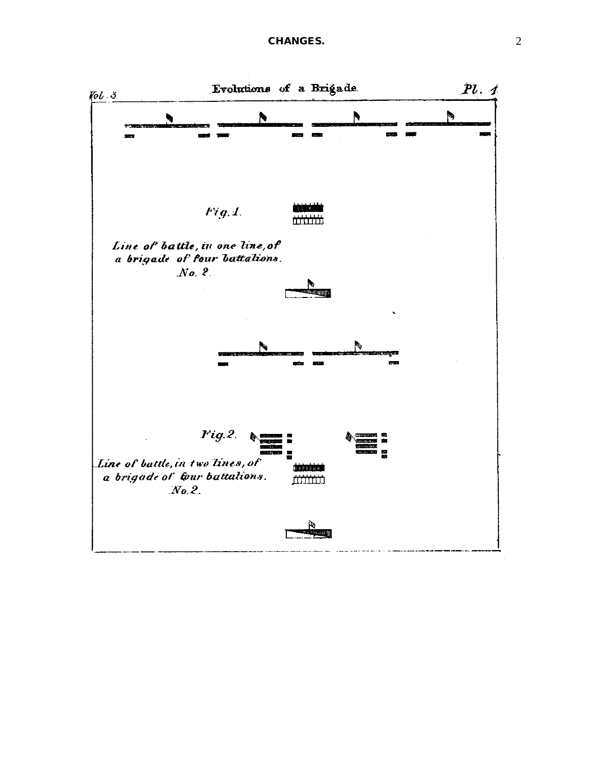CHANGES.

Vol. 3 — Evolutions of a Brigade. — Pl. 1

*Fig. 1.*

*Line of battle, in one line, of a brigade of four battalions. No. 2.*

*Fig. 2.*

*Line of battle, in two lines, of a brigade of four battalions. No. 2.*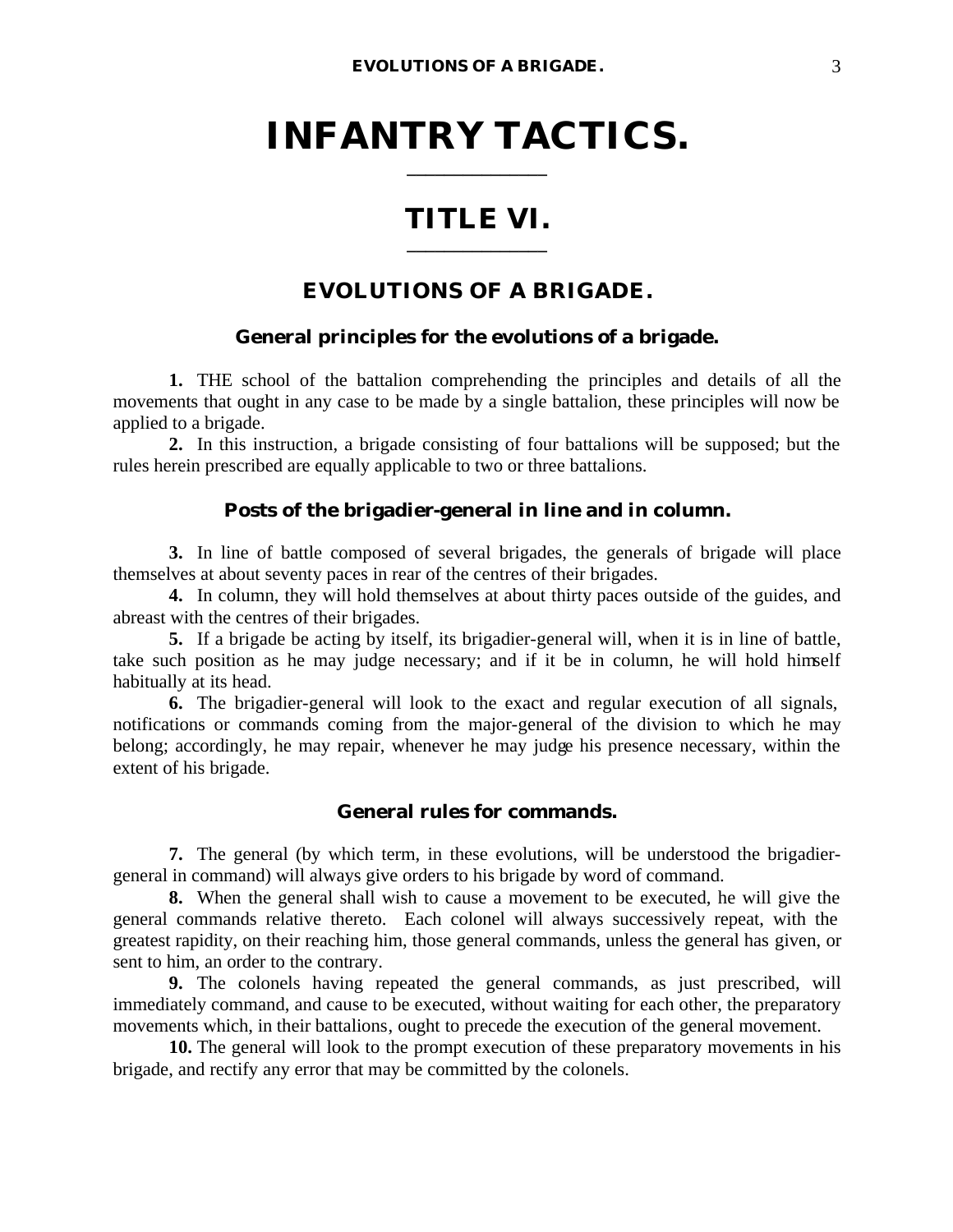# INFANTRY TACTICS.

## TITLE VI.

### EVOLUTIONS OF A BRIGADE.

#### General principles for the evolutions of a brigade.

**1.** THE school of the battalion comprehending the principles and details of all the movements that ought in any case to be made by a single battalion, these principles will now be applied to a brigade.

**2.** In this instruction, a brigade consisting of four battalions will be supposed; but the rules herein prescribed are equally applicable to two or three battalions.

#### Posts of the brigadier-general in line and in column.

**3.** In line of battle composed of several brigades, the generals of brigade will place themselves at about seventy paces in rear of the centres of their brigades.

**4.** In column, they will hold themselves at about thirty paces outside of the guides, and abreast with the centres of their brigades.

**5.** If a brigade be acting by itself, its brigadier-general will, when it is in line of battle, take such position as he may judge necessary; and if it be in column, he will hold himself habitually at its head.

**6.** The brigadier-general will look to the exact and regular execution of all signals, notifications or commands coming from the major-general of the division to which he may belong; accordingly, he may repair, whenever he may judge his presence necessary, within the extent of his brigade.

#### General rules for commands.

**7.** The general (by which term, in these evolutions, will be understood the brigadier-general in command) will always give orders to his brigade by word of command.

**8.** When the general shall wish to cause a movement to be executed, he will give the general commands relative thereto. Each colonel will always successively repeat, with the greatest rapidity, on their reaching him, those general commands, unless the general has given, or sent to him, an order to the contrary.

**9.** The colonels having repeated the general commands, as just prescribed, will immediately command, and cause to be executed, without waiting for each other, the preparatory movements which, in their battalions, ought to precede the execution of the general movement.

**10.** The general will look to the prompt execution of these preparatory movements in his brigade, and rectify any error that may be committed by the colonels.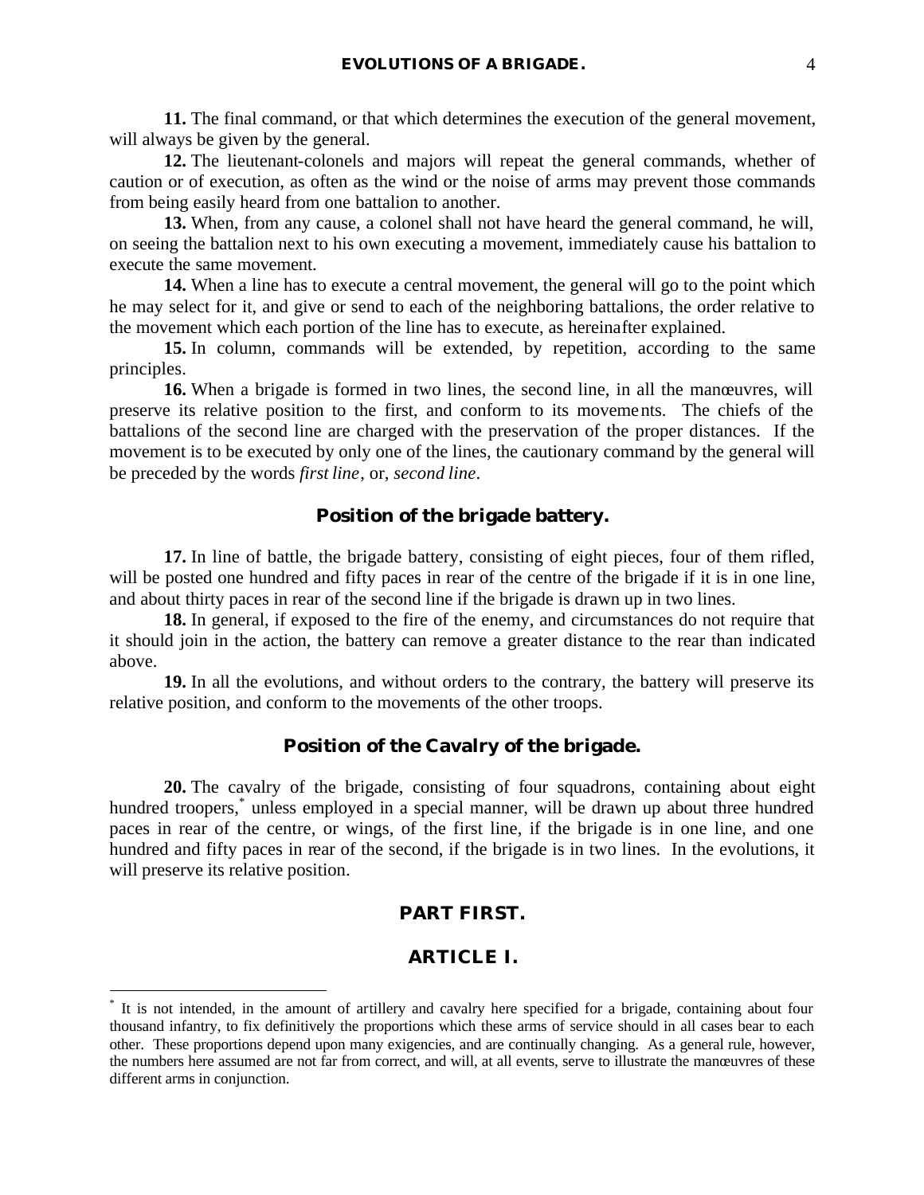**11.** The final command, or that which determines the execution of the general movement, will always be given by the general.

**12.** The lieutenant-colonels and majors will repeat the general commands, whether of caution or of execution, as often as the wind or the noise of arms may prevent those commands from being easily heard from one battalion to another.

**13.** When, from any cause, a colonel shall not have heard the general command, he will, on seeing the battalion next to his own executing a movement, immediately cause his battalion to execute the same movement.

**14.** When a line has to execute a central movement, the general will go to the point which he may select for it, and give or send to each of the neighboring battalions, the order relative to the movement which each portion of the line has to execute, as hereinafter explained.

**15.** In column, commands will be extended, by repetition, according to the same principles.

**16.** When a brigade is formed in two lines, the second line, in all the manœuvres, will preserve its relative position to the first, and conform to its movements. The chiefs of the battalions of the second line are charged with the preservation of the proper distances. If the movement is to be executed by only one of the lines, the cautionary command by the general will be preceded by the words *first line*, or, *second line*.

### Position of the brigade battery.

**17.** In line of battle, the brigade battery, consisting of eight pieces, four of them rifled, will be posted one hundred and fifty paces in rear of the centre of the brigade if it is in one line, and about thirty paces in rear of the second line if the brigade is drawn up in two lines.

**18.** In general, if exposed to the fire of the enemy, and circumstances do not require that it should join in the action, the battery can remove a greater distance to the rear than indicated above.

**19.** In all the evolutions, and without orders to the contrary, the battery will preserve its relative position, and conform to the movements of the other troops.

### Position of the Cavalry of the brigade.

**20.** The cavalry of the brigade, consisting of four squadrons, containing about eight hundred troopers,* unless employed in a special manner, will be drawn up about three hundred paces in rear of the centre, or wings, of the first line, if the brigade is in one line, and one hundred and fifty paces in rear of the second, if the brigade is in two lines. In the evolutions, it will preserve its relative position.

## PART FIRST.

## ARTICLE I.

---

* It is not intended, in the amount of artillery and cavalry here specified for a brigade, containing about four thousand infantry, to fix definitively the proportions which these arms of service should in all cases bear to each other. These proportions depend upon many exigencies, and are continually changing. As a general rule, however, the numbers here assumed are not far from correct, and will, at all events, serve to illustrate the manœuvres of these different arms in conjunction.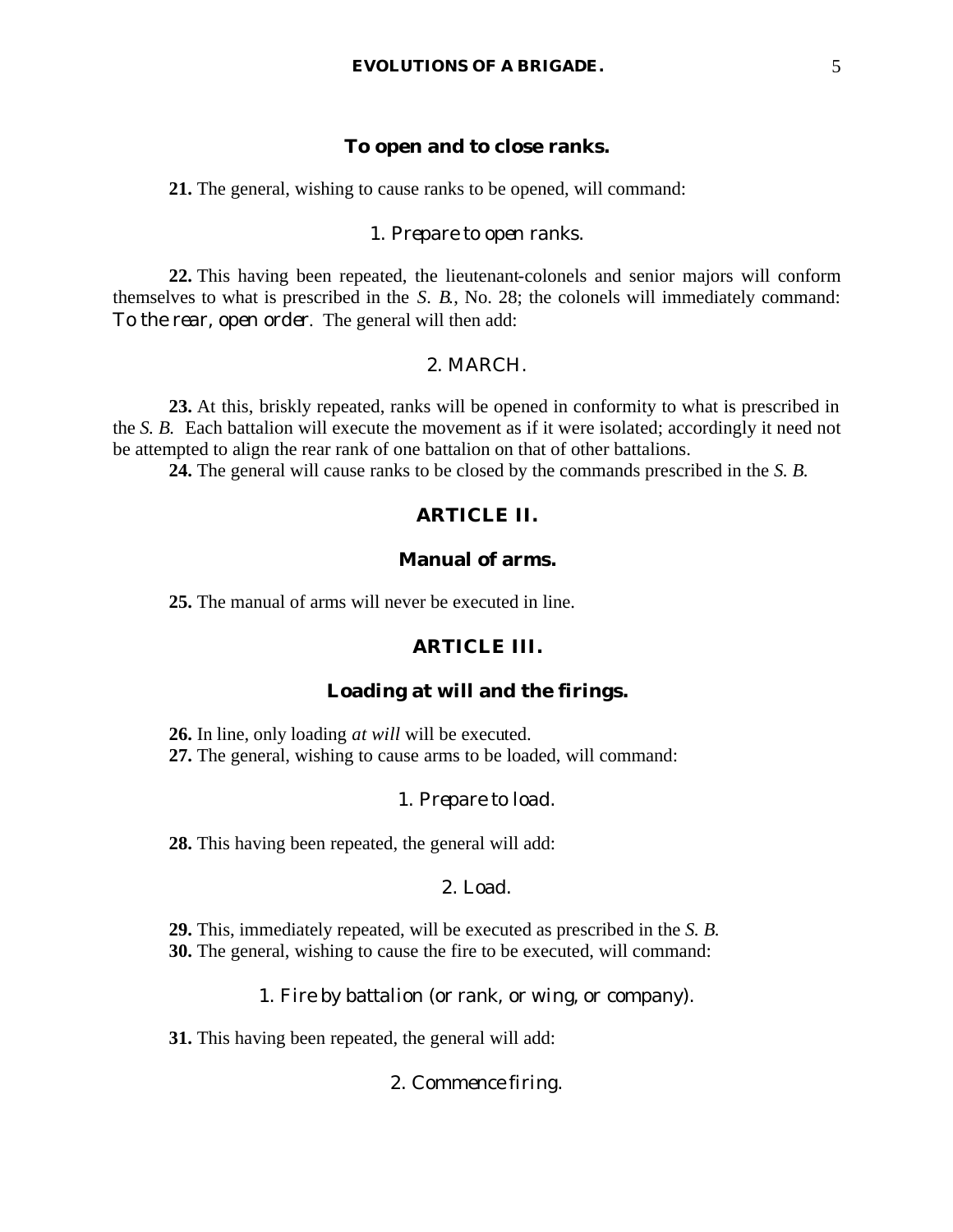### To open and to close ranks.

**21.** The general, wishing to cause ranks to be opened, will command:

1. *Prepare to open ranks.*

**22.** This having been repeated, the lieutenant-colonels and senior majors will conform themselves to what is prescribed in the *S. B.*, No. 28; the colonels will immediately command: *To the rear, open order.* The general will then add:

2. MARCH.

**23.** At this, briskly repeated, ranks will be opened in conformity to what is prescribed in the *S. B.* Each battalion will execute the movement as if it were isolated; accordingly it need not be attempted to align the rear rank of one battalion on that of other battalions.

**24.** The general will cause ranks to be closed by the commands prescribed in the *S. B.*

## ARTICLE II.

### Manual of arms.

**25.** The manual of arms will never be executed in line.

## ARTICLE III.

### Loading at will and the firings.

**26.** In line, only loading *at will* will be executed.

**27.** The general, wishing to cause arms to be loaded, will command:

1. *Prepare to load.*

**28.** This having been repeated, the general will add:

2. *Load.*

**29.** This, immediately repeated, will be executed as prescribed in the *S. B.*

**30.** The general, wishing to cause the fire to be executed, will command:

1. *Fire by battalion (or rank, or wing, or company).*

**31.** This having been repeated, the general will add:

2. *Commence firing.*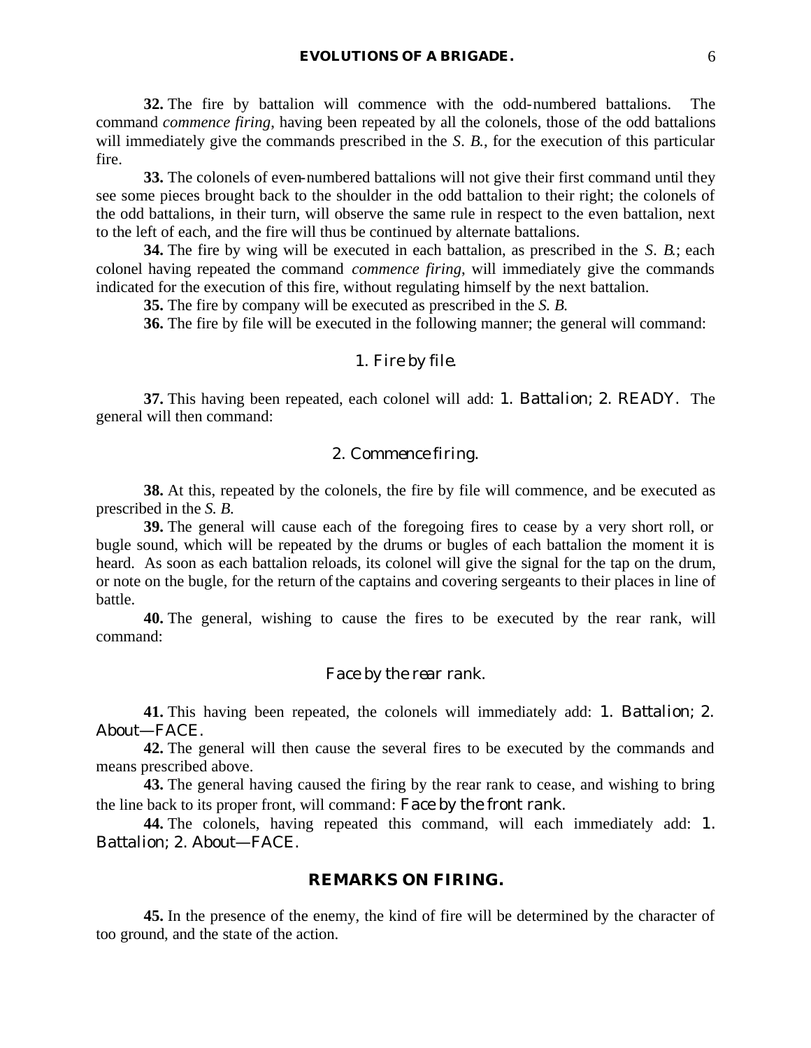**32.** The fire by battalion will commence with the odd-numbered battalions. The command *commence firing*, having been repeated by all the colonels, those of the odd battalions will immediately give the commands prescribed in the *S. B.*, for the execution of this particular fire.

**33.** The colonels of even-numbered battalions will not give their first command until they see some pieces brought back to the shoulder in the odd battalion to their right; the colonels of the odd battalions, in their turn, will observe the same rule in respect to the even battalion, next to the left of each, and the fire will thus be continued by alternate battalions.

**34.** The fire by wing will be executed in each battalion, as prescribed in the *S. B.*; each colonel having repeated the command *commence firing*, will immediately give the commands indicated for the execution of this fire, without regulating himself by the next battalion.

**35.** The fire by company will be executed as prescribed in the *S. B.*

**36.** The fire by file will be executed in the following manner; the general will command:

1. *Fire by file.*

**37.** This having been repeated, each colonel will add: 1. *Battalion*; 2. READY. The general will then command:

2. *Commence firing.*

**38.** At this, repeated by the colonels, the fire by file will commence, and be executed as prescribed in the *S. B.*

**39.** The general will cause each of the foregoing fires to cease by a very short roll, or bugle sound, which will be repeated by the drums or bugles of each battalion the moment it is heard. As soon as each battalion reloads, its colonel will give the signal for the tap on the drum, or note on the bugle, for the return of the captains and covering sergeants to their places in line of battle.

**40.** The general, wishing to cause the fires to be executed by the rear rank, will command:

*Face by the rear rank.*

**41.** This having been repeated, the colonels will immediately add: 1. *Battalion*; 2. *About*—FACE.

**42.** The general will then cause the several fires to be executed by the commands and means prescribed above.

**43.** The general having caused the firing by the rear rank to cease, and wishing to bring the line back to its proper front, will command: *Face by the front rank.*

**44.** The colonels, having repeated this command, will each immediately add: 1. *Battalion*; 2. *About*—FACE.

## REMARKS ON FIRING.

**45.** In the presence of the enemy, the kind of fire will be determined by the character of too ground, and the state of the action.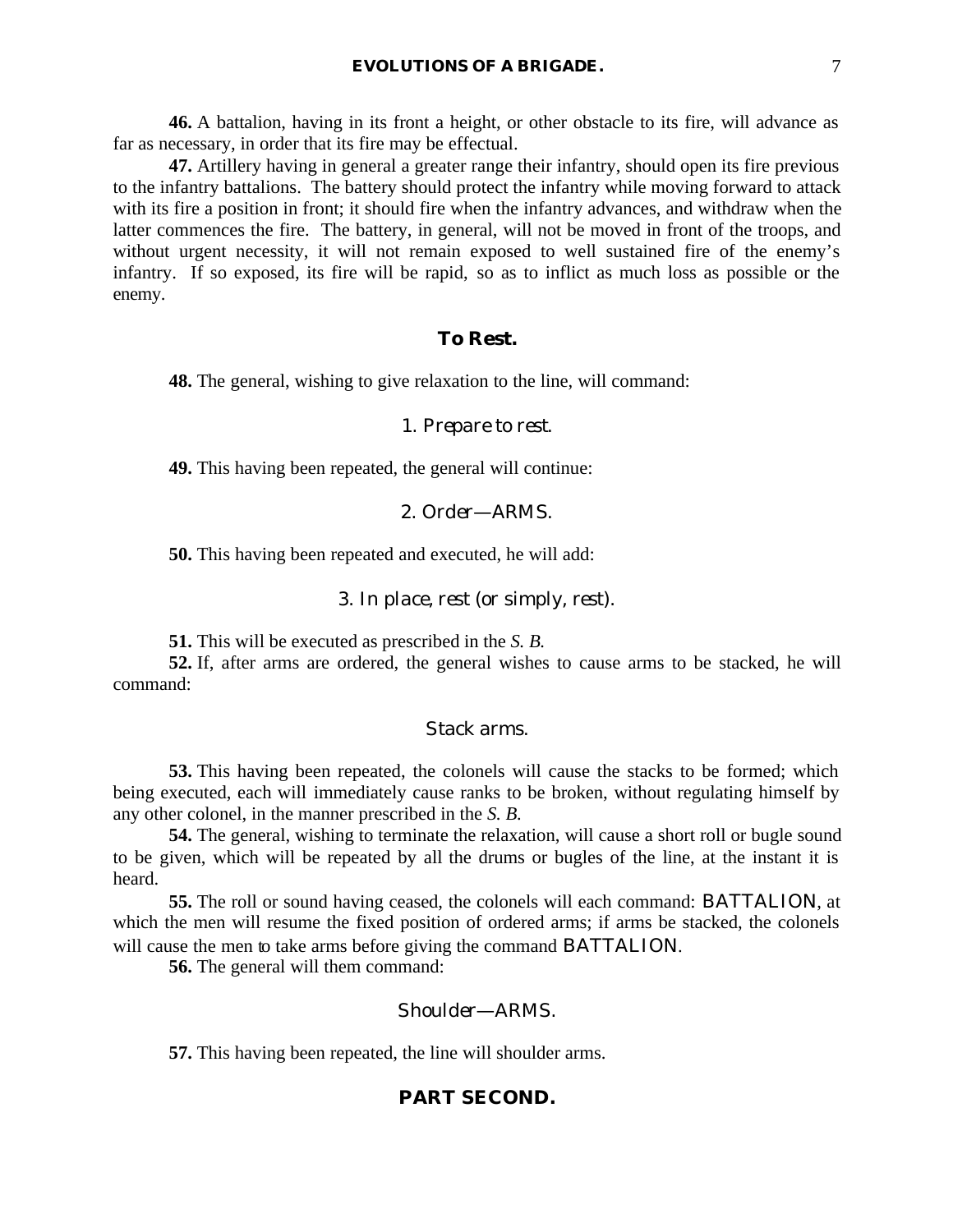**46.** A battalion, having in its front a height, or other obstacle to its fire, will advance as far as necessary, in order that its fire may be effectual.

**47.** Artillery having in general a greater range their infantry, should open its fire previous to the infantry battalions. The battery should protect the infantry while moving forward to attack with its fire a position in front; it should fire when the infantry advances, and withdraw when the latter commences the fire. The battery, in general, will not be moved in front of the troops, and without urgent necessity, it will not remain exposed to well sustained fire of the enemy's infantry. If so exposed, its fire will be rapid, so as to inflict as much loss as possible or the enemy.

### To Rest.

**48.** The general, wishing to give relaxation to the line, will command:

*1. Prepare to rest.*

**49.** This having been repeated, the general will continue:

*2. Order—ARMS.*

**50.** This having been repeated and executed, he will add:

*3. In place, rest (or simply, rest).*

**51.** This will be executed as prescribed in the *S. B.*

**52.** If, after arms are ordered, the general wishes to cause arms to be stacked, he will command:

*Stack arms.*

**53.** This having been repeated, the colonels will cause the stacks to be formed; which being executed, each will immediately cause ranks to be broken, without regulating himself by any other colonel, in the manner prescribed in the *S. B.*

**54.** The general, wishing to terminate the relaxation, will cause a short roll or bugle sound to be given, which will be repeated by all the drums or bugles of the line, at the instant it is heard.

**55.** The roll or sound having ceased, the colonels will each command: BATTALION, at which the men will resume the fixed position of ordered arms; if arms be stacked, the colonels will cause the men to take arms before giving the command BATTALION.

**56.** The general will them command:

*Shoulder—ARMS.*

**57.** This having been repeated, the line will shoulder arms.

## PART SECOND.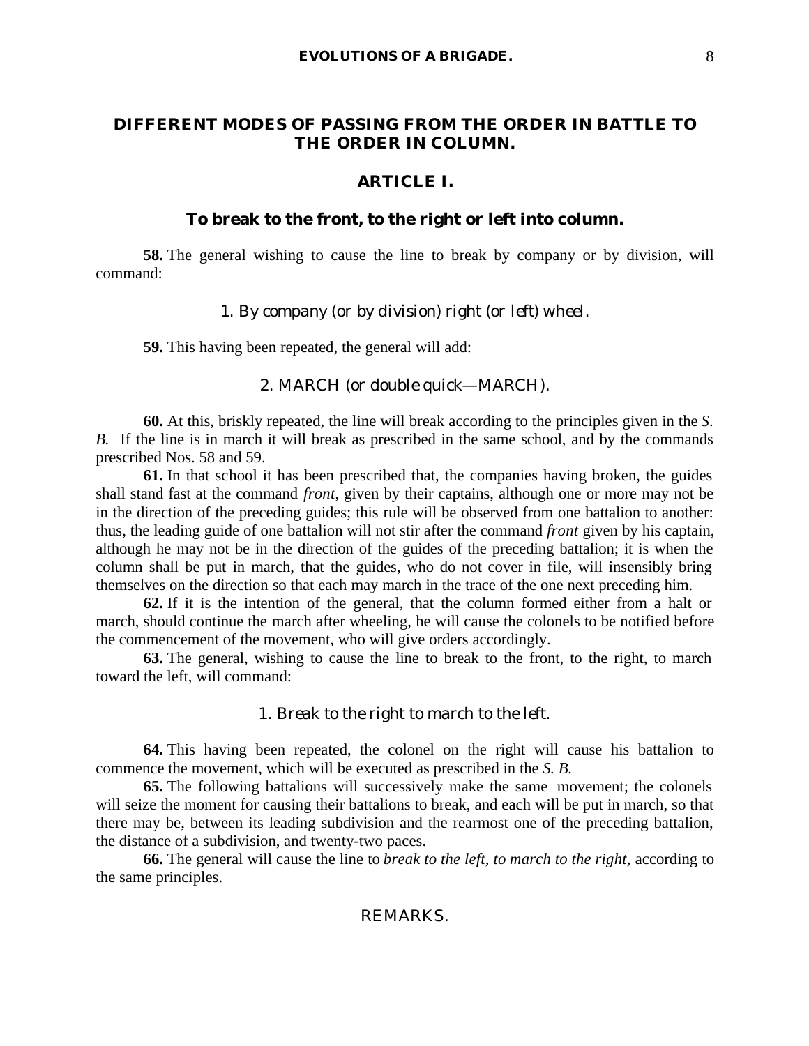## DIFFERENT MODES OF PASSING FROM THE ORDER IN BATTLE TO THE ORDER IN COLUMN.

### ARTICLE I.

#### To break to the front, to the right or left into column.

**58.** The general wishing to cause the line to break by company or by division, will command:

1. *By company (or by division) right (or left) wheel.*

**59.** This having been repeated, the general will add:

2. MARCH (*or double quick*—MARCH).

**60.** At this, briskly repeated, the line will break according to the principles given in the *S. B.* If the line is in march it will break as prescribed in the same school, and by the commands prescribed Nos. 58 and 59.

**61.** In that school it has been prescribed that, the companies having broken, the guides shall stand fast at the command *front*, given by their captains, although one or more may not be in the direction of the preceding guides; this rule will be observed from one battalion to another: thus, the leading guide of one battalion will not stir after the command *front* given by his captain, although he may not be in the direction of the guides of the preceding battalion; it is when the column shall be put in march, that the guides, who do not cover in file, will insensibly bring themselves on the direction so that each may march in the trace of the one next preceding him.

**62.** If it is the intention of the general, that the column formed either from a halt or march, should continue the march after wheeling, he will cause the colonels to be notified before the commencement of the movement, who will give orders accordingly.

**63.** The general, wishing to cause the line to break to the front, to the right, to march toward the left, will command:

1. *Break to the right to march to the left.*

**64.** This having been repeated, the colonel on the right will cause his battalion to commence the movement, which will be executed as prescribed in the *S. B.*

**65.** The following battalions will successively make the same movement; the colonels will seize the moment for causing their battalions to break, and each will be put in march, so that there may be, between its leading subdivision and the rearmost one of the preceding battalion, the distance of a subdivision, and twenty-two paces.

**66.** The general will cause the line to *break to the left, to march to the right*, according to the same principles.

REMARKS.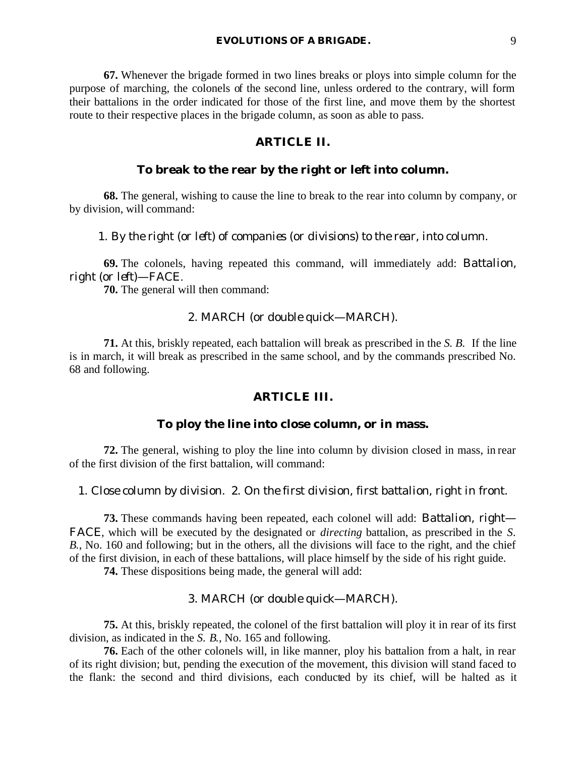**67.** Whenever the brigade formed in two lines breaks or ploys into simple column for the purpose of marching, the colonels of the second line, unless ordered to the contrary, will form their battalions in the order indicated for those of the first line, and move them by the shortest route to their respective places in the brigade column, as soon as able to pass.

## ARTICLE II.

### To break to the rear by the right or left into column.

**68.** The general, wishing to cause the line to break to the rear into column by company, or by division, will command:

1. *By the right (or left) of companies (or divisions) to the rear, into column.*

**69.** The colonels, having repeated this command, will immediately add: *Battalion, right (or left)—FACE.*

**70.** The general will then command:

2. *MARCH (or double quick—MARCH).*

**71.** At this, briskly repeated, each battalion will break as prescribed in the *S. B.* If the line is in march, it will break as prescribed in the same school, and by the commands prescribed No. 68 and following.

## ARTICLE III.

### To ploy the line into close column, or in mass.

**72.** The general, wishing to ploy the line into column by division closed in mass, in rear of the first division of the first battalion, will command:

1. *Close column by division.* 2. *On the first division, first battalion, right in front.*

**73.** These commands having been repeated, each colonel will add: *Battalion, right—FACE*, which will be executed by the designated or *directing* battalion, as prescribed in the *S. B.*, No. 160 and following; but in the others, all the divisions will face to the right, and the chief of the first division, in each of these battalions, will place himself by the side of his right guide.

**74.** These dispositions being made, the general will add:

3. *MARCH (or double quick—MARCH).*

**75.** At this, briskly repeated, the colonel of the first battalion will ploy it in rear of its first division, as indicated in the *S. B.*, No. 165 and following.

**76.** Each of the other colonels will, in like manner, ploy his battalion from a halt, in rear of its right division; but, pending the execution of the movement, this division will stand faced to the flank: the second and third divisions, each conducted by its chief, will be halted as it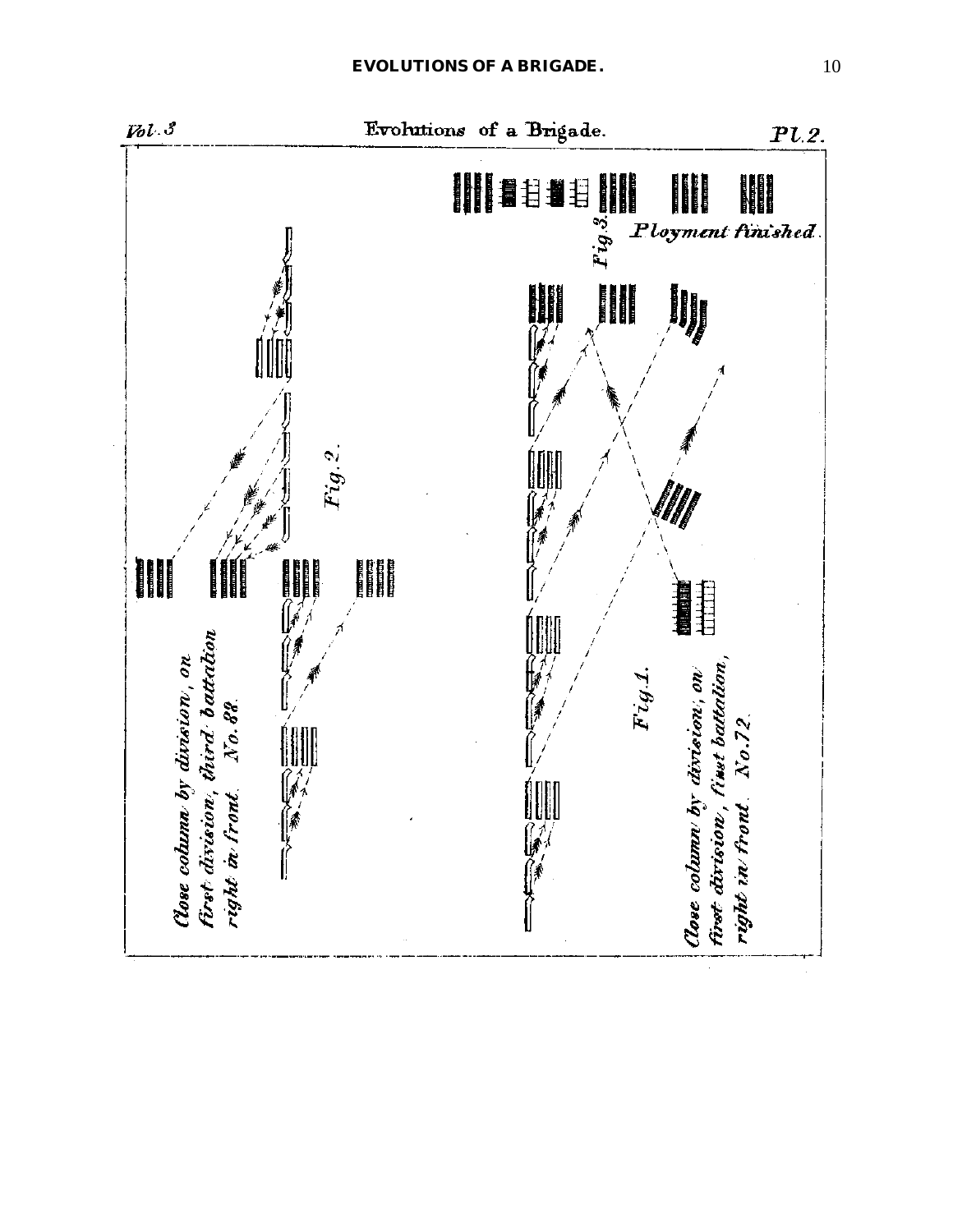Vol. 3

Evolutions of a Brigade.

Pl. 2.

Fig. 3. Ployment finished.

Fig. 2.

Close column by division, on first division, third battalion right in front. No. 88.

Fig. 1.

Close column by division, on first division, first battalion, right in front. No. 72.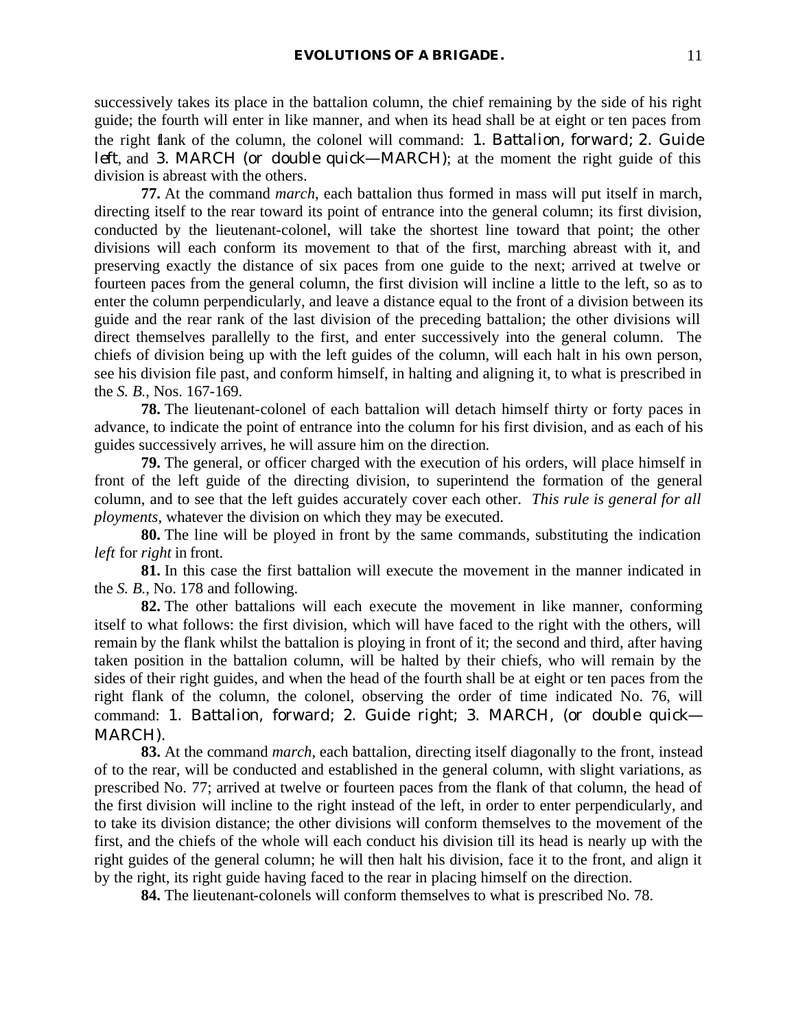successively takes its place in the battalion column, the chief remaining by the side of his right guide; the fourth will enter in like manner, and when its head shall be at eight or ten paces from the right flank of the column, the colonel will command: 1. *Battalion, forward*; 2. *Guide left*, and 3. MARCH (*or double quick*—MARCH); at the moment the right guide of this division is abreast with the others.

**77.** At the command *march*, each battalion thus formed in mass will put itself in march, directing itself to the rear toward its point of entrance into the general column; its first division, conducted by the lieutenant-colonel, will take the shortest line toward that point; the other divisions will each conform its movement to that of the first, marching abreast with it, and preserving exactly the distance of six paces from one guide to the next; arrived at twelve or fourteen paces from the general column, the first division will incline a little to the left, so as to enter the column perpendicularly, and leave a distance equal to the front of a division between its guide and the rear rank of the last division of the preceding battalion; the other divisions will direct themselves parallelly to the first, and enter successively into the general column. The chiefs of division being up with the left guides of the column, will each halt in his own person, see his division file past, and conform himself, in halting and aligning it, to what is prescribed in the *S. B.*, Nos. 167-169.

**78.** The lieutenant-colonel of each battalion will detach himself thirty or forty paces in advance, to indicate the point of entrance into the column for his first division, and as each of his guides successively arrives, he will assure him on the direction.

**79.** The general, or officer charged with the execution of his orders, will place himself in front of the left guide of the directing division, to superintend the formation of the general column, and to see that the left guides accurately cover each other. *This rule is general for all ployments*, whatever the division on which they may be executed.

**80.** The line will be ployed in front by the same commands, substituting the indication *left* for *right* in front.

**81.** In this case the first battalion will execute the movement in the manner indicated in the *S. B.*, No. 178 and following.

**82.** The other battalions will each execute the movement in like manner, conforming itself to what follows: the first division, which will have faced to the right with the others, will remain by the flank whilst the battalion is ploying in front of it; the second and third, after having taken position in the battalion column, will be halted by their chiefs, who will remain by the sides of their right guides, and when the head of the fourth shall be at eight or ten paces from the right flank of the column, the colonel, observing the order of time indicated No. 76, will command: 1. *Battalion, forward*; 2. *Guide right*; 3. MARCH, (*or double quick*—MARCH).

**83.** At the command *march*, each battalion, directing itself diagonally to the front, instead of to the rear, will be conducted and established in the general column, with slight variations, as prescribed No. 77; arrived at twelve or fourteen paces from the flank of that column, the head of the first division will incline to the right instead of the left, in order to enter perpendicularly, and to take its division distance; the other divisions will conform themselves to the movement of the first, and the chiefs of the whole will each conduct his division till its head is nearly up with the right guides of the general column; he will then halt his division, face it to the front, and align it by the right, its right guide having faced to the rear in placing himself on the direction.

**84.** The lieutenant-colonels will conform themselves to what is prescribed No. 78.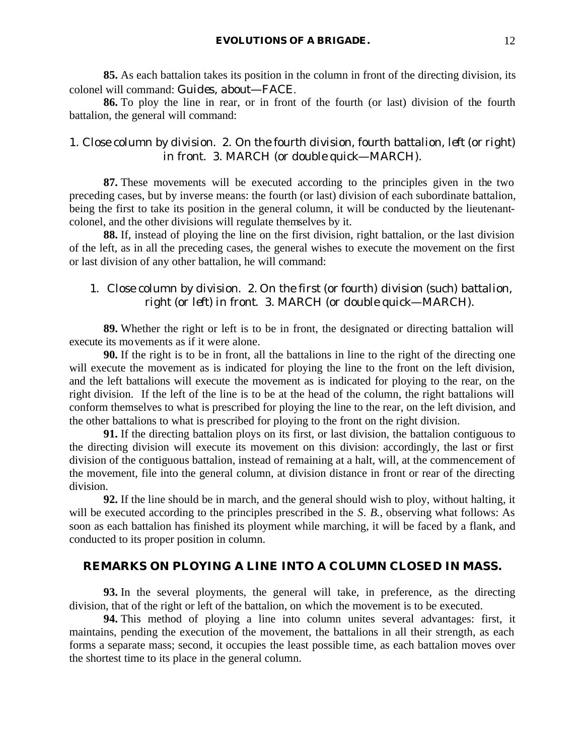**85.** As each battalion takes its position in the column in front of the directing division, its colonel will command: *Guides, about*—*FACE*.

**86.** To ploy the line in rear, or in front of the fourth (or last) division of the fourth battalion, the general will command:

*1. Close column by division. 2. On the fourth division, fourth battalion, left (or right) in front. 3. MARCH (or double quick—MARCH).*

**87.** These movements will be executed according to the principles given in the two preceding cases, but by inverse means: the fourth (or last) division of each subordinate battalion, being the first to take its position in the general column, it will be conducted by the lieutenant-colonel, and the other divisions will regulate themselves by it.

**88.** If, instead of ploying the line on the first division, right battalion, or the last division of the left, as in all the preceding cases, the general wishes to execute the movement on the first or last division of any other battalion, he will command:

*1. Close column by division. 2. On the first (or fourth) division (such) battalion, right (or left) in front. 3. MARCH (or double quick—MARCH).*

**89.** Whether the right or left is to be in front, the designated or directing battalion will execute its movements as if it were alone.

**90.** If the right is to be in front, all the battalions in line to the right of the directing one will execute the movement as is indicated for ploying the line to the front on the left division, and the left battalions will execute the movement as is indicated for ploying to the rear, on the right division. If the left of the line is to be at the head of the column, the right battalions will conform themselves to what is prescribed for ploying the line to the rear, on the left division, and the other battalions to what is prescribed for ploying to the front on the right division.

**91.** If the directing battalion ploys on its first, or last division, the battalion contiguous to the directing division will execute its movement on this division: accordingly, the last or first division of the contiguous battalion, instead of remaining at a halt, will, at the commencement of the movement, file into the general column, at division distance in front or rear of the directing division.

**92.** If the line should be in march, and the general should wish to ploy, without halting, it will be executed according to the principles prescribed in the *S. B.*, observing what follows: As soon as each battalion has finished its ployment while marching, it will be faced by a flank, and conducted to its proper position in column.

## REMARKS ON PLOYING A LINE INTO A COLUMN CLOSED IN MASS.

**93.** In the several ployments, the general will take, in preference, as the directing division, that of the right or left of the battalion, on which the movement is to be executed.

**94.** This method of ploying a line into column unites several advantages: first, it maintains, pending the execution of the movement, the battalions in all their strength, as each forms a separate mass; second, it occupies the least possible time, as each battalion moves over the shortest time to its place in the general column.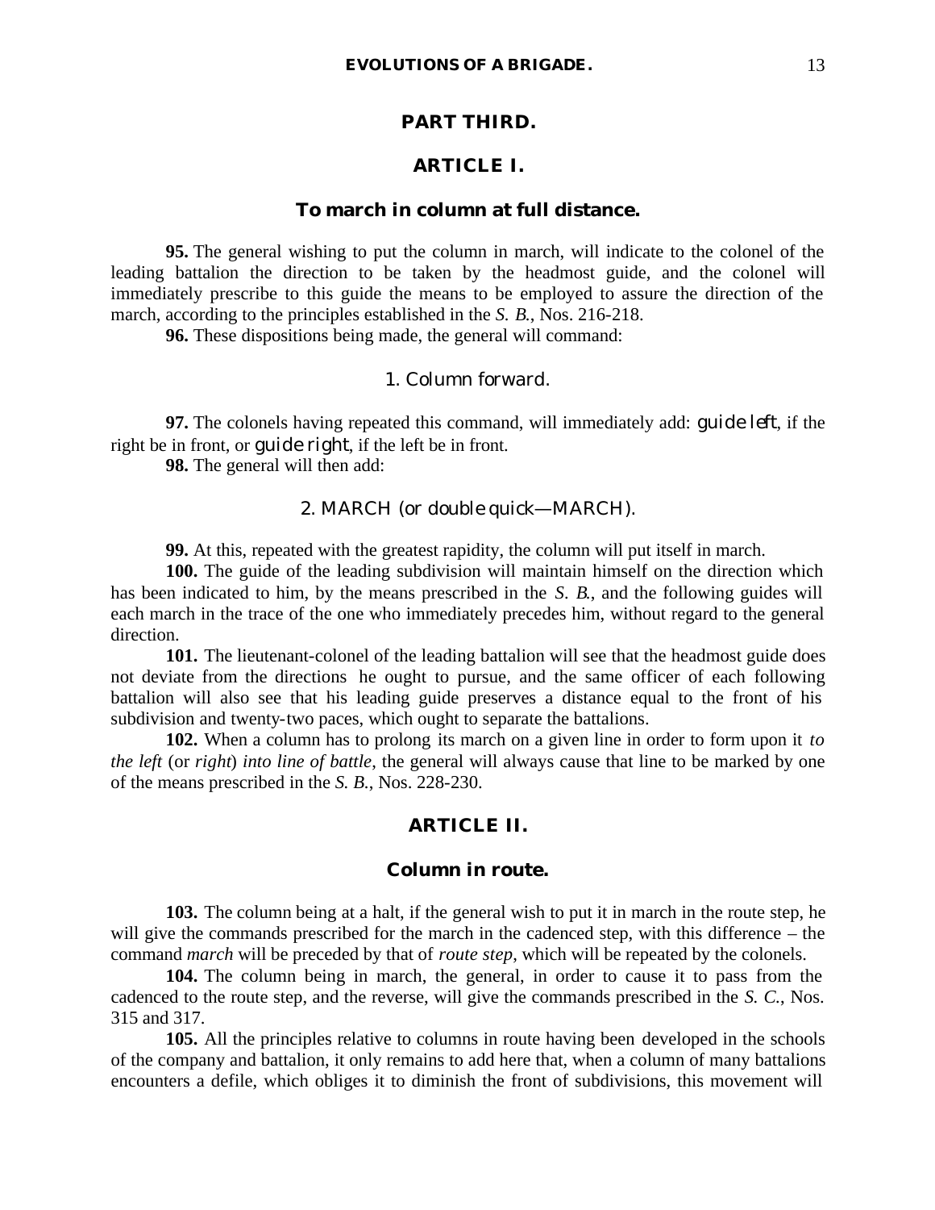## PART THIRD.

### ARTICLE I.

### To march in column at full distance.

**95.** The general wishing to put the column in march, will indicate to the colonel of the leading battalion the direction to be taken by the headmost guide, and the colonel will immediately prescribe to this guide the means to be employed to assure the direction of the march, according to the principles established in the *S. B.*, Nos. 216-218.

**96.** These dispositions being made, the general will command:

1. Column forward.

**97.** The colonels having repeated this command, will immediately add: *guide left*, if the right be in front, or *guide right*, if the left be in front.

**98.** The general will then add:

2. MARCH (or *double quick*—MARCH).

**99.** At this, repeated with the greatest rapidity, the column will put itself in march.

**100.** The guide of the leading subdivision will maintain himself on the direction which has been indicated to him, by the means prescribed in the *S. B.*, and the following guides will each march in the trace of the one who immediately precedes him, without regard to the general direction.

**101.** The lieutenant-colonel of the leading battalion will see that the headmost guide does not deviate from the directions he ought to pursue, and the same officer of each following battalion will also see that his leading guide preserves a distance equal to the front of his subdivision and twenty-two paces, which ought to separate the battalions.

**102.** When a column has to prolong its march on a given line in order to form upon it *to the left* (or *right*) *into line of battle*, the general will always cause that line to be marked by one of the means prescribed in the *S. B.*, Nos. 228-230.

### ARTICLE II.

### Column in route.

**103.** The column being at a halt, if the general wish to put it in march in the route step, he will give the commands prescribed for the march in the cadenced step, with this difference – the command *march* will be preceded by that of *route step*, which will be repeated by the colonels.

**104.** The column being in march, the general, in order to cause it to pass from the cadenced to the route step, and the reverse, will give the commands prescribed in the *S. C.*, Nos. 315 and 317.

**105.** All the principles relative to columns in route having been developed in the schools of the company and battalion, it only remains to add here that, when a column of many battalions encounters a defile, which obliges it to diminish the front of subdivisions, this movement will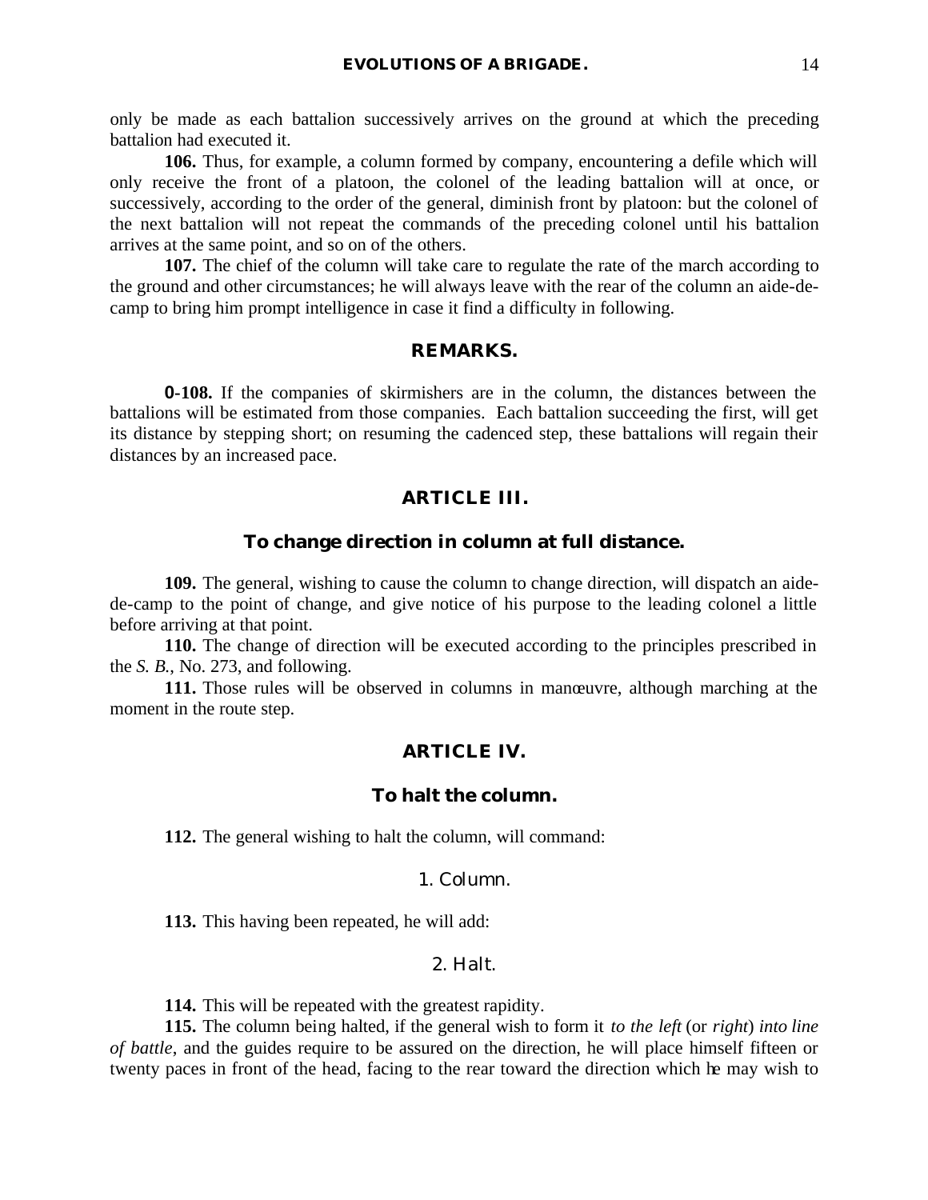only be made as each battalion successively arrives on the ground at which the preceding battalion had executed it.

**106.** Thus, for example, a column formed by company, encountering a defile which will only receive the front of a platoon, the colonel of the leading battalion will at once, or successively, according to the order of the general, diminish front by platoon: but the colonel of the next battalion will not repeat the commands of the preceding colonel until his battalion arrives at the same point, and so on of the others.

**107.** The chief of the column will take care to regulate the rate of the march according to the ground and other circumstances; he will always leave with the rear of the column an aide-de-camp to bring him prompt intelligence in case it find a difficulty in following.

## REMARKS.

**0-108.** If the companies of skirmishers are in the column, the distances between the battalions will be estimated from those companies. Each battalion succeeding the first, will get its distance by stepping short; on resuming the cadenced step, these battalions will regain their distances by an increased pace.

## ARTICLE III.

### To change direction in column at full distance.

**109.** The general, wishing to cause the column to change direction, will dispatch an aide-de-camp to the point of change, and give notice of his purpose to the leading colonel a little before arriving at that point.

**110.** The change of direction will be executed according to the principles prescribed in the *S. B.*, No. 273, and following.

**111.** Those rules will be observed in columns in manœuvre, although marching at the moment in the route step.

## ARTICLE IV.

### To halt the column.

**112.** The general wishing to halt the column, will command:

1. Column.

**113.** This having been repeated, he will add:

2. Halt.

**114.** This will be repeated with the greatest rapidity.

**115.** The column being halted, if the general wish to form it *to the left* (or *right*) *into line of battle*, and the guides require to be assured on the direction, he will place himself fifteen or twenty paces in front of the head, facing to the rear toward the direction which he may wish to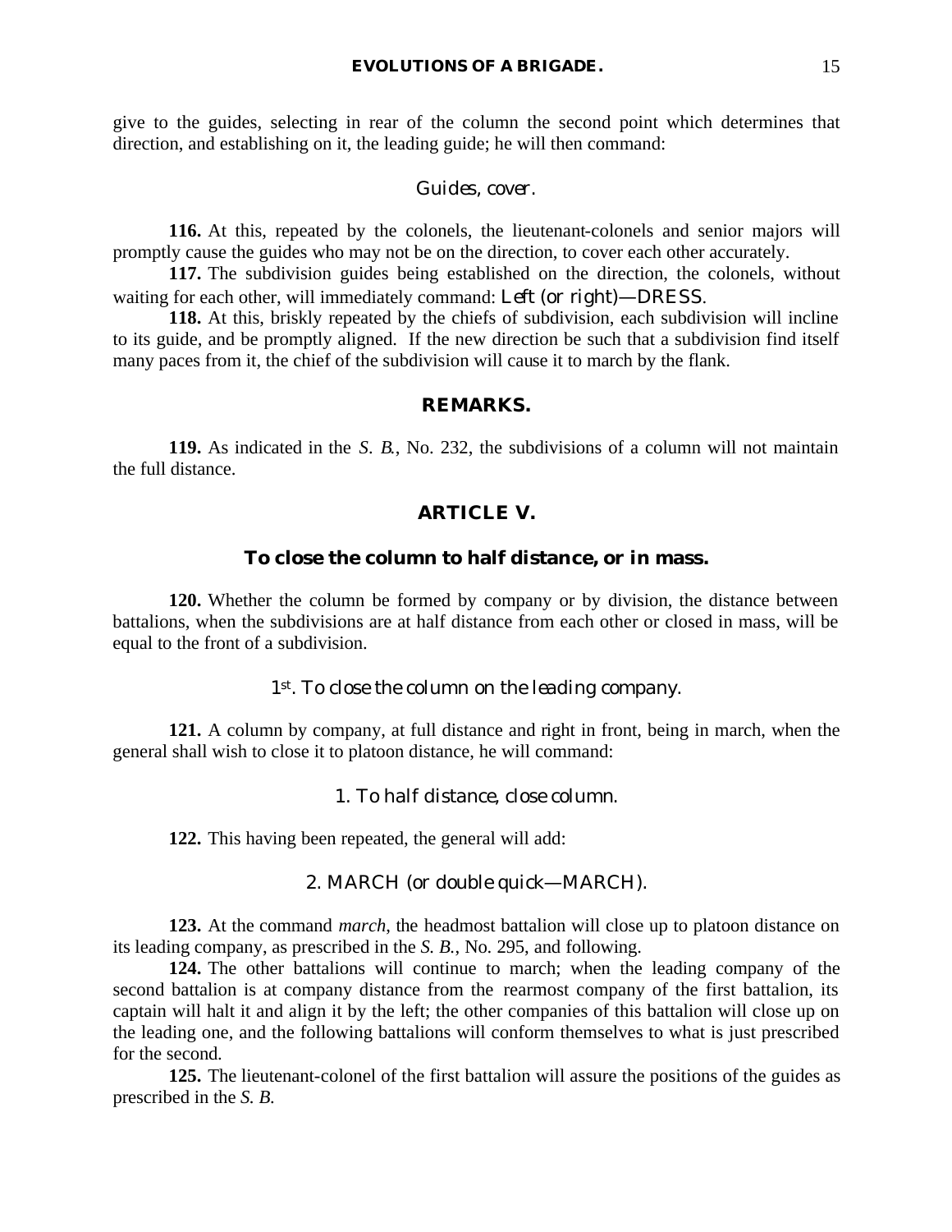give to the guides, selecting in rear of the column the second point which determines that direction, and establishing on it, the leading guide; he will then command:

*Guides, cover.*

**116.** At this, repeated by the colonels, the lieutenant-colonels and senior majors will promptly cause the guides who may not be on the direction, to cover each other accurately.

**117.** The subdivision guides being established on the direction, the colonels, without waiting for each other, will immediately command: *Left (or right)*—DRESS.

**118.** At this, briskly repeated by the chiefs of subdivision, each subdivision will incline to its guide, and be promptly aligned. If the new direction be such that a subdivision find itself many paces from it, the chief of the subdivision will cause it to march by the flank.

### REMARKS.

**119.** As indicated in the *S. B.*, No. 232, the subdivisions of a column will not maintain the full distance.

## ARTICLE V.

### To close the column to half distance, or in mass.

**120.** Whether the column be formed by company or by division, the distance between battalions, when the subdivisions are at half distance from each other or closed in mass, will be equal to the front of a subdivision.

*1st. To close the column on the leading company.*

**121.** A column by company, at full distance and right in front, being in march, when the general shall wish to close it to platoon distance, he will command:

1. *To half distance, close column.*

**122.** This having been repeated, the general will add:

2. MARCH (*or double quick*—MARCH).

**123.** At the command *march*, the headmost battalion will close up to platoon distance on its leading company, as prescribed in the *S. B.*, No. 295, and following.

**124.** The other battalions will continue to march; when the leading company of the second battalion is at company distance from the rearmost company of the first battalion, its captain will halt it and align it by the left; the other companies of this battalion will close up on the leading one, and the following battalions will conform themselves to what is just prescribed for the second.

**125.** The lieutenant-colonel of the first battalion will assure the positions of the guides as prescribed in the *S. B.*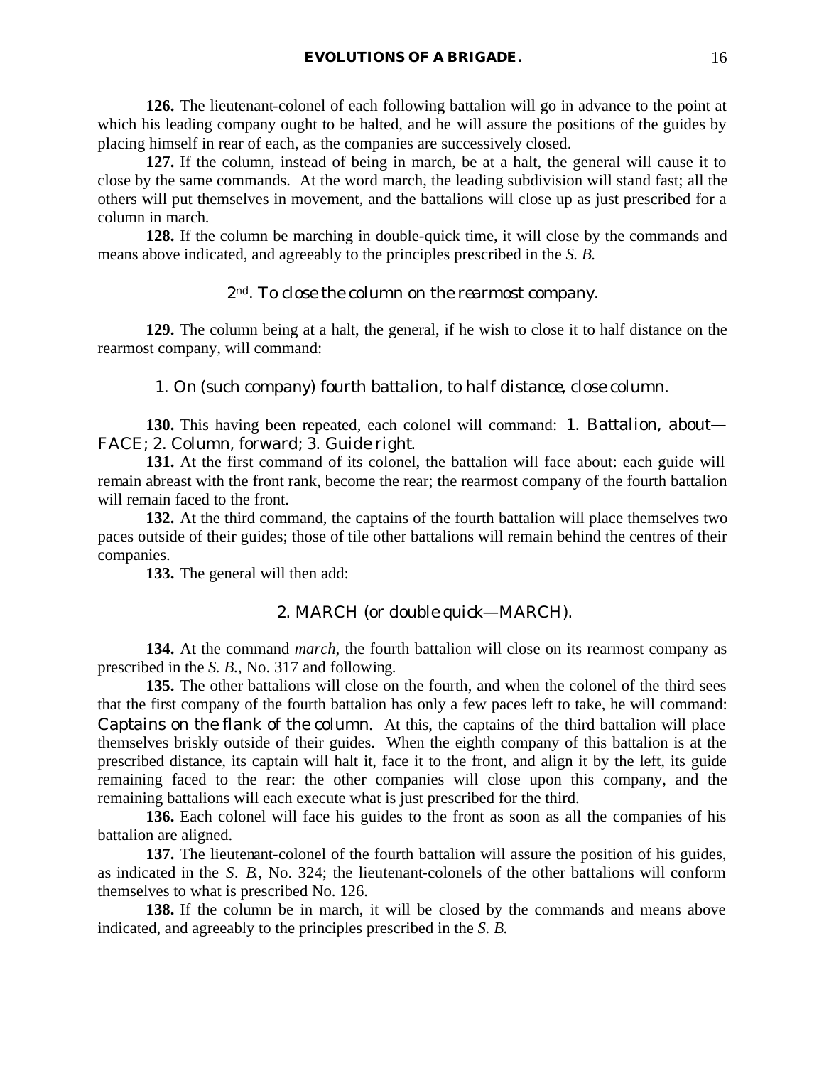**126.** The lieutenant-colonel of each following battalion will go in advance to the point at which his leading company ought to be halted, and he will assure the positions of the guides by placing himself in rear of each, as the companies are successively closed.

**127.** If the column, instead of being in march, be at a halt, the general will cause it to close by the same commands. At the word march, the leading subdivision will stand fast; all the others will put themselves in movement, and the battalions will close up as just prescribed for a column in march.

**128.** If the column be marching in double-quick time, it will close by the commands and means above indicated, and agreeably to the principles prescribed in the *S. B.*

### 2nd. *To close the column on the rearmost company.*

**129.** The column being at a halt, the general, if he wish to close it to half distance on the rearmost company, will command:

*1. On (such company) fourth battalion, to half distance, close column.*

**130.** This having been repeated, each colonel will command: *1. Battalion, about—FACE; 2. Column, forward; 3. Guide right.*

**131.** At the first command of its colonel, the battalion will face about: each guide will remain abreast with the front rank, become the rear; the rearmost company of the fourth battalion will remain faced to the front.

**132.** At the third command, the captains of the fourth battalion will place themselves two paces outside of their guides; those of tile other battalions will remain behind the centres of their companies.

**133.** The general will then add:

*2. MARCH (or double quick—MARCH).*

**134.** At the command *march*, the fourth battalion will close on its rearmost company as prescribed in the *S. B.*, No. 317 and following.

**135.** The other battalions will close on the fourth, and when the colonel of the third sees that the first company of the fourth battalion has only a few paces left to take, he will command: *Captains on the flank of the column.* At this, the captains of the third battalion will place themselves briskly outside of their guides. When the eighth company of this battalion is at the prescribed distance, its captain will halt it, face it to the front, and align it by the left, its guide remaining faced to the rear: the other companies will close upon this company, and the remaining battalions will each execute what is just prescribed for the third.

**136.** Each colonel will face his guides to the front as soon as all the companies of his battalion are aligned.

**137.** The lieutenant-colonel of the fourth battalion will assure the position of his guides, as indicated in the *S. B.*, No. 324; the lieutenant-colonels of the other battalions will conform themselves to what is prescribed No. 126.

**138.** If the column be in march, it will be closed by the commands and means above indicated, and agreeably to the principles prescribed in the *S. B.*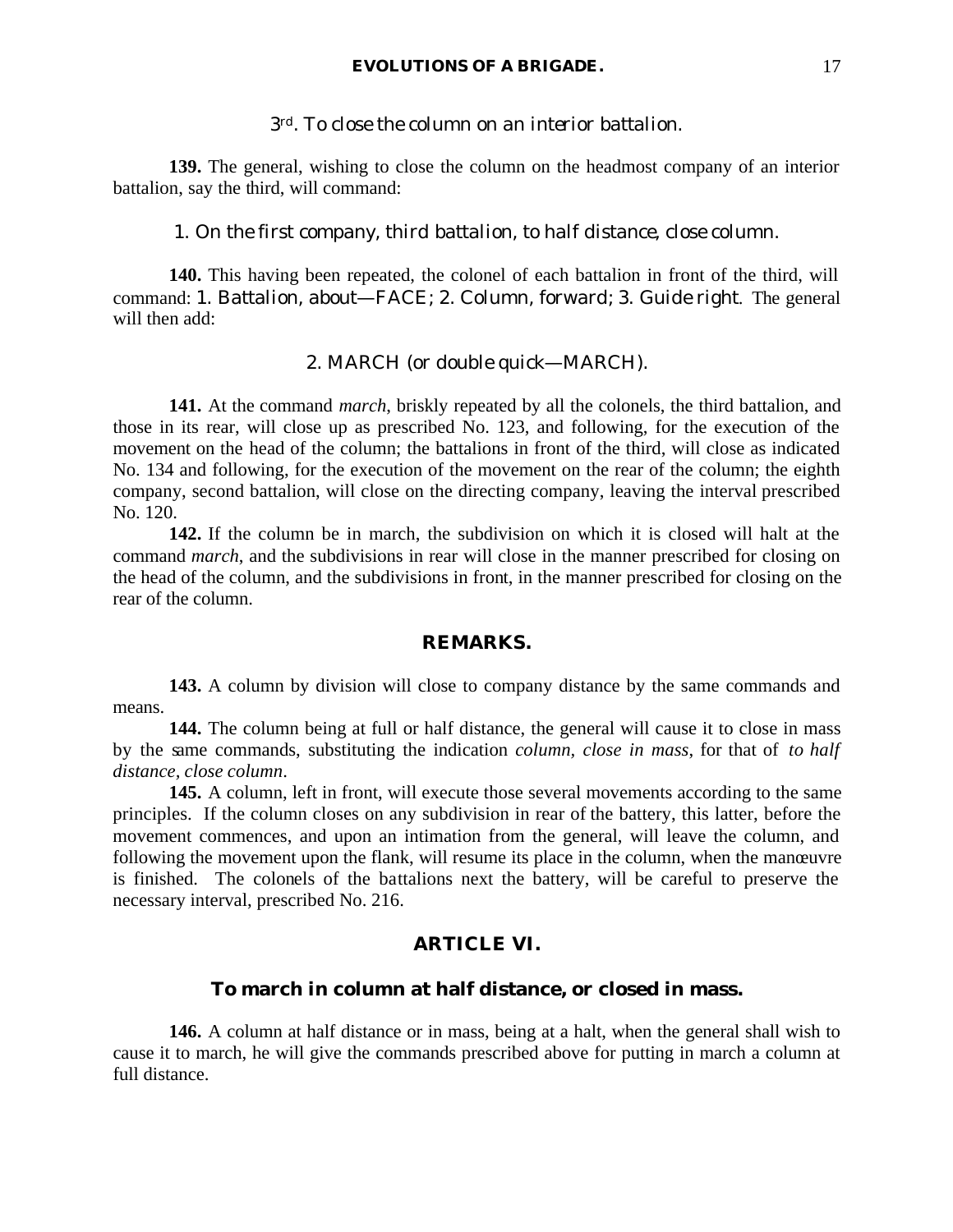### 3rd. *To close the column on an interior battalion.*

**139.** The general, wishing to close the column on the headmost company of an interior battalion, say the third, will command:

1. *On the first company, third battalion, to half distance, close column.*

**140.** This having been repeated, the colonel of each battalion in front of the third, will command: 1. *Battalion, about*—FACE; 2. *Column, forward*; 3. *Guide right*. The general will then add:

2. MARCH (or *double quick*—MARCH).

**141.** At the command *march*, briskly repeated by all the colonels, the third battalion, and those in its rear, will close up as prescribed No. 123, and following, for the execution of the movement on the head of the column; the battalions in front of the third, will close as indicated No. 134 and following, for the execution of the movement on the rear of the column; the eighth company, second battalion, will close on the directing company, leaving the interval prescribed No. 120.

**142.** If the column be in march, the subdivision on which it is closed will halt at the command *march*, and the subdivisions in rear will close in the manner prescribed for closing on the head of the column, and the subdivisions in front, in the manner prescribed for closing on the rear of the column.

### REMARKS.

**143.** A column by division will close to company distance by the same commands and means.

**144.** The column being at full or half distance, the general will cause it to close in mass by the same commands, substituting the indication *column, close in mass*, for that of *to half distance, close column*.

**145.** A column, left in front, will execute those several movements according to the same principles. If the column closes on any subdivision in rear of the battery, this latter, before the movement commences, and upon an intimation from the general, will leave the column, and following the movement upon the flank, will resume its place in the column, when the manœuvre is finished. The colonels of the battalions next the battery, will be careful to preserve the necessary interval, prescribed No. 216.

## ARTICLE VI.

### To march in column at half distance, or closed in mass.

**146.** A column at half distance or in mass, being at a halt, when the general shall wish to cause it to march, he will give the commands prescribed above for putting in march a column at full distance.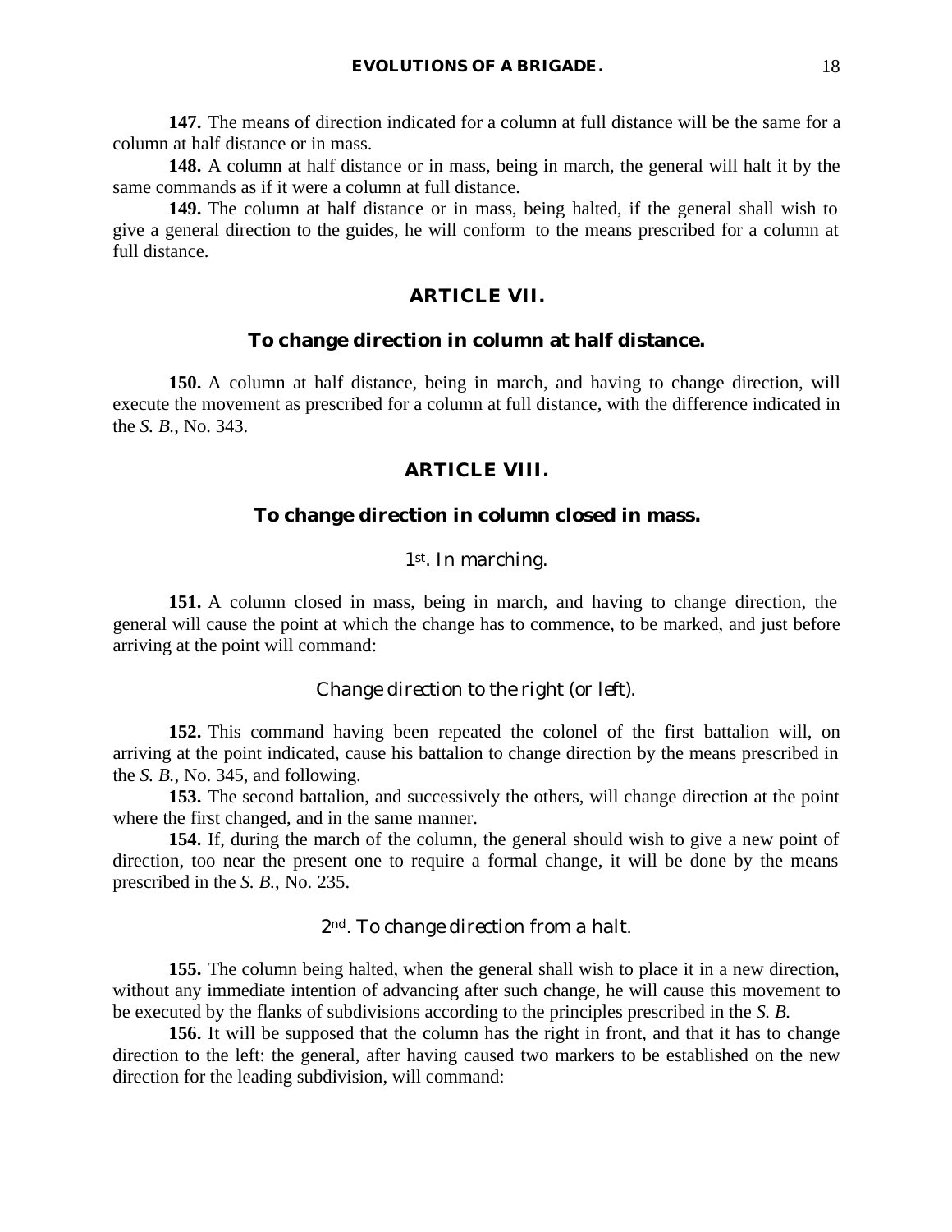**147.** The means of direction indicated for a column at full distance will be the same for a column at half distance or in mass.

**148.** A column at half distance or in mass, being in march, the general will halt it by the same commands as if it were a column at full distance.

**149.** The column at half distance or in mass, being halted, if the general shall wish to give a general direction to the guides, he will conform to the means prescribed for a column at full distance.

## ARTICLE VII.

### To change direction in column at half distance.

**150.** A column at half distance, being in march, and having to change direction, will execute the movement as prescribed for a column at full distance, with the difference indicated in the *S. B.*, No. 343.

## ARTICLE VIII.

### To change direction in column closed in mass.

*1st. In marching.*

**151.** A column closed in mass, being in march, and having to change direction, the general will cause the point at which the change has to commence, to be marked, and just before arriving at the point will command:

*Change direction to the right (or left).*

**152.** This command having been repeated the colonel of the first battalion will, on arriving at the point indicated, cause his battalion to change direction by the means prescribed in the *S. B.*, No. 345, and following.

**153.** The second battalion, and successively the others, will change direction at the point where the first changed, and in the same manner.

**154.** If, during the march of the column, the general should wish to give a new point of direction, too near the present one to require a formal change, it will be done by the means prescribed in the *S. B.*, No. 235.

*2nd. To change direction from a halt.*

**155.** The column being halted, when the general shall wish to place it in a new direction, without any immediate intention of advancing after such change, he will cause this movement to be executed by the flanks of subdivisions according to the principles prescribed in the *S. B.*

**156.** It will be supposed that the column has the right in front, and that it has to change direction to the left: the general, after having caused two markers to be established on the new direction for the leading subdivision, will command: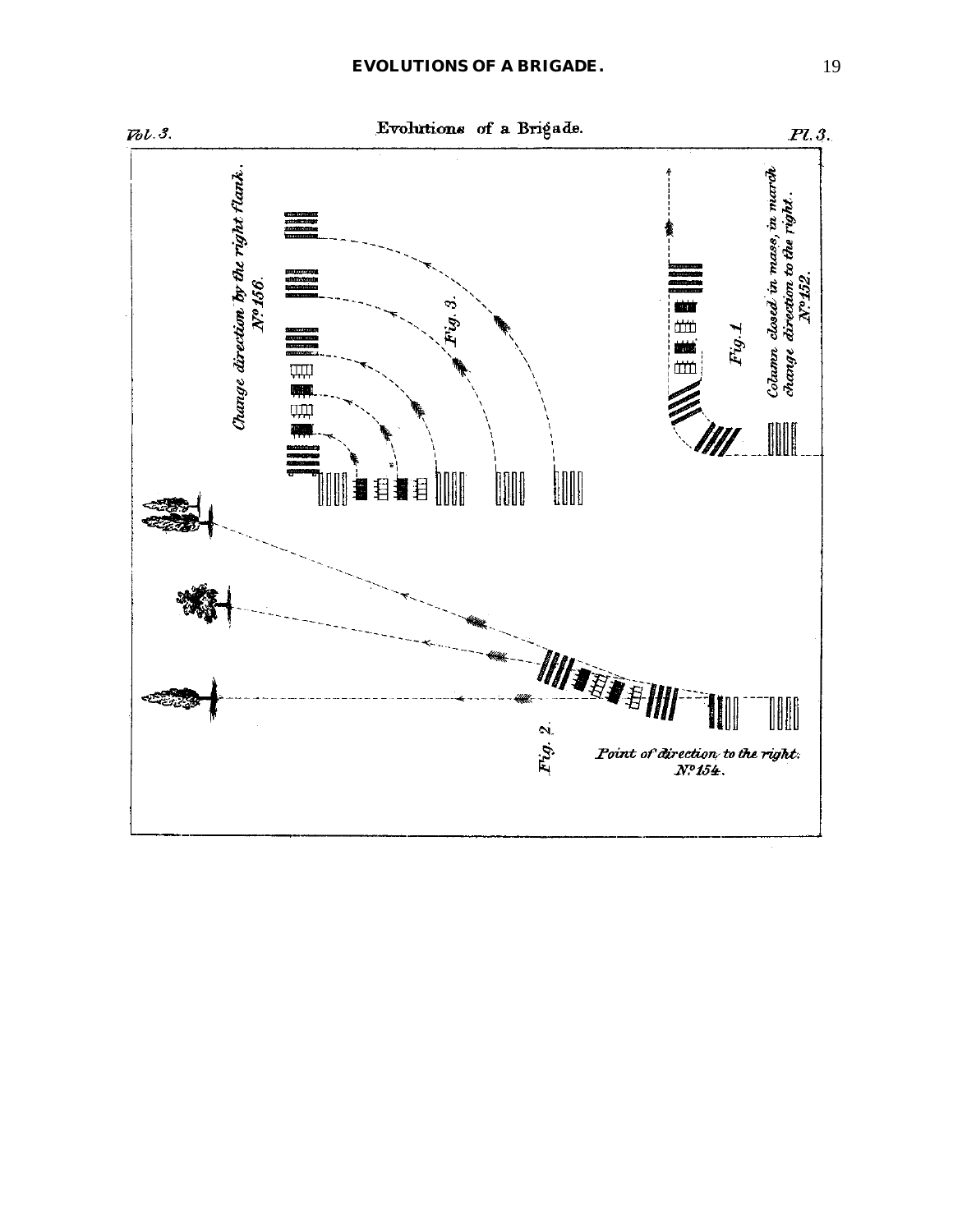Vol. 3. — Evolutions of a Brigade. — Pl. 3.

*Change direction by the right flank.*
*No. 156.*

*Fig. 3.*

*Fig. 1.*

*Column closed in mass, in march change direction to the right.*
*No. 152.*

*Fig. 2.*

*Point of direction to the right.*
*No. 154.*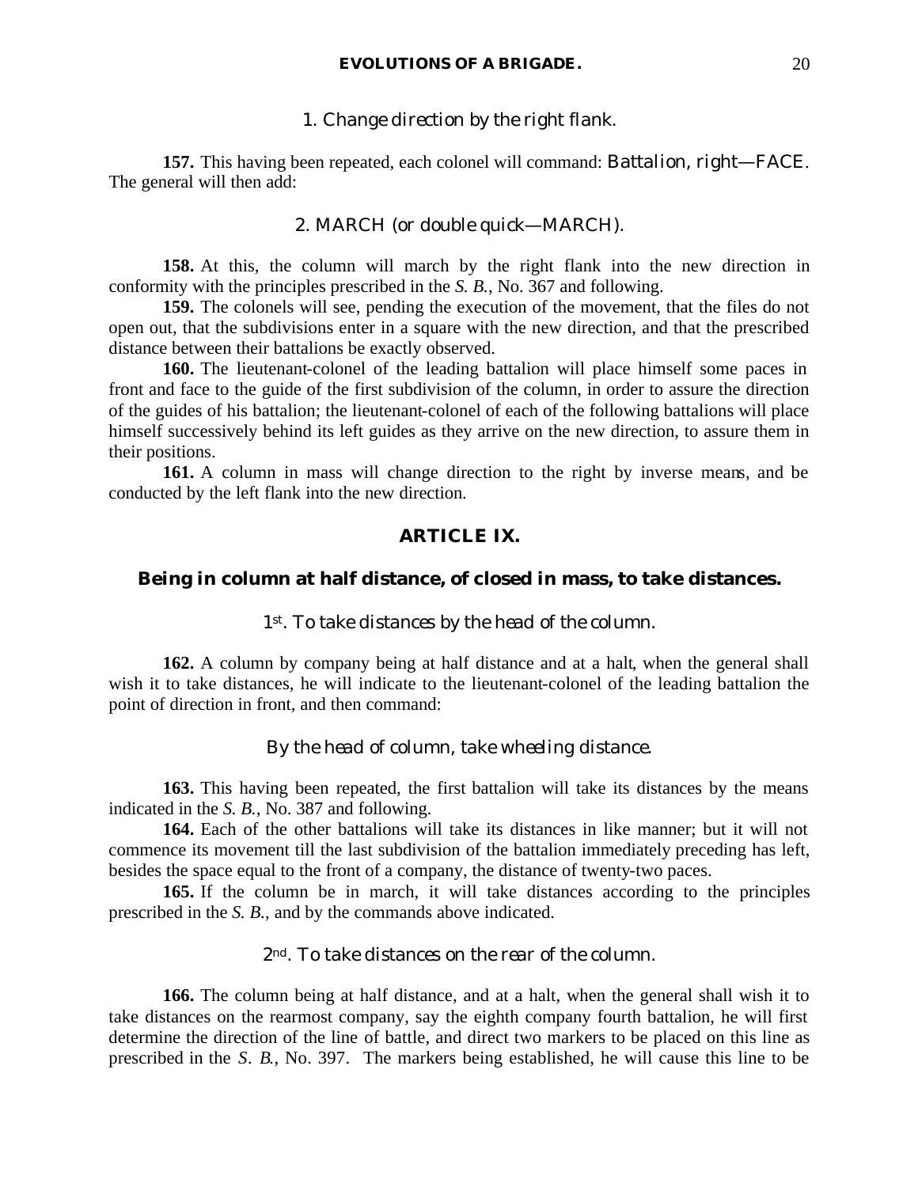1. *Change direction by the right flank.*

**157.** This having been repeated, each colonel will command: *Battalion, right—FACE*. The general will then add:

2. *MARCH (or double quick—MARCH).*

**158.** At this, the column will march by the right flank into the new direction in conformity with the principles prescribed in the *S. B.*, No. 367 and following.

**159.** The colonels will see, pending the execution of the movement, that the files do not open out, that the subdivisions enter in a square with the new direction, and that the prescribed distance between their battalions be exactly observed.

**160.** The lieutenant-colonel of the leading battalion will place himself some paces in front and face to the guide of the first subdivision of the column, in order to assure the direction of the guides of his battalion; the lieutenant-colonel of each of the following battalions will place himself successively behind its left guides as they arrive on the new direction, to assure them in their positions.

**161.** A column in mass will change direction to the right by inverse means, and be conducted by the left flank into the new direction.

## ARTICLE IX.

### Being in column at half distance, of closed in mass, to take distances.

*1st. To take distances by the head of the column.*

**162.** A column by company being at half distance and at a halt, when the general shall wish it to take distances, he will indicate to the lieutenant-colonel of the leading battalion the point of direction in front, and then command:

*By the head of column, take wheeling distance.*

**163.** This having been repeated, the first battalion will take its distances by the means indicated in the *S. B.*, No. 387 and following.

**164.** Each of the other battalions will take its distances in like manner; but it will not commence its movement till the last subdivision of the battalion immediately preceding has left, besides the space equal to the front of a company, the distance of twenty-two paces.

**165.** If the column be in march, it will take distances according to the principles prescribed in the *S. B.*, and by the commands above indicated.

*2nd. To take distances on the rear of the column.*

**166.** The column being at half distance, and at a halt, when the general shall wish it to take distances on the rearmost company, say the eighth company fourth battalion, he will first determine the direction of the line of battle, and direct two markers to be placed on this line as prescribed in the *S. B.*, No. 397. The markers being established, he will cause this line to be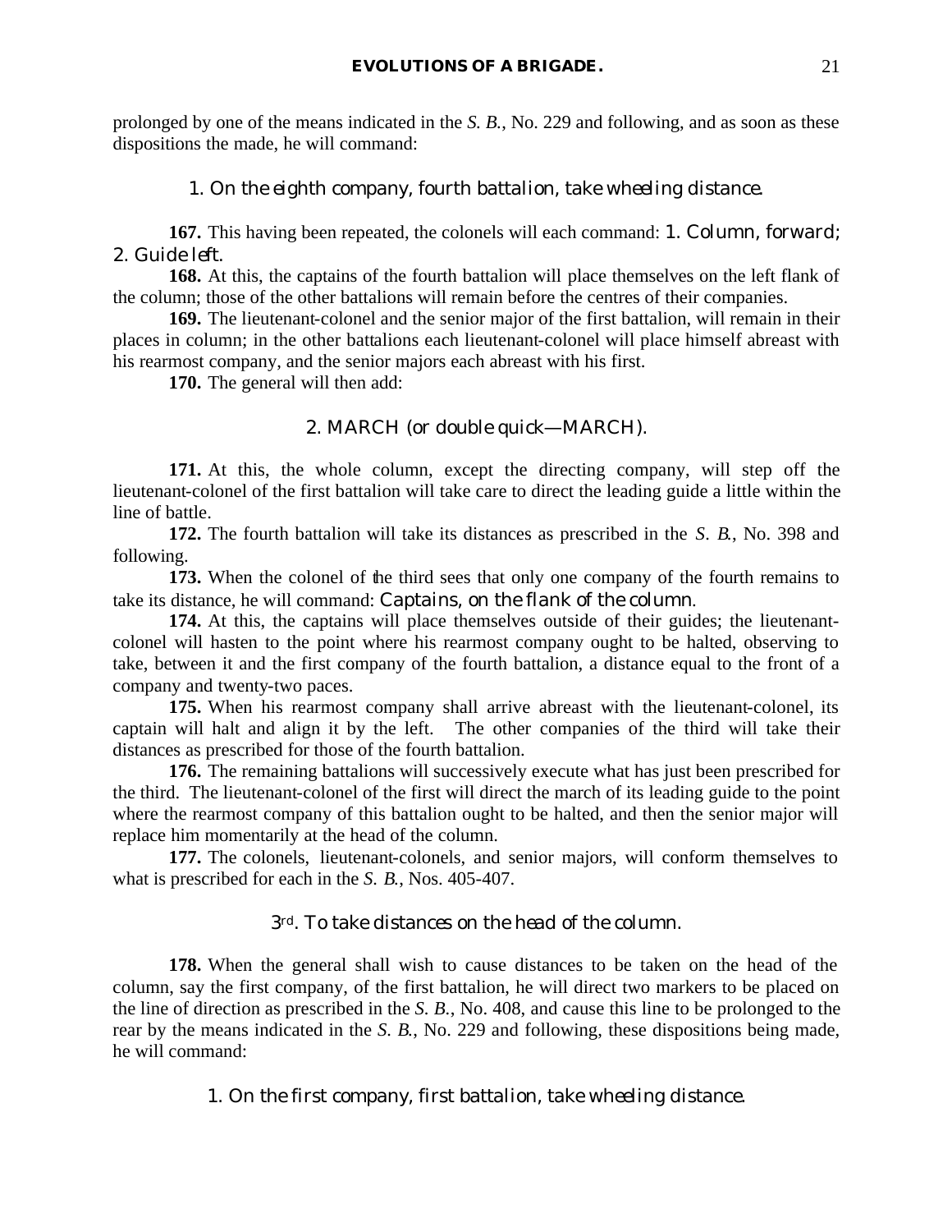prolonged by one of the means indicated in the *S. B.*, No. 229 and following, and as soon as these dispositions the made, he will command:

*1. On the eighth company, fourth battalion, take wheeling distance.*

**167.** This having been repeated, the colonels will each command: *1. Column, forward; 2. Guide left.*

**168.** At this, the captains of the fourth battalion will place themselves on the left flank of the column; those of the other battalions will remain before the centres of their companies.

**169.** The lieutenant-colonel and the senior major of the first battalion, will remain in their places in column; in the other battalions each lieutenant-colonel will place himself abreast with his rearmost company, and the senior majors each abreast with his first.

**170.** The general will then add:

*2. MARCH (or double quick—MARCH).*

**171.** At this, the whole column, except the directing company, will step off the lieutenant-colonel of the first battalion will take care to direct the leading guide a little within the line of battle.

**172.** The fourth battalion will take its distances as prescribed in the *S. B.*, No. 398 and following.

**173.** When the colonel of the third sees that only one company of the fourth remains to take its distance, he will command: *Captains, on the flank of the column.*

**174.** At this, the captains will place themselves outside of their guides; the lieutenant-colonel will hasten to the point where his rearmost company ought to be halted, observing to take, between it and the first company of the fourth battalion, a distance equal to the front of a company and twenty-two paces.

**175.** When his rearmost company shall arrive abreast with the lieutenant-colonel, its captain will halt and align it by the left. The other companies of the third will take their distances as prescribed for those of the fourth battalion.

**176.** The remaining battalions will successively execute what has just been prescribed for the third. The lieutenant-colonel of the first will direct the march of its leading guide to the point where the rearmost company of this battalion ought to be halted, and then the senior major will replace him momentarily at the head of the column.

**177.** The colonels, lieutenant-colonels, and senior majors, will conform themselves to what is prescribed for each in the *S. B.*, Nos. 405-407.

### 3rd. To take distances on the head of the column.

**178.** When the general shall wish to cause distances to be taken on the head of the column, say the first company, of the first battalion, he will direct two markers to be placed on the line of direction as prescribed in the *S. B.*, No. 408, and cause this line to be prolonged to the rear by the means indicated in the *S. B.*, No. 229 and following, these dispositions being made, he will command:

*1. On the first company, first battalion, take wheeling distance.*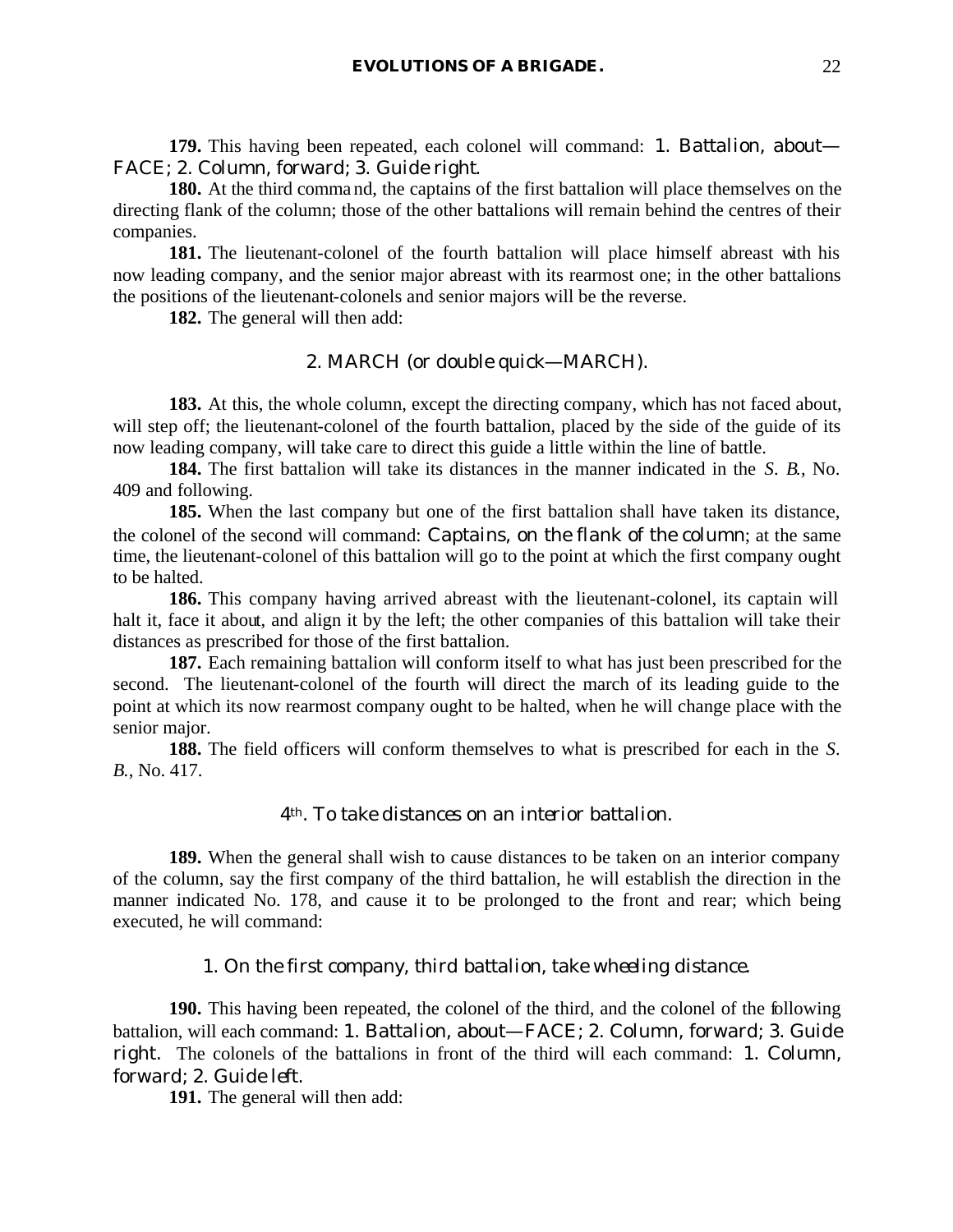**179.** This having been repeated, each colonel will command: *1. Battalion, about—FACE; 2. Column, forward; 3. Guide right.*

**180.** At the third command, the captains of the first battalion will place themselves on the directing flank of the column; those of the other battalions will remain behind the centres of their companies.

**181.** The lieutenant-colonel of the fourth battalion will place himself abreast with his now leading company, and the senior major abreast with its rearmost one; in the other battalions the positions of the lieutenant-colonels and senior majors will be the reverse.

**182.** The general will then add:

*2. MARCH (or double quick—MARCH).*

**183.** At this, the whole column, except the directing company, which has not faced about, will step off; the lieutenant-colonel of the fourth battalion, placed by the side of the guide of its now leading company, will take care to direct this guide a little within the line of battle.

**184.** The first battalion will take its distances in the manner indicated in the *S. B.*, No. 409 and following.

**185.** When the last company but one of the first battalion shall have taken its distance, the colonel of the second will command: *Captains, on the flank of the column*; at the same time, the lieutenant-colonel of this battalion will go to the point at which the first company ought to be halted.

**186.** This company having arrived abreast with the lieutenant-colonel, its captain will halt it, face it about, and align it by the left; the other companies of this battalion will take their distances as prescribed for those of the first battalion.

**187.** Each remaining battalion will conform itself to what has just been prescribed for the second. The lieutenant-colonel of the fourth will direct the march of its leading guide to the point at which its now rearmost company ought to be halted, when he will change place with the senior major.

**188.** The field officers will conform themselves to what is prescribed for each in the *S. B.*, No. 417.

### *4th. To take distances on an interior battalion.*

**189.** When the general shall wish to cause distances to be taken on an interior company of the column, say the first company of the third battalion, he will establish the direction in the manner indicated No. 178, and cause it to be prolonged to the front and rear; which being executed, he will command:

*1. On the first company, third battalion, take wheeling distance.*

**190.** This having been repeated, the colonel of the third, and the colonel of the following battalion, will each command: *1. Battalion, about—FACE; 2. Column, forward; 3. Guide right.* The colonels of the battalions in front of the third will each command: *1. Column, forward; 2. Guide left.*

**191.** The general will then add: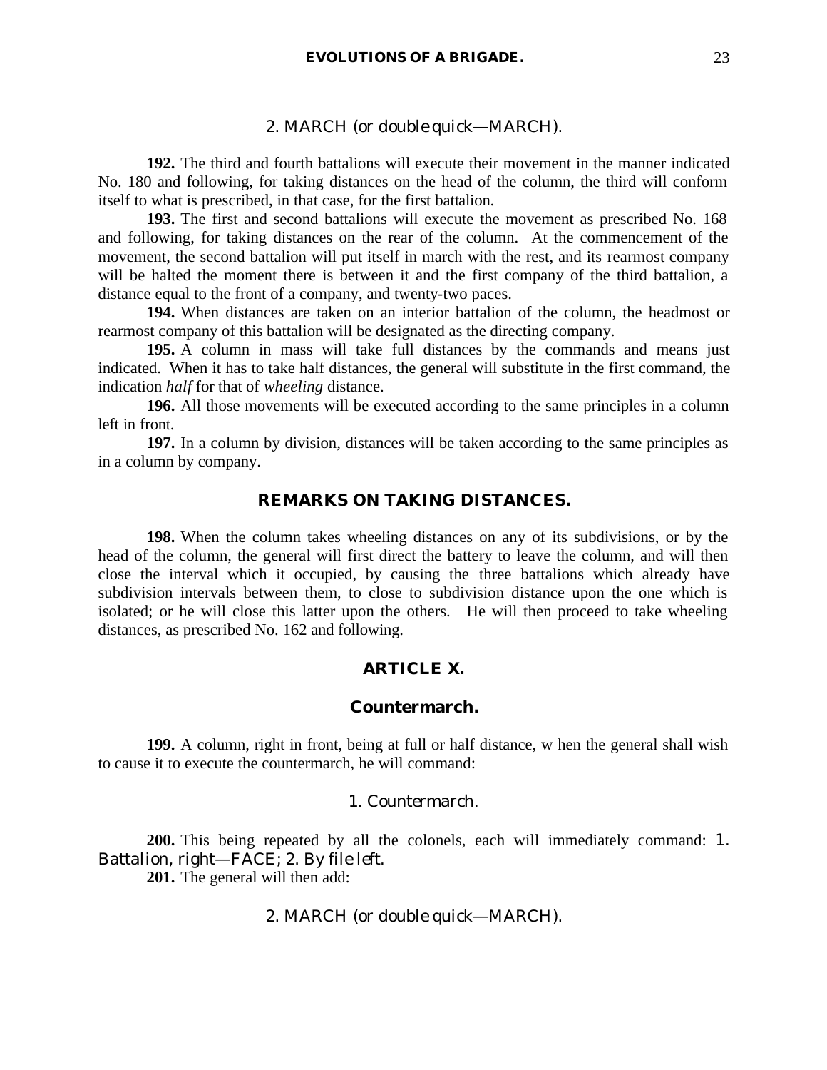*2. MARCH (or double quick—MARCH).*

**192.** The third and fourth battalions will execute their movement in the manner indicated No. 180 and following, for taking distances on the head of the column, the third will conform itself to what is prescribed, in that case, for the first battalion.

**193.** The first and second battalions will execute the movement as prescribed No. 168 and following, for taking distances on the rear of the column. At the commencement of the movement, the second battalion will put itself in march with the rest, and its rearmost company will be halted the moment there is between it and the first company of the third battalion, a distance equal to the front of a company, and twenty-two paces.

**194.** When distances are taken on an interior battalion of the column, the headmost or rearmost company of this battalion will be designated as the directing company.

**195.** A column in mass will take full distances by the commands and means just indicated. When it has to take half distances, the general will substitute in the first command, the indication *half* for that of *wheeling* distance.

**196.** All those movements will be executed according to the same principles in a column left in front.

**197.** In a column by division, distances will be taken according to the same principles as in a column by company.

## REMARKS ON TAKING DISTANCES.

**198.** When the column takes wheeling distances on any of its subdivisions, or by the head of the column, the general will first direct the battery to leave the column, and will then close the interval which it occupied, by causing the three battalions which already have subdivision intervals between them, to close to subdivision distance upon the one which is isolated; or he will close this latter upon the others. He will then proceed to take wheeling distances, as prescribed No. 162 and following.

## ARTICLE X.

### Countermarch.

**199.** A column, right in front, being at full or half distance, w hen the general shall wish to cause it to execute the countermarch, he will command:

*1. Countermarch.*

**200.** This being repeated by all the colonels, each will immediately command: *1. Battalion, right—FACE; 2. By file left.*

**201.** The general will then add:

*2. MARCH (or double quick—MARCH).*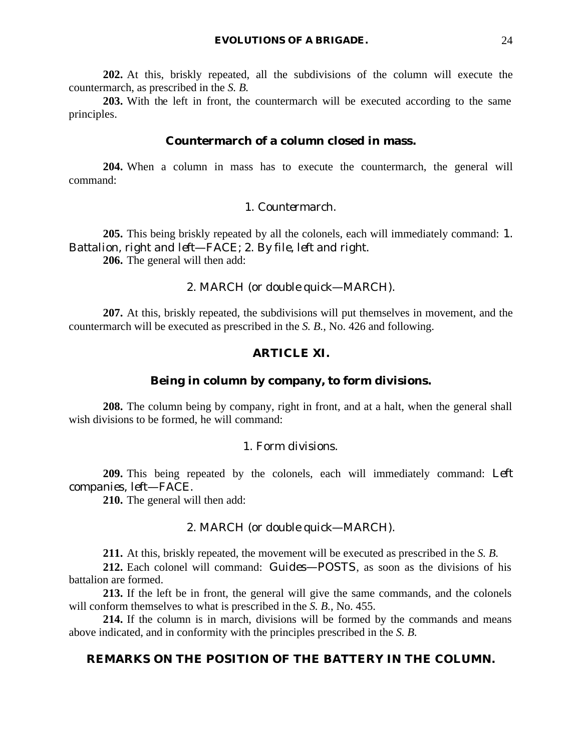**202.** At this, briskly repeated, all the subdivisions of the column will execute the countermarch, as prescribed in the *S. B.*

**203.** With the left in front, the countermarch will be executed according to the same principles.

### Countermarch of a column closed in mass.

**204.** When a column in mass has to execute the countermarch, the general will command:

1. *Countermarch.*

**205.** This being briskly repeated by all the colonels, each will immediately command: *1. Battalion, right and left—FACE; 2. By file, left and right.*

**206.** The general will then add:

2. MARCH (*or double quick*—MARCH).

**207.** At this, briskly repeated, the subdivisions will put themselves in movement, and the countermarch will be executed as prescribed in the *S. B.*, No. 426 and following.

## ARTICLE XI.

### Being in column by company, to form divisions.

**208.** The column being by company, right in front, and at a halt, when the general shall wish divisions to be formed, he will command:

1. *Form divisions.*

**209.** This being repeated by the colonels, each will immediately command: *Left companies, left*—FACE.

**210.** The general will then add:

2. MARCH (*or double quick*—MARCH).

**211.** At this, briskly repeated, the movement will be executed as prescribed in the *S. B.*

**212.** Each colonel will command: *Guides*—POSTS, as soon as the divisions of his battalion are formed.

**213.** If the left be in front, the general will give the same commands, and the colonels will conform themselves to what is prescribed in the *S. B.*, No. 455.

**214.** If the column is in march, divisions will be formed by the commands and means above indicated, and in conformity with the principles prescribed in the *S. B.*

## REMARKS ON THE POSITION OF THE BATTERY IN THE COLUMN.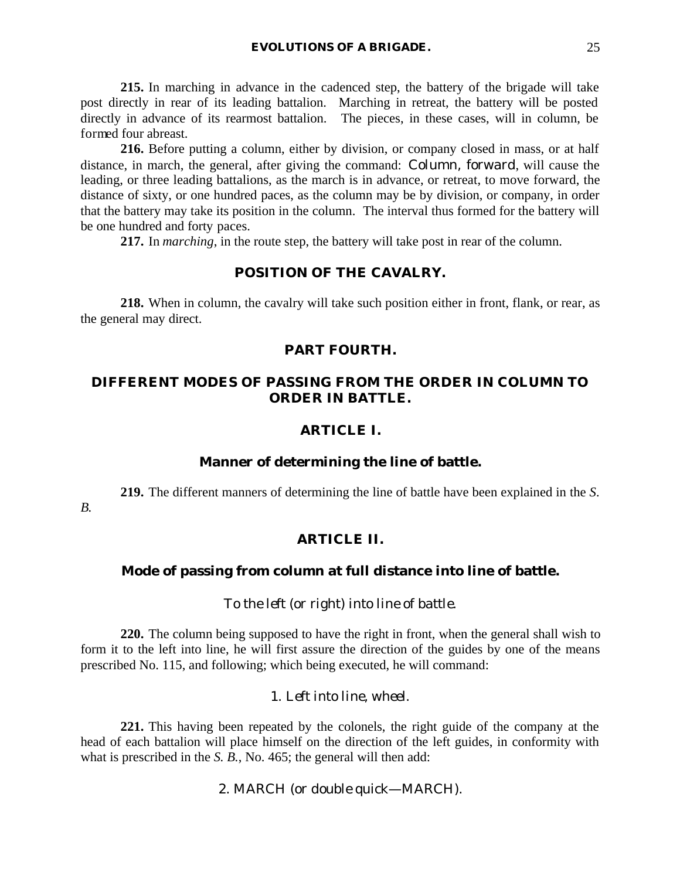**215.** In marching in advance in the cadenced step, the battery of the brigade will take post directly in rear of its leading battalion. Marching in retreat, the battery will be posted directly in advance of its rearmost battalion. The pieces, in these cases, will in column, be formed four abreast.

**216.** Before putting a column, either by division, or company closed in mass, or at half distance, in march, the general, after giving the command: *Column, forward*, will cause the leading, or three leading battalions, as the march is in advance, or retreat, to move forward, the distance of sixty, or one hundred paces, as the column may be by division, or company, in order that the battery may take its position in the column. The interval thus formed for the battery will be one hundred and forty paces.

**217.** In *marching*, in the route step, the battery will take post in rear of the column.

### POSITION OF THE CAVALRY.

**218.** When in column, the cavalry will take such position either in front, flank, or rear, as the general may direct.

## PART FOURTH.

## DIFFERENT MODES OF PASSING FROM THE ORDER IN COLUMN TO ORDER IN BATTLE.

### ARTICLE I.

### Manner of determining the line of battle.

**219.** The different manners of determining the line of battle have been explained in the *S. B.*

### ARTICLE II.

### Mode of passing from column at full distance into line of battle.

*To the left (or right) into line of battle.*

**220.** The column being supposed to have the right in front, when the general shall wish to form it to the left into line, he will first assure the direction of the guides by one of the means prescribed No. 115, and following; which being executed, he will command:

1. *Left into line, wheel.*

**221.** This having been repeated by the colonels, the right guide of the company at the head of each battalion will place himself on the direction of the left guides, in conformity with what is prescribed in the *S. B.*, No. 465; the general will then add:

2. MARCH (*or double quick*—MARCH).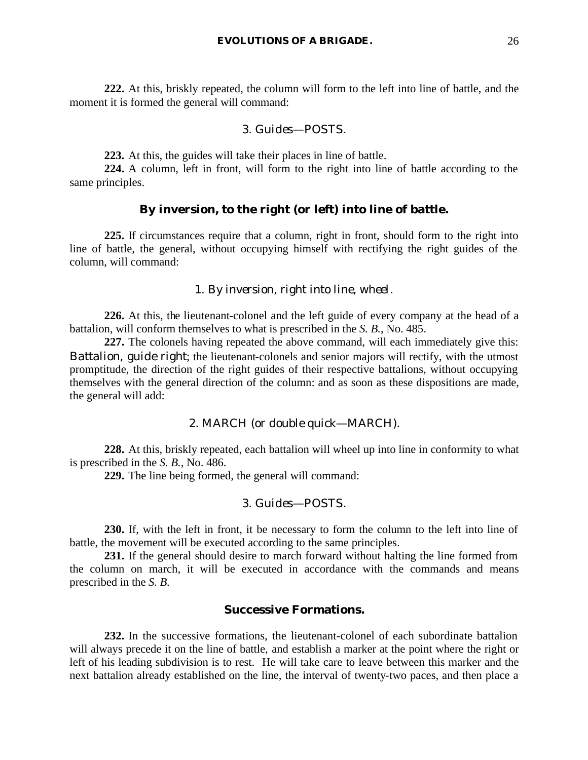**222.** At this, briskly repeated, the column will form to the left into line of battle, and the moment it is formed the general will command:

*3. Guides—POSTS.*

**223.** At this, the guides will take their places in line of battle.

**224.** A column, left in front, will form to the right into line of battle according to the same principles.

### By inversion, to the right (or left) into line of battle.

**225.** If circumstances require that a column, right in front, should form to the right into line of battle, the general, without occupying himself with rectifying the right guides of the column, will command:

*1. By inversion, right into line, wheel.*

**226.** At this, the lieutenant-colonel and the left guide of every company at the head of a battalion, will conform themselves to what is prescribed in the *S. B.*, No. 485.

**227.** The colonels having repeated the above command, will each immediately give this: *Battalion, guide right*; the lieutenant-colonels and senior majors will rectify, with the utmost promptitude, the direction of the right guides of their respective battalions, without occupying themselves with the general direction of the column: and as soon as these dispositions are made, the general will add:

*2. MARCH (or double quick—MARCH).*

**228.** At this, briskly repeated, each battalion will wheel up into line in conformity to what is prescribed in the *S. B.*, No. 486.

**229.** The line being formed, the general will command:

*3. Guides—POSTS.*

**230.** If, with the left in front, it be necessary to form the column to the left into line of battle, the movement will be executed according to the same principles.

**231.** If the general should desire to march forward without halting the line formed from the column on march, it will be executed in accordance with the commands and means prescribed in the *S. B.*

### Successive Formations.

**232.** In the successive formations, the lieutenant-colonel of each subordinate battalion will always precede it on the line of battle, and establish a marker at the point where the right or left of his leading subdivision is to rest. He will take care to leave between this marker and the next battalion already established on the line, the interval of twenty-two paces, and then place a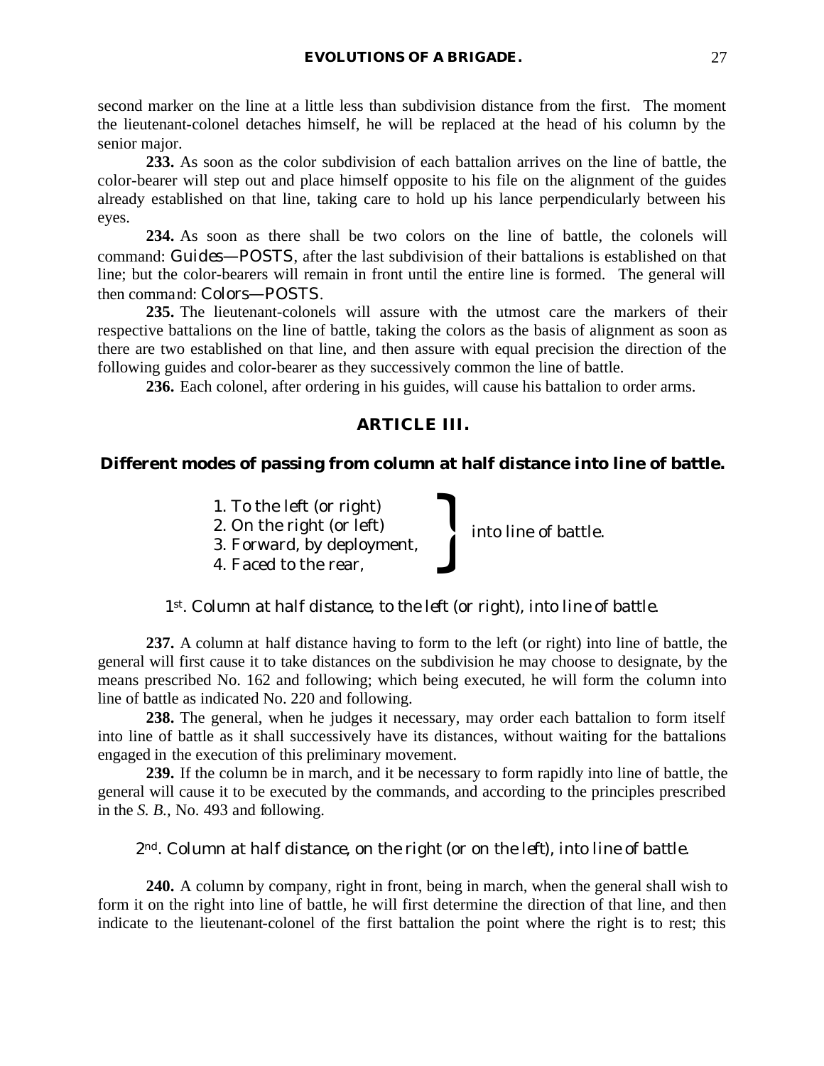second marker on the line at a little less than subdivision distance from the first. The moment the lieutenant-colonel detaches himself, he will be replaced at the head of his column by the senior major.

**233.** As soon as the color subdivision of each battalion arrives on the line of battle, the color-bearer will step out and place himself opposite to his file on the alignment of the guides already established on that line, taking care to hold up his lance perpendicularly between his eyes.

**234.** As soon as there shall be two colors on the line of battle, the colonels will command: *Guides*—*POSTS*, after the last subdivision of their battalions is established on that line; but the color-bearers will remain in front until the entire line is formed. The general will then command: *Colors*—*POSTS*.

**235.** The lieutenant-colonels will assure with the utmost care the markers of their respective battalions on the line of battle, taking the colors as the basis of alignment as soon as there are two established on that line, and then assure with equal precision the direction of the following guides and color-bearer as they successively common the line of battle.

**236.** Each colonel, after ordering in his guides, will cause his battalion to order arms.

## ARTICLE III.

### Different modes of passing from column at half distance into line of battle.

1. *To the left (or right)*
2. *On the right (or left)*
3. *Forward, by deployment,*
4. *Faced to the rear,*

} *into line of battle.*

*1st. Column at half distance, to the left (or right), into line of battle.*

**237.** A column at half distance having to form to the left (or right) into line of battle, the general will first cause it to take distances on the subdivision he may choose to designate, by the means prescribed No. 162 and following; which being executed, he will form the column into line of battle as indicated No. 220 and following.

**238.** The general, when he judges it necessary, may order each battalion to form itself into line of battle as it shall successively have its distances, without waiting for the battalions engaged in the execution of this preliminary movement.

**239.** If the column be in march, and it be necessary to form rapidly into line of battle, the general will cause it to be executed by the commands, and according to the principles prescribed in the *S. B.*, No. 493 and following.

*2nd. Column at half distance, on the right (or on the left), into line of battle.*

**240.** A column by company, right in front, being in march, when the general shall wish to form it on the right into line of battle, he will first determine the direction of that line, and then indicate to the lieutenant-colonel of the first battalion the point where the right is to rest; this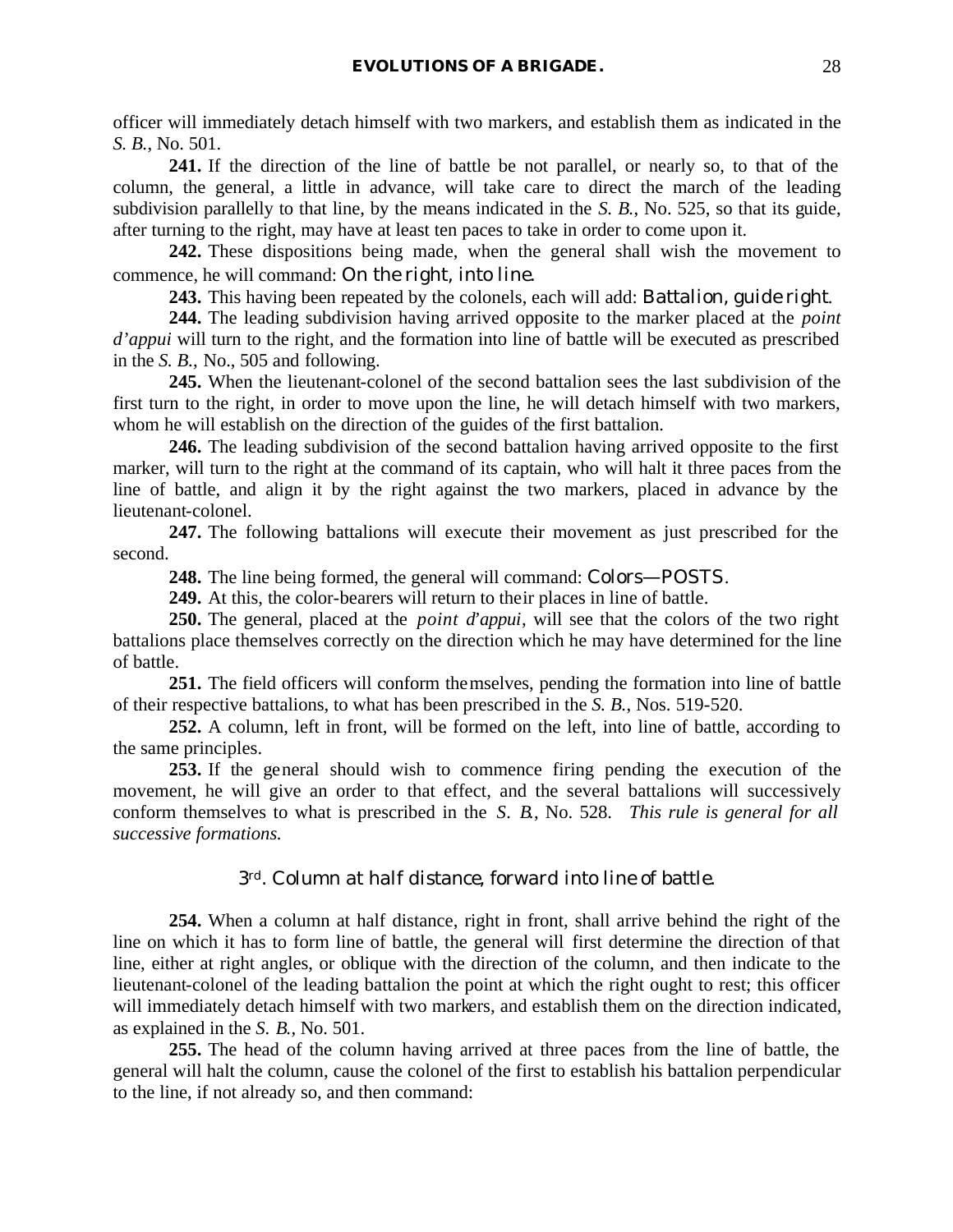officer will immediately detach himself with two markers, and establish them as indicated in the *S. B.*, No. 501.

**241.** If the direction of the line of battle be not parallel, or nearly so, to that of the column, the general, a little in advance, will take care to direct the march of the leading subdivision parallelly to that line, by the means indicated in the *S. B.*, No. 525, so that its guide, after turning to the right, may have at least ten paces to take in order to come upon it.

**242.** These dispositions being made, when the general shall wish the movement to commence, he will command: *On the right, into line.*

**243.** This having been repeated by the colonels, each will add: *Battalion, guide right.*

**244.** The leading subdivision having arrived opposite to the marker placed at the *point d'appui* will turn to the right, and the formation into line of battle will be executed as prescribed in the *S. B.*, No., 505 and following.

**245.** When the lieutenant-colonel of the second battalion sees the last subdivision of the first turn to the right, in order to move upon the line, he will detach himself with two markers, whom he will establish on the direction of the guides of the first battalion.

**246.** The leading subdivision of the second battalion having arrived opposite to the first marker, will turn to the right at the command of its captain, who will halt it three paces from the line of battle, and align it by the right against the two markers, placed in advance by the lieutenant-colonel.

**247.** The following battalions will execute their movement as just prescribed for the second.

**248.** The line being formed, the general will command: *Colors—POSTS.*

**249.** At this, the color-bearers will return to their places in line of battle.

**250.** The general, placed at the *point d'appui*, will see that the colors of the two right battalions place themselves correctly on the direction which he may have determined for the line of battle.

**251.** The field officers will conform themselves, pending the formation into line of battle of their respective battalions, to what has been prescribed in the *S. B.*, Nos. 519-520.

**252.** A column, left in front, will be formed on the left, into line of battle, according to the same principles.

**253.** If the general should wish to commence firing pending the execution of the movement, he will give an order to that effect, and the several battalions will successively conform themselves to what is prescribed in the *S. B.*, No. 528. *This rule is general for all successive formations.*

### 3rd. *Column at half distance, forward into line of battle.*

**254.** When a column at half distance, right in front, shall arrive behind the right of the line on which it has to form line of battle, the general will first determine the direction of that line, either at right angles, or oblique with the direction of the column, and then indicate to the lieutenant-colonel of the leading battalion the point at which the right ought to rest; this officer will immediately detach himself with two markers, and establish them on the direction indicated, as explained in the *S. B.*, No. 501.

**255.** The head of the column having arrived at three paces from the line of battle, the general will halt the column, cause the colonel of the first to establish his battalion perpendicular to the line, if not already so, and then command: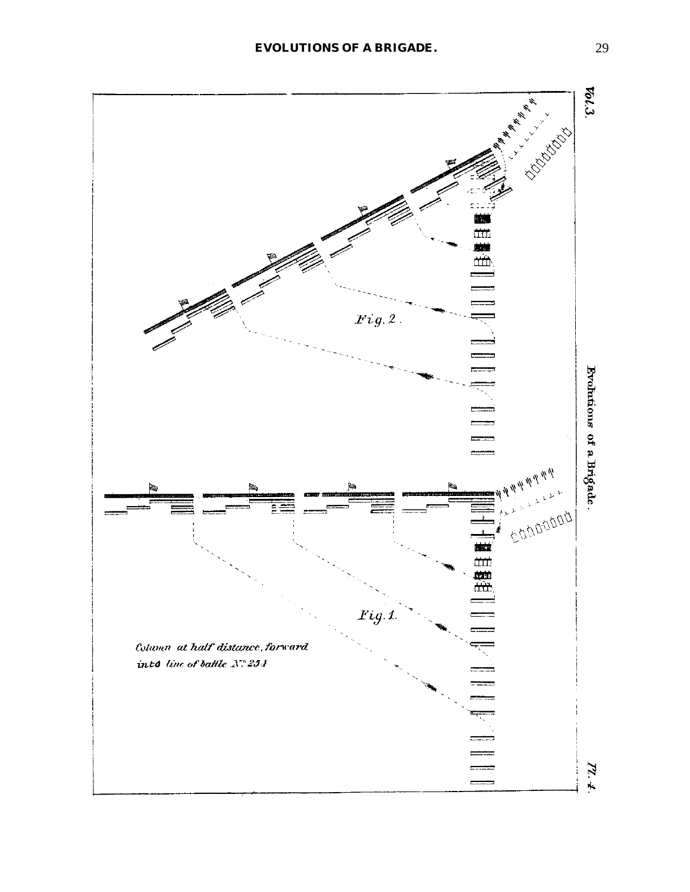Vol.3.

Evolutions of a Brigade.

Pl. 4.

*Fig. 2.*

*Fig. 1.*

*Column at half distance, forward into line of battle N° 254*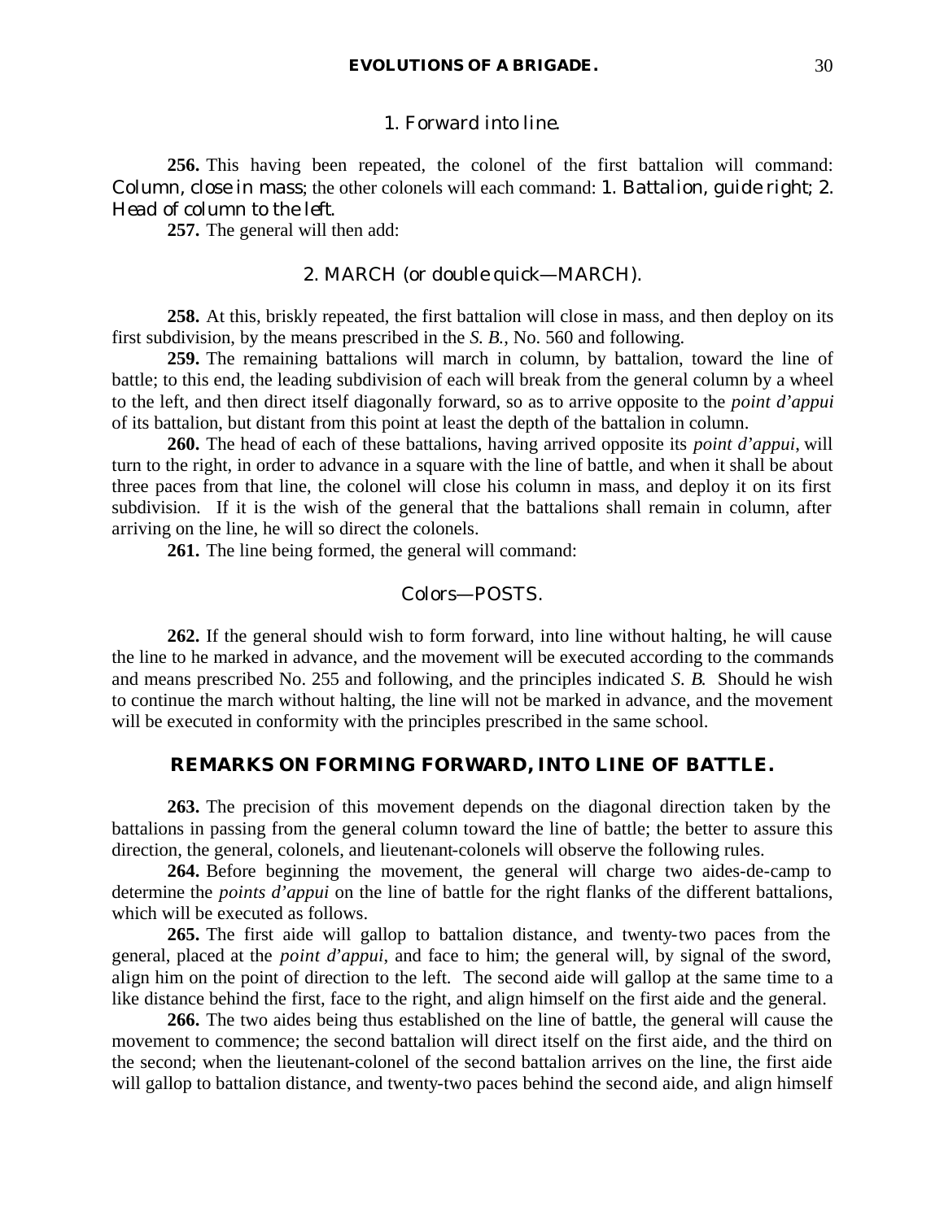1. *Forward into line.*

**256.** This having been repeated, the colonel of the first battalion will command: *Column, close in mass*; the other colonels will each command: *1. Battalion, guide right*; *2. Head of column to the left.*

**257.** The general will then add:

2. MARCH (*or double quick*—MARCH).

**258.** At this, briskly repeated, the first battalion will close in mass, and then deploy on its first subdivision, by the means prescribed in the *S. B.*, No. 560 and following.

**259.** The remaining battalions will march in column, by battalion, toward the line of battle; to this end, the leading subdivision of each will break from the general column by a wheel to the left, and then direct itself diagonally forward, so as to arrive opposite to the *point d'appui* of its battalion, but distant from this point at least the depth of the battalion in column.

**260.** The head of each of these battalions, having arrived opposite its *point d'appui*, will turn to the right, in order to advance in a square with the line of battle, and when it shall be about three paces from that line, the colonel will close his column in mass, and deploy it on its first subdivision. If it is the wish of the general that the battalions shall remain in column, after arriving on the line, he will so direct the colonels.

**261.** The line being formed, the general will command:

*Colors*—POSTS.

**262.** If the general should wish to form forward, into line without halting, he will cause the line to he marked in advance, and the movement will be executed according to the commands and means prescribed No. 255 and following, and the principles indicated *S. B.* Should he wish to continue the march without halting, the line will not be marked in advance, and the movement will be executed in conformity with the principles prescribed in the same school.

## REMARKS ON FORMING FORWARD, INTO LINE OF BATTLE.

**263.** The precision of this movement depends on the diagonal direction taken by the battalions in passing from the general column toward the line of battle; the better to assure this direction, the general, colonels, and lieutenant-colonels will observe the following rules.

**264.** Before beginning the movement, the general will charge two aides-de-camp to determine the *points d'appui* on the line of battle for the right flanks of the different battalions, which will be executed as follows.

**265.** The first aide will gallop to battalion distance, and twenty-two paces from the general, placed at the *point d'appui*, and face to him; the general will, by signal of the sword, align him on the point of direction to the left. The second aide will gallop at the same time to a like distance behind the first, face to the right, and align himself on the first aide and the general.

**266.** The two aides being thus established on the line of battle, the general will cause the movement to commence; the second battalion will direct itself on the first aide, and the third on the second; when the lieutenant-colonel of the second battalion arrives on the line, the first aide will gallop to battalion distance, and twenty-two paces behind the second aide, and align himself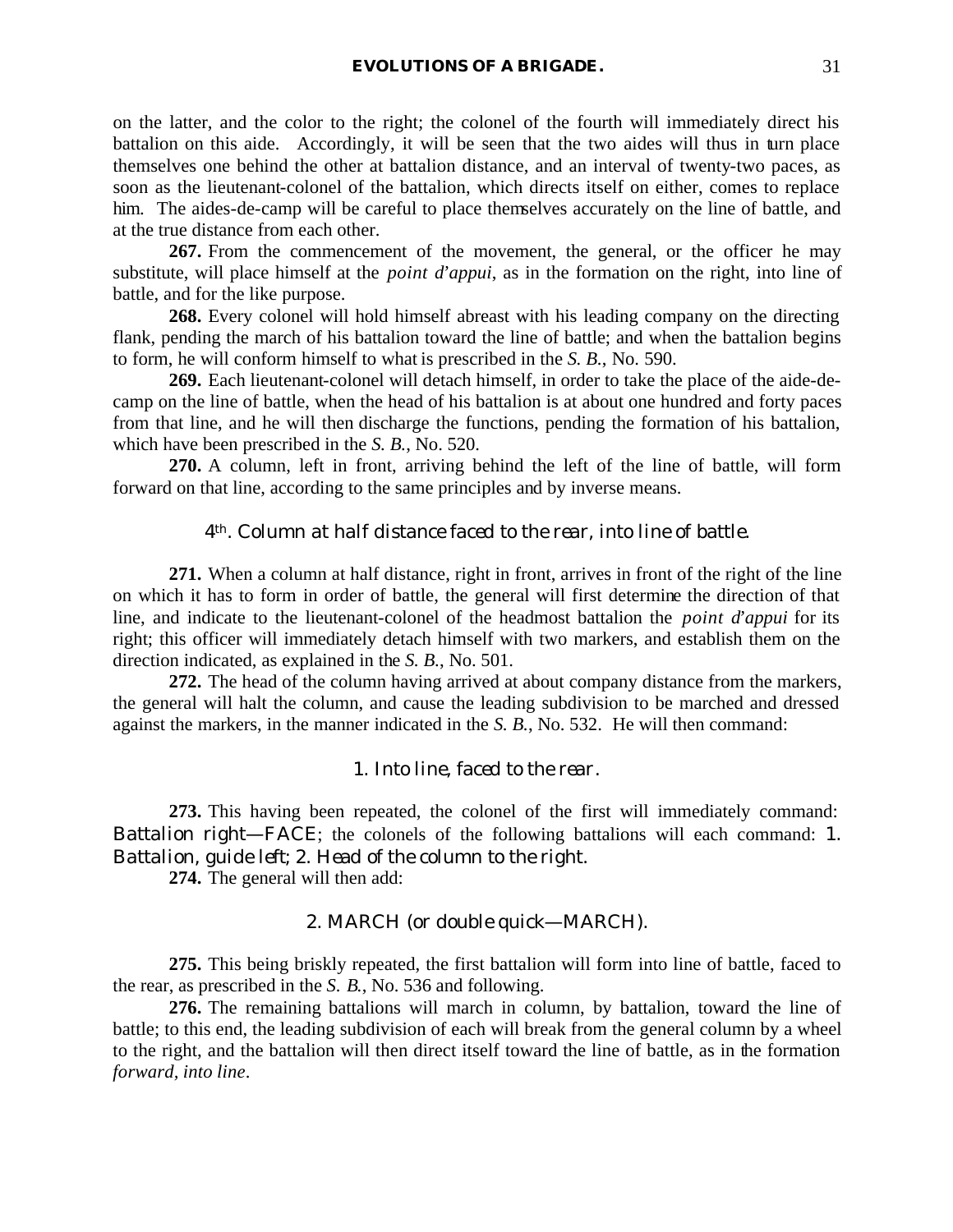on the latter, and the color to the right; the colonel of the fourth will immediately direct his battalion on this aide. Accordingly, it will be seen that the two aides will thus in turn place themselves one behind the other at battalion distance, and an interval of twenty-two paces, as soon as the lieutenant-colonel of the battalion, which directs itself on either, comes to replace him. The aides-de-camp will be careful to place themselves accurately on the line of battle, and at the true distance from each other.

**267.** From the commencement of the movement, the general, or the officer he may substitute, will place himself at the *point d'appui*, as in the formation on the right, into line of battle, and for the like purpose.

**268.** Every colonel will hold himself abreast with his leading company on the directing flank, pending the march of his battalion toward the line of battle; and when the battalion begins to form, he will conform himself to what is prescribed in the *S. B.*, No. 590.

**269.** Each lieutenant-colonel will detach himself, in order to take the place of the aide-de-camp on the line of battle, when the head of his battalion is at about one hundred and forty paces from that line, and he will then discharge the functions, pending the formation of his battalion, which have been prescribed in the *S. B.*, No. 520.

**270.** A column, left in front, arriving behind the left of the line of battle, will form forward on that line, according to the same principles and by inverse means.

### 4th. Column at half distance faced to the rear, into line of battle.

**271.** When a column at half distance, right in front, arrives in front of the right of the line on which it has to form in order of battle, the general will first determine the direction of that line, and indicate to the lieutenant-colonel of the headmost battalion the *point d'appui* for its right; this officer will immediately detach himself with two markers, and establish them on the direction indicated, as explained in the *S. B.*, No. 501.

**272.** The head of the column having arrived at about company distance from the markers, the general will halt the column, and cause the leading subdivision to be marched and dressed against the markers, in the manner indicated in the *S. B.*, No. 532. He will then command:

1. Into line, faced to the rear.

**273.** This having been repeated, the colonel of the first will immediately command: Battalion right—FACE; the colonels of the following battalions will each command: 1. Battalion, guide left; 2. Head of the column to the right.

**274.** The general will then add:

2. MARCH (or double quick—MARCH).

**275.** This being briskly repeated, the first battalion will form into line of battle, faced to the rear, as prescribed in the *S. B.*, No. 536 and following.

**276.** The remaining battalions will march in column, by battalion, toward the line of battle; to this end, the leading subdivision of each will break from the general column by a wheel to the right, and the battalion will then direct itself toward the line of battle, as in the formation *forward, into line*.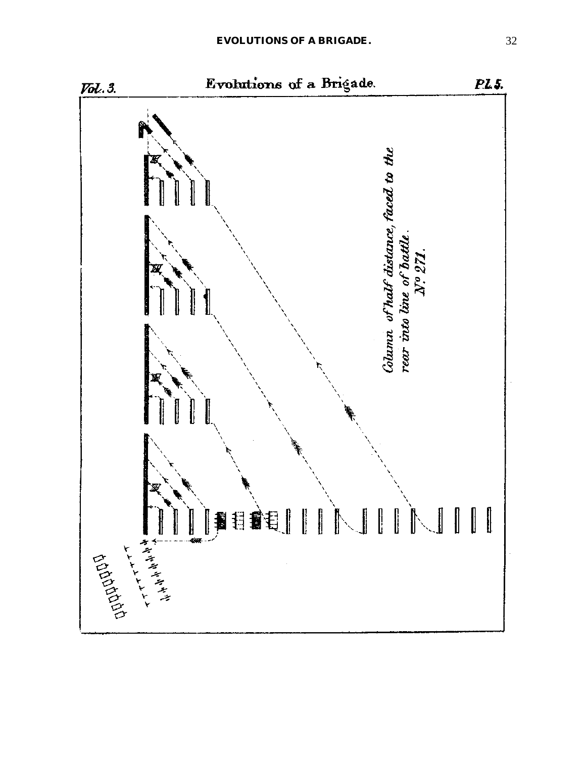Vol. 3. Evolutions of a Brigade. Pl. 5.

*Column of half distance, faced to the rear into line of battle.*
*No. 271.*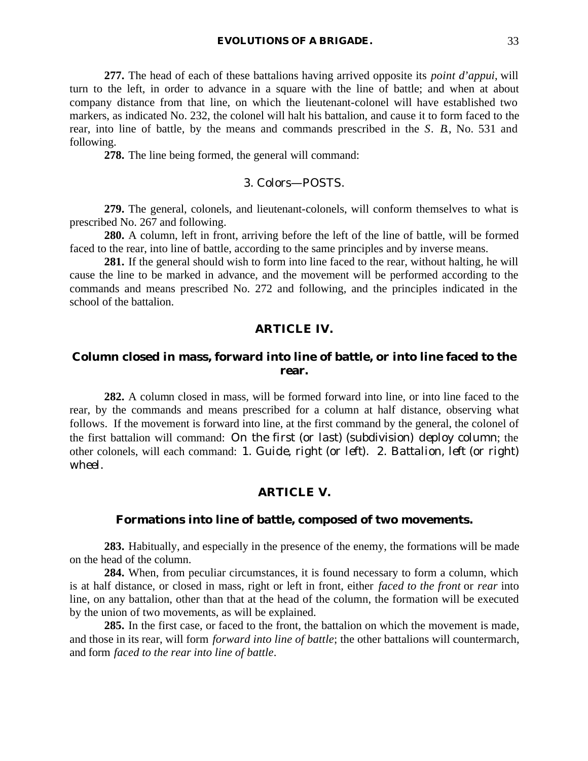**277.** The head of each of these battalions having arrived opposite its *point d'appui*, will turn to the left, in order to advance in a square with the line of battle; and when at about company distance from that line, on which the lieutenant-colonel will have established two markers, as indicated No. 232, the colonel will halt his battalion, and cause it to form faced to the rear, into line of battle, by the means and commands prescribed in the *S. B.*, No. 531 and following.

**278.** The line being formed, the general will command:

3. Colors—POSTS.

**279.** The general, colonels, and lieutenant-colonels, will conform themselves to what is prescribed No. 267 and following.

**280.** A column, left in front, arriving before the left of the line of battle, will be formed faced to the rear, into line of battle, according to the same principles and by inverse means.

**281.** If the general should wish to form into line faced to the rear, without halting, he will cause the line to be marked in advance, and the movement will be performed according to the commands and means prescribed No. 272 and following, and the principles indicated in the school of the battalion.

## ARTICLE IV.

### Column closed in mass, forward into line of battle, or into line faced to the rear.

**282.** A column closed in mass, will be formed forward into line, or into line faced to the rear, by the commands and means prescribed for a column at half distance, observing what follows. If the movement is forward into line, at the first command by the general, the colonel of the first battalion will command: *On the first (or last) (subdivision) deploy column*; the other colonels, will each command: *1. Guide, right (or left). 2. Battalion, left (or right) wheel.*

## ARTICLE V.

### Formations into line of battle, composed of two movements.

**283.** Habitually, and especially in the presence of the enemy, the formations will be made on the head of the column.

**284.** When, from peculiar circumstances, it is found necessary to form a column, which is at half distance, or closed in mass, right or left in front, either *faced to the front* or *rear* into line, on any battalion, other than that at the head of the column, the formation will be executed by the union of two movements, as will be explained.

**285.** In the first case, or faced to the front, the battalion on which the movement is made, and those in its rear, will form *forward into line of battle*; the other battalions will countermarch, and form *faced to the rear into line of battle*.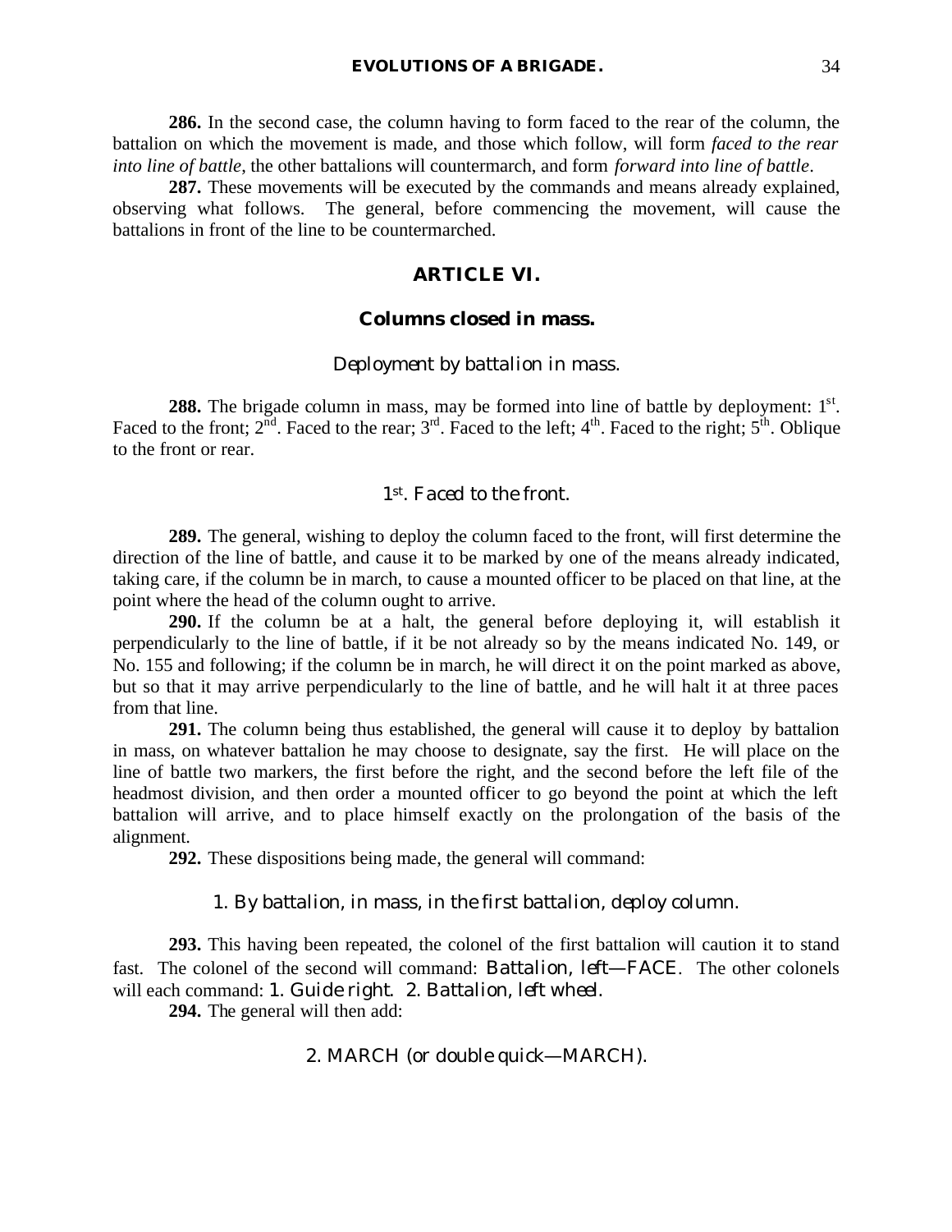**286.** In the second case, the column having to form faced to the rear of the column, the battalion on which the movement is made, and those which follow, will form *faced to the rear into line of battle*, the other battalions will countermarch, and form *forward into line of battle*.

**287.** These movements will be executed by the commands and means already explained, observing what follows. The general, before commencing the movement, will cause the battalions in front of the line to be countermarched.

## ARTICLE VI.

### Columns closed in mass.

#### *Deployment by battalion in mass.*

**288.** The brigade column in mass, may be formed into line of battle by deployment: 1st. Faced to the front; 2nd. Faced to the rear; 3rd. Faced to the left; 4th. Faced to the right; 5th. Oblique to the front or rear.

#### *1st. Faced to the front.*

**289.** The general, wishing to deploy the column faced to the front, will first determine the direction of the line of battle, and cause it to be marked by one of the means already indicated, taking care, if the column be in march, to cause a mounted officer to be placed on that line, at the point where the head of the column ought to arrive.

**290.** If the column be at a halt, the general before deploying it, will establish it perpendicularly to the line of battle, if it be not already so by the means indicated No. 149, or No. 155 and following; if the column be in march, he will direct it on the point marked as above, but so that it may arrive perpendicularly to the line of battle, and he will halt it at three paces from that line.

**291.** The column being thus established, the general will cause it to deploy by battalion in mass, on whatever battalion he may choose to designate, say the first. He will place on the line of battle two markers, the first before the right, and the second before the left file of the headmost division, and then order a mounted officer to go beyond the point at which the left battalion will arrive, and to place himself exactly on the prolongation of the basis of the alignment.

**292.** These dispositions being made, the general will command:

1. *By battalion, in mass, in the first battalion, deploy column.*

**293.** This having been repeated, the colonel of the first battalion will caution it to stand fast. The colonel of the second will command: *Battalion, left*—FACE. The other colonels will each command: 1. *Guide right.* 2. *Battalion, left wheel.*

**294.** The general will then add:

2. MARCH (or *double quick*—MARCH).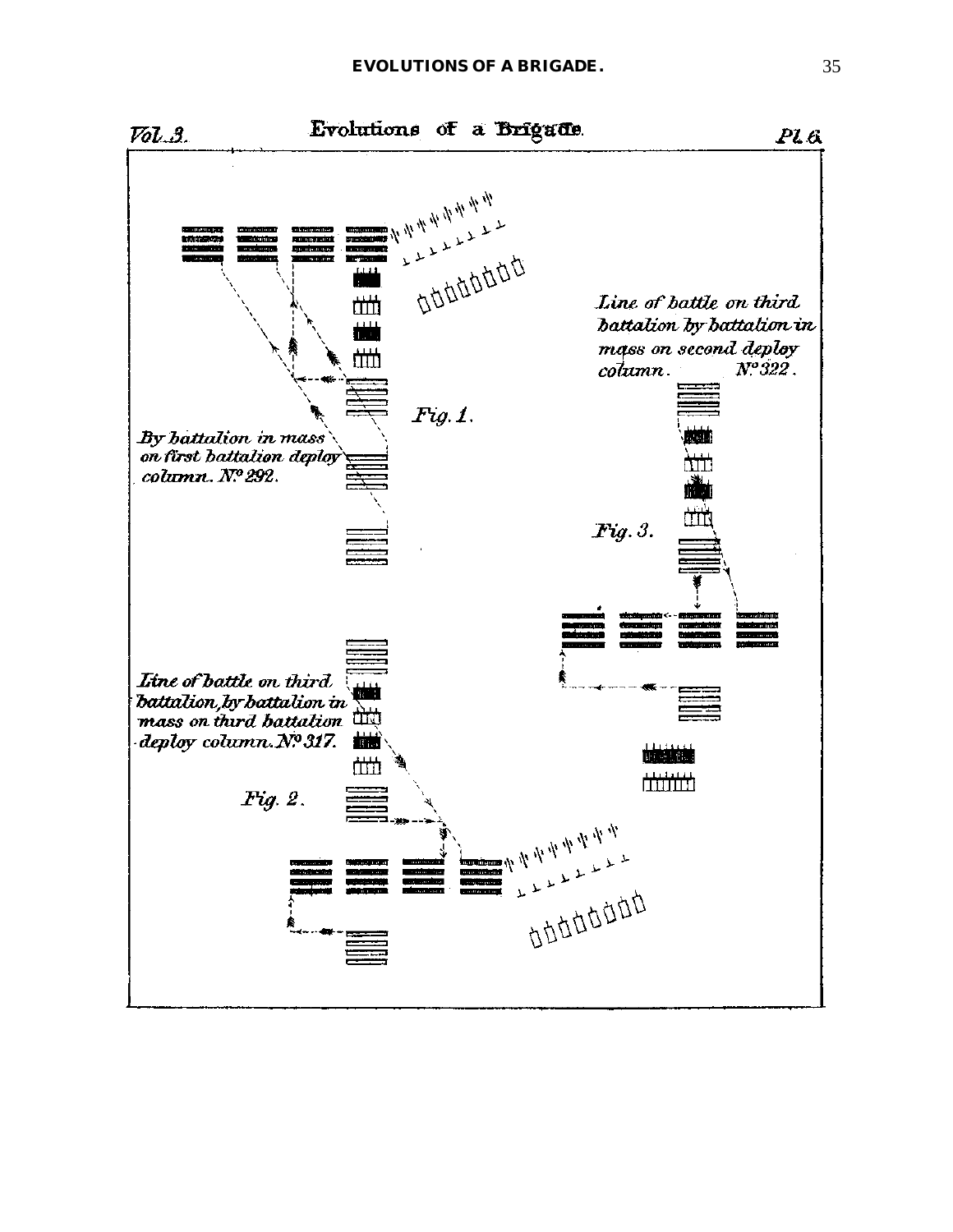Vol. 3. Evolutions of a Brigade. Pl. 6.

*Fig. 1.*

*By battalion in mass on first battalion deploy column. No. 292.*

*Line of battle on third battalion by battalion in mass on second deploy column. No. 322.*

*Fig. 3.*

*Line of battle on third battalion, by battalion in mass on third battalion deploy column. No. 317.*

*Fig. 2.*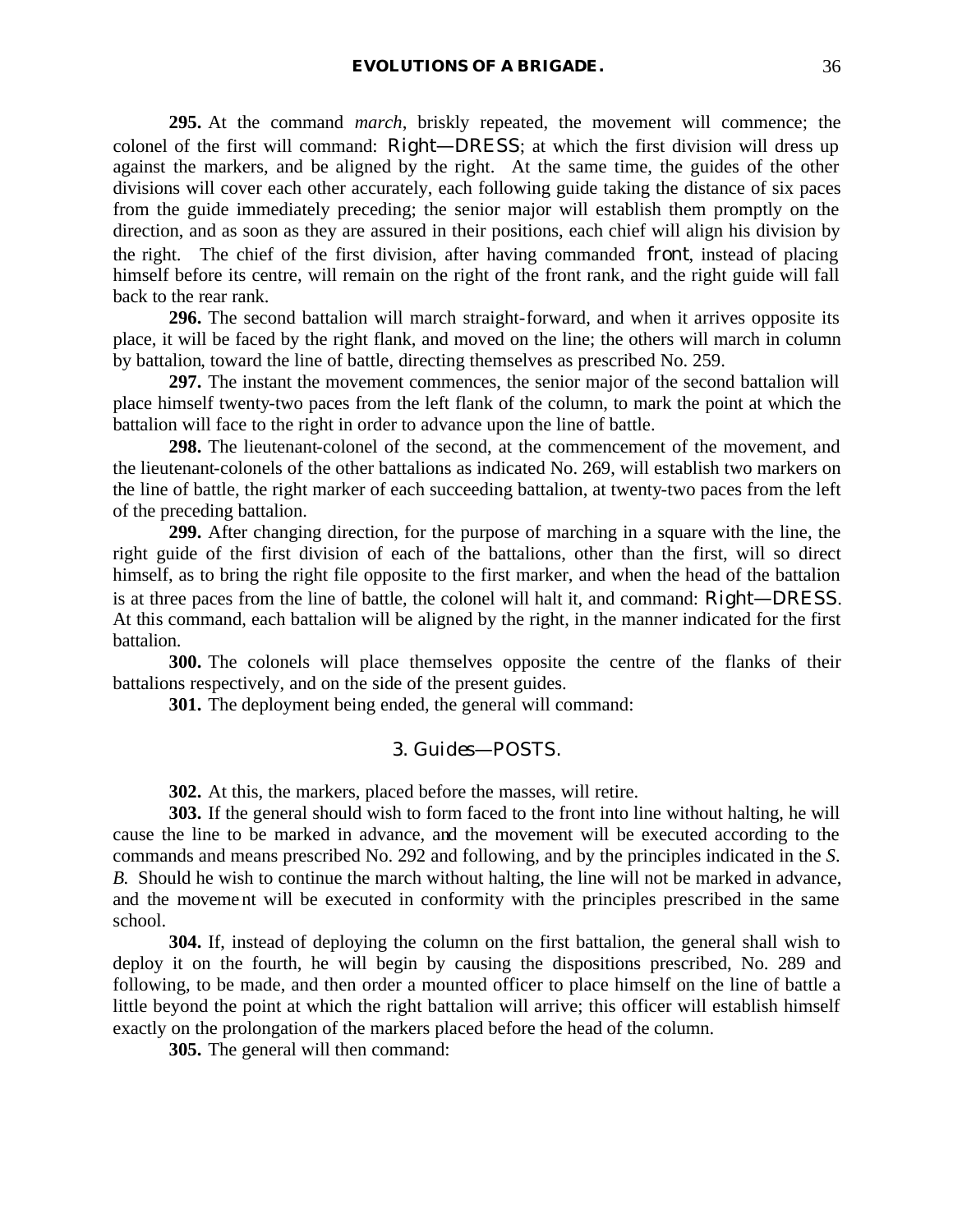**295.** At the command *march*, briskly repeated, the movement will commence; the colonel of the first will command: Right—DRESS; at which the first division will dress up against the markers, and be aligned by the right. At the same time, the guides of the other divisions will cover each other accurately, each following guide taking the distance of six paces from the guide immediately preceding; the senior major will establish them promptly on the direction, and as soon as they are assured in their positions, each chief will align his division by the right. The chief of the first division, after having commanded *front*, instead of placing himself before its centre, will remain on the right of the front rank, and the right guide will fall back to the rear rank.

**296.** The second battalion will march straight-forward, and when it arrives opposite its place, it will be faced by the right flank, and moved on the line; the others will march in column by battalion, toward the line of battle, directing themselves as prescribed No. 259.

**297.** The instant the movement commences, the senior major of the second battalion will place himself twenty-two paces from the left flank of the column, to mark the point at which the battalion will face to the right in order to advance upon the line of battle.

**298.** The lieutenant-colonel of the second, at the commencement of the movement, and the lieutenant-colonels of the other battalions as indicated No. 269, will establish two markers on the line of battle, the right marker of each succeeding battalion, at twenty-two paces from the left of the preceding battalion.

**299.** After changing direction, for the purpose of marching in a square with the line, the right guide of the first division of each of the battalions, other than the first, will so direct himself, as to bring the right file opposite to the first marker, and when the head of the battalion is at three paces from the line of battle, the colonel will halt it, and command: Right—DRESS. At this command, each battalion will be aligned by the right, in the manner indicated for the first battalion.

**300.** The colonels will place themselves opposite the centre of the flanks of their battalions respectively, and on the side of the present guides.

**301.** The deployment being ended, the general will command:

3. Guides—POSTS.

**302.** At this, the markers, placed before the masses, will retire.

**303.** If the general should wish to form faced to the front into line without halting, he will cause the line to be marked in advance, and the movement will be executed according to the commands and means prescribed No. 292 and following, and by the principles indicated in the *S. B.* Should he wish to continue the march without halting, the line will not be marked in advance, and the movement will be executed in conformity with the principles prescribed in the same school.

**304.** If, instead of deploying the column on the first battalion, the general shall wish to deploy it on the fourth, he will begin by causing the dispositions prescribed, No. 289 and following, to be made, and then order a mounted officer to place himself on the line of battle a little beyond the point at which the right battalion will arrive; this officer will establish himself exactly on the prolongation of the markers placed before the head of the column.

**305.** The general will then command: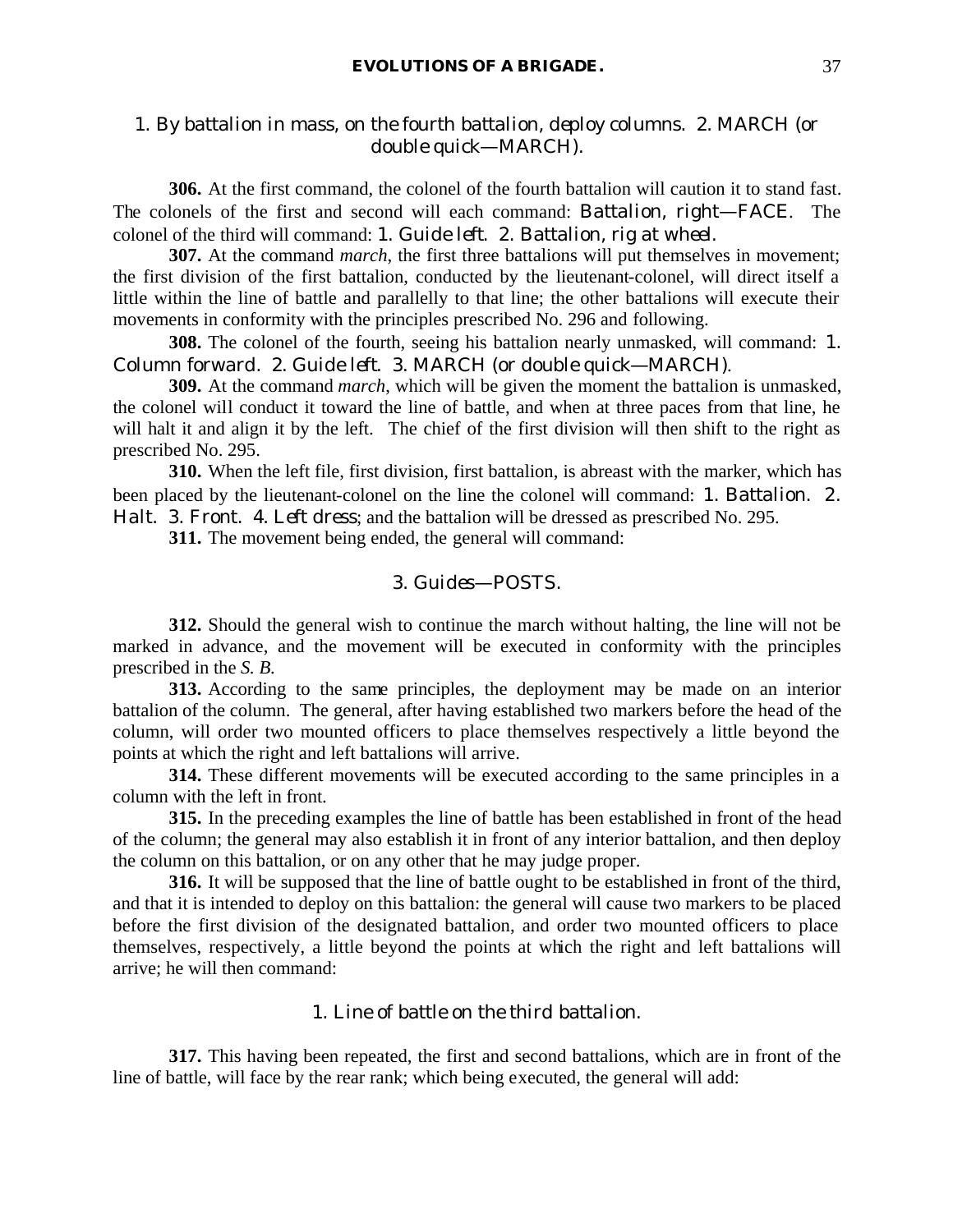*1. By battalion in mass, on the fourth battalion, deploy columns. 2. MARCH (or double quick—MARCH).*

**306.** At the first command, the colonel of the fourth battalion will caution it to stand fast. The colonels of the first and second will each command: *Battalion, right—FACE*. The colonel of the third will command: *1. Guide left. 2. Battalion, rig at wheel.*

**307.** At the command *march*, the first three battalions will put themselves in movement; the first division of the first battalion, conducted by the lieutenant-colonel, will direct itself a little within the line of battle and parallelly to that line; the other battalions will execute their movements in conformity with the principles prescribed No. 296 and following.

**308.** The colonel of the fourth, seeing his battalion nearly unmasked, will command: *1. Column forward. 2. Guide left. 3. MARCH (or double quick—MARCH).*

**309.** At the command *march*, which will be given the moment the battalion is unmasked, the colonel will conduct it toward the line of battle, and when at three paces from that line, he will halt it and align it by the left. The chief of the first division will then shift to the right as prescribed No. 295.

**310.** When the left file, first division, first battalion, is abreast with the marker, which has been placed by the lieutenant-colonel on the line the colonel will command: *1. Battalion. 2. Halt. 3. Front. 4. Left dress*; and the battalion will be dressed as prescribed No. 295.

**311.** The movement being ended, the general will command:

*3. Guides—POSTS.*

**312.** Should the general wish to continue the march without halting, the line will not be marked in advance, and the movement will be executed in conformity with the principles prescribed in the *S. B.*

**313.** According to the same principles, the deployment may be made on an interior battalion of the column. The general, after having established two markers before the head of the column, will order two mounted officers to place themselves respectively a little beyond the points at which the right and left battalions will arrive.

**314.** These different movements will be executed according to the same principles in a column with the left in front.

**315.** In the preceding examples the line of battle has been established in front of the head of the column; the general may also establish it in front of any interior battalion, and then deploy the column on this battalion, or on any other that he may judge proper.

**316.** It will be supposed that the line of battle ought to be established in front of the third, and that it is intended to deploy on this battalion: the general will cause two markers to be placed before the first division of the designated battalion, and order two mounted officers to place themselves, respectively, a little beyond the points at which the right and left battalions will arrive; he will then command:

*1. Line of battle on the third battalion.*

**317.** This having been repeated, the first and second battalions, which are in front of the line of battle, will face by the rear rank; which being executed, the general will add: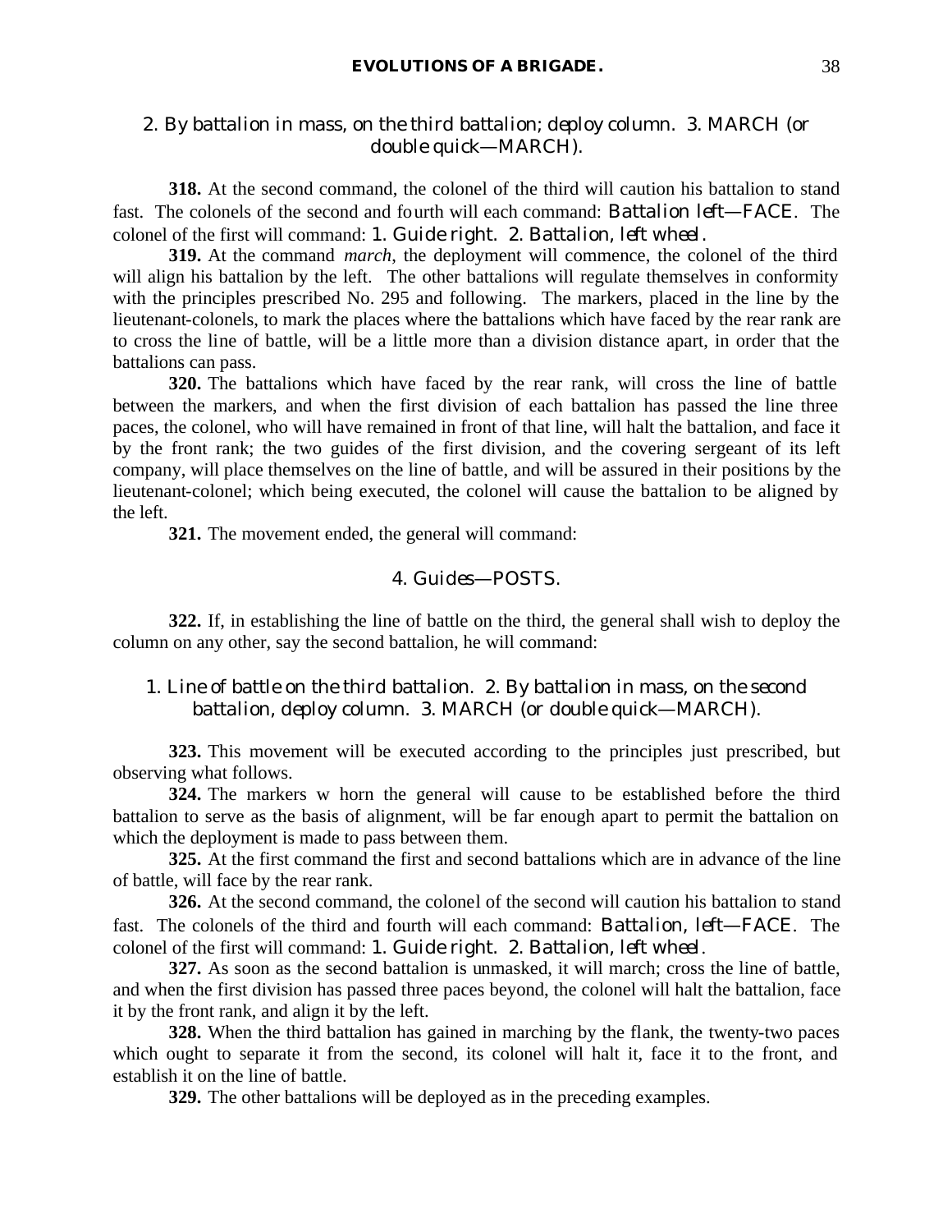*2. By battalion in mass, on the third battalion; deploy column. 3. MARCH (or double quick—MARCH).*

**318.** At the second command, the colonel of the third will caution his battalion to stand fast. The colonels of the second and fourth will each command: *Battalion left—FACE*. The colonel of the first will command: *1. Guide right. 2. Battalion, left wheel.*

**319.** At the command *march*, the deployment will commence, the colonel of the third will align his battalion by the left. The other battalions will regulate themselves in conformity with the principles prescribed No. 295 and following. The markers, placed in the line by the lieutenant-colonels, to mark the places where the battalions which have faced by the rear rank are to cross the line of battle, will be a little more than a division distance apart, in order that the battalions can pass.

**320.** The battalions which have faced by the rear rank, will cross the line of battle between the markers, and when the first division of each battalion has passed the line three paces, the colonel, who will have remained in front of that line, will halt the battalion, and face it by the front rank; the two guides of the first division, and the covering sergeant of its left company, will place themselves on the line of battle, and will be assured in their positions by the lieutenant-colonel; which being executed, the colonel will cause the battalion to be aligned by the left.

**321.** The movement ended, the general will command:

*4. Guides—POSTS.*

**322.** If, in establishing the line of battle on the third, the general shall wish to deploy the column on any other, say the second battalion, he will command:

*1. Line of battle on the third battalion. 2. By battalion in mass, on the second battalion, deploy column. 3. MARCH (or double quick—MARCH).*

**323.** This movement will be executed according to the principles just prescribed, but observing what follows.

**324.** The markers w horn the general will cause to be established before the third battalion to serve as the basis of alignment, will be far enough apart to permit the battalion on which the deployment is made to pass between them.

**325.** At the first command the first and second battalions which are in advance of the line of battle, will face by the rear rank.

**326.** At the second command, the colonel of the second will caution his battalion to stand fast. The colonels of the third and fourth will each command: *Battalion, left—FACE*. The colonel of the first will command: *1. Guide right. 2. Battalion, left wheel.*

**327.** As soon as the second battalion is unmasked, it will march; cross the line of battle, and when the first division has passed three paces beyond, the colonel will halt the battalion, face it by the front rank, and align it by the left.

**328.** When the third battalion has gained in marching by the flank, the twenty-two paces which ought to separate it from the second, its colonel will halt it, face it to the front, and establish it on the line of battle.

**329.** The other battalions will be deployed as in the preceding examples.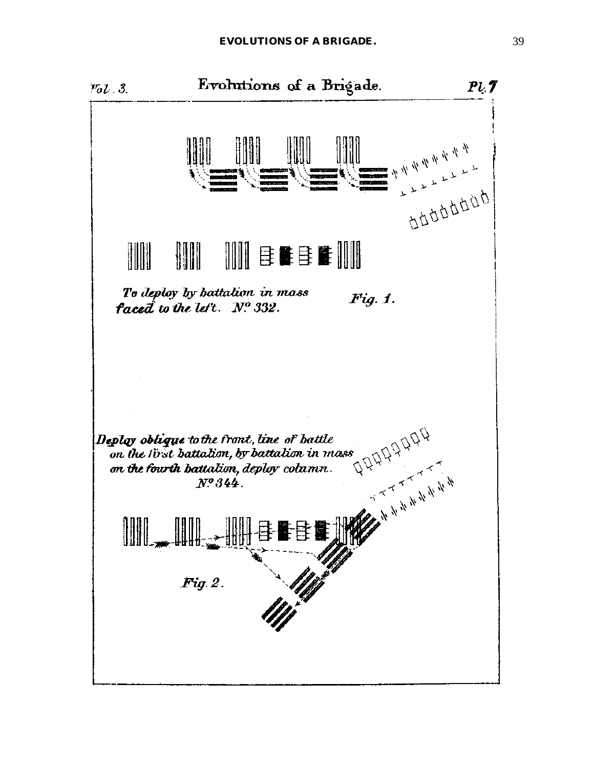Vol. 3. Evolutions of a Brigade. Pl. 7

*To deploy by battalion in mass faced to the left. No. 332.*

*Fig. 1.*

*Deploy oblique to the front, line of battle on the first battalion, by battalion in mass on the fourth battalion, deploy column. No. 344.*

*Fig. 2.*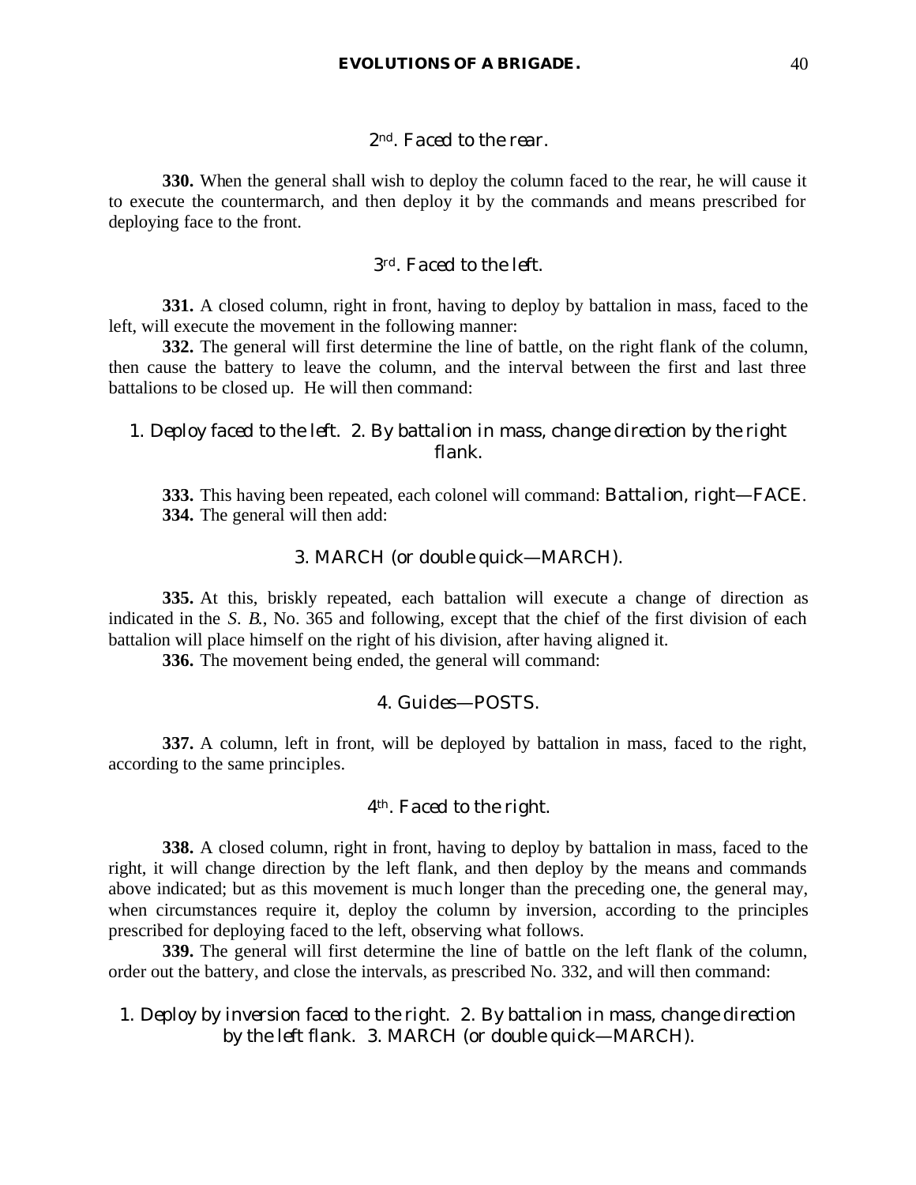### 2nd. *Faced to the rear.*

**330.** When the general shall wish to deploy the column faced to the rear, he will cause it to execute the countermarch, and then deploy it by the commands and means prescribed for deploying face to the front.

### 3rd. *Faced to the left.*

**331.** A closed column, right in front, having to deploy by battalion in mass, faced to the left, will execute the movement in the following manner:

**332.** The general will first determine the line of battle, on the right flank of the column, then cause the battery to leave the column, and the interval between the first and last three battalions to be closed up. He will then command:

*1. Deploy faced to the left. 2. By battalion in mass, change direction by the right flank.*

**333.** This having been repeated, each colonel will command: *Battalion, right—FACE.*

**334.** The general will then add:

*3. MARCH (or double quick—MARCH).*

**335.** At this, briskly repeated, each battalion will execute a change of direction as indicated in the *S. B.*, No. 365 and following, except that the chief of the first division of each battalion will place himself on the right of his division, after having aligned it.

**336.** The movement being ended, the general will command:

*4. Guides—POSTS.*

**337.** A column, left in front, will be deployed by battalion in mass, faced to the right, according to the same principles.

### 4th. *Faced to the right.*

**338.** A closed column, right in front, having to deploy by battalion in mass, faced to the right, it will change direction by the left flank, and then deploy by the means and commands above indicated; but as this movement is much longer than the preceding one, the general may, when circumstances require it, deploy the column by inversion, according to the principles prescribed for deploying faced to the left, observing what follows.

**339.** The general will first determine the line of battle on the left flank of the column, order out the battery, and close the intervals, as prescribed No. 332, and will then command:

*1. Deploy by inversion faced to the right. 2. By battalion in mass, change direction by the left flank. 3. MARCH (or double quick—MARCH).*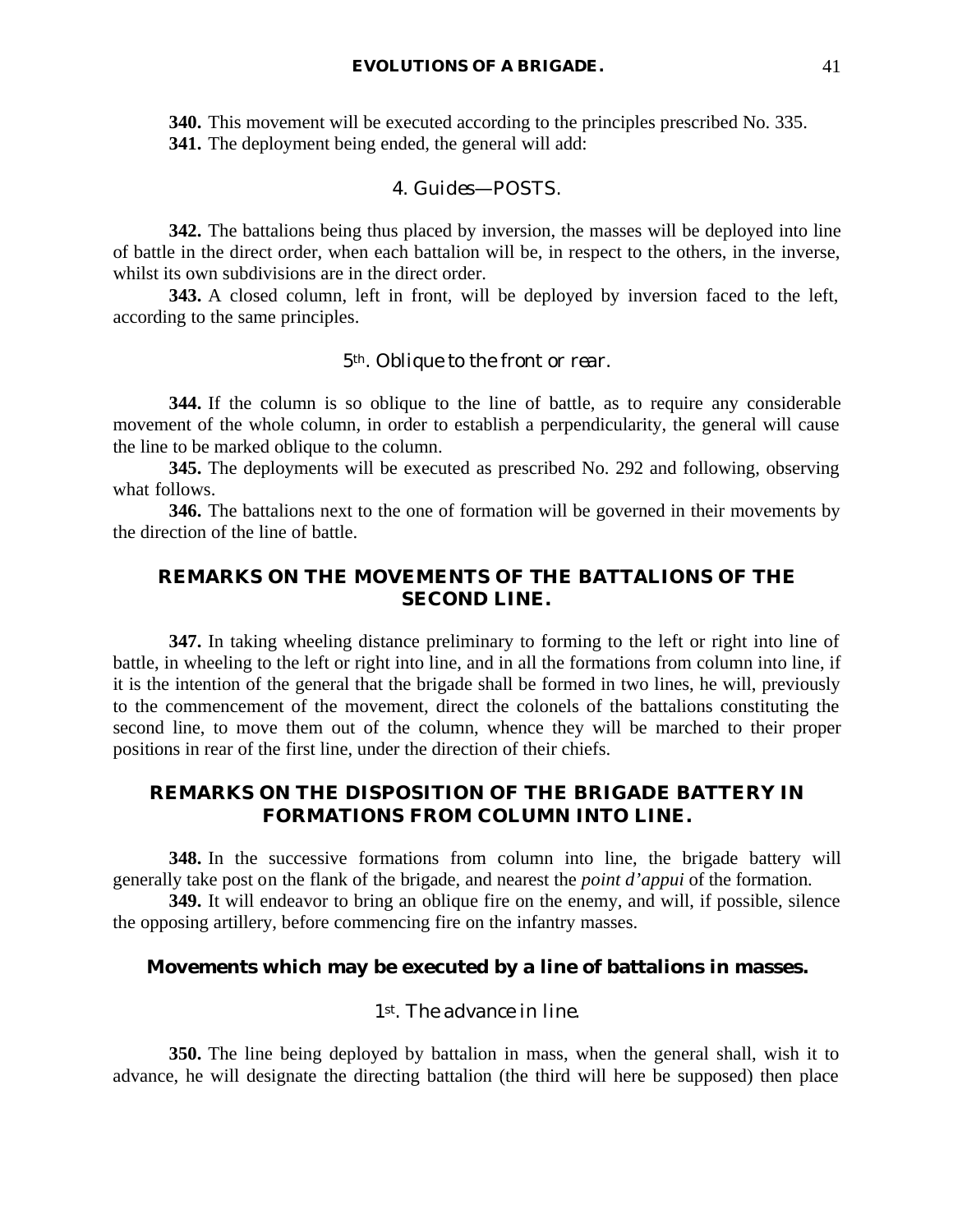**340.** This movement will be executed according to the principles prescribed No. 335.

**341.** The deployment being ended, the general will add:

*4. Guides—POSTS.*

**342.** The battalions being thus placed by inversion, the masses will be deployed into line of battle in the direct order, when each battalion will be, in respect to the others, in the inverse, whilst its own subdivisions are in the direct order.

**343.** A closed column, left in front, will be deployed by inversion faced to the left, according to the same principles.

*5th. Oblique to the front or rear.*

**344.** If the column is so oblique to the line of battle, as to require any considerable movement of the whole column, in order to establish a perpendicularity, the general will cause the line to be marked oblique to the column.

**345.** The deployments will be executed as prescribed No. 292 and following, observing what follows.

**346.** The battalions next to the one of formation will be governed in their movements by the direction of the line of battle.

## REMARKS ON THE MOVEMENTS OF THE BATTALIONS OF THE SECOND LINE.

**347.** In taking wheeling distance preliminary to forming to the left or right into line of battle, in wheeling to the left or right into line, and in all the formations from column into line, if it is the intention of the general that the brigade shall be formed in two lines, he will, previously to the commencement of the movement, direct the colonels of the battalions constituting the second line, to move them out of the column, whence they will be marched to their proper positions in rear of the first line, under the direction of their chiefs.

## REMARKS ON THE DISPOSITION OF THE BRIGADE BATTERY IN FORMATIONS FROM COLUMN INTO LINE.

**348.** In the successive formations from column into line, the brigade battery will generally take post on the flank of the brigade, and nearest the *point d'appui* of the formation.

**349.** It will endeavor to bring an oblique fire on the enemy, and will, if possible, silence the opposing artillery, before commencing fire on the infantry masses.

### Movements which may be executed by a line of battalions in masses.

*1st. The advance in line.*

**350.** The line being deployed by battalion in mass, when the general shall, wish it to advance, he will designate the directing battalion (the third will here be supposed) then place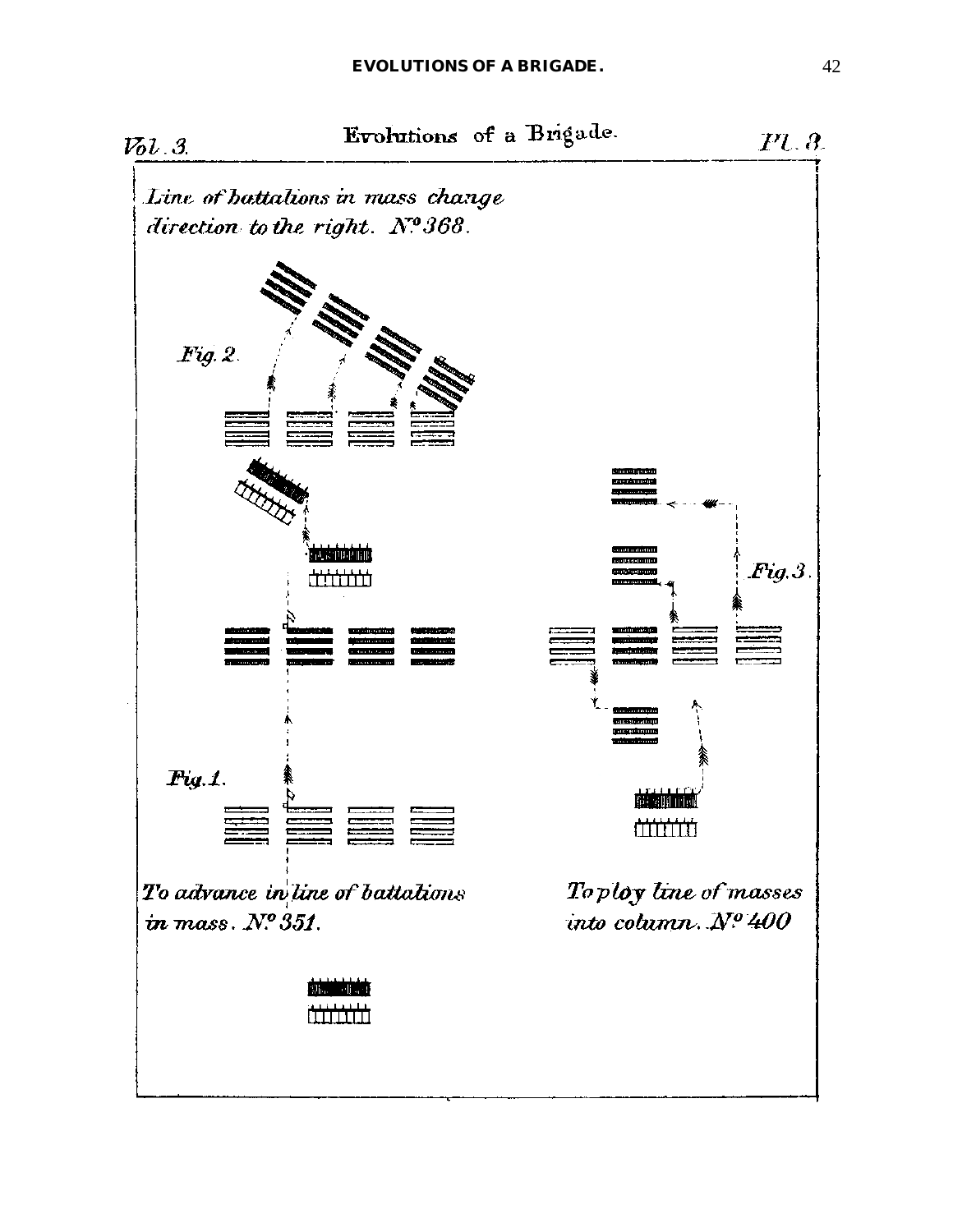Vol. 3.

Evolutions of a Brigade.

Pl. 8.

*Line of battalions in mass change direction to the right. N.º 368.*

*Fig. 2.*

*Fig. 3.*

*Fig. 1.*

*To advance in line of battalions in mass. N.º 351.*

*To ploy line of masses into column. N.º 400*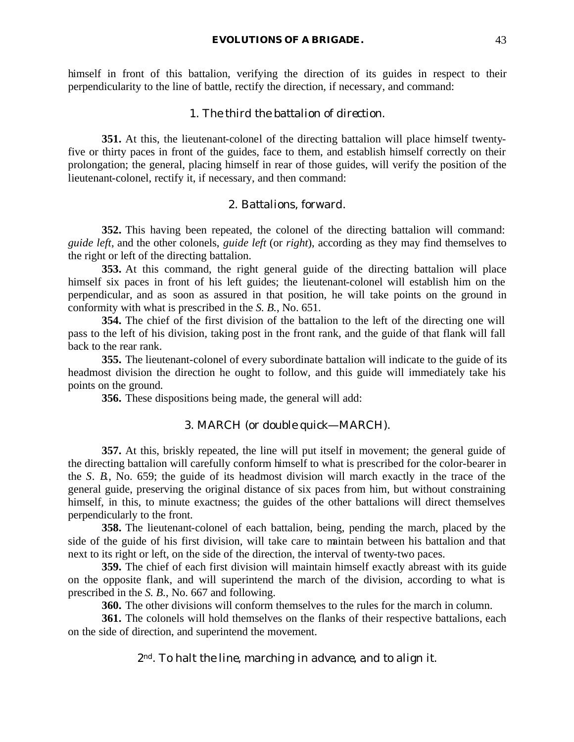himself in front of this battalion, verifying the direction of its guides in respect to their perpendicularity to the line of battle, rectify the direction, if necessary, and command:

1. *The third the battalion of direction.*

**351.** At this, the lieutenant-colonel of the directing battalion will place himself twenty-five or thirty paces in front of the guides, face to them, and establish himself correctly on their prolongation; the general, placing himself in rear of those guides, will verify the position of the lieutenant-colonel, rectify it, if necessary, and then command:

2. *Battalions, forward.*

**352.** This having been repeated, the colonel of the directing battalion will command: *guide left*, and the other colonels, *guide left* (or *right*), according as they may find themselves to the right or left of the directing battalion.

**353.** At this command, the right general guide of the directing battalion will place himself six paces in front of his left guides; the lieutenant-colonel will establish him on the perpendicular, and as soon as assured in that position, he will take points on the ground in conformity with what is prescribed in the *S. B.*, No. 651.

**354.** The chief of the first division of the battalion to the left of the directing one will pass to the left of his division, taking post in the front rank, and the guide of that flank will fall back to the rear rank.

**355.** The lieutenant-colonel of every subordinate battalion will indicate to the guide of its headmost division the direction he ought to follow, and this guide will immediately take his points on the ground.

**356.** These dispositions being made, the general will add:

3. *MARCH (or double quick—MARCH).*

**357.** At this, briskly repeated, the line will put itself in movement; the general guide of the directing battalion will carefully conform himself to what is prescribed for the color-bearer in the *S. B.*, No. 659; the guide of its headmost division will march exactly in the trace of the general guide, preserving the original distance of six paces from him, but without constraining himself, in this, to minute exactness; the guides of the other battalions will direct themselves perpendicularly to the front.

**358.** The lieutenant-colonel of each battalion, being, pending the march, placed by the side of the guide of his first division, will take care to maintain between his battalion and that next to its right or left, on the side of the direction, the interval of twenty-two paces.

**359.** The chief of each first division will maintain himself exactly abreast with its guide on the opposite flank, and will superintend the march of the division, according to what is prescribed in the *S. B.*, No. 667 and following.

**360.** The other divisions will conform themselves to the rules for the march in column.

**361.** The colonels will hold themselves on the flanks of their respective battalions, each on the side of direction, and superintend the movement.

### 2nd. *To halt the line, marching in advance, and to align it.*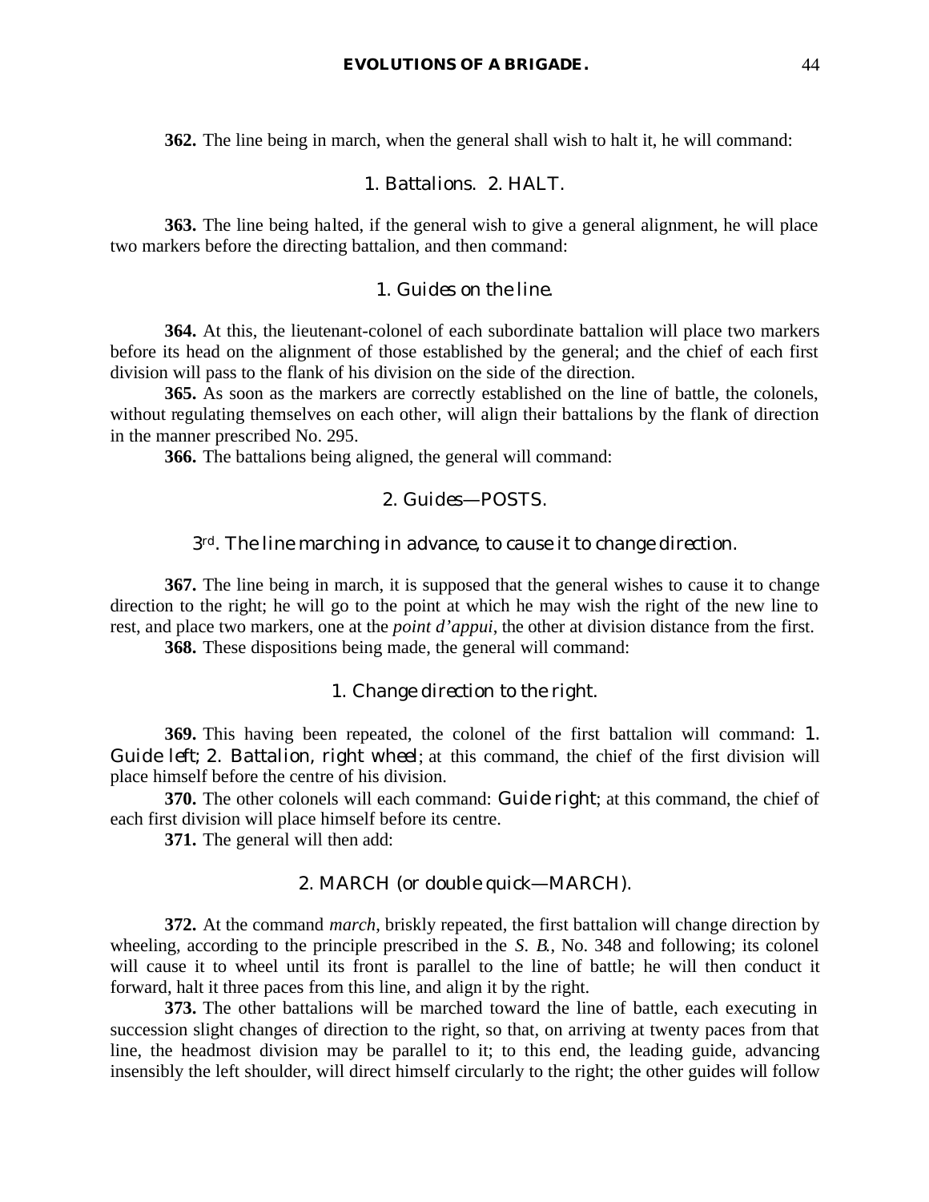**362.** The line being in march, when the general shall wish to halt it, he will command:

1. Battalions. 2. HALT.

**363.** The line being halted, if the general wish to give a general alignment, he will place two markers before the directing battalion, and then command:

1. Guides on the line.

**364.** At this, the lieutenant-colonel of each subordinate battalion will place two markers before its head on the alignment of those established by the general; and the chief of each first division will pass to the flank of his division on the side of the direction.

**365.** As soon as the markers are correctly established on the line of battle, the colonels, without regulating themselves on each other, will align their battalions by the flank of direction in the manner prescribed No. 295.

**366.** The battalions being aligned, the general will command:

2. Guides—POSTS.

### 3rd. The line marching in advance, to cause it to change direction.

**367.** The line being in march, it is supposed that the general wishes to cause it to change direction to the right; he will go to the point at which he may wish the right of the new line to rest, and place two markers, one at the *point d'appui*, the other at division distance from the first.

**368.** These dispositions being made, the general will command:

1. Change direction to the right.

**369.** This having been repeated, the colonel of the first battalion will command: 1. Guide left; 2. Battalion, right wheel; at this command, the chief of the first division will place himself before the centre of his division.

**370.** The other colonels will each command: Guide right; at this command, the chief of each first division will place himself before its centre.

**371.** The general will then add:

2. MARCH (or double quick—MARCH).

**372.** At the command *march*, briskly repeated, the first battalion will change direction by wheeling, according to the principle prescribed in the *S. B.*, No. 348 and following; its colonel will cause it to wheel until its front is parallel to the line of battle; he will then conduct it forward, halt it three paces from this line, and align it by the right.

**373.** The other battalions will be marched toward the line of battle, each executing in succession slight changes of direction to the right, so that, on arriving at twenty paces from that line, the headmost division may be parallel to it; to this end, the leading guide, advancing insensibly the left shoulder, will direct himself circularly to the right; the other guides will follow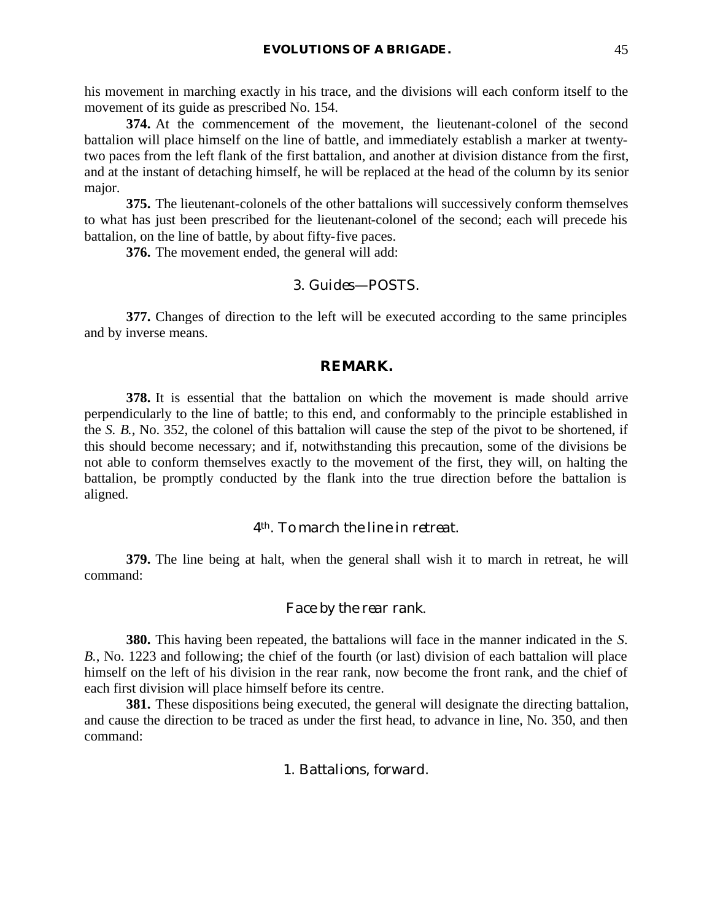his movement in marching exactly in his trace, and the divisions will each conform itself to the movement of its guide as prescribed No. 154.

**374.** At the commencement of the movement, the lieutenant-colonel of the second battalion will place himself on the line of battle, and immediately establish a marker at twenty-two paces from the left flank of the first battalion, and another at division distance from the first, and at the instant of detaching himself, he will be replaced at the head of the column by its senior major.

**375.** The lieutenant-colonels of the other battalions will successively conform themselves to what has just been prescribed for the lieutenant-colonel of the second; each will precede his battalion, on the line of battle, by about fifty-five paces.

**376.** The movement ended, the general will add:

3. *Guides*—POSTS.

**377.** Changes of direction to the left will be executed according to the same principles and by inverse means.

### REMARK.

**378.** It is essential that the battalion on which the movement is made should arrive perpendicularly to the line of battle; to this end, and conformably to the principle established in the *S. B.*, No. 352, the colonel of this battalion will cause the step of the pivot to be shortened, if this should become necessary; and if, notwithstanding this precaution, some of the divisions be not able to conform themselves exactly to the movement of the first, they will, on halting the battalion, be promptly conducted by the flank into the true direction before the battalion is aligned.

### 4th. *To march the line in retreat.*

**379.** The line being at halt, when the general shall wish it to march in retreat, he will command:

*Face by the rear rank.*

**380.** This having been repeated, the battalions will face in the manner indicated in the *S. B.*, No. 1223 and following; the chief of the fourth (or last) division of each battalion will place himself on the left of his division in the rear rank, now become the front rank, and the chief of each first division will place himself before its centre.

**381.** These dispositions being executed, the general will designate the directing battalion, and cause the direction to be traced as under the first head, to advance in line, No. 350, and then command:

1. *Battalions, forward.*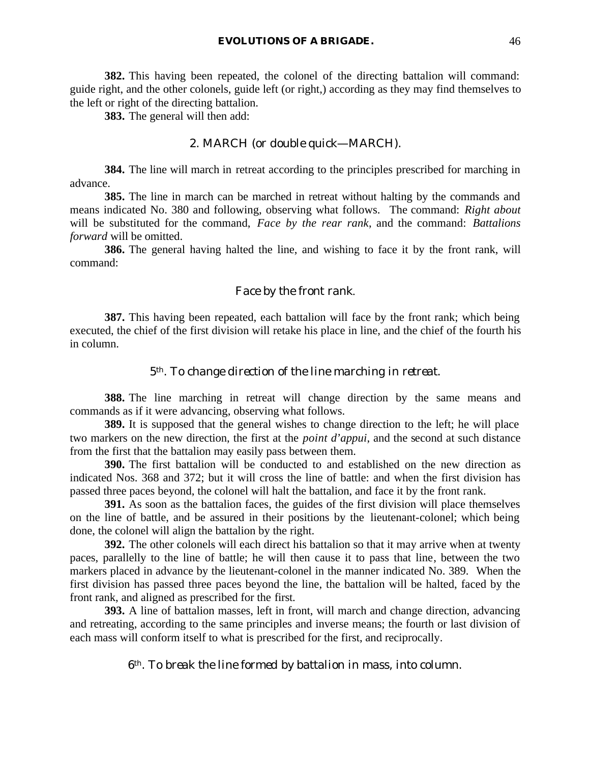**382.** This having been repeated, the colonel of the directing battalion will command: guide right, and the other colonels, guide left (or right,) according as they may find themselves to the left or right of the directing battalion.

**383.** The general will then add:

2. MARCH (*or* double quick—MARCH).

**384.** The line will march in retreat according to the principles prescribed for marching in advance.

**385.** The line in march can be marched in retreat without halting by the commands and means indicated No. 380 and following, observing what follows. The command: *Right about* will be substituted for the command, *Face by the rear rank*, and the command: *Battalions forward* will be omitted.

**386.** The general having halted the line, and wishing to face it by the front rank, will command:

Face by the front rank.

**387.** This having been repeated, each battalion will face by the front rank; which being executed, the chief of the first division will retake his place in line, and the chief of the fourth his in column.

### 5th. *To change direction of the line marching in retreat.*

**388.** The line marching in retreat will change direction by the same means and commands as if it were advancing, observing what follows.

**389.** It is supposed that the general wishes to change direction to the left; he will place two markers on the new direction, the first at the *point d'appui*, and the second at such distance from the first that the battalion may easily pass between them.

**390.** The first battalion will be conducted to and established on the new direction as indicated Nos. 368 and 372; but it will cross the line of battle: and when the first division has passed three paces beyond, the colonel will halt the battalion, and face it by the front rank.

**391.** As soon as the battalion faces, the guides of the first division will place themselves on the line of battle, and be assured in their positions by the lieutenant-colonel; which being done, the colonel will align the battalion by the right.

**392.** The other colonels will each direct his battalion so that it may arrive when at twenty paces, parallelly to the line of battle; he will then cause it to pass that line, between the two markers placed in advance by the lieutenant-colonel in the manner indicated No. 389. When the first division has passed three paces beyond the line, the battalion will be halted, faced by the front rank, and aligned as prescribed for the first.

**393.** A line of battalion masses, left in front, will march and change direction, advancing and retreating, according to the same principles and inverse means; the fourth or last division of each mass will conform itself to what is prescribed for the first, and reciprocally.

### 6th. *To break the line formed by battalion in mass, into column.*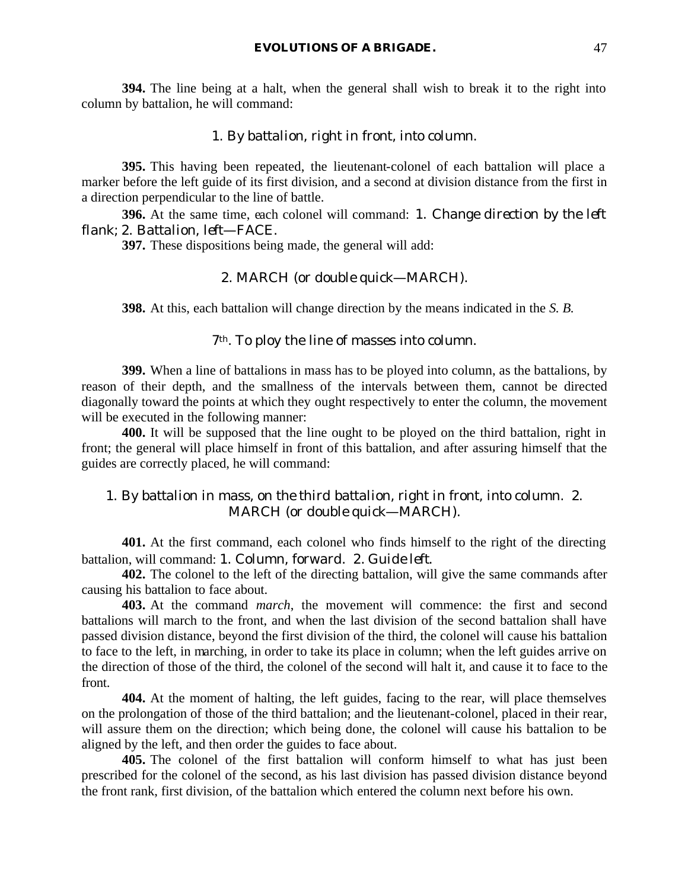**394.** The line being at a halt, when the general shall wish to break it to the right into column by battalion, he will command:

1. *By battalion, right in front, into column.*

**395.** This having been repeated, the lieutenant-colonel of each battalion will place a marker before the left guide of its first division, and a second at division distance from the first in a direction perpendicular to the line of battle.

**396.** At the same time, each colonel will command: 1. *Change direction by the left flank*; 2. *Battalion, left—FACE.*

**397.** These dispositions being made, the general will add:

2. *MARCH* (or *double quick—MARCH*).

**398.** At this, each battalion will change direction by the means indicated in the *S. B.*

### 7th. *To ploy the line of masses into column.*

**399.** When a line of battalions in mass has to be ployed into column, as the battalions, by reason of their depth, and the smallness of the intervals between them, cannot be directed diagonally toward the points at which they ought respectively to enter the column, the movement will be executed in the following manner:

**400.** It will be supposed that the line ought to be ployed on the third battalion, right in front; the general will place himself in front of this battalion, and after assuring himself that the guides are correctly placed, he will command:

1. *By battalion in mass, on the third battalion, right in front, into column.* 2. *MARCH* (or *double quick—MARCH*).

**401.** At the first command, each colonel who finds himself to the right of the directing battalion, will command: 1. *Column, forward.* 2. *Guide left.*

**402.** The colonel to the left of the directing battalion, will give the same commands after causing his battalion to face about.

**403.** At the command *march*, the movement will commence: the first and second battalions will march to the front, and when the last division of the second battalion shall have passed division distance, beyond the first division of the third, the colonel will cause his battalion to face to the left, in marching, in order to take its place in column; when the left guides arrive on the direction of those of the third, the colonel of the second will halt it, and cause it to face to the front.

**404.** At the moment of halting, the left guides, facing to the rear, will place themselves on the prolongation of those of the third battalion; and the lieutenant-colonel, placed in their rear, will assure them on the direction; which being done, the colonel will cause his battalion to be aligned by the left, and then order the guides to face about.

**405.** The colonel of the first battalion will conform himself to what has just been prescribed for the colonel of the second, as his last division has passed division distance beyond the front rank, first division, of the battalion which entered the column next before his own.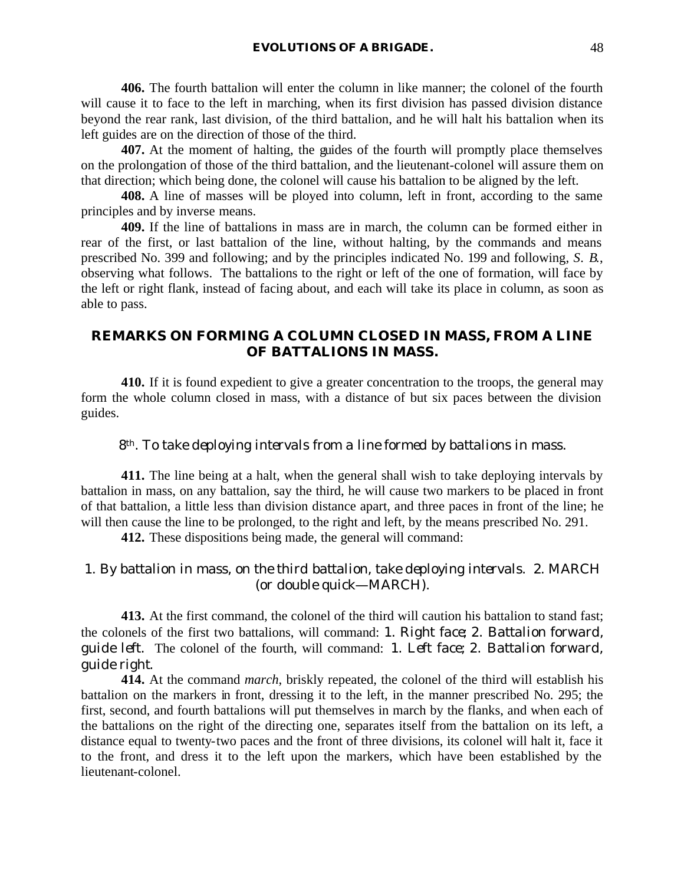**406.** The fourth battalion will enter the column in like manner; the colonel of the fourth will cause it to face to the left in marching, when its first division has passed division distance beyond the rear rank, last division, of the third battalion, and he will halt his battalion when its left guides are on the direction of those of the third.

**407.** At the moment of halting, the guides of the fourth will promptly place themselves on the prolongation of those of the third battalion, and the lieutenant-colonel will assure them on that direction; which being done, the colonel will cause his battalion to be aligned by the left.

**408.** A line of masses will be ployed into column, left in front, according to the same principles and by inverse means.

**409.** If the line of battalions in mass are in march, the column can be formed either in rear of the first, or last battalion of the line, without halting, by the commands and means prescribed No. 399 and following; and by the principles indicated No. 199 and following, *S. B.*, observing what follows. The battalions to the right or left of the one of formation, will face by the left or right flank, instead of facing about, and each will take its place in column, as soon as able to pass.

## REMARKS ON FORMING A COLUMN CLOSED IN MASS, FROM A LINE OF BATTALIONS IN MASS.

**410.** If it is found expedient to give a greater concentration to the troops, the general may form the whole column closed in mass, with a distance of but six paces between the division guides.

### 8th. *To take deploying intervals from a line formed by battalions in mass.*

**411.** The line being at a halt, when the general shall wish to take deploying intervals by battalion in mass, on any battalion, say the third, he will cause two markers to be placed in front of that battalion, a little less than division distance apart, and three paces in front of the line; he will then cause the line to be prolonged, to the right and left, by the means prescribed No. 291.

**412.** These dispositions being made, the general will command:

*1. By battalion in mass, on the third battalion, take deploying intervals. 2. MARCH (or double quick—MARCH).*

**413.** At the first command, the colonel of the third will caution his battalion to stand fast; the colonels of the first two battalions, will command: *1. Right face; 2. Battalion forward, guide left.* The colonel of the fourth, will command: *1. Left face; 2. Battalion forward, guide right.*

**414.** At the command *march*, briskly repeated, the colonel of the third will establish his battalion on the markers in front, dressing it to the left, in the manner prescribed No. 295; the first, second, and fourth battalions will put themselves in march by the flanks, and when each of the battalions on the right of the directing one, separates itself from the battalion on its left, a distance equal to twenty-two paces and the front of three divisions, its colonel will halt it, face it to the front, and dress it to the left upon the markers, which have been established by the lieutenant-colonel.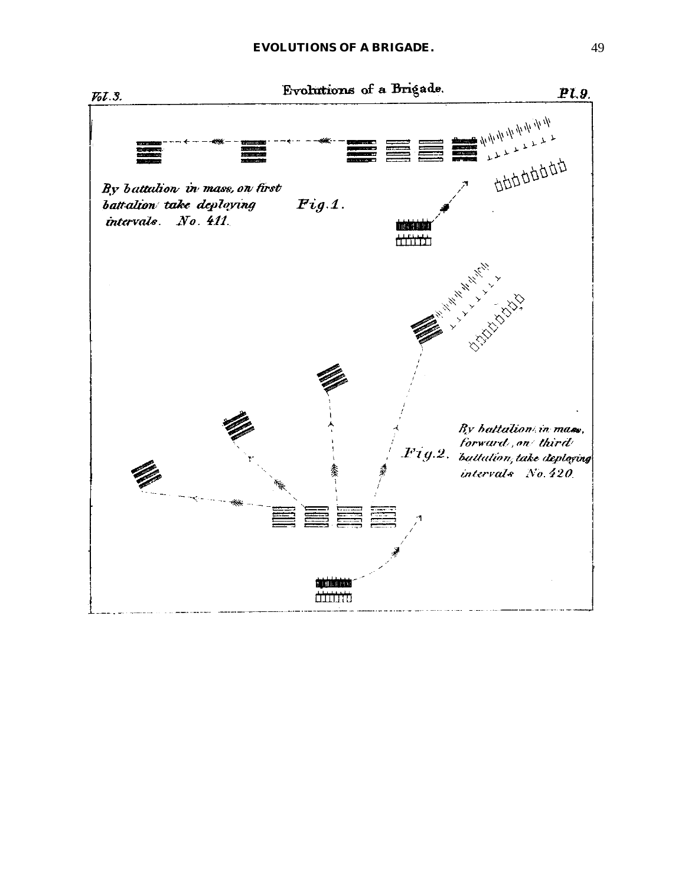Evolutions of a Brigade.

Vol. 3.

Pl. 9.

*By battalion in mass, on first battalion take deploying intervals. No. 411.*

Fig. 1.

*By battalion in mass, forward, on third battalion, take deploying intervals No. 420.*

Fig. 2.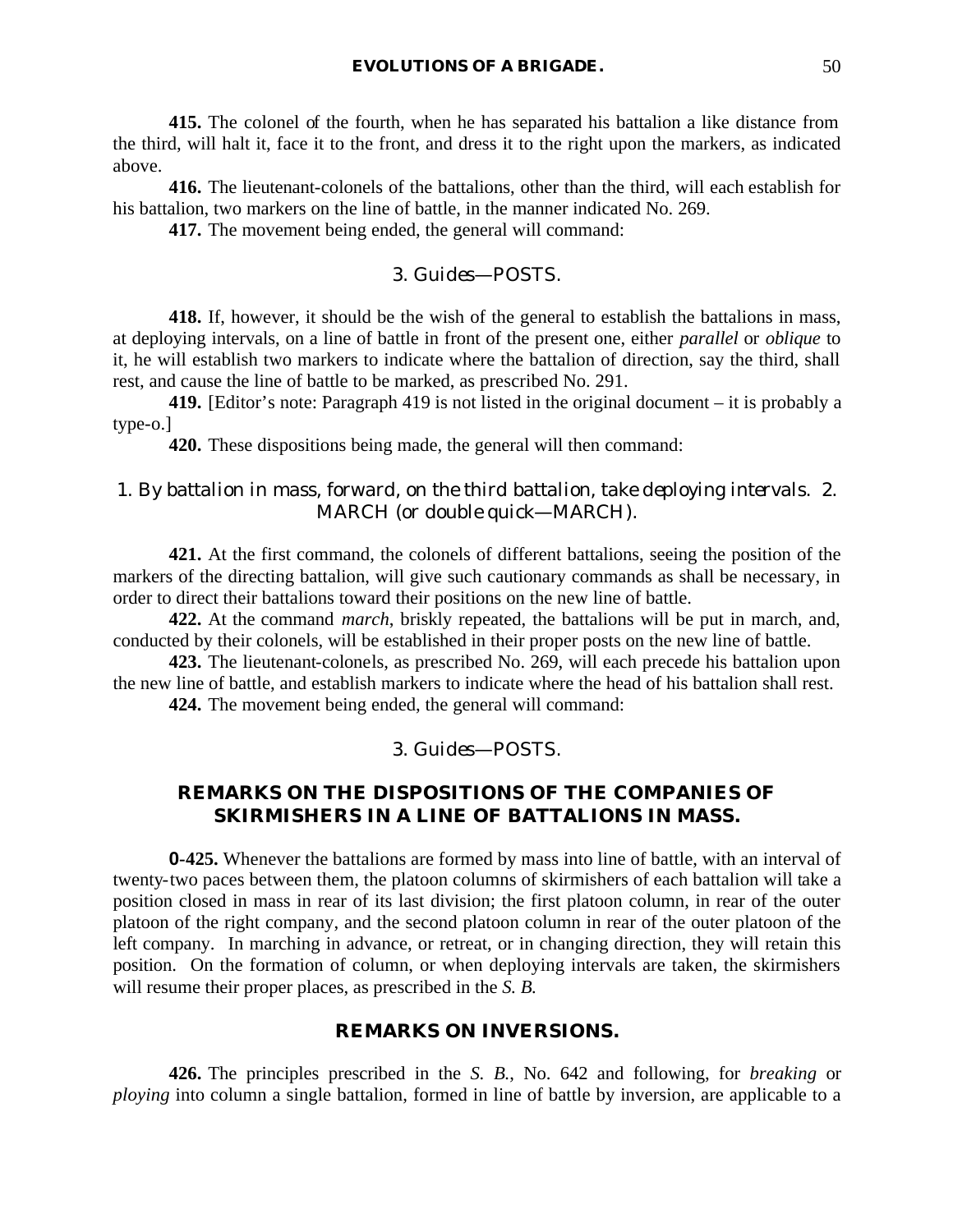**415.** The colonel of the fourth, when he has separated his battalion a like distance from the third, will halt it, face it to the front, and dress it to the right upon the markers, as indicated above.

**416.** The lieutenant-colonels of the battalions, other than the third, will each establish for his battalion, two markers on the line of battle, in the manner indicated No. 269.

**417.** The movement being ended, the general will command:

*3. Guides—POSTS.*

**418.** If, however, it should be the wish of the general to establish the battalions in mass, at deploying intervals, on a line of battle in front of the present one, either *parallel* or *oblique* to it, he will establish two markers to indicate where the battalion of direction, say the third, shall rest, and cause the line of battle to be marked, as prescribed No. 291.

**419.** [Editor's note: Paragraph 419 is not listed in the original document – it is probably a type-o.]

**420.** These dispositions being made, the general will then command:

*1. By battalion in mass, forward, on the third battalion, take deploying intervals. 2. MARCH (or double quick—MARCH).*

**421.** At the first command, the colonels of different battalions, seeing the position of the markers of the directing battalion, will give such cautionary commands as shall be necessary, in order to direct their battalions toward their positions on the new line of battle.

**422.** At the command *march*, briskly repeated, the battalions will be put in march, and, conducted by their colonels, will be established in their proper posts on the new line of battle.

**423.** The lieutenant-colonels, as prescribed No. 269, will each precede his battalion upon the new line of battle, and establish markers to indicate where the head of his battalion shall rest.

**424.** The movement being ended, the general will command:

*3. Guides—POSTS.*

## REMARKS ON THE DISPOSITIONS OF THE COMPANIES OF SKIRMISHERS IN A LINE OF BATTALIONS IN MASS.

**0-425.** Whenever the battalions are formed by mass into line of battle, with an interval of twenty-two paces between them, the platoon columns of skirmishers of each battalion will take a position closed in mass in rear of its last division; the first platoon column, in rear of the outer platoon of the right company, and the second platoon column in rear of the outer platoon of the left company. In marching in advance, or retreat, or in changing direction, they will retain this position. On the formation of column, or when deploying intervals are taken, the skirmishers will resume their proper places, as prescribed in the *S. B.*

## REMARKS ON INVERSIONS.

**426.** The principles prescribed in the *S. B.*, No. 642 and following, for *breaking* or *ploying* into column a single battalion, formed in line of battle by inversion, are applicable to a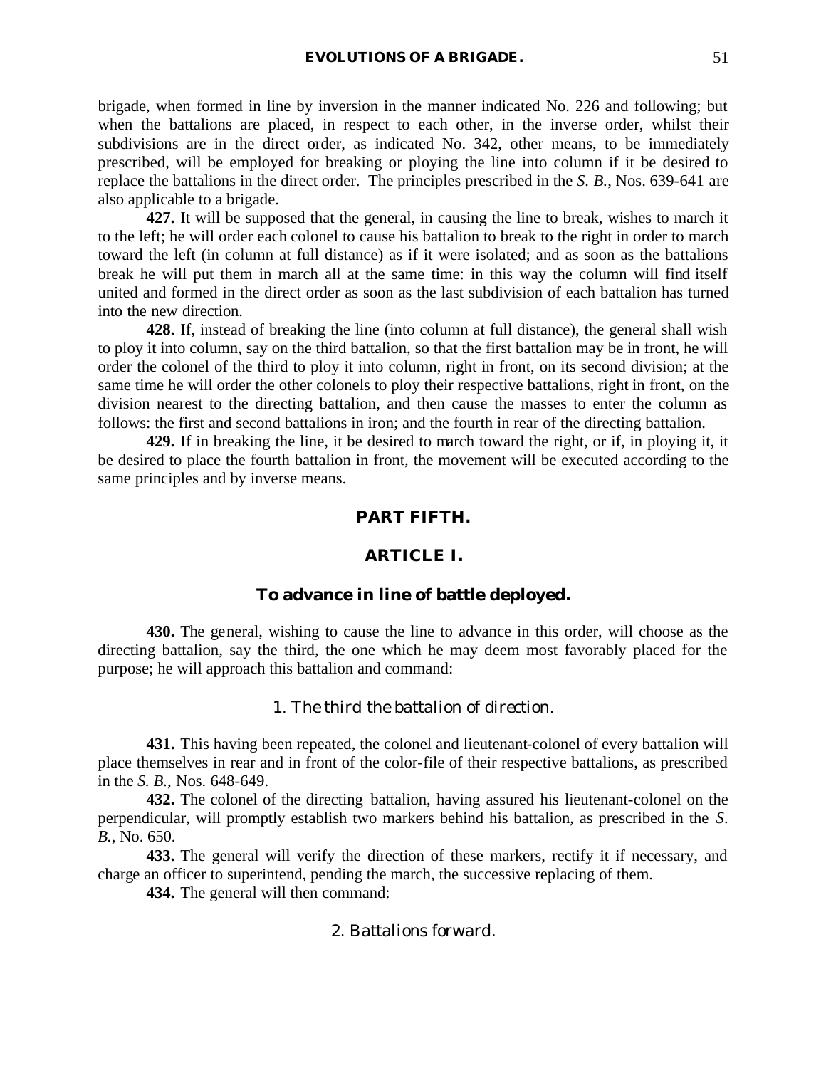brigade, when formed in line by inversion in the manner indicated No. 226 and following; but when the battalions are placed, in respect to each other, in the inverse order, whilst their subdivisions are in the direct order, as indicated No. 342, other means, to be immediately prescribed, will be employed for breaking or ploying the line into column if it be desired to replace the battalions in the direct order. The principles prescribed in the *S. B.*, Nos. 639-641 are also applicable to a brigade.

**427.** It will be supposed that the general, in causing the line to break, wishes to march it to the left; he will order each colonel to cause his battalion to break to the right in order to march toward the left (in column at full distance) as if it were isolated; and as soon as the battalions break he will put them in march all at the same time: in this way the column will find itself united and formed in the direct order as soon as the last subdivision of each battalion has turned into the new direction.

**428.** If, instead of breaking the line (into column at full distance), the general shall wish to ploy it into column, say on the third battalion, so that the first battalion may be in front, he will order the colonel of the third to ploy it into column, right in front, on its second division; at the same time he will order the other colonels to ploy their respective battalions, right in front, on the division nearest to the directing battalion, and then cause the masses to enter the column as follows: the first and second battalions in iron; and the fourth in rear of the directing battalion.

**429.** If in breaking the line, it be desired to march toward the right, or if, in ploying it, it be desired to place the fourth battalion in front, the movement will be executed according to the same principles and by inverse means.

## PART FIFTH.

## ARTICLE I.

### To advance in line of battle deployed.

**430.** The general, wishing to cause the line to advance in this order, will choose as the directing battalion, say the third, the one which he may deem most favorably placed for the purpose; he will approach this battalion and command:

1. *The third the battalion of direction.*

**431.** This having been repeated, the colonel and lieutenant-colonel of every battalion will place themselves in rear and in front of the color-file of their respective battalions, as prescribed in the *S. B.*, Nos. 648-649.

**432.** The colonel of the directing battalion, having assured his lieutenant-colonel on the perpendicular, will promptly establish two markers behind his battalion, as prescribed in the *S. B.*, No. 650.

**433.** The general will verify the direction of these markers, rectify it if necessary, and charge an officer to superintend, pending the march, the successive replacing of them.

**434.** The general will then command:

2. *Battalions forward.*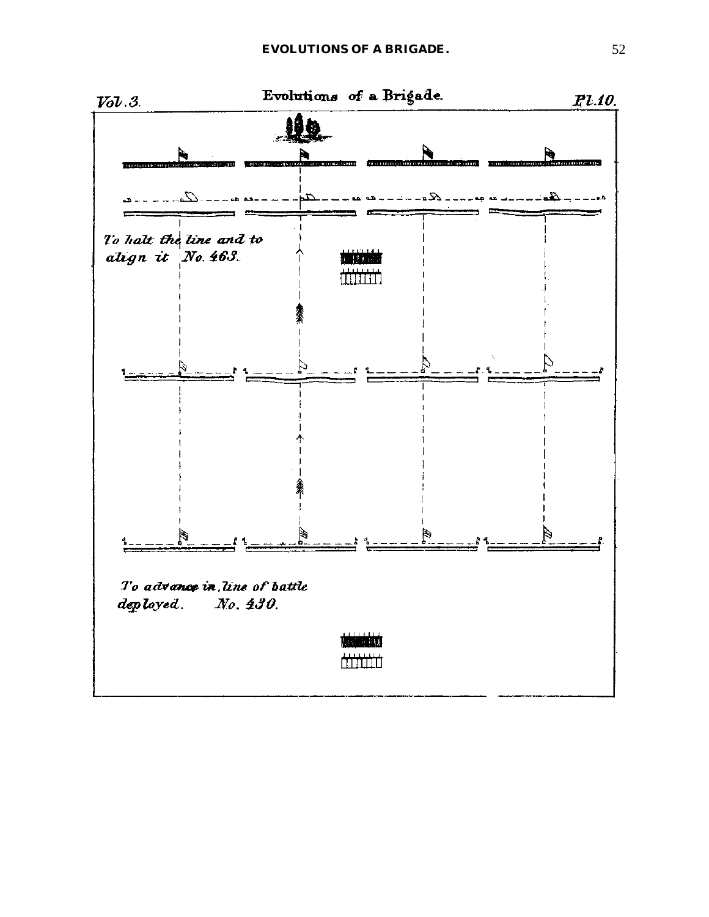Vol. 3. Evolutions of a Brigade. Pl. 10.

*To halt the line and to align it No. 463.*

*To advance in line of battle deployed. No. 430.*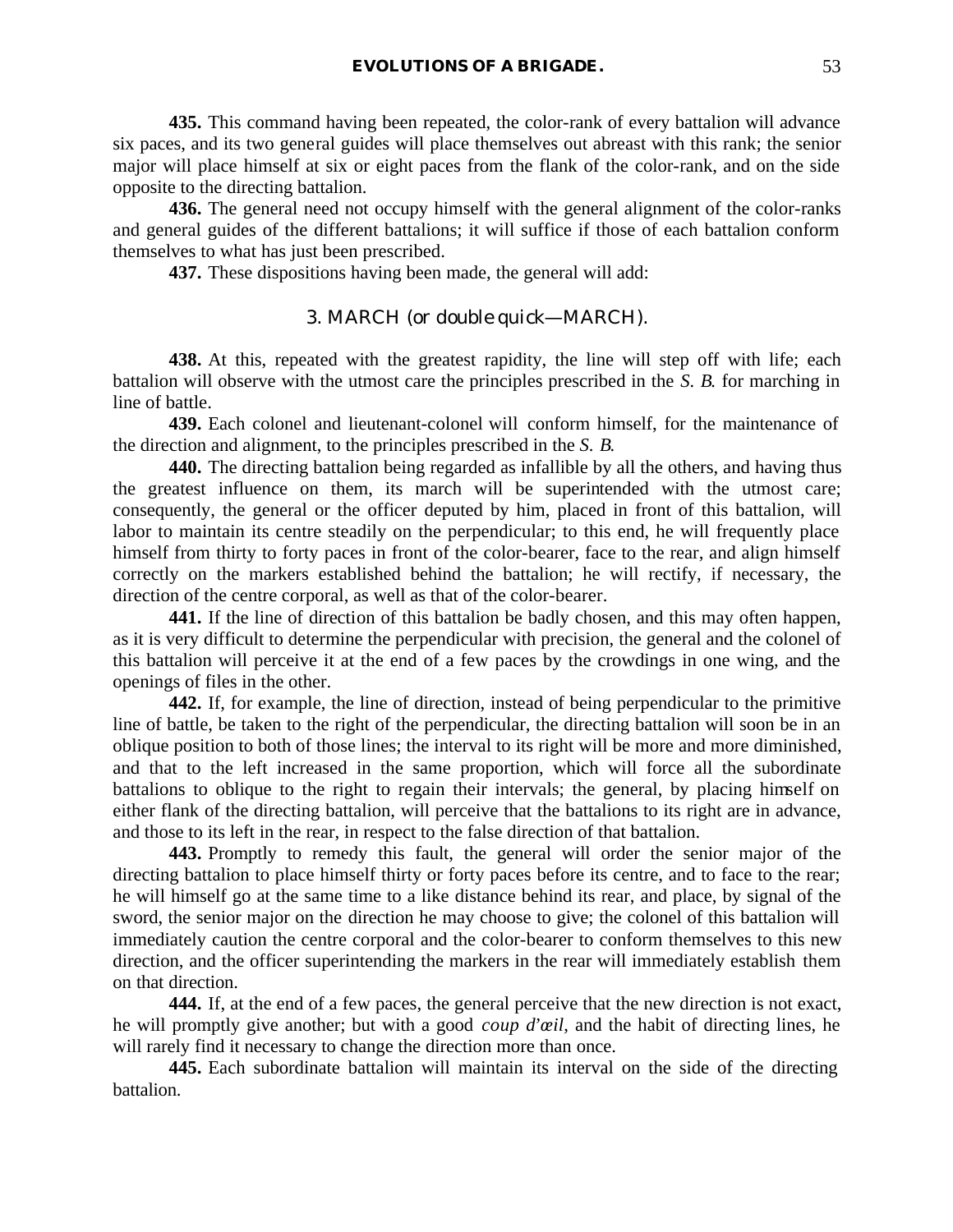**435.** This command having been repeated, the color-rank of every battalion will advance six paces, and its two general guides will place themselves out abreast with this rank; the senior major will place himself at six or eight paces from the flank of the color-rank, and on the side opposite to the directing battalion.

**436.** The general need not occupy himself with the general alignment of the color-ranks and general guides of the different battalions; it will suffice if those of each battalion conform themselves to what has just been prescribed.

**437.** These dispositions having been made, the general will add:

3. MARCH (or double quick—MARCH).

**438.** At this, repeated with the greatest rapidity, the line will step off with life; each battalion will observe with the utmost care the principles prescribed in the *S. B.* for marching in line of battle.

**439.** Each colonel and lieutenant-colonel will conform himself, for the maintenance of the direction and alignment, to the principles prescribed in the *S. B.*

**440.** The directing battalion being regarded as infallible by all the others, and having thus the greatest influence on them, its march will be superintended with the utmost care; consequently, the general or the officer deputed by him, placed in front of this battalion, will labor to maintain its centre steadily on the perpendicular; to this end, he will frequently place himself from thirty to forty paces in front of the color-bearer, face to the rear, and align himself correctly on the markers established behind the battalion; he will rectify, if necessary, the direction of the centre corporal, as well as that of the color-bearer.

**441.** If the line of direction of this battalion be badly chosen, and this may often happen, as it is very difficult to determine the perpendicular with precision, the general and the colonel of this battalion will perceive it at the end of a few paces by the crowdings in one wing, and the openings of files in the other.

**442.** If, for example, the line of direction, instead of being perpendicular to the primitive line of battle, be taken to the right of the perpendicular, the directing battalion will soon be in an oblique position to both of those lines; the interval to its right will be more and more diminished, and that to the left increased in the same proportion, which will force all the subordinate battalions to oblique to the right to regain their intervals; the general, by placing himself on either flank of the directing battalion, will perceive that the battalions to its right are in advance, and those to its left in the rear, in respect to the false direction of that battalion.

**443.** Promptly to remedy this fault, the general will order the senior major of the directing battalion to place himself thirty or forty paces before its centre, and to face to the rear; he will himself go at the same time to a like distance behind its rear, and place, by signal of the sword, the senior major on the direction he may choose to give; the colonel of this battalion will immediately caution the centre corporal and the color-bearer to conform themselves to this new direction, and the officer superintending the markers in the rear will immediately establish them on that direction.

**444.** If, at the end of a few paces, the general perceive that the new direction is not exact, he will promptly give another; but with a good *coup d'œil*, and the habit of directing lines, he will rarely find it necessary to change the direction more than once.

**445.** Each subordinate battalion will maintain its interval on the side of the directing battalion.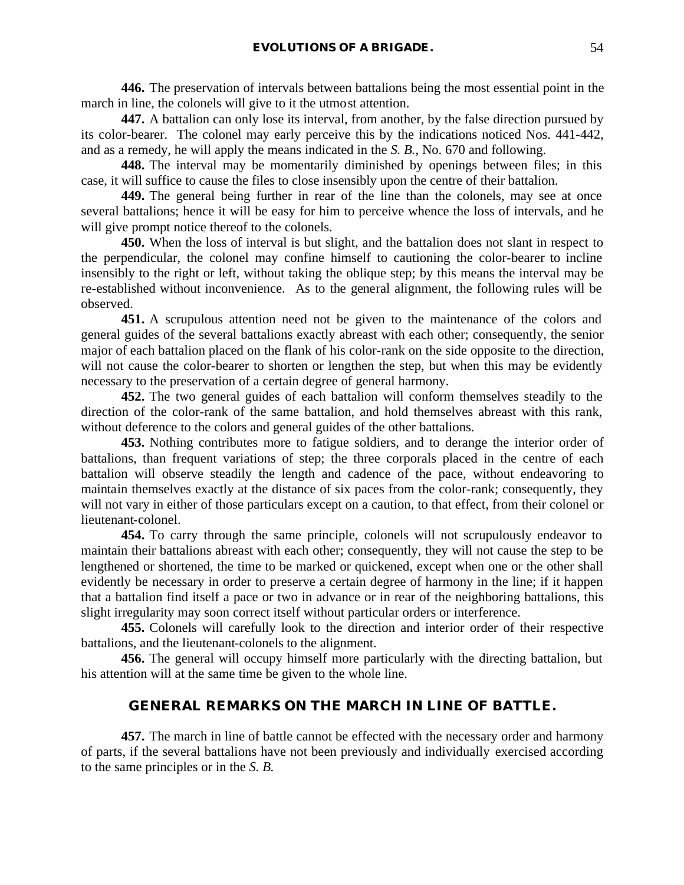**446.** The preservation of intervals between battalions being the most essential point in the march in line, the colonels will give to it the utmost attention.

**447.** A battalion can only lose its interval, from another, by the false direction pursued by its color-bearer. The colonel may early perceive this by the indications noticed Nos. 441-442, and as a remedy, he will apply the means indicated in the *S. B.*, No. 670 and following.

**448.** The interval may be momentarily diminished by openings between files; in this case, it will suffice to cause the files to close insensibly upon the centre of their battalion.

**449.** The general being further in rear of the line than the colonels, may see at once several battalions; hence it will be easy for him to perceive whence the loss of intervals, and he will give prompt notice thereof to the colonels.

**450.** When the loss of interval is but slight, and the battalion does not slant in respect to the perpendicular, the colonel may confine himself to cautioning the color-bearer to incline insensibly to the right or left, without taking the oblique step; by this means the interval may be re-established without inconvenience. As to the general alignment, the following rules will be observed.

**451.** A scrupulous attention need not be given to the maintenance of the colors and general guides of the several battalions exactly abreast with each other; consequently, the senior major of each battalion placed on the flank of his color-rank on the side opposite to the direction, will not cause the color-bearer to shorten or lengthen the step, but when this may be evidently necessary to the preservation of a certain degree of general harmony.

**452.** The two general guides of each battalion will conform themselves steadily to the direction of the color-rank of the same battalion, and hold themselves abreast with this rank, without deference to the colors and general guides of the other battalions.

**453.** Nothing contributes more to fatigue soldiers, and to derange the interior order of battalions, than frequent variations of step; the three corporals placed in the centre of each battalion will observe steadily the length and cadence of the pace, without endeavoring to maintain themselves exactly at the distance of six paces from the color-rank; consequently, they will not vary in either of those particulars except on a caution, to that effect, from their colonel or lieutenant-colonel.

**454.** To carry through the same principle, colonels will not scrupulously endeavor to maintain their battalions abreast with each other; consequently, they will not cause the step to be lengthened or shortened, the time to be marked or quickened, except when one or the other shall evidently be necessary in order to preserve a certain degree of harmony in the line; if it happen that a battalion find itself a pace or two in advance or in rear of the neighboring battalions, this slight irregularity may soon correct itself without particular orders or interference.

**455.** Colonels will carefully look to the direction and interior order of their respective battalions, and the lieutenant-colonels to the alignment.

**456.** The general will occupy himself more particularly with the directing battalion, but his attention will at the same time be given to the whole line.

## GENERAL REMARKS ON THE MARCH IN LINE OF BATTLE.

**457.** The march in line of battle cannot be effected with the necessary order and harmony of parts, if the several battalions have not been previously and individually exercised according to the same principles or in the *S. B.*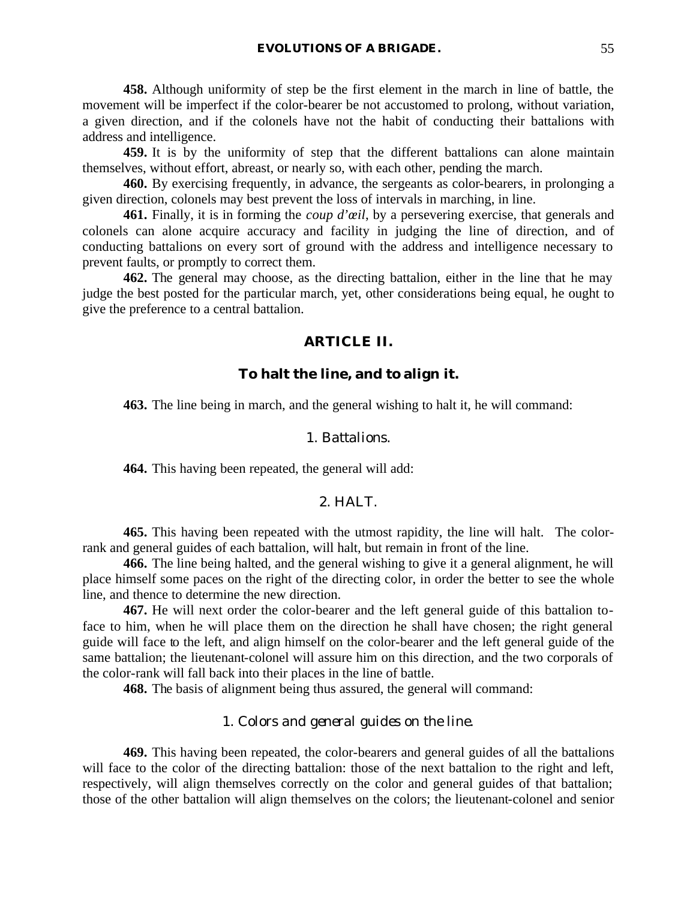**458.** Although uniformity of step be the first element in the march in line of battle, the movement will be imperfect if the color-bearer be not accustomed to prolong, without variation, a given direction, and if the colonels have not the habit of conducting their battalions with address and intelligence.

**459.** It is by the uniformity of step that the different battalions can alone maintain themselves, without effort, abreast, or nearly so, with each other, pending the march.

**460.** By exercising frequently, in advance, the sergeants as color-bearers, in prolonging a given direction, colonels may best prevent the loss of intervals in marching, in line.

**461.** Finally, it is in forming the *coup d'œil*, by a persevering exercise, that generals and colonels can alone acquire accuracy and facility in judging the line of direction, and of conducting battalions on every sort of ground with the address and intelligence necessary to prevent faults, or promptly to correct them.

**462.** The general may choose, as the directing battalion, either in the line that he may judge the best posted for the particular march, yet, other considerations being equal, he ought to give the preference to a central battalion.

## ARTICLE II.

### To halt the line, and to align it.

**463.** The line being in march, and the general wishing to halt it, he will command:

1. *Battalions.*

**464.** This having been repeated, the general will add:

2. HALT.

**465.** This having been repeated with the utmost rapidity, the line will halt. The color-rank and general guides of each battalion, will halt, but remain in front of the line.

**466.** The line being halted, and the general wishing to give it a general alignment, he will place himself some paces on the right of the directing color, in order the better to see the whole line, and thence to determine the new direction.

**467.** He will next order the color-bearer and the left general guide of this battalion to face to him, when he will place them on the direction he shall have chosen; the right general guide will face to the left, and align himself on the color-bearer and the left general guide of the same battalion; the lieutenant-colonel will assure him on this direction, and the two corporals of the color-rank will fall back into their places in the line of battle.

**468.** The basis of alignment being thus assured, the general will command:

1. *Colors and general guides on the line.*

**469.** This having been repeated, the color-bearers and general guides of all the battalions will face to the color of the directing battalion: those of the next battalion to the right and left, respectively, will align themselves correctly on the color and general guides of that battalion; those of the other battalion will align themselves on the colors; the lieutenant-colonel and senior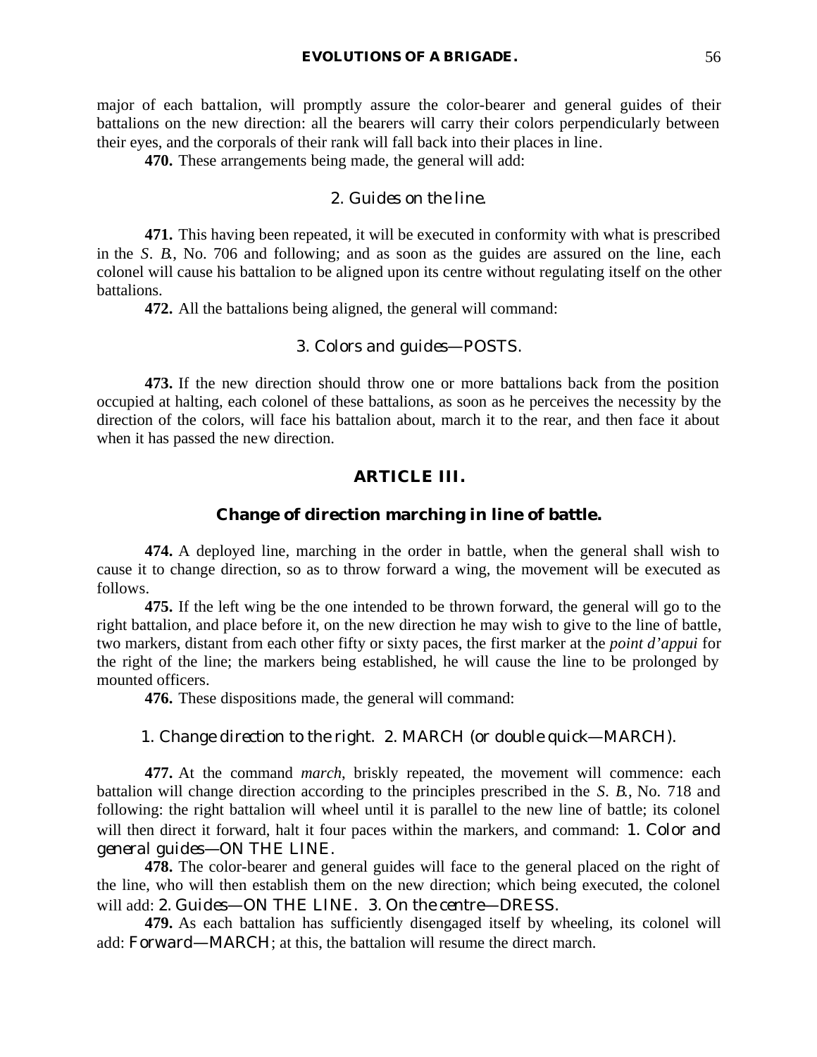major of each battalion, will promptly assure the color-bearer and general guides of their battalions on the new direction: all the bearers will carry their colors perpendicularly between their eyes, and the corporals of their rank will fall back into their places in line.

**470.** These arrangements being made, the general will add:

*2. Guides on the line.*

**471.** This having been repeated, it will be executed in conformity with what is prescribed in the *S. B.*, No. 706 and following; and as soon as the guides are assured on the line, each colonel will cause his battalion to be aligned upon its centre without regulating itself on the other battalions.

**472.** All the battalions being aligned, the general will command:

*3. Colors and guides*—POSTS.

**473.** If the new direction should throw one or more battalions back from the position occupied at halting, each colonel of these battalions, as soon as he perceives the necessity by the direction of the colors, will face his battalion about, march it to the rear, and then face it about when it has passed the new direction.

## ARTICLE III.

### Change of direction marching in line of battle.

**474.** A deployed line, marching in the order in battle, when the general shall wish to cause it to change direction, so as to throw forward a wing, the movement will be executed as follows.

**475.** If the left wing be the one intended to be thrown forward, the general will go to the right battalion, and place before it, on the new direction he may wish to give to the line of battle, two markers, distant from each other fifty or sixty paces, the first marker at the *point d'appui* for the right of the line; the markers being established, he will cause the line to be prolonged by mounted officers.

**476.** These dispositions made, the general will command:

*1. Change direction to the right. 2.* MARCH (*or double quick*—MARCH).

**477.** At the command *march*, briskly repeated, the movement will commence: each battalion will change direction according to the principles prescribed in the *S. B.*, No. 718 and following: the right battalion will wheel until it is parallel to the new line of battle; its colonel will then direct it forward, halt it four paces within the markers, and command: *1. Color and general guides*—ON THE LINE.

**478.** The color-bearer and general guides will face to the general placed on the right of the line, who will then establish them on the new direction; which being executed, the colonel will add: *2. Guides*—ON THE LINE. *3. On the centre*—DRESS.

**479.** As each battalion has sufficiently disengaged itself by wheeling, its colonel will add: *Forward*—MARCH; at this, the battalion will resume the direct march.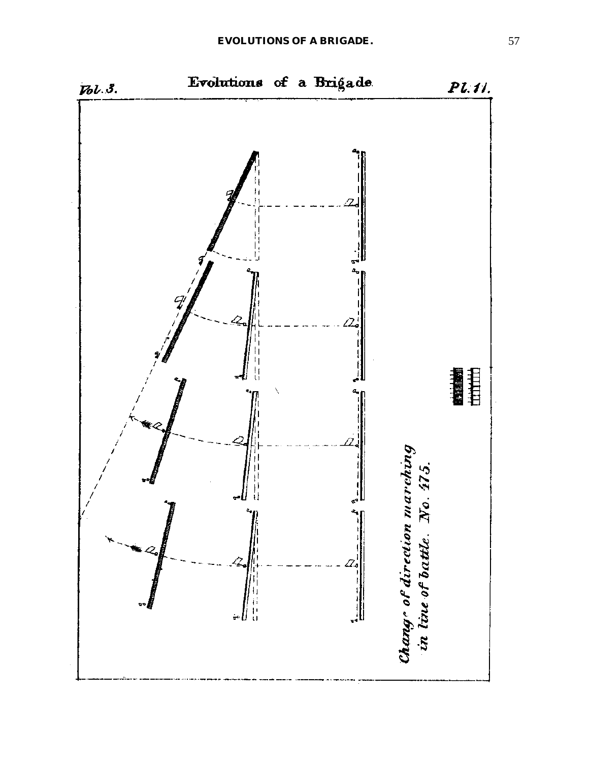Evolutions of a Brigade.

Vol. 3. Pl. 11.

*Change of direction marching in line of battle. No. 475.*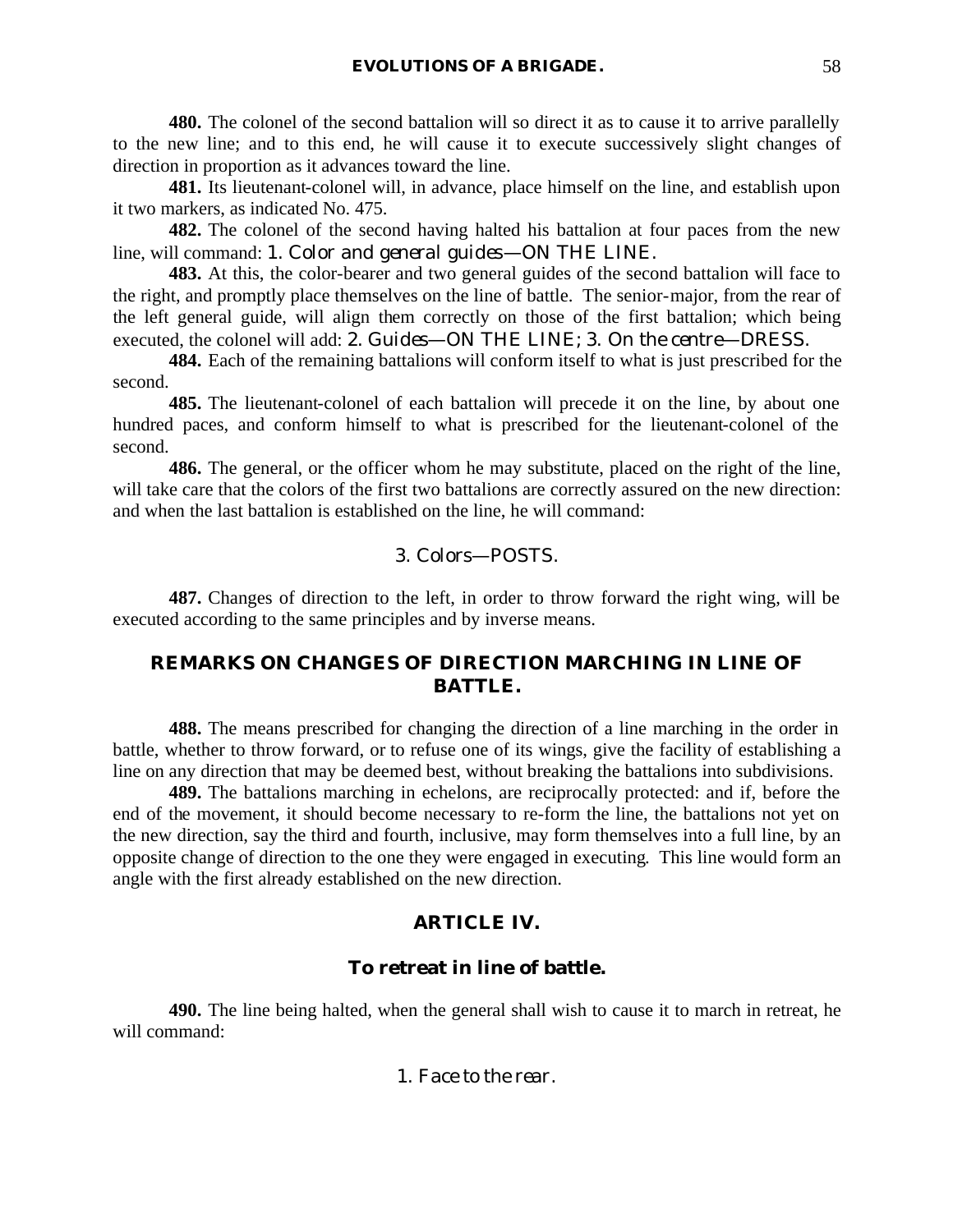**480.** The colonel of the second battalion will so direct it as to cause it to arrive parallelly to the new line; and to this end, he will cause it to execute successively slight changes of direction in proportion as it advances toward the line.

**481.** Its lieutenant-colonel will, in advance, place himself on the line, and establish upon it two markers, as indicated No. 475.

**482.** The colonel of the second having halted his battalion at four paces from the new line, will command: *1. Color and general guides*—ON THE LINE.

**483.** At this, the color-bearer and two general guides of the second battalion will face to the right, and promptly place themselves on the line of battle. The senior-major, from the rear of the left general guide, will align them correctly on those of the first battalion; which being executed, the colonel will add: *2. Guides*—ON THE LINE; *3. On the centre*—DRESS.

**484.** Each of the remaining battalions will conform itself to what is just prescribed for the second.

**485.** The lieutenant-colonel of each battalion will precede it on the line, by about one hundred paces, and conform himself to what is prescribed for the lieutenant-colonel of the second.

**486.** The general, or the officer whom he may substitute, placed on the right of the line, will take care that the colors of the first two battalions are correctly assured on the new direction: and when the last battalion is established on the line, he will command:

3. *Colors*—POSTS.

**487.** Changes of direction to the left, in order to throw forward the right wing, will be executed according to the same principles and by inverse means.

## REMARKS ON CHANGES OF DIRECTION MARCHING IN LINE OF BATTLE.

**488.** The means prescribed for changing the direction of a line marching in the order in battle, whether to throw forward, or to refuse one of its wings, give the facility of establishing a line on any direction that may be deemed best, without breaking the battalions into subdivisions.

**489.** The battalions marching in echelons, are reciprocally protected: and if, before the end of the movement, it should become necessary to re-form the line, the battalions not yet on the new direction, say the third and fourth, inclusive, may form themselves into a full line, by an opposite change of direction to the one they were engaged in executing. This line would form an angle with the first already established on the new direction.

## ARTICLE IV.

### To retreat in line of battle.

**490.** The line being halted, when the general shall wish to cause it to march in retreat, he will command:

1. *Face to the rear.*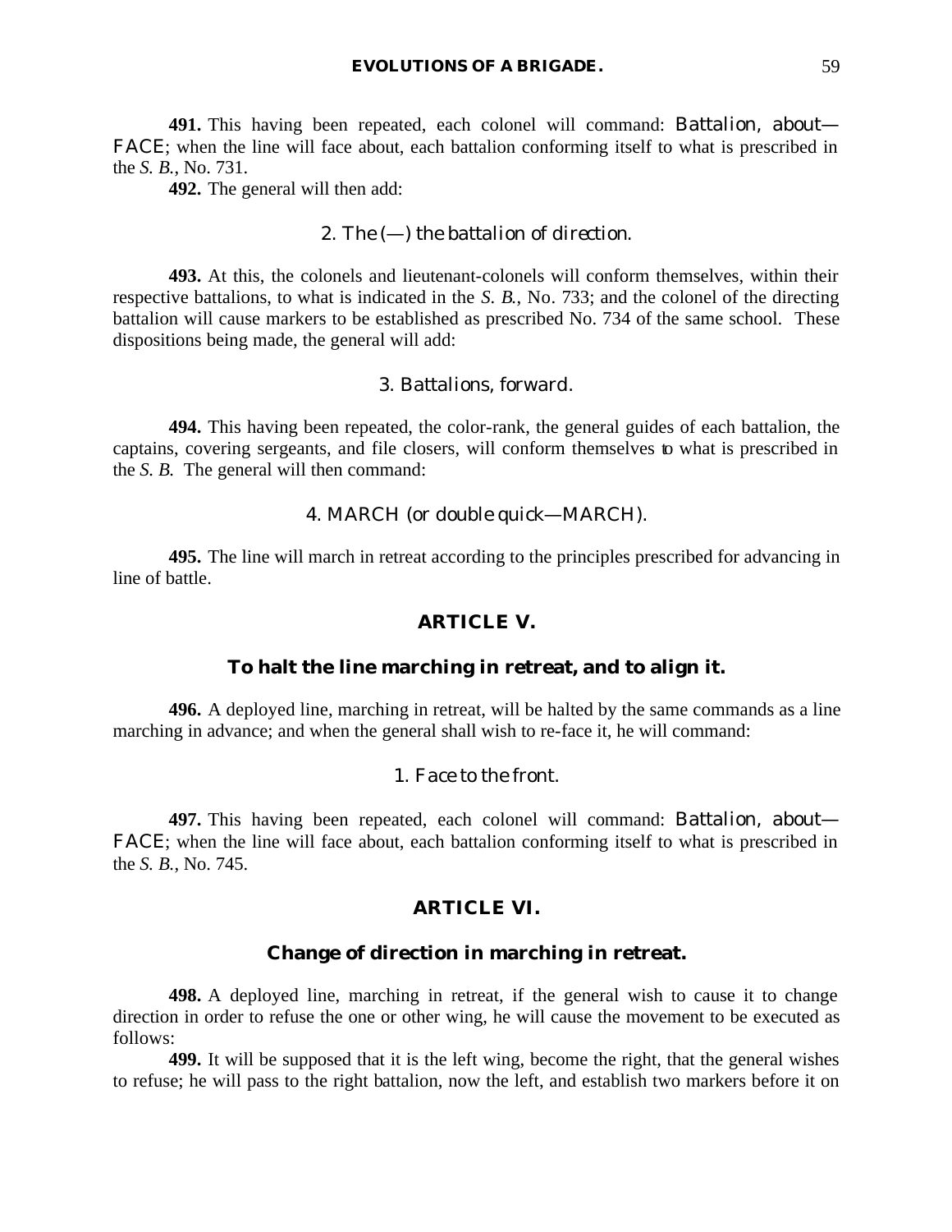**491.** This having been repeated, each colonel will command: Battalion, about—FACE; when the line will face about, each battalion conforming itself to what is prescribed in the *S. B.*, No. 731.

**492.** The general will then add:

2. *The (—) the battalion of direction.*

**493.** At this, the colonels and lieutenant-colonels will conform themselves, within their respective battalions, to what is indicated in the *S. B.*, No. 733; and the colonel of the directing battalion will cause markers to be established as prescribed No. 734 of the same school. These dispositions being made, the general will add:

3. *Battalions, forward.*

**494.** This having been repeated, the color-rank, the general guides of each battalion, the captains, covering sergeants, and file closers, will conform themselves to what is prescribed in the *S. B.* The general will then command:

4. MARCH (*or double quick*—MARCH).

**495.** The line will march in retreat according to the principles prescribed for advancing in line of battle.

## ARTICLE V.

### To halt the line marching in retreat, and to align it.

**496.** A deployed line, marching in retreat, will be halted by the same commands as a line marching in advance; and when the general shall wish to re-face it, he will command:

1. *Face to the front.*

**497.** This having been repeated, each colonel will command: Battalion, about—FACE; when the line will face about, each battalion conforming itself to what is prescribed in the *S. B.*, No. 745.

## ARTICLE VI.

### Change of direction in marching in retreat.

**498.** A deployed line, marching in retreat, if the general wish to cause it to change direction in order to refuse the one or other wing, he will cause the movement to be executed as follows:

**499.** It will be supposed that it is the left wing, become the right, that the general wishes to refuse; he will pass to the right battalion, now the left, and establish two markers before it on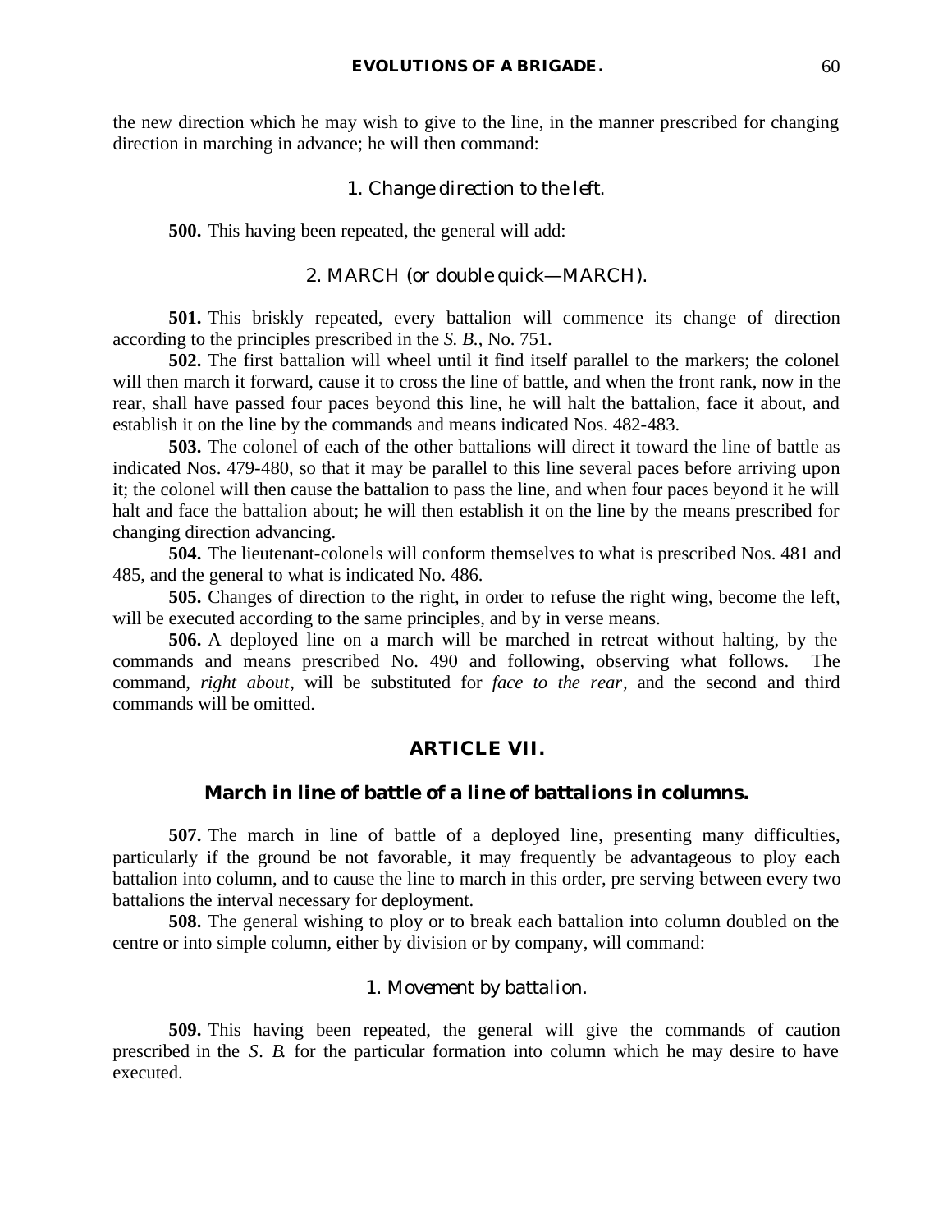the new direction which he may wish to give to the line, in the manner prescribed for changing direction in marching in advance; he will then command:

*1. Change direction to the left.*

**500.** This having been repeated, the general will add:

*2. MARCH (or double quick—MARCH).*

**501.** This briskly repeated, every battalion will commence its change of direction according to the principles prescribed in the *S. B.*, No. 751.

**502.** The first battalion will wheel until it find itself parallel to the markers; the colonel will then march it forward, cause it to cross the line of battle, and when the front rank, now in the rear, shall have passed four paces beyond this line, he will halt the battalion, face it about, and establish it on the line by the commands and means indicated Nos. 482-483.

**503.** The colonel of each of the other battalions will direct it toward the line of battle as indicated Nos. 479-480, so that it may be parallel to this line several paces before arriving upon it; the colonel will then cause the battalion to pass the line, and when four paces beyond it he will halt and face the battalion about; he will then establish it on the line by the means prescribed for changing direction advancing.

**504.** The lieutenant-colonels will conform themselves to what is prescribed Nos. 481 and 485, and the general to what is indicated No. 486.

**505.** Changes of direction to the right, in order to refuse the right wing, become the left, will be executed according to the same principles, and by in verse means.

**506.** A deployed line on a march will be marched in retreat without halting, by the commands and means prescribed No. 490 and following, observing what follows. The command, *right about*, will be substituted for *face to the rear*, and the second and third commands will be omitted.

## ARTICLE VII.

### March in line of battle of a line of battalions in columns.

**507.** The march in line of battle of a deployed line, presenting many difficulties, particularly if the ground be not favorable, it may frequently be advantageous to ploy each battalion into column, and to cause the line to march in this order, pre serving between every two battalions the interval necessary for deployment.

**508.** The general wishing to ploy or to break each battalion into column doubled on the centre or into simple column, either by division or by company, will command:

*1. Movement by battalion.*

**509.** This having been repeated, the general will give the commands of caution prescribed in the *S. B.* for the particular formation into column which he may desire to have executed.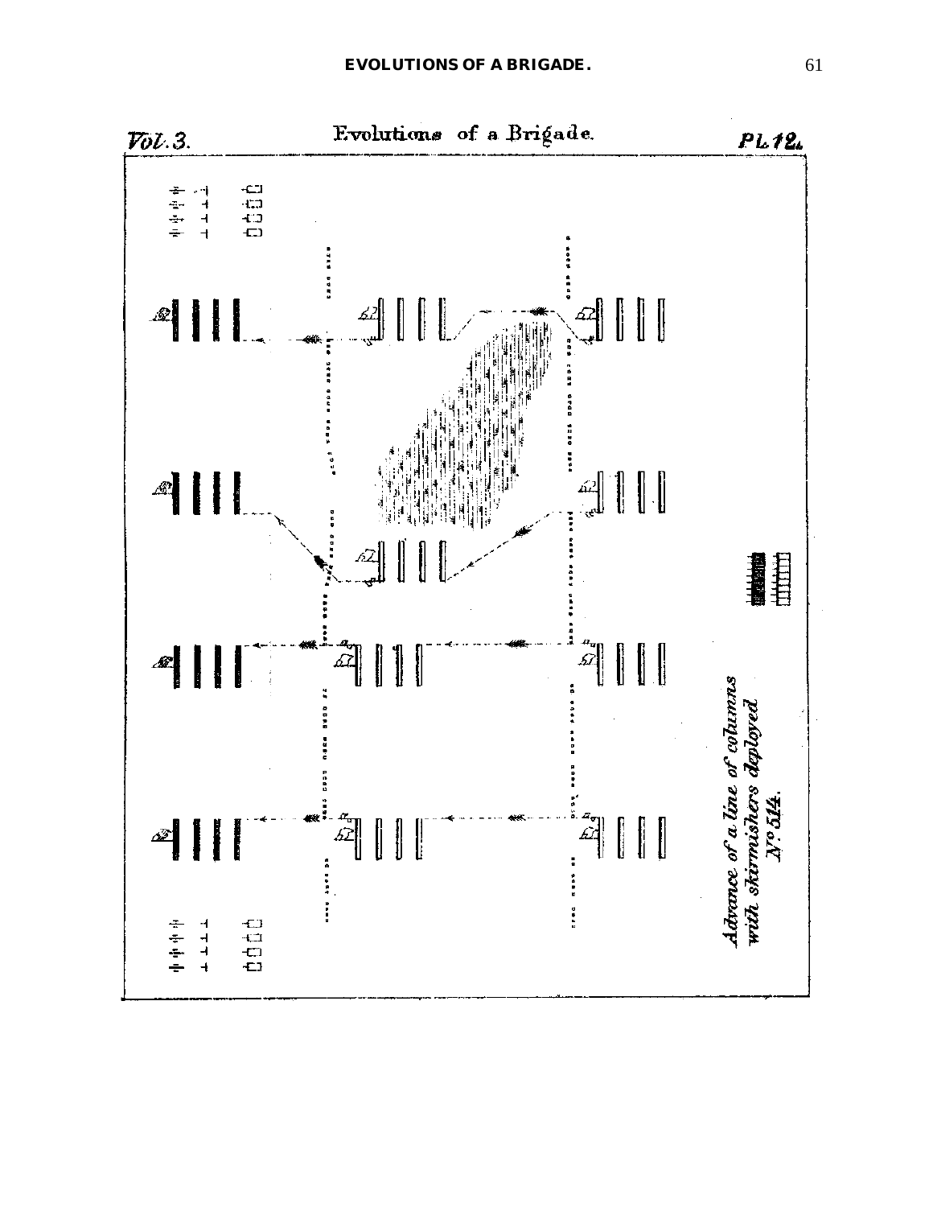Vol. 3.

Evolutions of a Brigade.

Pl. 12.

Advance of a line of columns with skirmishers deployed

No. 514.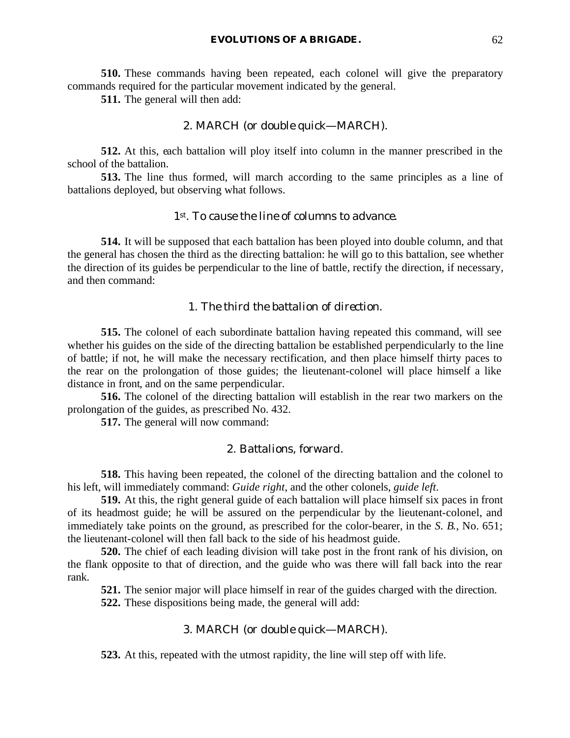**510.** These commands having been repeated, each colonel will give the preparatory commands required for the particular movement indicated by the general.

**511.** The general will then add:

2. MARCH (*or* double quick—MARCH).

**512.** At this, each battalion will ploy itself into column in the manner prescribed in the school of the battalion.

**513.** The line thus formed, will march according to the same principles as a line of battalions deployed, but observing what follows.

### 1st. *To cause the line of columns to advance.*

**514.** It will be supposed that each battalion has been ployed into double column, and that the general has chosen the third as the directing battalion: he will go to this battalion, see whether the direction of its guides be perpendicular to the line of battle, rectify the direction, if necessary, and then command:

1. *The third the battalion of direction.*

**515.** The colonel of each subordinate battalion having repeated this command, will see whether his guides on the side of the directing battalion be established perpendicularly to the line of battle; if not, he will make the necessary rectification, and then place himself thirty paces to the rear on the prolongation of those guides; the lieutenant-colonel will place himself a like distance in front, and on the same perpendicular.

**516.** The colonel of the directing battalion will establish in the rear two markers on the prolongation of the guides, as prescribed No. 432.

**517.** The general will now command:

2. *Battalions, forward.*

**518.** This having been repeated, the colonel of the directing battalion and the colonel to his left, will immediately command: *Guide right*, and the other colonels, *guide left*.

**519.** At this, the right general guide of each battalion will place himself six paces in front of its headmost guide; he will be assured on the perpendicular by the lieutenant-colonel, and immediately take points on the ground, as prescribed for the color-bearer, in the *S. B.*, No. 651; the lieutenant-colonel will then fall back to the side of his headmost guide.

**520.** The chief of each leading division will take post in the front rank of his division, on the flank opposite to that of direction, and the guide who was there will fall back into the rear rank.

**521.** The senior major will place himself in rear of the guides charged with the direction.

**522.** These dispositions being made, the general will add:

3. MARCH (*or* double quick—MARCH).

**523.** At this, repeated with the utmost rapidity, the line will step off with life.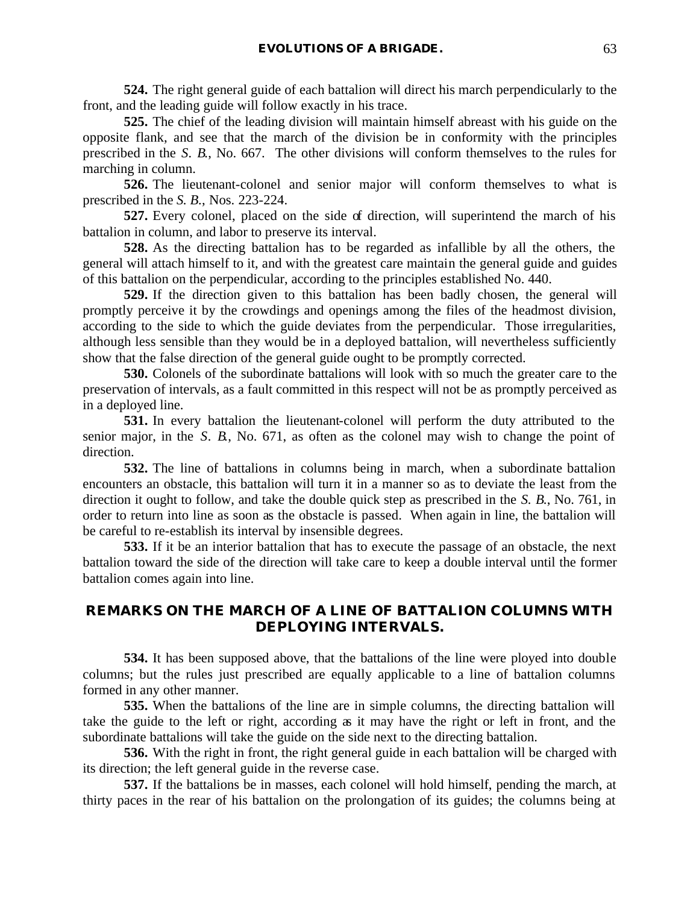**524.** The right general guide of each battalion will direct his march perpendicularly to the front, and the leading guide will follow exactly in his trace.

**525.** The chief of the leading division will maintain himself abreast with his guide on the opposite flank, and see that the march of the division be in conformity with the principles prescribed in the *S. B.*, No. 667. The other divisions will conform themselves to the rules for marching in column.

**526.** The lieutenant-colonel and senior major will conform themselves to what is prescribed in the *S. B.*, Nos. 223-224.

**527.** Every colonel, placed on the side of direction, will superintend the march of his battalion in column, and labor to preserve its interval.

**528.** As the directing battalion has to be regarded as infallible by all the others, the general will attach himself to it, and with the greatest care maintain the general guide and guides of this battalion on the perpendicular, according to the principles established No. 440.

**529.** If the direction given to this battalion has been badly chosen, the general will promptly perceive it by the crowdings and openings among the files of the headmost division, according to the side to which the guide deviates from the perpendicular. Those irregularities, although less sensible than they would be in a deployed battalion, will nevertheless sufficiently show that the false direction of the general guide ought to be promptly corrected.

**530.** Colonels of the subordinate battalions will look with so much the greater care to the preservation of intervals, as a fault committed in this respect will not be as promptly perceived as in a deployed line.

**531.** In every battalion the lieutenant-colonel will perform the duty attributed to the senior major, in the *S. B.*, No. 671, as often as the colonel may wish to change the point of direction.

**532.** The line of battalions in columns being in march, when a subordinate battalion encounters an obstacle, this battalion will turn it in a manner so as to deviate the least from the direction it ought to follow, and take the double quick step as prescribed in the *S. B.*, No. 761, in order to return into line as soon as the obstacle is passed. When again in line, the battalion will be careful to re-establish its interval by insensible degrees.

**533.** If it be an interior battalion that has to execute the passage of an obstacle, the next battalion toward the side of the direction will take care to keep a double interval until the former battalion comes again into line.

## REMARKS ON THE MARCH OF A LINE OF BATTALION COLUMNS WITH DEPLOYING INTERVALS.

**534.** It has been supposed above, that the battalions of the line were ployed into double columns; but the rules just prescribed are equally applicable to a line of battalion columns formed in any other manner.

**535.** When the battalions of the line are in simple columns, the directing battalion will take the guide to the left or right, according as it may have the right or left in front, and the subordinate battalions will take the guide on the side next to the directing battalion.

**536.** With the right in front, the right general guide in each battalion will be charged with its direction; the left general guide in the reverse case.

**537.** If the battalions be in masses, each colonel will hold himself, pending the march, at thirty paces in the rear of his battalion on the prolongation of its guides; the columns being at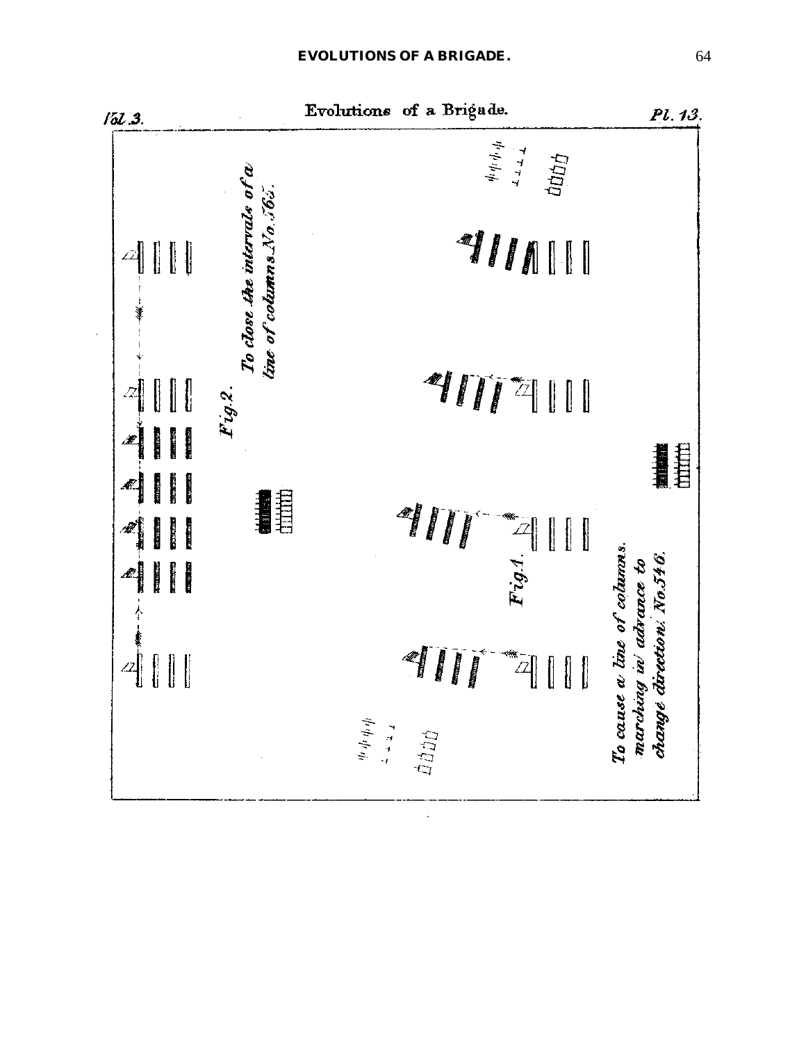Vol. 3. Evolutions of a Brigade. Pl. 13.

Fig. 2. To close the intervals of a line of columns. No. 565.

Fig. 1. To cause a line of columns marching in advance to change direction. No. 546.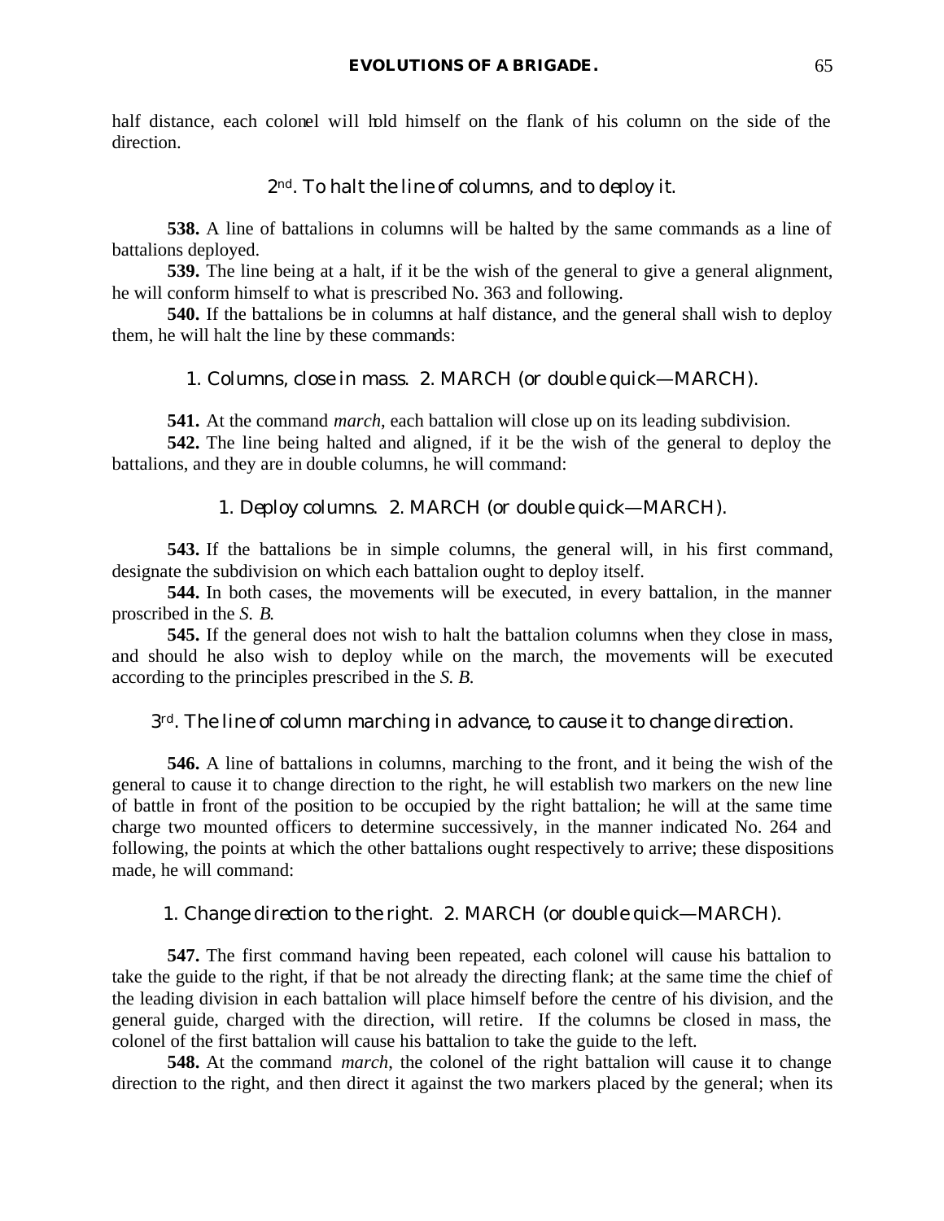half distance, each colonel will hold himself on the flank of his column on the side of the direction.

### 2nd. *To halt the line of columns, and to deploy it.*

**538.** A line of battalions in columns will be halted by the same commands as a line of battalions deployed.

**539.** The line being at a halt, if it be the wish of the general to give a general alignment, he will conform himself to what is prescribed No. 363 and following.

**540.** If the battalions be in columns at half distance, and the general shall wish to deploy them, he will halt the line by these commands:

1. *Columns, close in mass.* 2. MARCH (*or double quick*—MARCH).

**541.** At the command *march*, each battalion will close up on its leading subdivision.

**542.** The line being halted and aligned, if it be the wish of the general to deploy the battalions, and they are in double columns, he will command:

1. *Deploy columns.* 2. MARCH (*or double quick*—MARCH).

**543.** If the battalions be in simple columns, the general will, in his first command, designate the subdivision on which each battalion ought to deploy itself.

**544.** In both cases, the movements will be executed, in every battalion, in the manner proscribed in the *S. B.*

**545.** If the general does not wish to halt the battalion columns when they close in mass, and should he also wish to deploy while on the march, the movements will be executed according to the principles prescribed in the *S. B.*

### 3rd. *The line of column marching in advance, to cause it to change direction.*

**546.** A line of battalions in columns, marching to the front, and it being the wish of the general to cause it to change direction to the right, he will establish two markers on the new line of battle in front of the position to be occupied by the right battalion; he will at the same time charge two mounted officers to determine successively, in the manner indicated No. 264 and following, the points at which the other battalions ought respectively to arrive; these dispositions made, he will command:

1. *Change direction to the right.* 2. MARCH (*or double quick*—MARCH).

**547.** The first command having been repeated, each colonel will cause his battalion to take the guide to the right, if that be not already the directing flank; at the same time the chief of the leading division in each battalion will place himself before the centre of his division, and the general guide, charged with the direction, will retire. If the columns be closed in mass, the colonel of the first battalion will cause his battalion to take the guide to the left.

**548.** At the command *march*, the colonel of the right battalion will cause it to change direction to the right, and then direct it against the two markers placed by the general; when its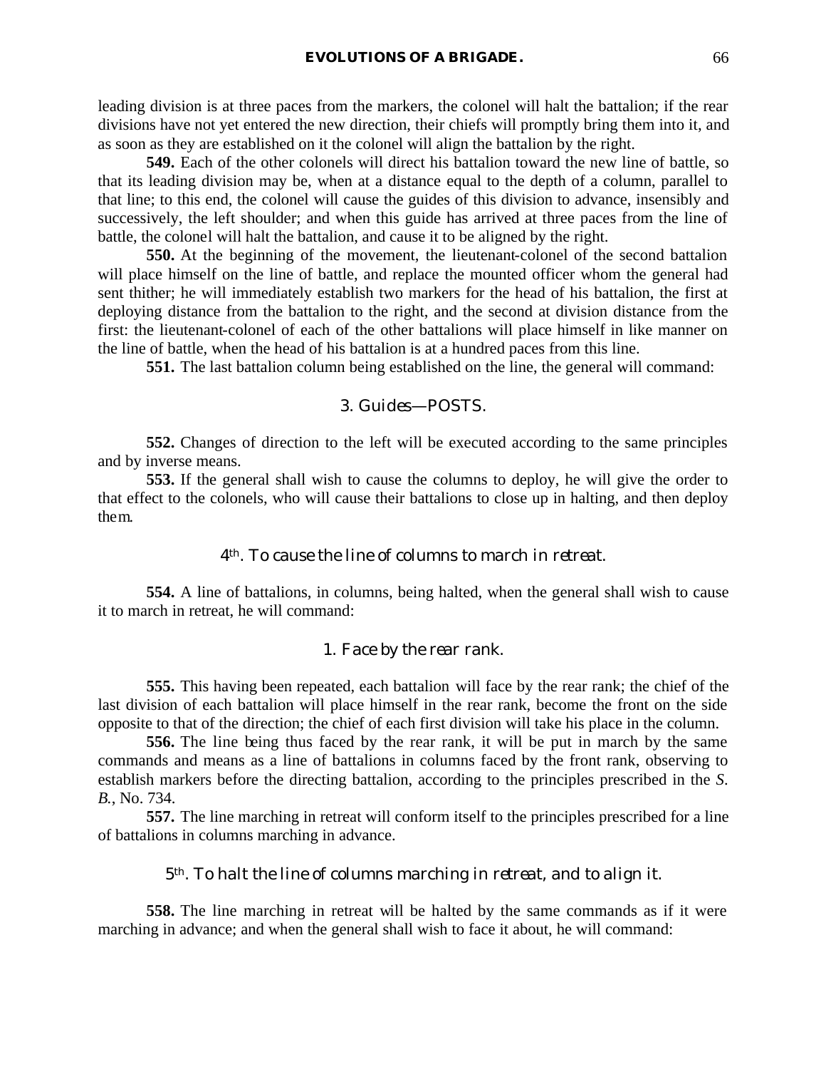leading division is at three paces from the markers, the colonel will halt the battalion; if the rear divisions have not yet entered the new direction, their chiefs will promptly bring them into it, and as soon as they are established on it the colonel will align the battalion by the right.

**549.** Each of the other colonels will direct his battalion toward the new line of battle, so that its leading division may be, when at a distance equal to the depth of a column, parallel to that line; to this end, the colonel will cause the guides of this division to advance, insensibly and successively, the left shoulder; and when this guide has arrived at three paces from the line of battle, the colonel will halt the battalion, and cause it to be aligned by the right.

**550.** At the beginning of the movement, the lieutenant-colonel of the second battalion will place himself on the line of battle, and replace the mounted officer whom the general had sent thither; he will immediately establish two markers for the head of his battalion, the first at deploying distance from the battalion to the right, and the second at division distance from the first: the lieutenant-colonel of each of the other battalions will place himself in like manner on the line of battle, when the head of his battalion is at a hundred paces from this line.

**551.** The last battalion column being established on the line, the general will command:

3. *Guides*—POSTS.

**552.** Changes of direction to the left will be executed according to the same principles and by inverse means.

**553.** If the general shall wish to cause the columns to deploy, he will give the order to that effect to the colonels, who will cause their battalions to close up in halting, and then deploy them.

### 4th. *To cause the line of columns to march in retreat.*

**554.** A line of battalions, in columns, being halted, when the general shall wish to cause it to march in retreat, he will command:

1. *Face by the rear rank.*

**555.** This having been repeated, each battalion will face by the rear rank; the chief of the last division of each battalion will place himself in the rear rank, become the front on the side opposite to that of the direction; the chief of each first division will take his place in the column.

**556.** The line being thus faced by the rear rank, it will be put in march by the same commands and means as a line of battalions in columns faced by the front rank, observing to establish markers before the directing battalion, according to the principles prescribed in the *S. B.*, No. 734.

**557.** The line marching in retreat will conform itself to the principles prescribed for a line of battalions in columns marching in advance.

### 5th. *To halt the line of columns marching in retreat, and to align it.*

**558.** The line marching in retreat will be halted by the same commands as if it were marching in advance; and when the general shall wish to face it about, he will command: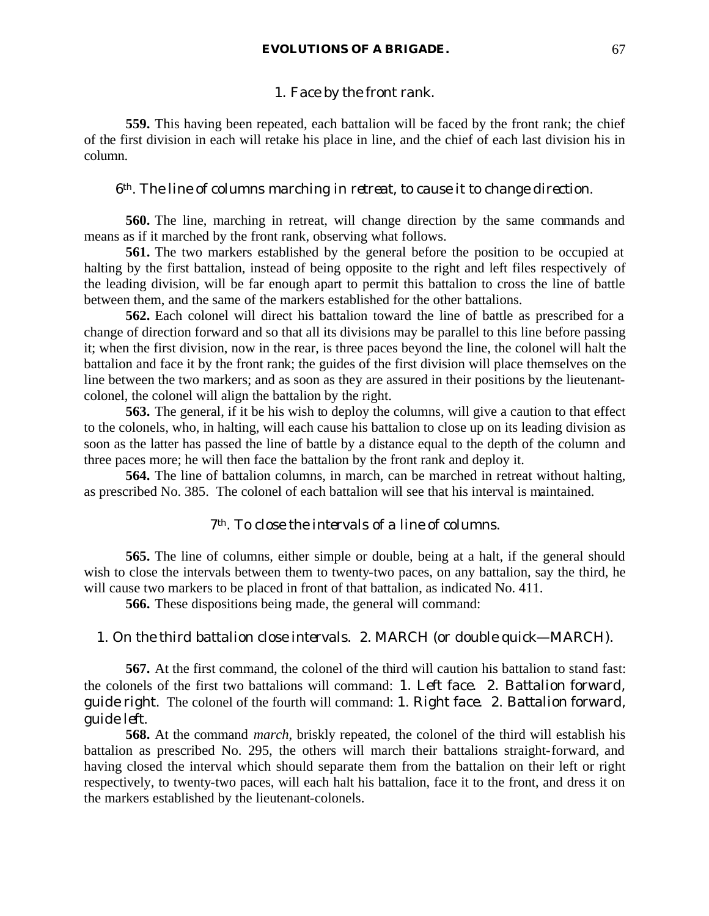*1. Face by the front rank.*

**559.** This having been repeated, each battalion will be faced by the front rank; the chief of the first division in each will retake his place in line, and the chief of each last division his in column.

### *6th. The line of columns marching in retreat, to cause it to change direction.*

**560.** The line, marching in retreat, will change direction by the same commands and means as if it marched by the front rank, observing what follows.

**561.** The two markers established by the general before the position to be occupied at halting by the first battalion, instead of being opposite to the right and left files respectively of the leading division, will be far enough apart to permit this battalion to cross the line of battle between them, and the same of the markers established for the other battalions.

**562.** Each colonel will direct his battalion toward the line of battle as prescribed for a change of direction forward and so that all its divisions may be parallel to this line before passing it; when the first division, now in the rear, is three paces beyond the line, the colonel will halt the battalion and face it by the front rank; the guides of the first division will place themselves on the line between the two markers; and as soon as they are assured in their positions by the lieutenant-colonel, the colonel will align the battalion by the right.

**563.** The general, if it be his wish to deploy the columns, will give a caution to that effect to the colonels, who, in halting, will each cause his battalion to close up on its leading division as soon as the latter has passed the line of battle by a distance equal to the depth of the column and three paces more; he will then face the battalion by the front rank and deploy it.

**564.** The line of battalion columns, in march, can be marched in retreat without halting, as prescribed No. 385. The colonel of each battalion will see that his interval is maintained.

### *7th. To close the intervals of a line of columns.*

**565.** The line of columns, either simple or double, being at a halt, if the general should wish to close the intervals between them to twenty-two paces, on any battalion, say the third, he will cause two markers to be placed in front of that battalion, as indicated No. 411.

**566.** These dispositions being made, the general will command:

*1. On the third battalion close intervals. 2. MARCH (or double quick—MARCH).*

**567.** At the first command, the colonel of the third will caution his battalion to stand fast: the colonels of the first two battalions will command: *1. Left face. 2. Battalion forward, guide right.* The colonel of the fourth will command: *1. Right face. 2. Battalion forward, guide left.*

**568.** At the command *march*, briskly repeated, the colonel of the third will establish his battalion as prescribed No. 295, the others will march their battalions straight-forward, and having closed the interval which should separate them from the battalion on their left or right respectively, to twenty-two paces, will each halt his battalion, face it to the front, and dress it on the markers established by the lieutenant-colonels.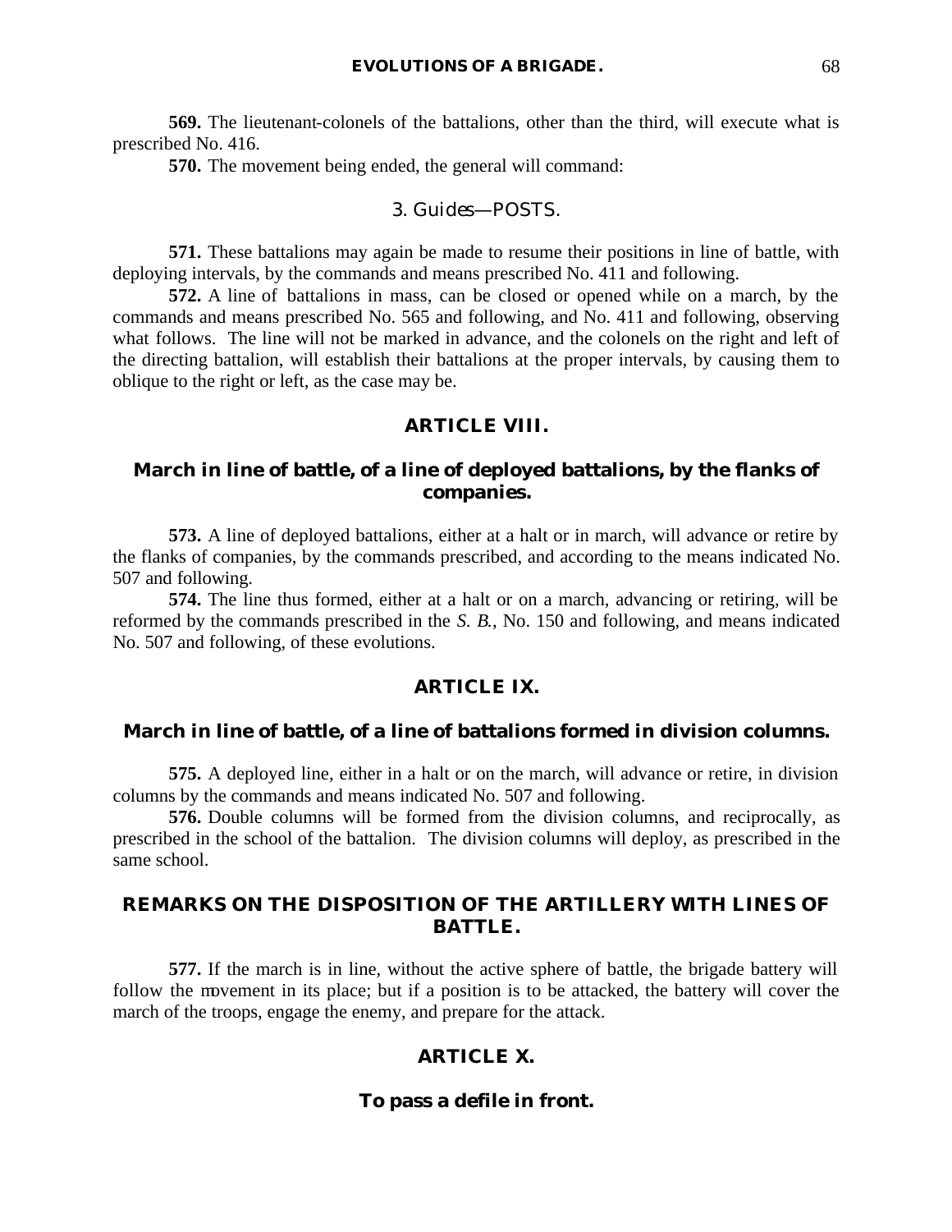**569.** The lieutenant-colonels of the battalions, other than the third, will execute what is prescribed No. 416.

**570.** The movement being ended, the general will command:

3. *Guides*—POSTS.

**571.** These battalions may again be made to resume their positions in line of battle, with deploying intervals, by the commands and means prescribed No. 411 and following.

**572.** A line of battalions in mass, can be closed or opened while on a march, by the commands and means prescribed No. 565 and following, and No. 411 and following, observing what follows. The line will not be marked in advance, and the colonels on the right and left of the directing battalion, will establish their battalions at the proper intervals, by causing them to oblique to the right or left, as the case may be.

## ARTICLE VIII.

### March in line of battle, of a line of deployed battalions, by the flanks of companies.

**573.** A line of deployed battalions, either at a halt or in march, will advance or retire by the flanks of companies, by the commands prescribed, and according to the means indicated No. 507 and following.

**574.** The line thus formed, either at a halt or on a march, advancing or retiring, will be reformed by the commands prescribed in the *S. B.*, No. 150 and following, and means indicated No. 507 and following, of these evolutions.

## ARTICLE IX.

### March in line of battle, of a line of battalions formed in division columns.

**575.** A deployed line, either in a halt or on the march, will advance or retire, in division columns by the commands and means indicated No. 507 and following.

**576.** Double columns will be formed from the division columns, and reciprocally, as prescribed in the school of the battalion. The division columns will deploy, as prescribed in the same school.

## REMARKS ON THE DISPOSITION OF THE ARTILLERY WITH LINES OF BATTLE.

**577.** If the march is in line, without the active sphere of battle, the brigade battery will follow the movement in its place; but if a position is to be attacked, the battery will cover the march of the troops, engage the enemy, and prepare for the attack.

## ARTICLE X.

### To pass a defile in front.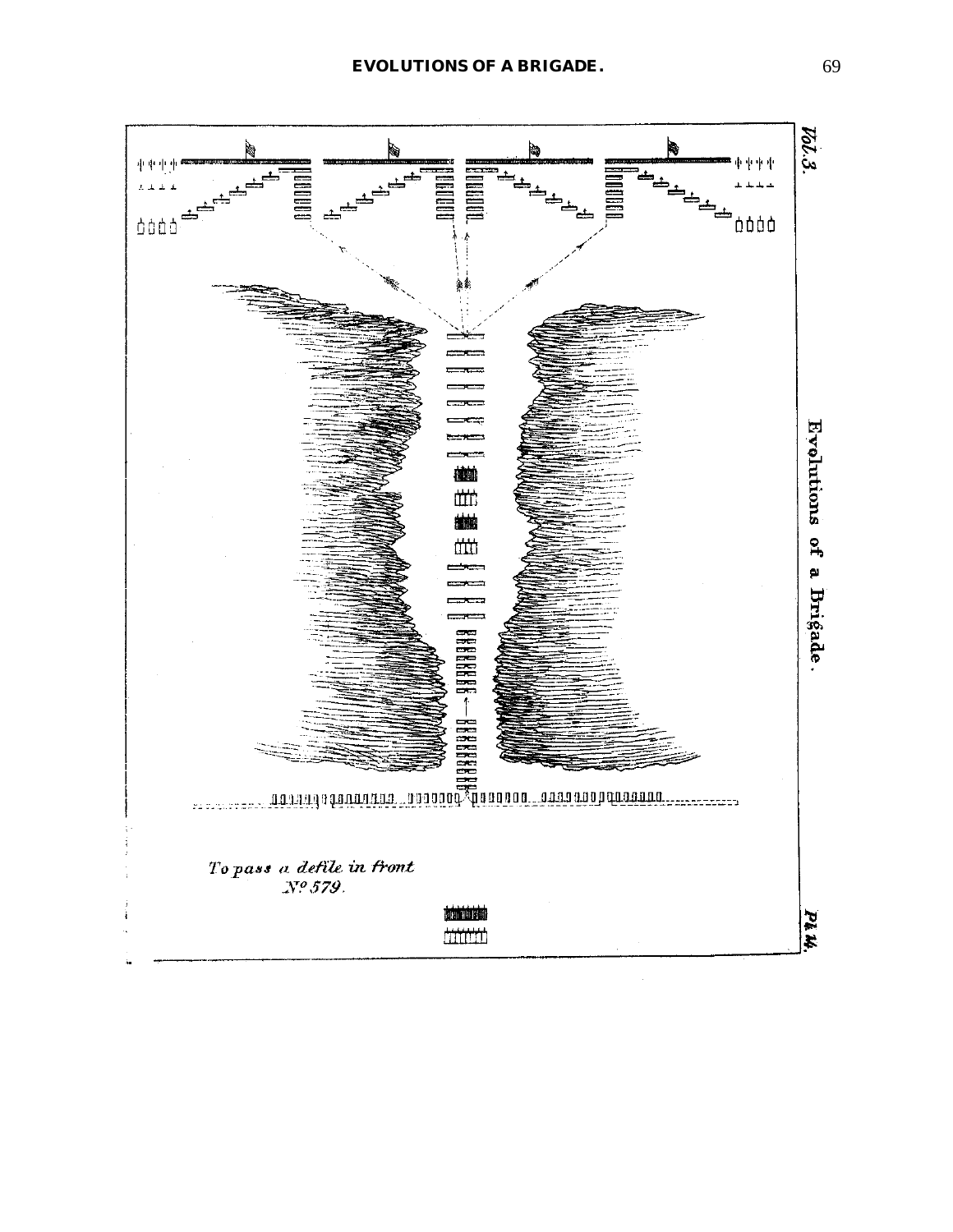Vol. 3.

Evolutions of a Brigade.

Pl. 44.

*To pass a defile in front*
*No. 579.*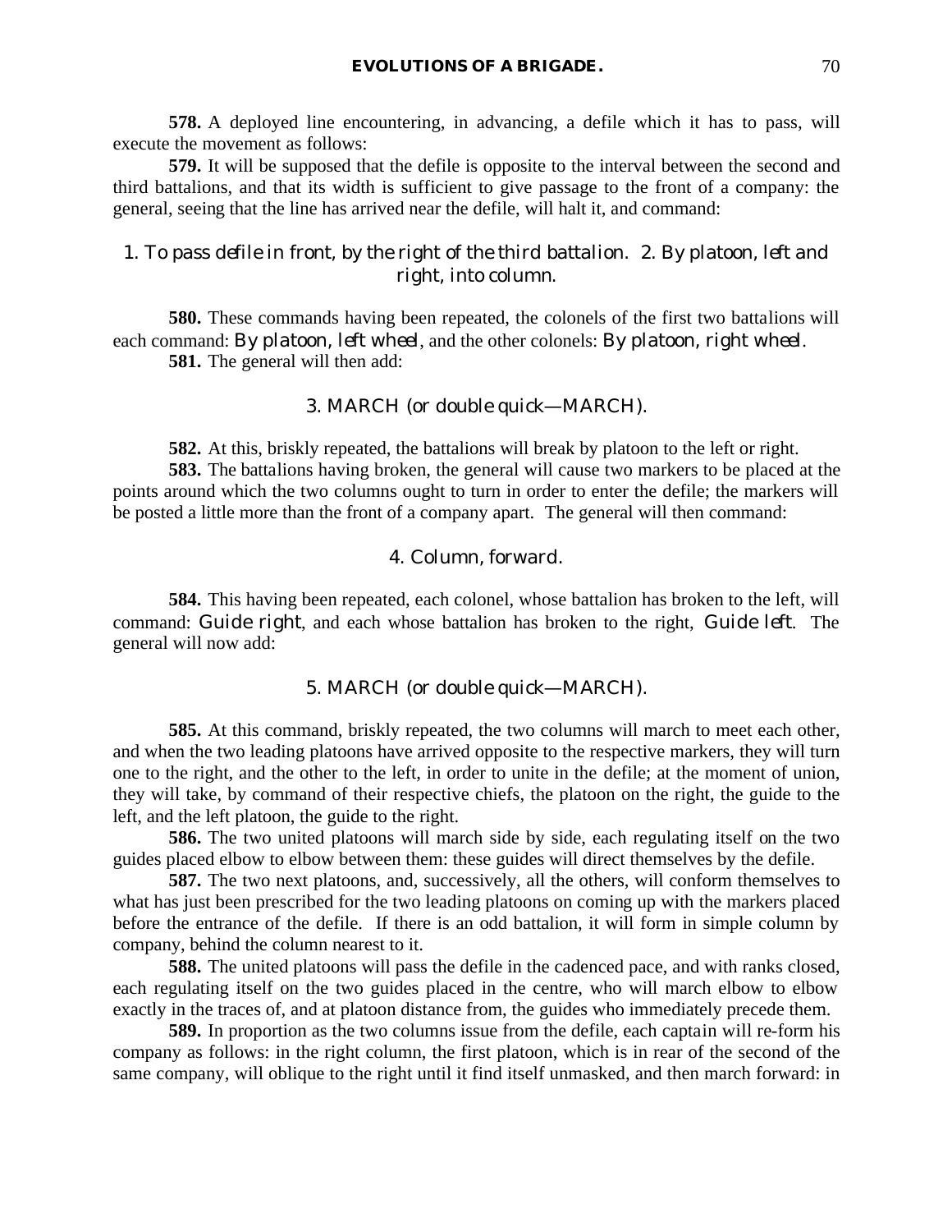**578.** A deployed line encountering, in advancing, a defile which it has to pass, will execute the movement as follows:

**579.** It will be supposed that the defile is opposite to the interval between the second and third battalions, and that its width is sufficient to give passage to the front of a company: the general, seeing that the line has arrived near the defile, will halt it, and command:

1. *To pass defile in front, by the right of the third battalion.* 2. *By platoon, left and right, into column.*

**580.** These commands having been repeated, the colonels of the first two battalions will each command: *By platoon, left wheel*, and the other colonels: *By platoon, right wheel*.

**581.** The general will then add:

3. MARCH (*or double quick*—MARCH).

**582.** At this, briskly repeated, the battalions will break by platoon to the left or right.

**583.** The battalions having broken, the general will cause two markers to be placed at the points around which the two columns ought to turn in order to enter the defile; the markers will be posted a little more than the front of a company apart. The general will then command:

4. *Column, forward.*

**584.** This having been repeated, each colonel, whose battalion has broken to the left, will command: *Guide right*, and each whose battalion has broken to the right, *Guide left*. The general will now add:

5. MARCH (*or double quick*—MARCH).

**585.** At this command, briskly repeated, the two columns will march to meet each other, and when the two leading platoons have arrived opposite to the respective markers, they will turn one to the right, and the other to the left, in order to unite in the defile; at the moment of union, they will take, by command of their respective chiefs, the platoon on the right, the guide to the left, and the left platoon, the guide to the right.

**586.** The two united platoons will march side by side, each regulating itself on the two guides placed elbow to elbow between them: these guides will direct themselves by the defile.

**587.** The two next platoons, and, successively, all the others, will conform themselves to what has just been prescribed for the two leading platoons on coming up with the markers placed before the entrance of the defile. If there is an odd battalion, it will form in simple column by company, behind the column nearest to it.

**588.** The united platoons will pass the defile in the cadenced pace, and with ranks closed, each regulating itself on the two guides placed in the centre, who will march elbow to elbow exactly in the traces of, and at platoon distance from, the guides who immediately precede them.

**589.** In proportion as the two columns issue from the defile, each captain will re-form his company as follows: in the right column, the first platoon, which is in rear of the second of the same company, will oblique to the right until it find itself unmasked, and then march forward: in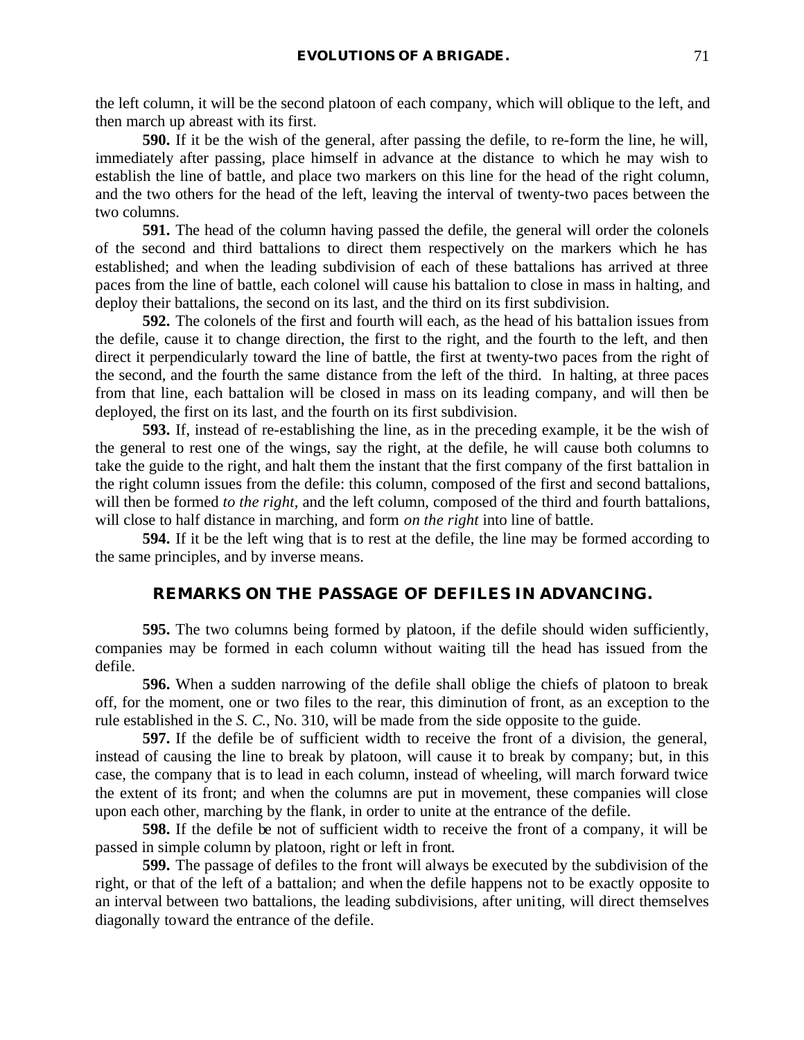the left column, it will be the second platoon of each company, which will oblique to the left, and then march up abreast with its first.

**590.** If it be the wish of the general, after passing the defile, to re-form the line, he will, immediately after passing, place himself in advance at the distance to which he may wish to establish the line of battle, and place two markers on this line for the head of the right column, and the two others for the head of the left, leaving the interval of twenty-two paces between the two columns.

**591.** The head of the column having passed the defile, the general will order the colonels of the second and third battalions to direct them respectively on the markers which he has established; and when the leading subdivision of each of these battalions has arrived at three paces from the line of battle, each colonel will cause his battalion to close in mass in halting, and deploy their battalions, the second on its last, and the third on its first subdivision.

**592.** The colonels of the first and fourth will each, as the head of his battalion issues from the defile, cause it to change direction, the first to the right, and the fourth to the left, and then direct it perpendicularly toward the line of battle, the first at twenty-two paces from the right of the second, and the fourth the same distance from the left of the third. In halting, at three paces from that line, each battalion will be closed in mass on its leading company, and will then be deployed, the first on its last, and the fourth on its first subdivision.

**593.** If, instead of re-establishing the line, as in the preceding example, it be the wish of the general to rest one of the wings, say the right, at the defile, he will cause both columns to take the guide to the right, and halt them the instant that the first company of the first battalion in the right column issues from the defile: this column, composed of the first and second battalions, will then be formed *to the right*, and the left column, composed of the third and fourth battalions, will close to half distance in marching, and form *on the right* into line of battle.

**594.** If it be the left wing that is to rest at the defile, the line may be formed according to the same principles, and by inverse means.

## REMARKS ON THE PASSAGE OF DEFILES IN ADVANCING.

**595.** The two columns being formed by platoon, if the defile should widen sufficiently, companies may be formed in each column without waiting till the head has issued from the defile.

**596.** When a sudden narrowing of the defile shall oblige the chiefs of platoon to break off, for the moment, one or two files to the rear, this diminution of front, as an exception to the rule established in the *S. C.*, No. 310, will be made from the side opposite to the guide.

**597.** If the defile be of sufficient width to receive the front of a division, the general, instead of causing the line to break by platoon, will cause it to break by company; but, in this case, the company that is to lead in each column, instead of wheeling, will march forward twice the extent of its front; and when the columns are put in movement, these companies will close upon each other, marching by the flank, in order to unite at the entrance of the defile.

**598.** If the defile be not of sufficient width to receive the front of a company, it will be passed in simple column by platoon, right or left in front.

**599.** The passage of defiles to the front will always be executed by the subdivision of the right, or that of the left of a battalion; and when the defile happens not to be exactly opposite to an interval between two battalions, the leading subdivisions, after uniting, will direct themselves diagonally toward the entrance of the defile.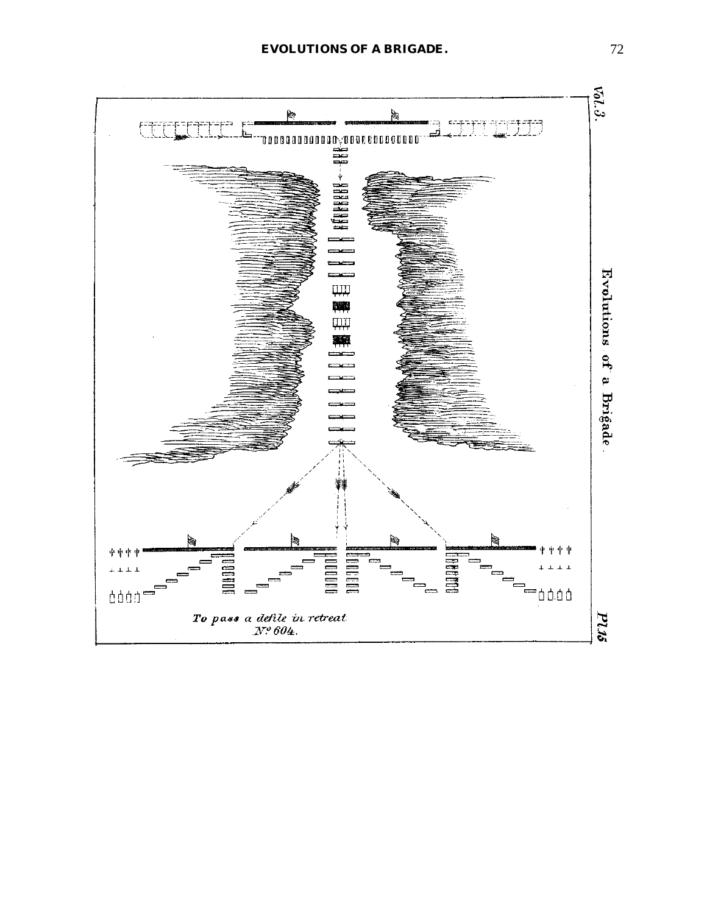Vol.3.

Evolutions of a Brigade.

Pl.15

To pass a defile in retreat.
Nº 604.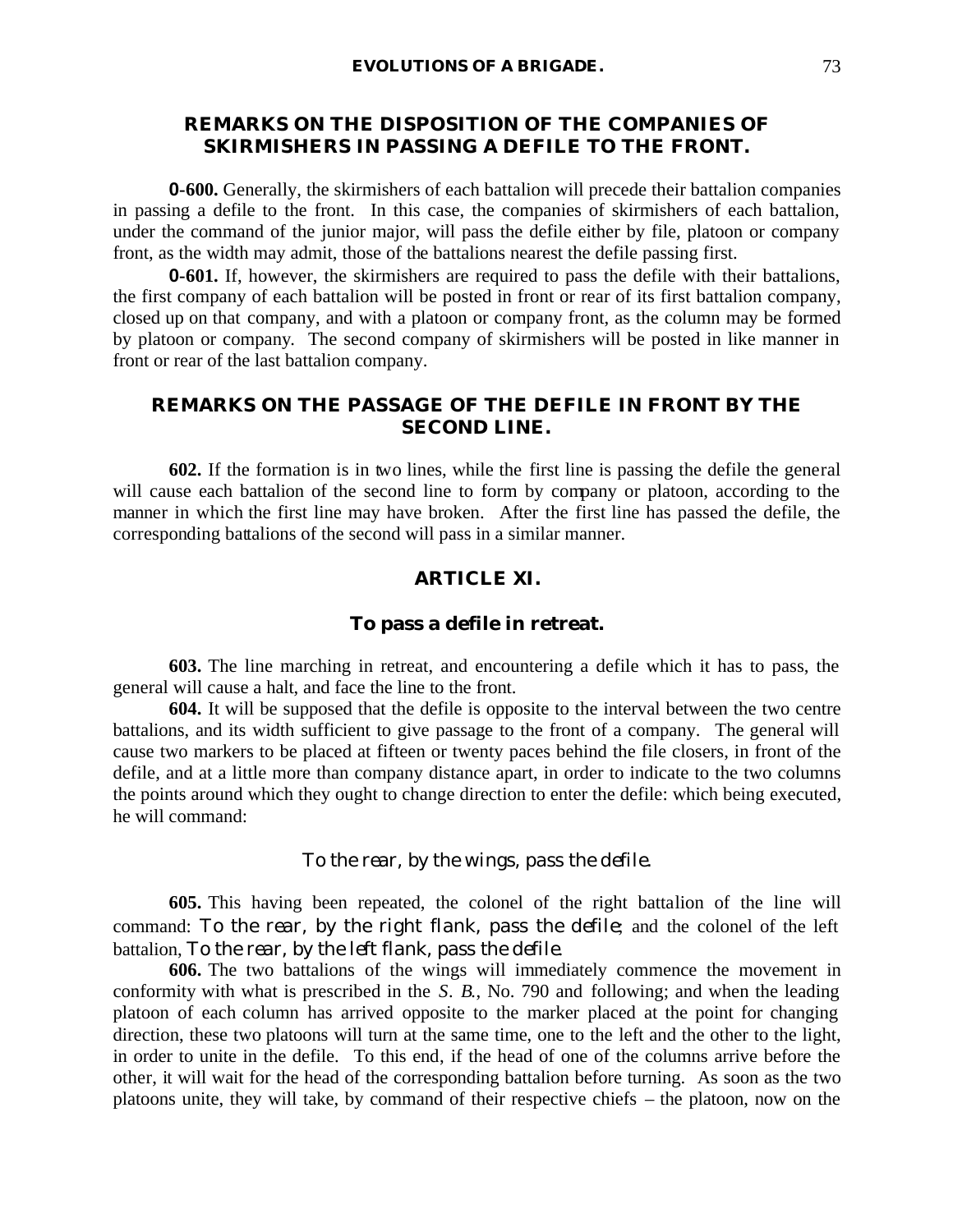## REMARKS ON THE DISPOSITION OF THE COMPANIES OF SKIRMISHERS IN PASSING A DEFILE TO THE FRONT.

**0-600.** Generally, the skirmishers of each battalion will precede their battalion companies in passing a defile to the front. In this case, the companies of skirmishers of each battalion, under the command of the junior major, will pass the defile either by file, platoon or company front, as the width may admit, those of the battalions nearest the defile passing first.

**0-601.** If, however, the skirmishers are required to pass the defile with their battalions, the first company of each battalion will be posted in front or rear of its first battalion company, closed up on that company, and with a platoon or company front, as the column may be formed by platoon or company. The second company of skirmishers will be posted in like manner in front or rear of the last battalion company.

## REMARKS ON THE PASSAGE OF THE DEFILE IN FRONT BY THE SECOND LINE.

**602.** If the formation is in two lines, while the first line is passing the defile the general will cause each battalion of the second line to form by company or platoon, according to the manner in which the first line may have broken. After the first line has passed the defile, the corresponding battalions of the second will pass in a similar manner.

## ARTICLE XI.

### To pass a defile in retreat.

**603.** The line marching in retreat, and encountering a defile which it has to pass, the general will cause a halt, and face the line to the front.

**604.** It will be supposed that the defile is opposite to the interval between the two centre battalions, and its width sufficient to give passage to the front of a company. The general will cause two markers to be placed at fifteen or twenty paces behind the file closers, in front of the defile, and at a little more than company distance apart, in order to indicate to the two columns the points around which they ought to change direction to enter the defile: which being executed, he will command:

*To the rear, by the wings, pass the defile.*

**605.** This having been repeated, the colonel of the right battalion of the line will command: *To the rear, by the right flank, pass the defile*; and the colonel of the left battalion, *To the rear, by the left flank, pass the defile.*

**606.** The two battalions of the wings will immediately commence the movement in conformity with what is prescribed in the *S. B.*, No. 790 and following; and when the leading platoon of each column has arrived opposite to the marker placed at the point for changing direction, these two platoons will turn at the same time, one to the left and the other to the light, in order to unite in the defile. To this end, if the head of one of the columns arrive before the other, it will wait for the head of the corresponding battalion before turning. As soon as the two platoons unite, they will take, by command of their respective chiefs – the platoon, now on the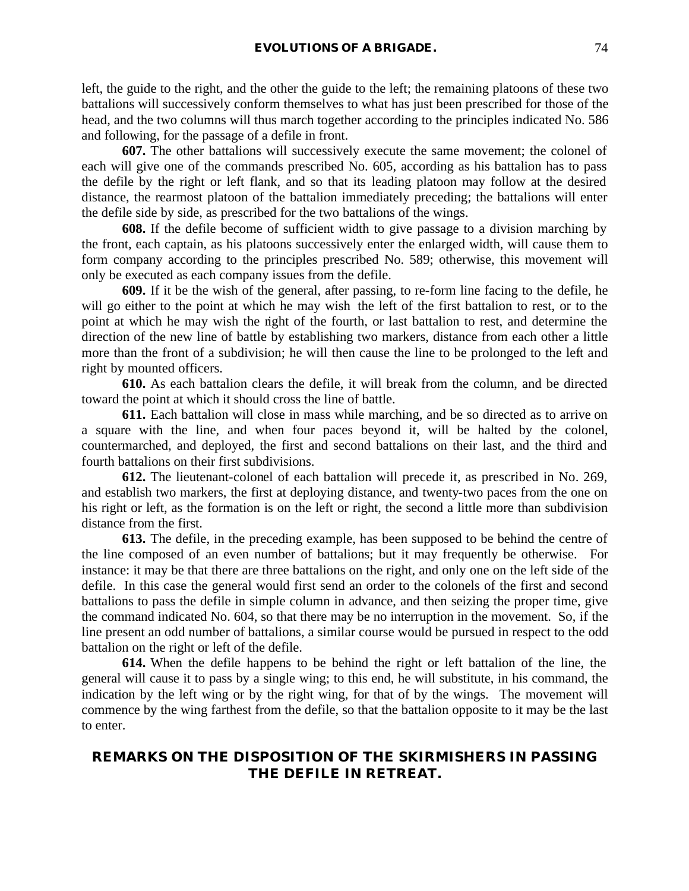left, the guide to the right, and the other the guide to the left; the remaining platoons of these two battalions will successively conform themselves to what has just been prescribed for those of the head, and the two columns will thus march together according to the principles indicated No. 586 and following, for the passage of a defile in front.

**607.** The other battalions will successively execute the same movement; the colonel of each will give one of the commands prescribed No. 605, according as his battalion has to pass the defile by the right or left flank, and so that its leading platoon may follow at the desired distance, the rearmost platoon of the battalion immediately preceding; the battalions will enter the defile side by side, as prescribed for the two battalions of the wings.

**608.** If the defile become of sufficient width to give passage to a division marching by the front, each captain, as his platoons successively enter the enlarged width, will cause them to form company according to the principles prescribed No. 589; otherwise, this movement will only be executed as each company issues from the defile.

**609.** If it be the wish of the general, after passing, to re-form line facing to the defile, he will go either to the point at which he may wish the left of the first battalion to rest, or to the point at which he may wish the right of the fourth, or last battalion to rest, and determine the direction of the new line of battle by establishing two markers, distance from each other a little more than the front of a subdivision; he will then cause the line to be prolonged to the left and right by mounted officers.

**610.** As each battalion clears the defile, it will break from the column, and be directed toward the point at which it should cross the line of battle.

**611.** Each battalion will close in mass while marching, and be so directed as to arrive on a square with the line, and when four paces beyond it, will be halted by the colonel, countermarched, and deployed, the first and second battalions on their last, and the third and fourth battalions on their first subdivisions.

**612.** The lieutenant-colonel of each battalion will precede it, as prescribed in No. 269, and establish two markers, the first at deploying distance, and twenty-two paces from the one on his right or left, as the formation is on the left or right, the second a little more than subdivision distance from the first.

**613.** The defile, in the preceding example, has been supposed to be behind the centre of the line composed of an even number of battalions; but it may frequently be otherwise. For instance: it may be that there are three battalions on the right, and only one on the left side of the defile. In this case the general would first send an order to the colonels of the first and second battalions to pass the defile in simple column in advance, and then seizing the proper time, give the command indicated No. 604, so that there may be no interruption in the movement. So, if the line present an odd number of battalions, a similar course would be pursued in respect to the odd battalion on the right or left of the defile.

**614.** When the defile happens to be behind the right or left battalion of the line, the general will cause it to pass by a single wing; to this end, he will substitute, in his command, the indication by the left wing or by the right wing, for that of by the wings. The movement will commence by the wing farthest from the defile, so that the battalion opposite to it may be the last to enter.

## REMARKS ON THE DISPOSITION OF THE SKIRMISHERS IN PASSING THE DEFILE IN RETREAT.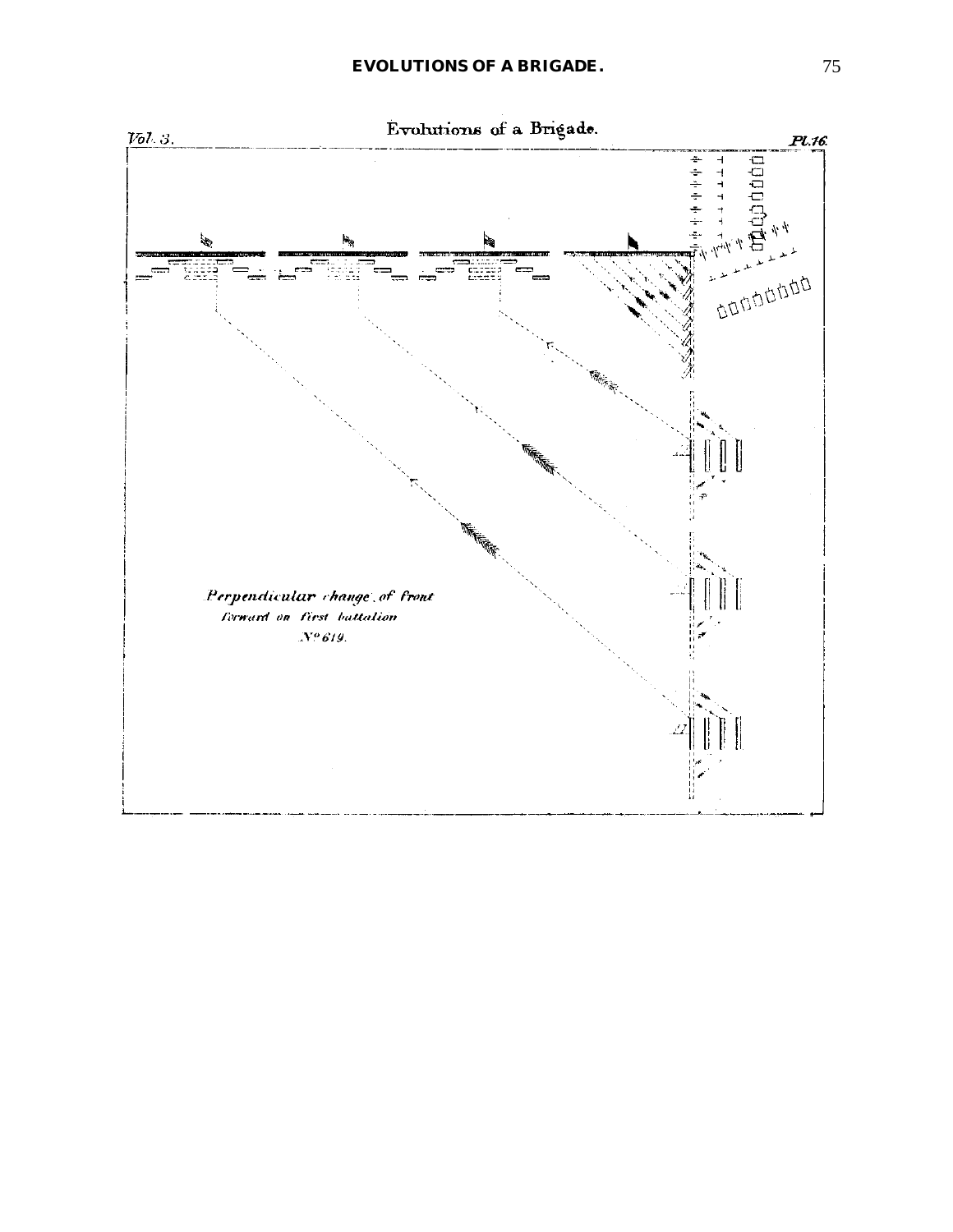Evolutions of a Brigade.

Vol. 3. Pl. 16.

*Perpendicular change of front forward on first battalion*

*No 619.*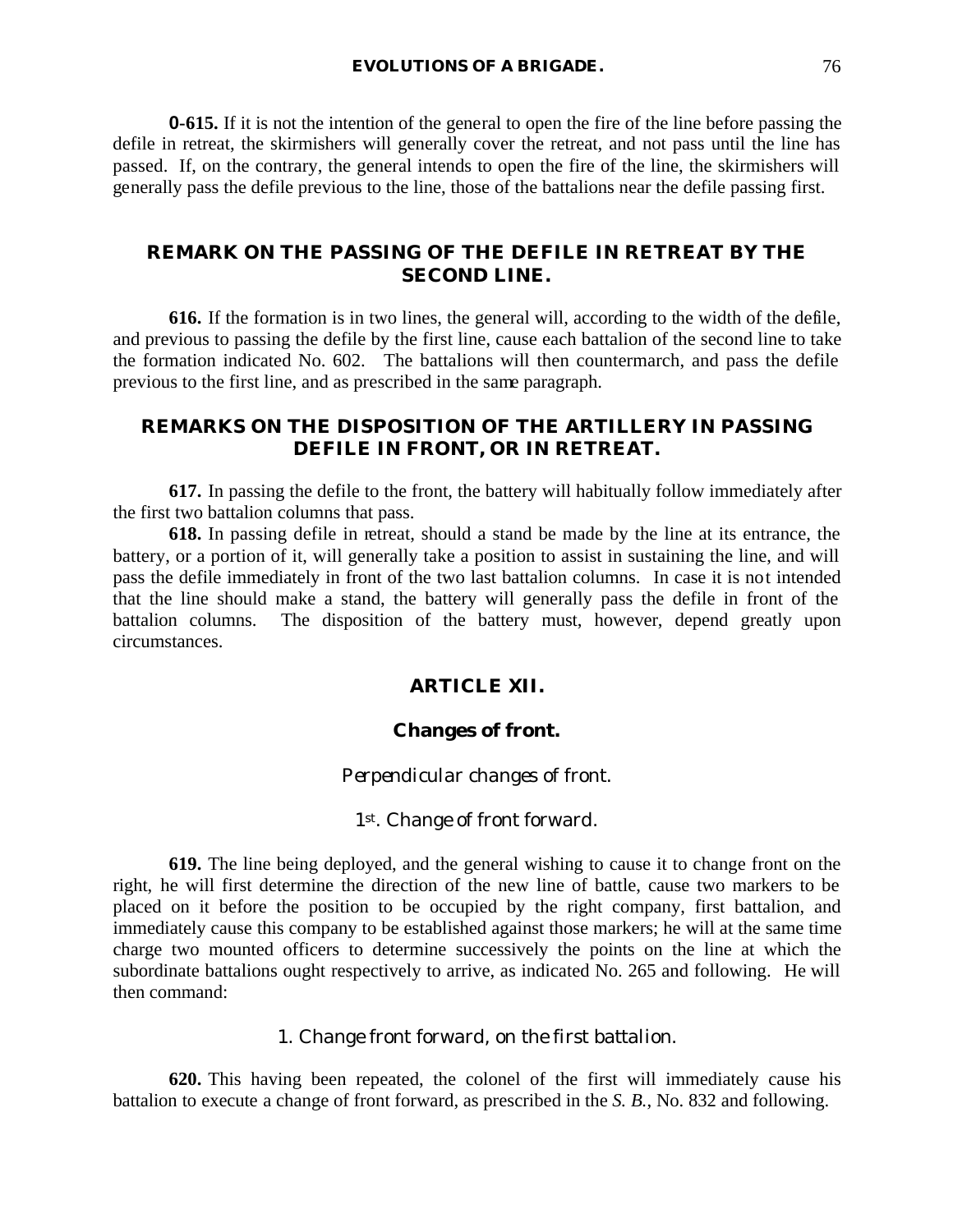**0-615.** If it is not the intention of the general to open the fire of the line before passing the defile in retreat, the skirmishers will generally cover the retreat, and not pass until the line has passed. If, on the contrary, the general intends to open the fire of the line, the skirmishers will generally pass the defile previous to the line, those of the battalions near the defile passing first.

## REMARK ON THE PASSING OF THE DEFILE IN RETREAT BY THE SECOND LINE.

**616.** If the formation is in two lines, the general will, according to the width of the defile, and previous to passing the defile by the first line, cause each battalion of the second line to take the formation indicated No. 602. The battalions will then countermarch, and pass the defile previous to the first line, and as prescribed in the same paragraph.

## REMARKS ON THE DISPOSITION OF THE ARTILLERY IN PASSING DEFILE IN FRONT, OR IN RETREAT.

**617.** In passing the defile to the front, the battery will habitually follow immediately after the first two battalion columns that pass.

**618.** In passing defile in retreat, should a stand be made by the line at its entrance, the battery, or a portion of it, will generally take a position to assist in sustaining the line, and will pass the defile immediately in front of the two last battalion columns. In case it is not intended that the line should make a stand, the battery will generally pass the defile in front of the battalion columns. The disposition of the battery must, however, depend greatly upon circumstances.

## ARTICLE XII.

### Changes of front.

*Perpendicular changes of front.*

*1st. Change of front forward.*

**619.** The line being deployed, and the general wishing to cause it to change front on the right, he will first determine the direction of the new line of battle, cause two markers to be placed on it before the position to be occupied by the right company, first battalion, and immediately cause this company to be established against those markers; he will at the same time charge two mounted officers to determine successively the points on the line at which the subordinate battalions ought respectively to arrive, as indicated No. 265 and following. He will then command:

*1. Change front forward, on the first battalion.*

**620.** This having been repeated, the colonel of the first will immediately cause his battalion to execute a change of front forward, as prescribed in the *S. B.*, No. 832 and following.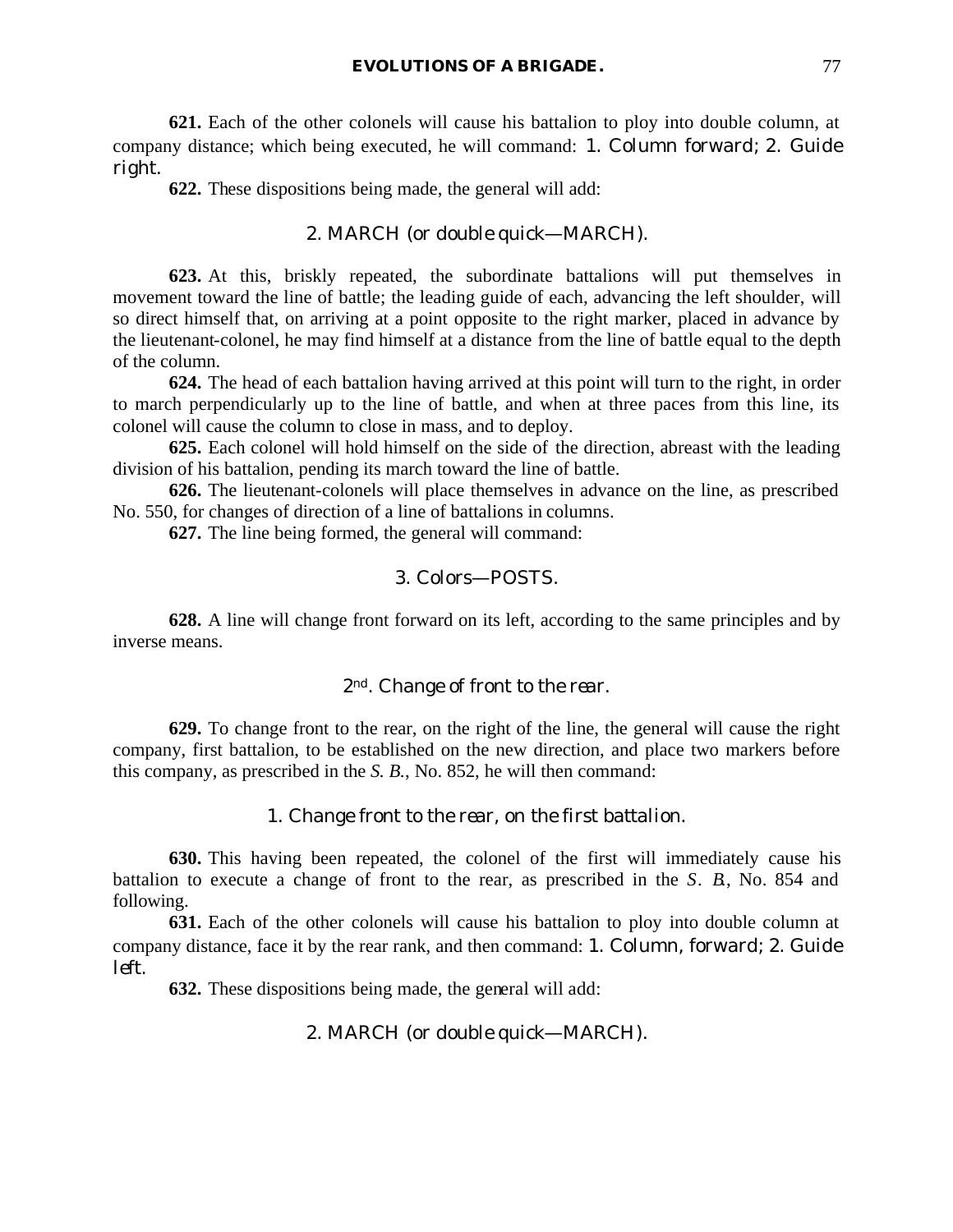**621.** Each of the other colonels will cause his battalion to ploy into double column, at company distance; which being executed, he will command: *1. Column forward; 2. Guide right.*

**622.** These dispositions being made, the general will add:

2. MARCH (*or double quick*—MARCH).

**623.** At this, briskly repeated, the subordinate battalions will put themselves in movement toward the line of battle; the leading guide of each, advancing the left shoulder, will so direct himself that, on arriving at a point opposite to the right marker, placed in advance by the lieutenant-colonel, he may find himself at a distance from the line of battle equal to the depth of the column.

**624.** The head of each battalion having arrived at this point will turn to the right, in order to march perpendicularly up to the line of battle, and when at three paces from this line, its colonel will cause the column to close in mass, and to deploy.

**625.** Each colonel will hold himself on the side of the direction, abreast with the leading division of his battalion, pending its march toward the line of battle.

**626.** The lieutenant-colonels will place themselves in advance on the line, as prescribed No. 550, for changes of direction of a line of battalions in columns.

**627.** The line being formed, the general will command:

3. *Colors*—POSTS.

**628.** A line will change front forward on its left, according to the same principles and by inverse means.

### 2nd. *Change of front to the rear.*

**629.** To change front to the rear, on the right of the line, the general will cause the right company, first battalion, to be established on the new direction, and place two markers before this company, as prescribed in the *S. B.*, No. 852, he will then command:

1. *Change front to the rear, on the first battalion.*

**630.** This having been repeated, the colonel of the first will immediately cause his battalion to execute a change of front to the rear, as prescribed in the *S. B.*, No. 854 and following.

**631.** Each of the other colonels will cause his battalion to ploy into double column at company distance, face it by the rear rank, and then command: *1. Column, forward; 2. Guide left.*

**632.** These dispositions being made, the general will add:

2. MARCH (*or double quick*—MARCH).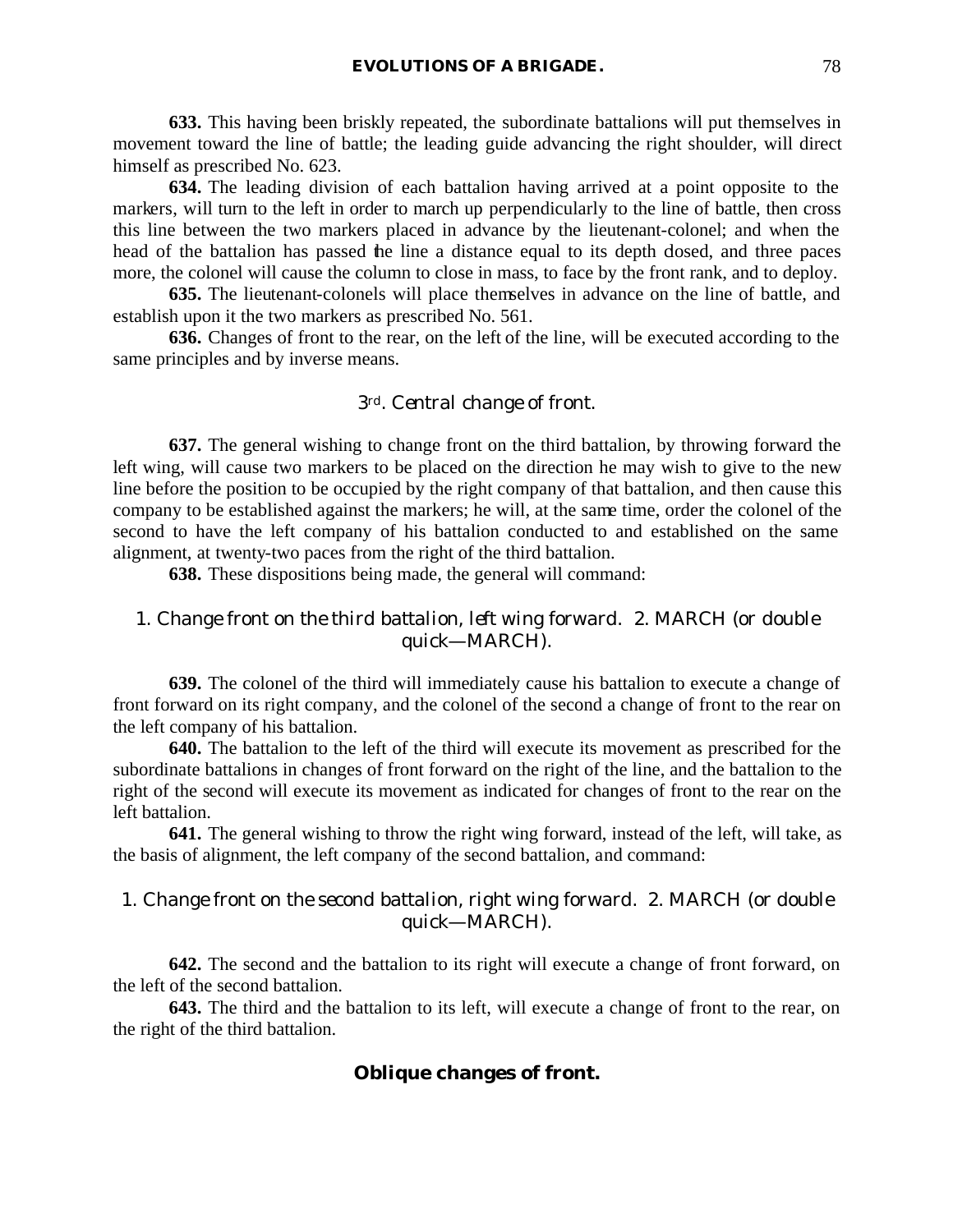**633.** This having been briskly repeated, the subordinate battalions will put themselves in movement toward the line of battle; the leading guide advancing the right shoulder, will direct himself as prescribed No. 623.

**634.** The leading division of each battalion having arrived at a point opposite to the markers, will turn to the left in order to march up perpendicularly to the line of battle, then cross this line between the two markers placed in advance by the lieutenant-colonel; and when the head of the battalion has passed the line a distance equal to its depth closed, and three paces more, the colonel will cause the column to close in mass, to face by the front rank, and to deploy.

**635.** The lieutenant-colonels will place themselves in advance on the line of battle, and establish upon it the two markers as prescribed No. 561.

**636.** Changes of front to the rear, on the left of the line, will be executed according to the same principles and by inverse means.

### 3rd. *Central change of front.*

**637.** The general wishing to change front on the third battalion, by throwing forward the left wing, will cause two markers to be placed on the direction he may wish to give to the new line before the position to be occupied by the right company of that battalion, and then cause this company to be established against the markers; he will, at the same time, order the colonel of the second to have the left company of his battalion conducted to and established on the same alignment, at twenty-two paces from the right of the third battalion.

**638.** These dispositions being made, the general will command:

*1. Change front on the third battalion, left wing forward. 2. MARCH (or double quick—MARCH).*

**639.** The colonel of the third will immediately cause his battalion to execute a change of front forward on its right company, and the colonel of the second a change of front to the rear on the left company of his battalion.

**640.** The battalion to the left of the third will execute its movement as prescribed for the subordinate battalions in changes of front forward on the right of the line, and the battalion to the right of the second will execute its movement as indicated for changes of front to the rear on the left battalion.

**641.** The general wishing to throw the right wing forward, instead of the left, will take, as the basis of alignment, the left company of the second battalion, and command:

*1. Change front on the second battalion, right wing forward. 2. MARCH (or double quick—MARCH).*

**642.** The second and the battalion to its right will execute a change of front forward, on the left of the second battalion.

**643.** The third and the battalion to its left, will execute a change of front to the rear, on the right of the third battalion.

### **Oblique changes of front.**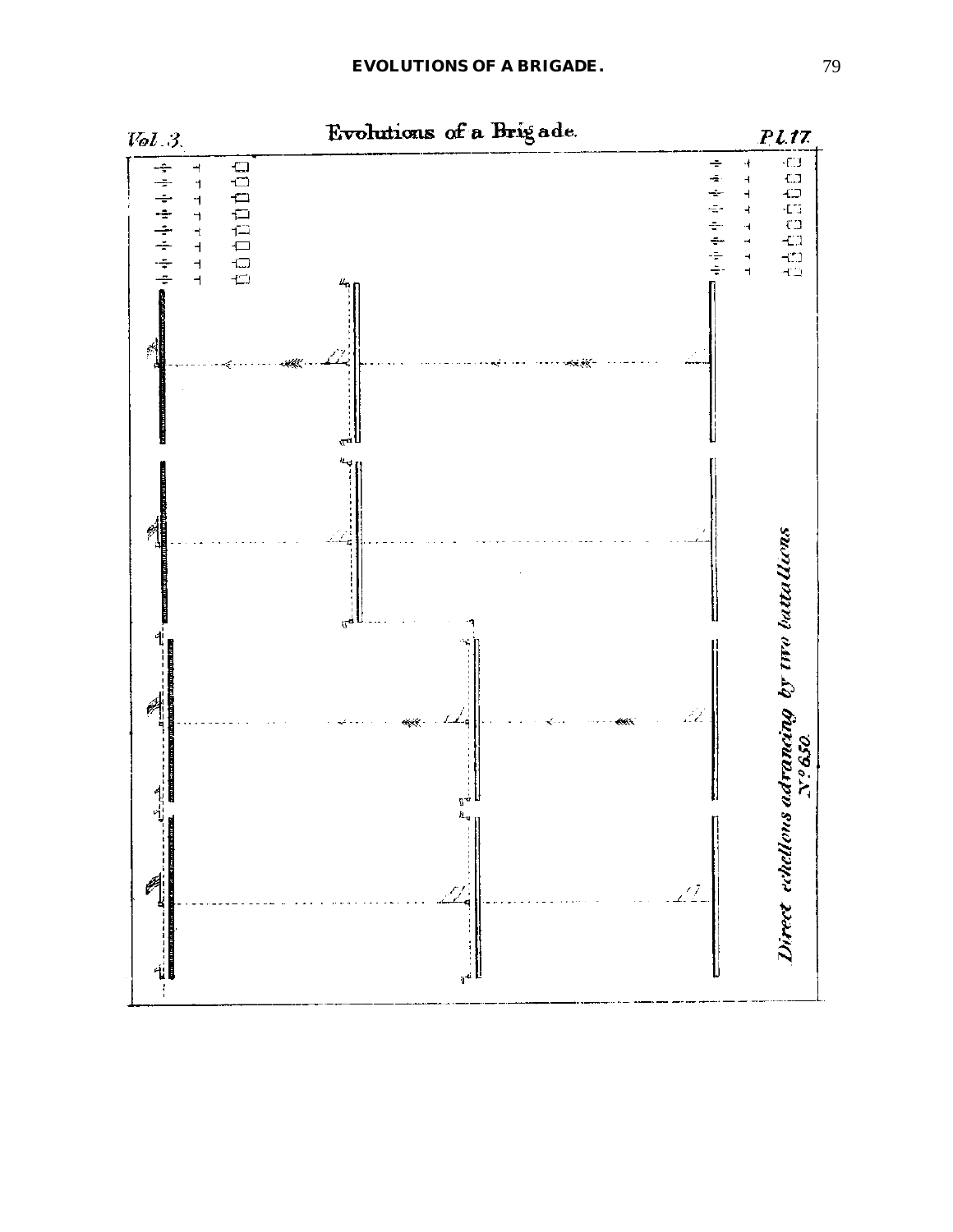Vol. 3.

# Evolutions of a Brigade.

Pl. 17.

*Direct echellons advancing by two battalions*
No. 650.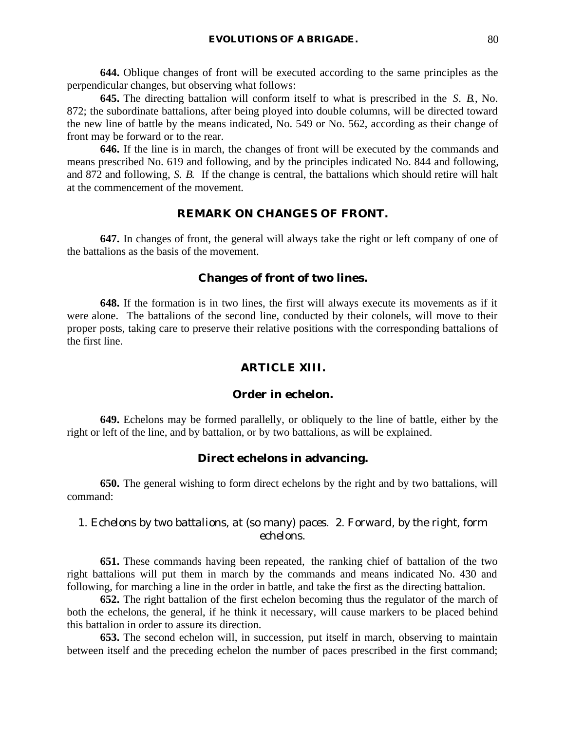**644.** Oblique changes of front will be executed according to the same principles as the perpendicular changes, but observing what follows:

**645.** The directing battalion will conform itself to what is prescribed in the *S. B.*, No. 872; the subordinate battalions, after being ployed into double columns, will be directed toward the new line of battle by the means indicated, No. 549 or No. 562, according as their change of front may be forward or to the rear.

**646.** If the line is in march, the changes of front will be executed by the commands and means prescribed No. 619 and following, and by the principles indicated No. 844 and following, and 872 and following, *S. B.* If the change is central, the battalions which should retire will halt at the commencement of the movement.

## REMARK ON CHANGES OF FRONT.

**647.** In changes of front, the general will always take the right or left company of one of the battalions as the basis of the movement.

### Changes of front of two lines.

**648.** If the formation is in two lines, the first will always execute its movements as if it were alone. The battalions of the second line, conducted by their colonels, will move to their proper posts, taking care to preserve their relative positions with the corresponding battalions of the first line.

## ARTICLE XIII.

### Order in echelon.

**649.** Echelons may be formed parallelly, or obliquely to the line of battle, either by the right or left of the line, and by battalion, or by two battalions, as will be explained.

### Direct echelons in advancing.

**650.** The general wishing to form direct echelons by the right and by two battalions, will command:

*1. Echelons by two battalions, at (so many) paces. 2. Forward, by the right, form echelons.*

**651.** These commands having been repeated, the ranking chief of battalion of the two right battalions will put them in march by the commands and means indicated No. 430 and following, for marching a line in the order in battle, and take the first as the directing battalion.

**652.** The right battalion of the first echelon becoming thus the regulator of the march of both the echelons, the general, if he think it necessary, will cause markers to be placed behind this battalion in order to assure its direction.

**653.** The second echelon will, in succession, put itself in march, observing to maintain between itself and the preceding echelon the number of paces prescribed in the first command;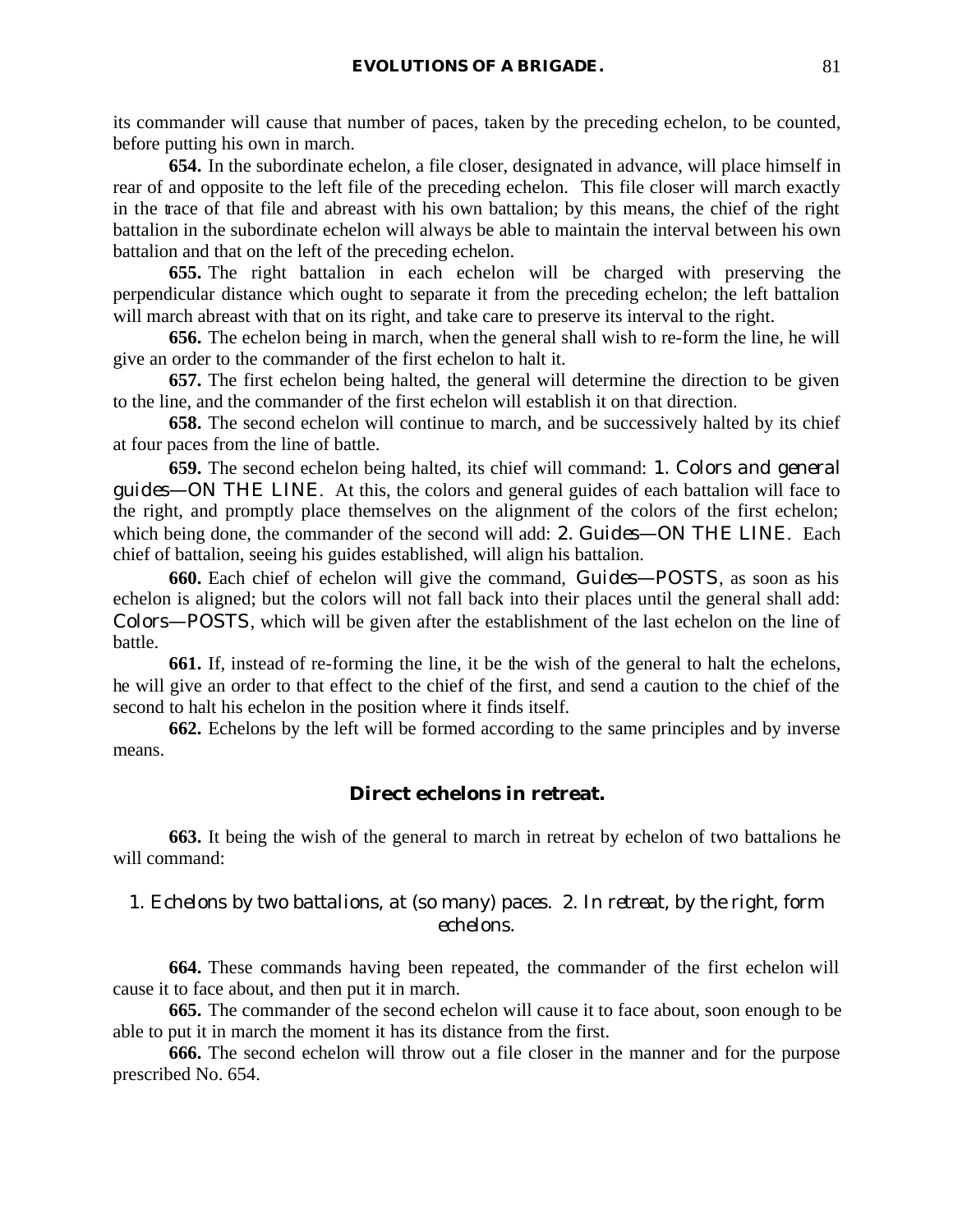its commander will cause that number of paces, taken by the preceding echelon, to be counted, before putting his own in march.

**654.** In the subordinate echelon, a file closer, designated in advance, will place himself in rear of and opposite to the left file of the preceding echelon. This file closer will march exactly in the trace of that file and abreast with his own battalion; by this means, the chief of the right battalion in the subordinate echelon will always be able to maintain the interval between his own battalion and that on the left of the preceding echelon.

**655.** The right battalion in each echelon will be charged with preserving the perpendicular distance which ought to separate it from the preceding echelon; the left battalion will march abreast with that on its right, and take care to preserve its interval to the right.

**656.** The echelon being in march, when the general shall wish to re-form the line, he will give an order to the commander of the first echelon to halt it.

**657.** The first echelon being halted, the general will determine the direction to be given to the line, and the commander of the first echelon will establish it on that direction.

**658.** The second echelon will continue to march, and be successively halted by its chief at four paces from the line of battle.

**659.** The second echelon being halted, its chief will command: 1. *Colors and general guides*—ON THE LINE. At this, the colors and general guides of each battalion will face to the right, and promptly place themselves on the alignment of the colors of the first echelon; which being done, the commander of the second will add: 2. *Guides*—ON THE LINE. Each chief of battalion, seeing his guides established, will align his battalion.

**660.** Each chief of echelon will give the command, *Guides*—POSTS, as soon as his echelon is aligned; but the colors will not fall back into their places until the general shall add: *Colors*—POSTS, which will be given after the establishment of the last echelon on the line of battle.

**661.** If, instead of re-forming the line, it be the wish of the general to halt the echelons, he will give an order to that effect to the chief of the first, and send a caution to the chief of the second to halt his echelon in the position where it finds itself.

**662.** Echelons by the left will be formed according to the same principles and by inverse means.

### Direct echelons in retreat.

**663.** It being the wish of the general to march in retreat by echelon of two battalions he will command:

1. *Echelons by two battalions, at (so many) paces.* 2. *In retreat, by the right, form echelons.*

**664.** These commands having been repeated, the commander of the first echelon will cause it to face about, and then put it in march.

**665.** The commander of the second echelon will cause it to face about, soon enough to be able to put it in march the moment it has its distance from the first.

**666.** The second echelon will throw out a file closer in the manner and for the purpose prescribed No. 654.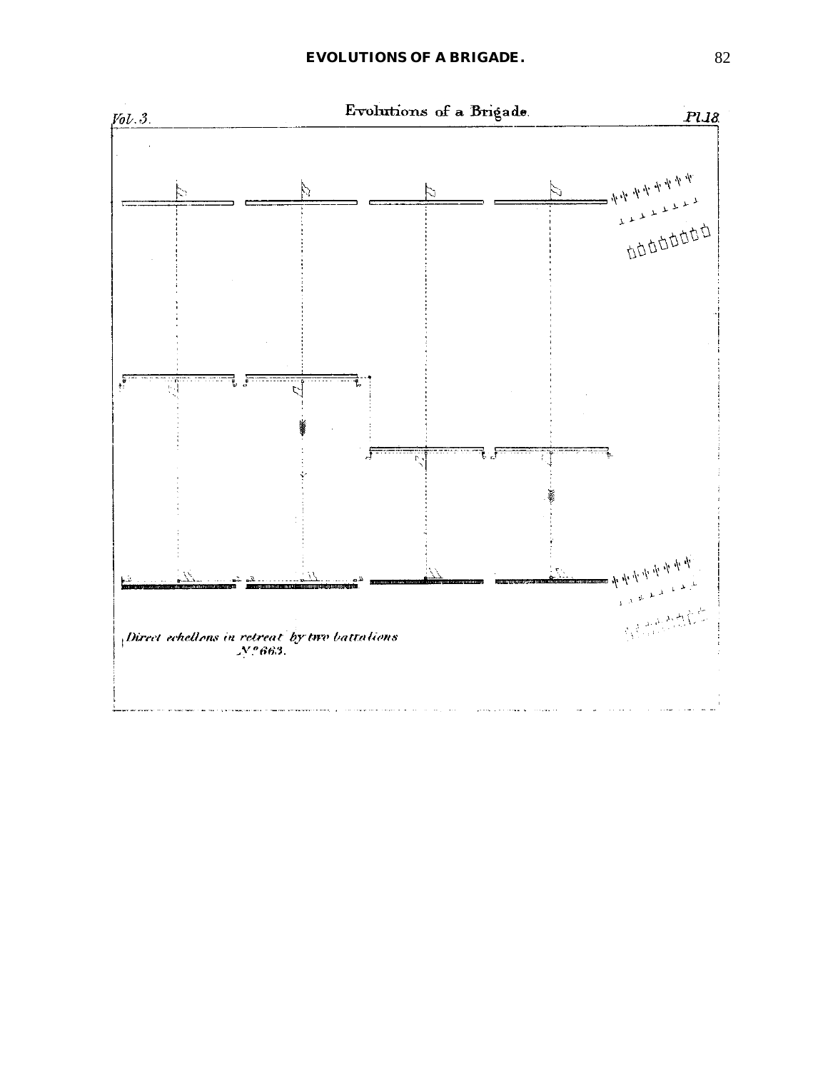Vol. 3. Evolutions of a Brigade. Pl. 18.

*Direct echellons in retreat by two battalions*
*N.º 663.*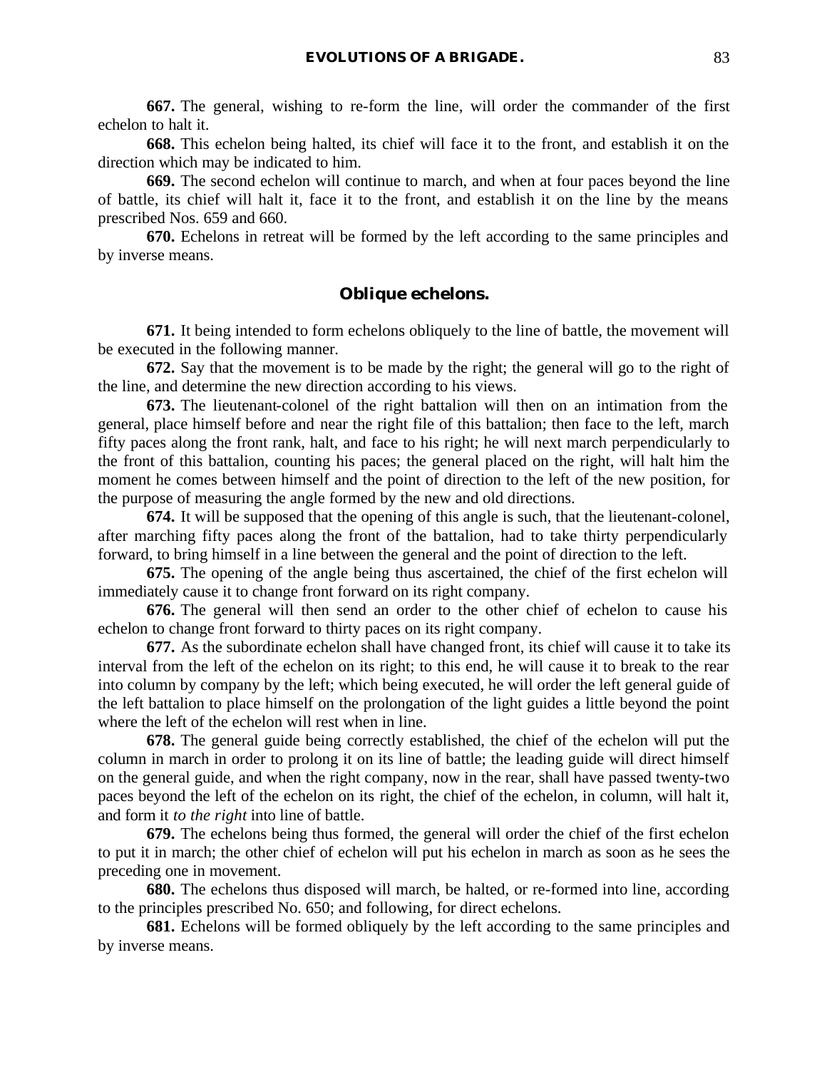**667.** The general, wishing to re-form the line, will order the commander of the first echelon to halt it.

**668.** This echelon being halted, its chief will face it to the front, and establish it on the direction which may be indicated to him.

**669.** The second echelon will continue to march, and when at four paces beyond the line of battle, its chief will halt it, face it to the front, and establish it on the line by the means prescribed Nos. 659 and 660.

**670.** Echelons in retreat will be formed by the left according to the same principles and by inverse means.

### Oblique echelons.

**671.** It being intended to form echelons obliquely to the line of battle, the movement will be executed in the following manner.

**672.** Say that the movement is to be made by the right; the general will go to the right of the line, and determine the new direction according to his views.

**673.** The lieutenant-colonel of the right battalion will then on an intimation from the general, place himself before and near the right file of this battalion; then face to the left, march fifty paces along the front rank, halt, and face to his right; he will next march perpendicularly to the front of this battalion, counting his paces; the general placed on the right, will halt him the moment he comes between himself and the point of direction to the left of the new position, for the purpose of measuring the angle formed by the new and old directions.

**674.** It will be supposed that the opening of this angle is such, that the lieutenant-colonel, after marching fifty paces along the front of the battalion, had to take thirty perpendicularly forward, to bring himself in a line between the general and the point of direction to the left.

**675.** The opening of the angle being thus ascertained, the chief of the first echelon will immediately cause it to change front forward on its right company.

**676.** The general will then send an order to the other chief of echelon to cause his echelon to change front forward to thirty paces on its right company.

**677.** As the subordinate echelon shall have changed front, its chief will cause it to take its interval from the left of the echelon on its right; to this end, he will cause it to break to the rear into column by company by the left; which being executed, he will order the left general guide of the left battalion to place himself on the prolongation of the light guides a little beyond the point where the left of the echelon will rest when in line.

**678.** The general guide being correctly established, the chief of the echelon will put the column in march in order to prolong it on its line of battle; the leading guide will direct himself on the general guide, and when the right company, now in the rear, shall have passed twenty-two paces beyond the left of the echelon on its right, the chief of the echelon, in column, will halt it, and form it *to the right* into line of battle.

**679.** The echelons being thus formed, the general will order the chief of the first echelon to put it in march; the other chief of echelon will put his echelon in march as soon as he sees the preceding one in movement.

**680.** The echelons thus disposed will march, be halted, or re-formed into line, according to the principles prescribed No. 650; and following, for direct echelons.

**681.** Echelons will be formed obliquely by the left according to the same principles and by inverse means.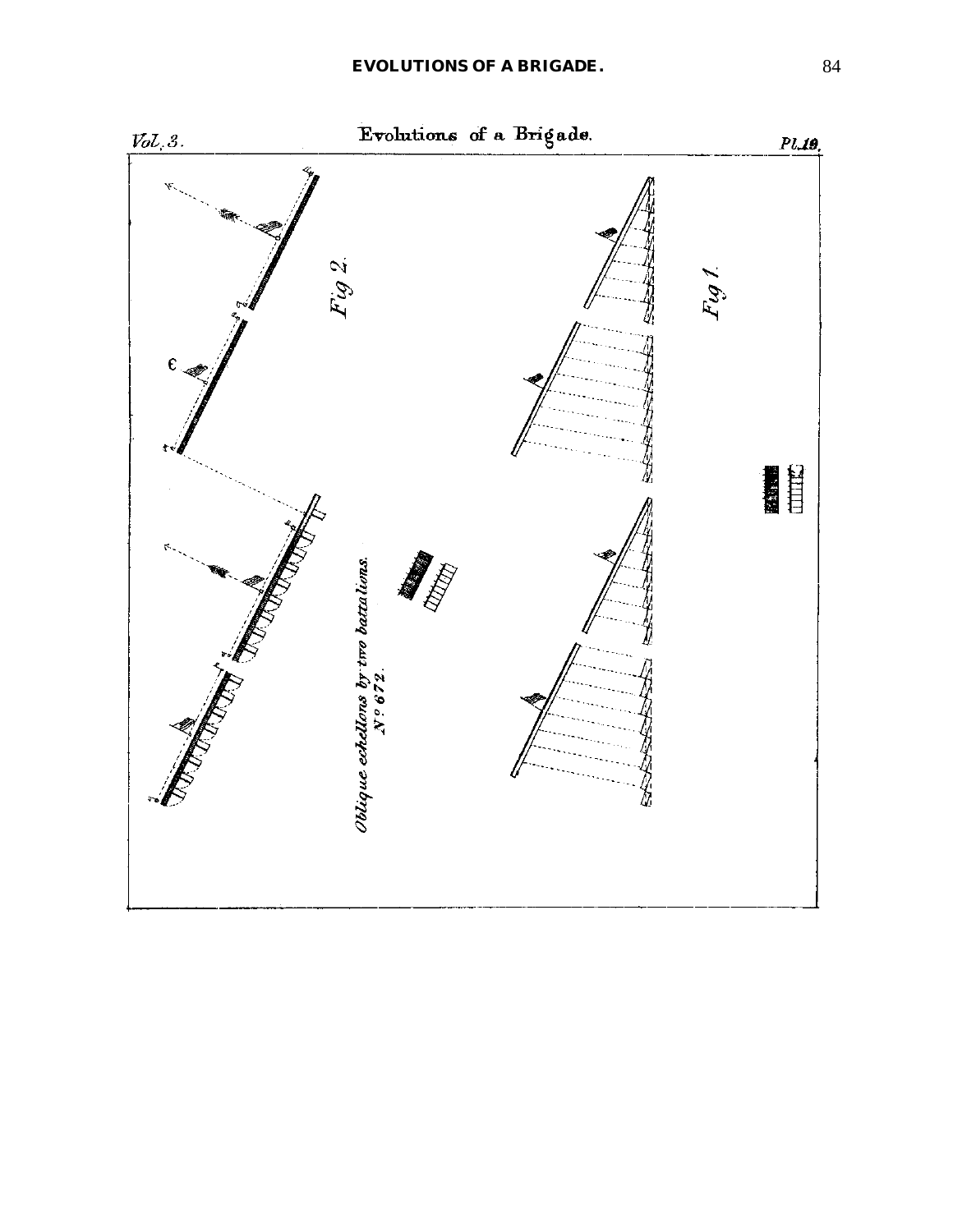Vol. 3. Evolutions of a Brigade. Pl. 10.

Fig 2.

Fig 1.

Oblique echellons by two battalions. N.º 672.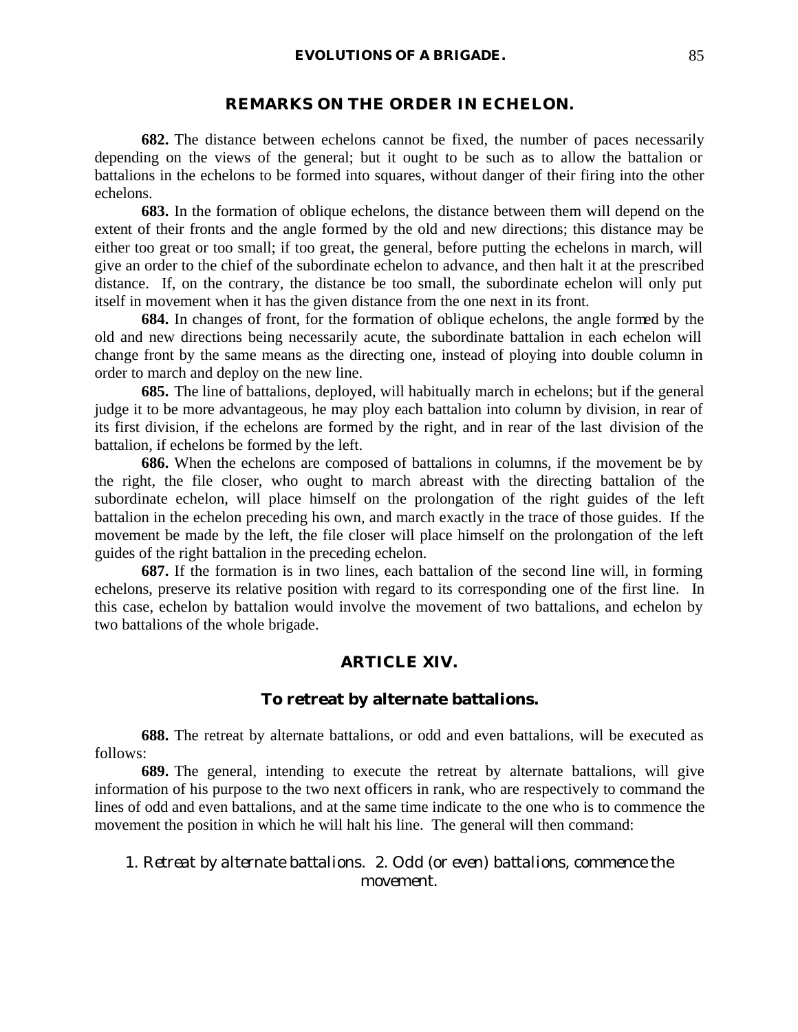## REMARKS ON THE ORDER IN ECHELON.

**682.** The distance between echelons cannot be fixed, the number of paces necessarily depending on the views of the general; but it ought to be such as to allow the battalion or battalions in the echelons to be formed into squares, without danger of their firing into the other echelons.

**683.** In the formation of oblique echelons, the distance between them will depend on the extent of their fronts and the angle formed by the old and new directions; this distance may be either too great or too small; if too great, the general, before putting the echelons in march, will give an order to the chief of the subordinate echelon to advance, and then halt it at the prescribed distance. If, on the contrary, the distance be too small, the subordinate echelon will only put itself in movement when it has the given distance from the one next in its front.

**684.** In changes of front, for the formation of oblique echelons, the angle formed by the old and new directions being necessarily acute, the subordinate battalion in each echelon will change front by the same means as the directing one, instead of ploying into double column in order to march and deploy on the new line.

**685.** The line of battalions, deployed, will habitually march in echelons; but if the general judge it to be more advantageous, he may ploy each battalion into column by division, in rear of its first division, if the echelons are formed by the right, and in rear of the last division of the battalion, if echelons be formed by the left.

**686.** When the echelons are composed of battalions in columns, if the movement be by the right, the file closer, who ought to march abreast with the directing battalion of the subordinate echelon, will place himself on the prolongation of the right guides of the left battalion in the echelon preceding his own, and march exactly in the trace of those guides. If the movement be made by the left, the file closer will place himself on the prolongation of the left guides of the right battalion in the preceding echelon.

**687.** If the formation is in two lines, each battalion of the second line will, in forming echelons, preserve its relative position with regard to its corresponding one of the first line. In this case, echelon by battalion would involve the movement of two battalions, and echelon by two battalions of the whole brigade.

## ARTICLE XIV.

### To retreat by alternate battalions.

**688.** The retreat by alternate battalions, or odd and even battalions, will be executed as follows:

**689.** The general, intending to execute the retreat by alternate battalions, will give information of his purpose to the two next officers in rank, who are respectively to command the lines of odd and even battalions, and at the same time indicate to the one who is to commence the movement the position in which he will halt his line. The general will then command:

*1. Retreat by alternate battalions. 2. Odd (or even) battalions, commence the movement.*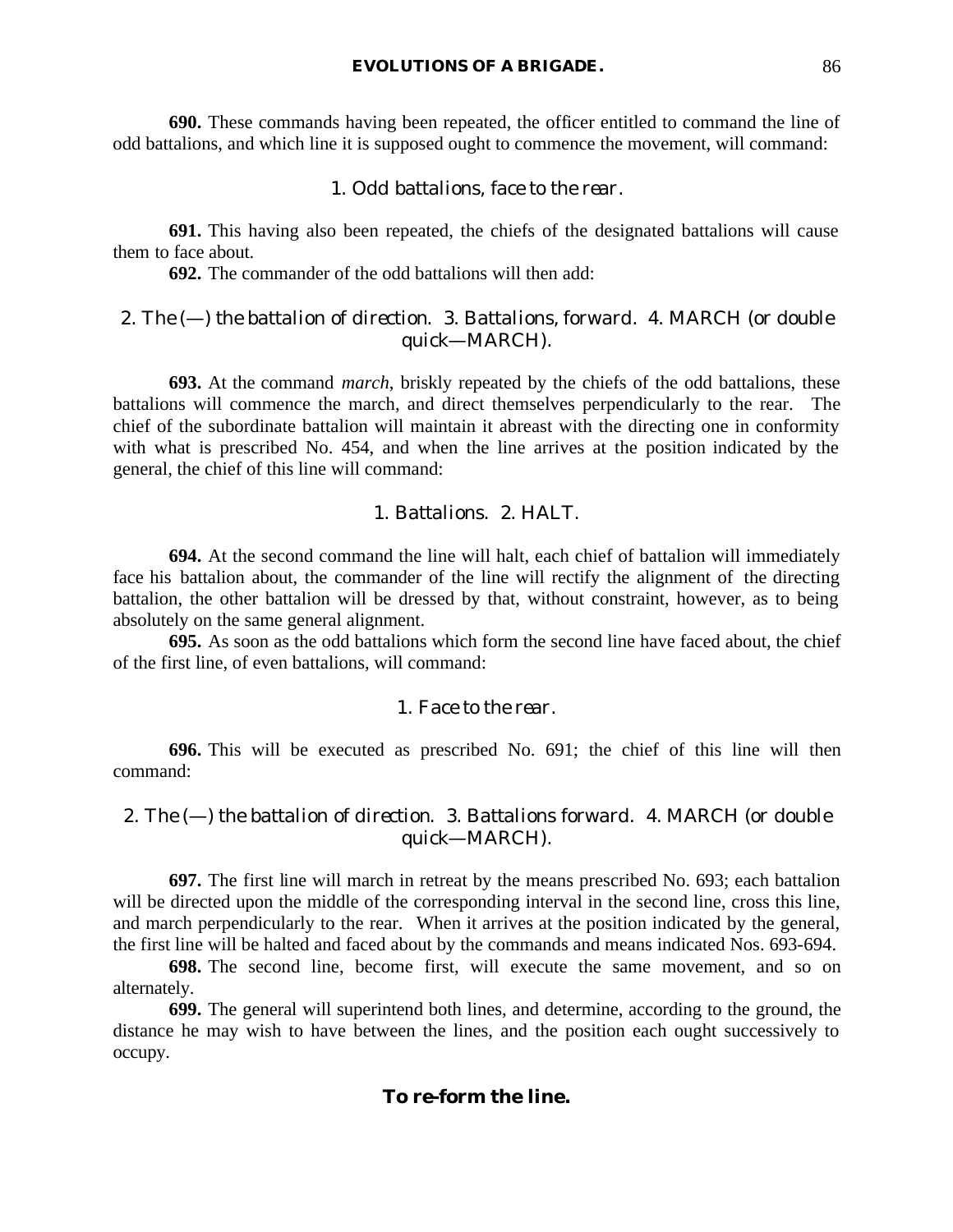**690.** These commands having been repeated, the officer entitled to command the line of odd battalions, and which line it is supposed ought to commence the movement, will command:

1. *Odd battalions, face to the rear.*

**691.** This having also been repeated, the chiefs of the designated battalions will cause them to face about.

**692.** The commander of the odd battalions will then add:

2. *The (—) the battalion of direction.* 3. *Battalions, forward.* 4. MARCH (or *double quick*—MARCH).

**693.** At the command *march*, briskly repeated by the chiefs of the odd battalions, these battalions will commence the march, and direct themselves perpendicularly to the rear. The chief of the subordinate battalion will maintain it abreast with the directing one in conformity with what is prescribed No. 454, and when the line arrives at the position indicated by the general, the chief of this line will command:

1. *Battalions.* 2. HALT.

**694.** At the second command the line will halt, each chief of battalion will immediately face his battalion about, the commander of the line will rectify the alignment of the directing battalion, the other battalion will be dressed by that, without constraint, however, as to being absolutely on the same general alignment.

**695.** As soon as the odd battalions which form the second line have faced about, the chief of the first line, of even battalions, will command:

1. *Face to the rear.*

**696.** This will be executed as prescribed No. 691; the chief of this line will then command:

2. *The (—) the battalion of direction.* 3. *Battalions forward.* 4. MARCH (or *double quick*—MARCH).

**697.** The first line will march in retreat by the means prescribed No. 693; each battalion will be directed upon the middle of the corresponding interval in the second line, cross this line, and march perpendicularly to the rear. When it arrives at the position indicated by the general, the first line will be halted and faced about by the commands and means indicated Nos. 693-694.

**698.** The second line, become first, will execute the same movement, and so on alternately.

**699.** The general will superintend both lines, and determine, according to the ground, the distance he may wish to have between the lines, and the position each ought successively to occupy.

### To re-form the line.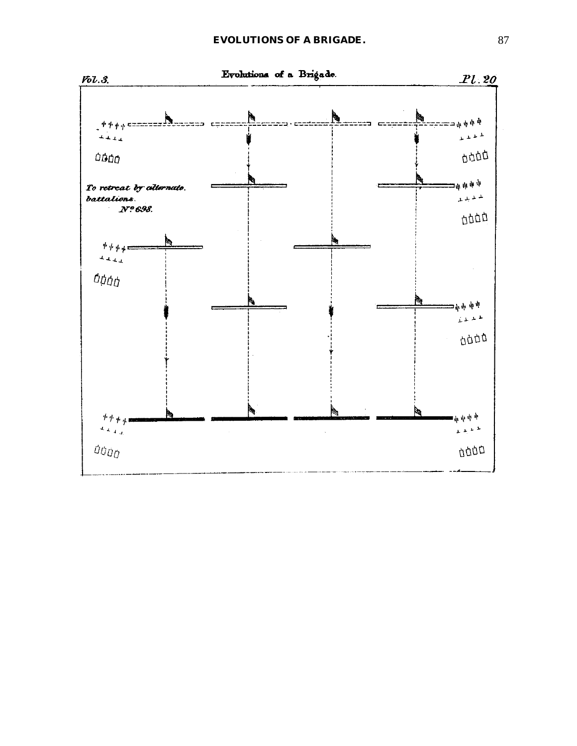Vol. 3. Evolutions of a Brigade. Pl. 20

*To retreat by alternate battalions.*

*N.º 698.*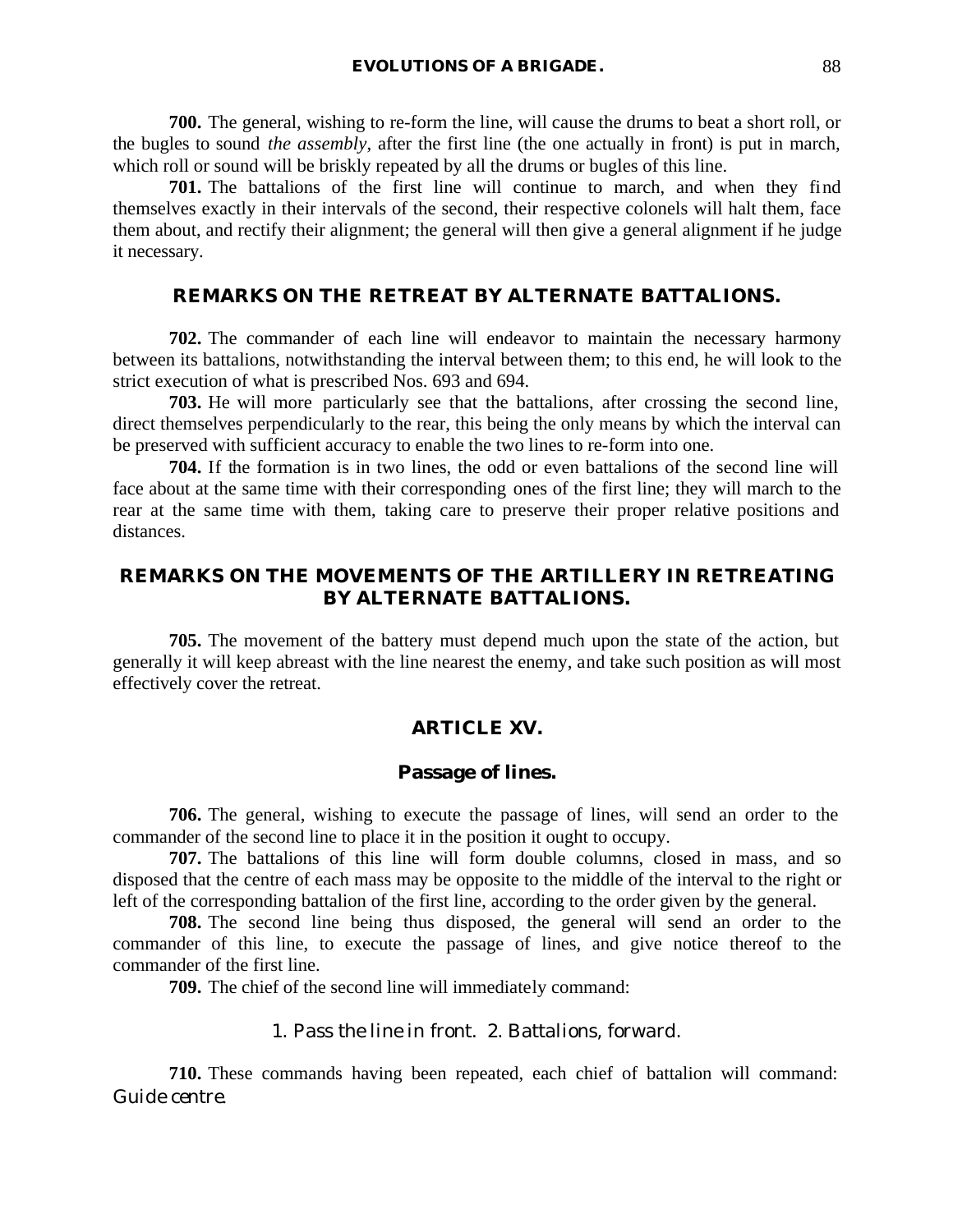**700.** The general, wishing to re-form the line, will cause the drums to beat a short roll, or the bugles to sound *the assembly*, after the first line (the one actually in front) is put in march, which roll or sound will be briskly repeated by all the drums or bugles of this line.

**701.** The battalions of the first line will continue to march, and when they find themselves exactly in their intervals of the second, their respective colonels will halt them, face them about, and rectify their alignment; the general will then give a general alignment if he judge it necessary.

## REMARKS ON THE RETREAT BY ALTERNATE BATTALIONS.

**702.** The commander of each line will endeavor to maintain the necessary harmony between its battalions, notwithstanding the interval between them; to this end, he will look to the strict execution of what is prescribed Nos. 693 and 694.

**703.** He will more particularly see that the battalions, after crossing the second line, direct themselves perpendicularly to the rear, this being the only means by which the interval can be preserved with sufficient accuracy to enable the two lines to re-form into one.

**704.** If the formation is in two lines, the odd or even battalions of the second line will face about at the same time with their corresponding ones of the first line; they will march to the rear at the same time with them, taking care to preserve their proper relative positions and distances.

## REMARKS ON THE MOVEMENTS OF THE ARTILLERY IN RETREATING BY ALTERNATE BATTALIONS.

**705.** The movement of the battery must depend much upon the state of the action, but generally it will keep abreast with the line nearest the enemy, and take such position as will most effectively cover the retreat.

## ARTICLE XV.

### Passage of lines.

**706.** The general, wishing to execute the passage of lines, will send an order to the commander of the second line to place it in the position it ought to occupy.

**707.** The battalions of this line will form double columns, closed in mass, and so disposed that the centre of each mass may be opposite to the middle of the interval to the right or left of the corresponding battalion of the first line, according to the order given by the general.

**708.** The second line being thus disposed, the general will send an order to the commander of this line, to execute the passage of lines, and give notice thereof to the commander of the first line.

**709.** The chief of the second line will immediately command:

1. *Pass the line in front.* 2. *Battalions, forward.*

**710.** These commands having been repeated, each chief of battalion will command: *Guide centre.*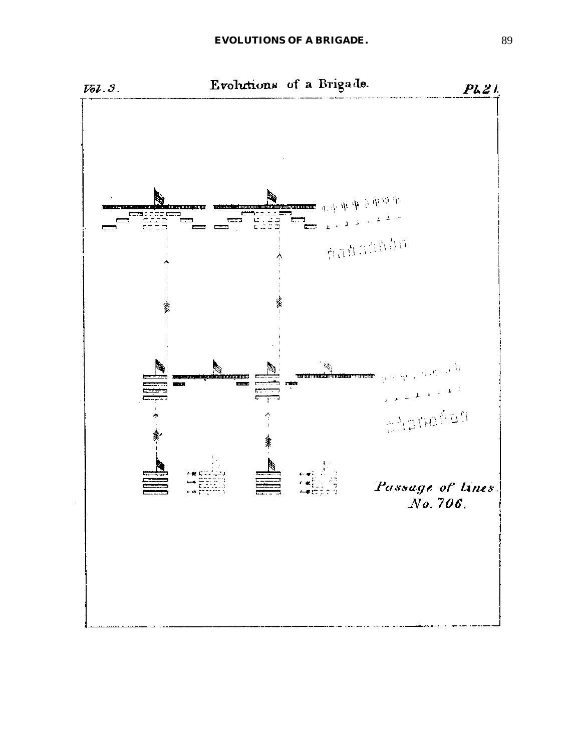Vol. 3. Evolutions of a Brigade. Pl. 21.

*Passage of Lines.*
*No. 706.*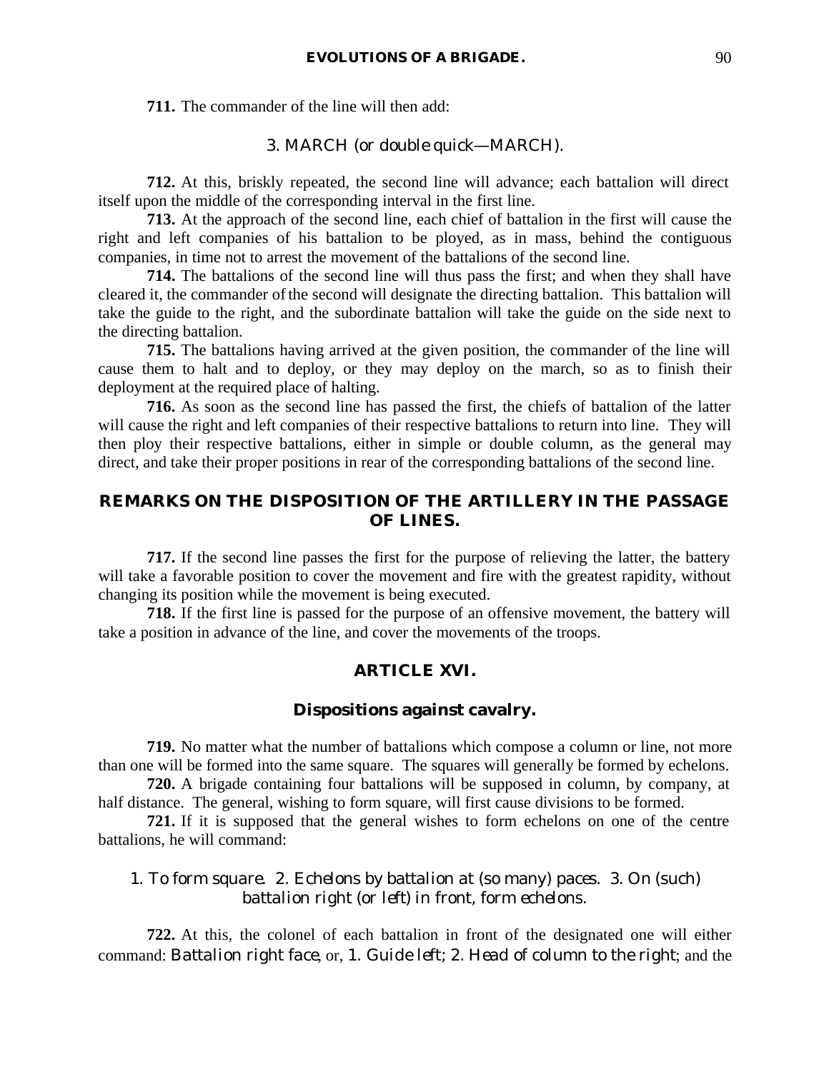**711.** The commander of the line will then add:

*3. MARCH (or double quick—MARCH).*

**712.** At this, briskly repeated, the second line will advance; each battalion will direct itself upon the middle of the corresponding interval in the first line.

**713.** At the approach of the second line, each chief of battalion in the first will cause the right and left companies of his battalion to be ployed, as in mass, behind the contiguous companies, in time not to arrest the movement of the battalions of the second line.

**714.** The battalions of the second line will thus pass the first; and when they shall have cleared it, the commander of the second will designate the directing battalion. This battalion will take the guide to the right, and the subordinate battalion will take the guide on the side next to the directing battalion.

**715.** The battalions having arrived at the given position, the commander of the line will cause them to halt and to deploy, or they may deploy on the march, so as to finish their deployment at the required place of halting.

**716.** As soon as the second line has passed the first, the chiefs of battalion of the latter will cause the right and left companies of their respective battalions to return into line. They will then ploy their respective battalions, either in simple or double column, as the general may direct, and take their proper positions in rear of the corresponding battalions of the second line.

## REMARKS ON THE DISPOSITION OF THE ARTILLERY IN THE PASSAGE OF LINES.

**717.** If the second line passes the first for the purpose of relieving the latter, the battery will take a favorable position to cover the movement and fire with the greatest rapidity, without changing its position while the movement is being executed.

**718.** If the first line is passed for the purpose of an offensive movement, the battery will take a position in advance of the line, and cover the movements of the troops.

## ARTICLE XVI.

### Dispositions against cavalry.

**719.** No matter what the number of battalions which compose a column or line, not more than one will be formed into the same square. The squares will generally be formed by echelons.

**720.** A brigade containing four battalions will be supposed in column, by company, at half distance. The general, wishing to form square, will first cause divisions to be formed.

**721.** If it is supposed that the general wishes to form echelons on one of the centre battalions, he will command:

*1. To form square. 2. Echelons by battalion at (so many) paces. 3. On (such) battalion right (or left) in front, form echelons.*

**722.** At this, the colonel of each battalion in front of the designated one will either command: *Battalion right face*, or, *1. Guide left; 2. Head of column to the right*; and the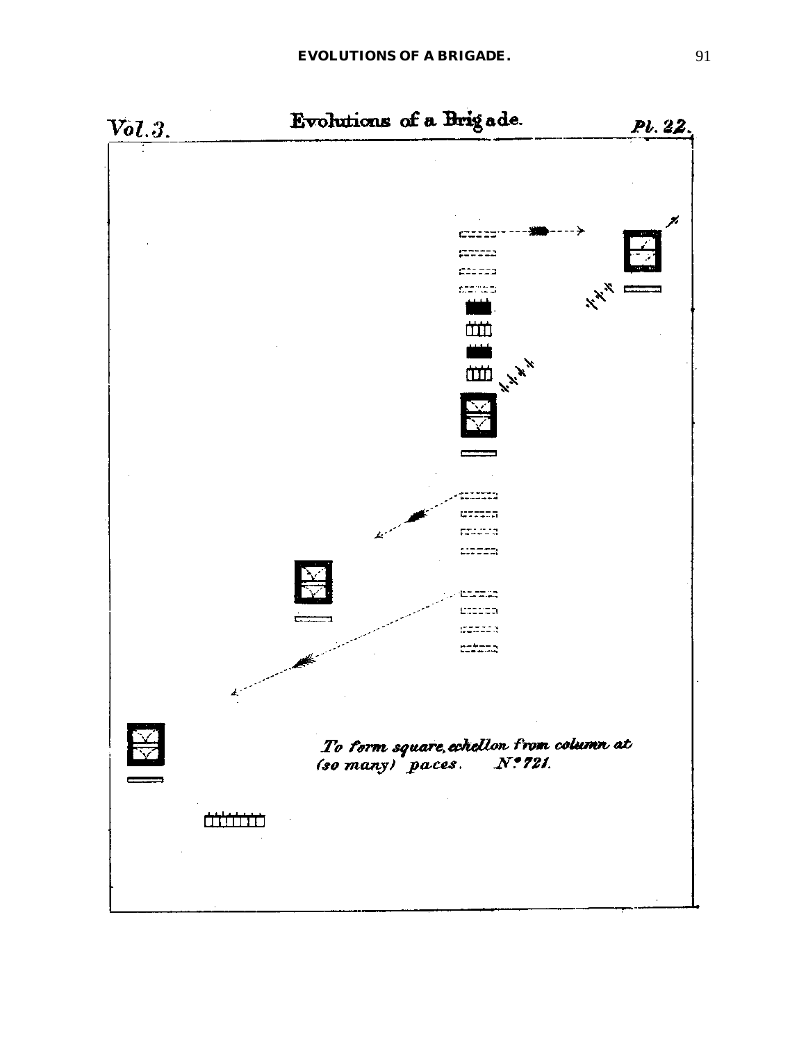Vol. 3. Evolutions of a Brigade. Pl. 22.

*To form square, echellon from column at (so many) paces. N.° 721.*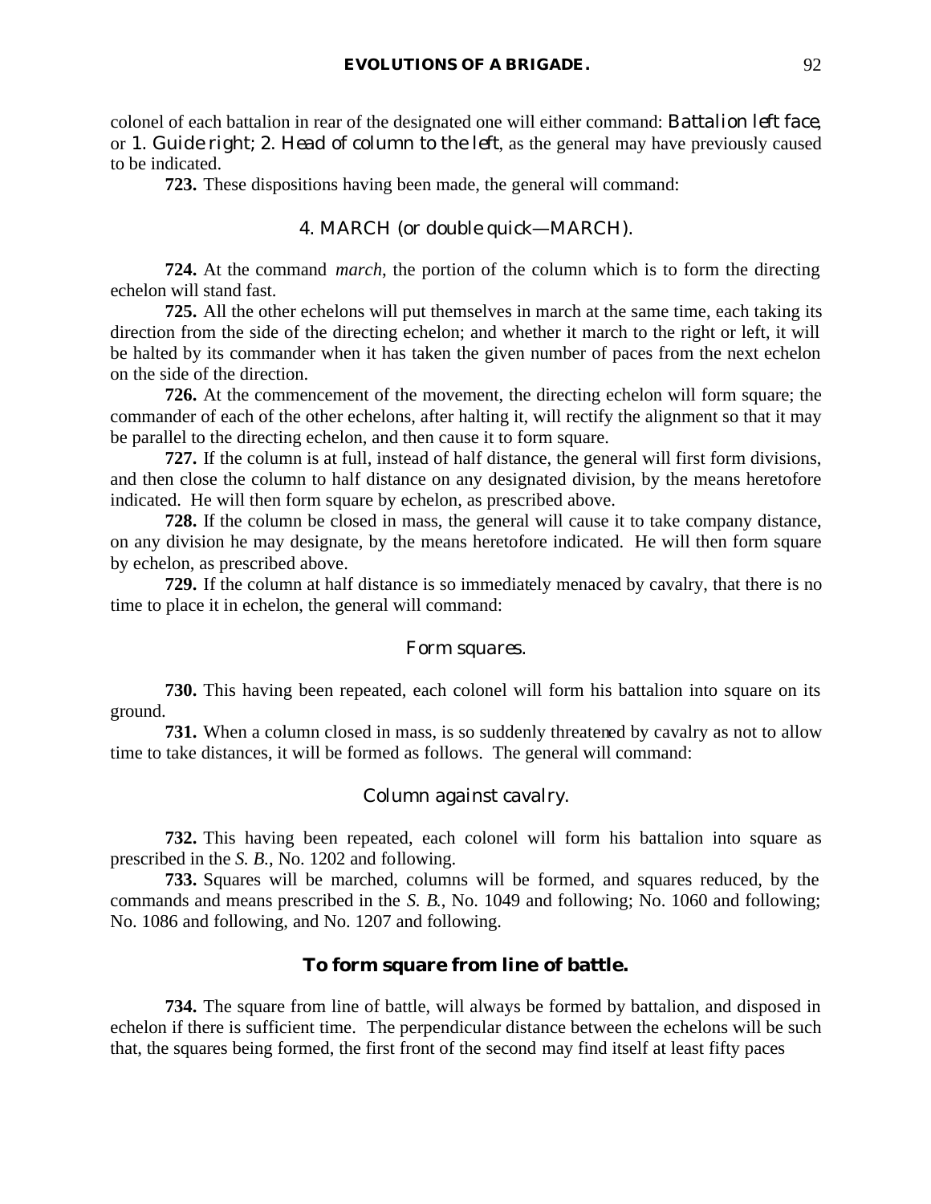colonel of each battalion in rear of the designated one will either command: *Battalion left face*, or *1. Guide right; 2. Head of column to the left*, as the general may have previously caused to be indicated.

**723.** These dispositions having been made, the general will command:

4. MARCH (*or double quick*—MARCH).

**724.** At the command *march*, the portion of the column which is to form the directing echelon will stand fast.

**725.** All the other echelons will put themselves in march at the same time, each taking its direction from the side of the directing echelon; and whether it march to the right or left, it will be halted by its commander when it has taken the given number of paces from the next echelon on the side of the direction.

**726.** At the commencement of the movement, the directing echelon will form square; the commander of each of the other echelons, after halting it, will rectify the alignment so that it may be parallel to the directing echelon, and then cause it to form square.

**727.** If the column is at full, instead of half distance, the general will first form divisions, and then close the column to half distance on any designated division, by the means heretofore indicated. He will then form square by echelon, as prescribed above.

**728.** If the column be closed in mass, the general will cause it to take company distance, on any division he may designate, by the means heretofore indicated. He will then form square by echelon, as prescribed above.

**729.** If the column at half distance is so immediately menaced by cavalry, that there is no time to place it in echelon, the general will command:

*Form squares.*

**730.** This having been repeated, each colonel will form his battalion into square on its ground.

**731.** When a column closed in mass, is so suddenly threatened by cavalry as not to allow time to take distances, it will be formed as follows. The general will command:

*Column against cavalry.*

**732.** This having been repeated, each colonel will form his battalion into square as prescribed in the *S. B.*, No. 1202 and following.

**733.** Squares will be marched, columns will be formed, and squares reduced, by the commands and means prescribed in the *S. B.*, No. 1049 and following; No. 1060 and following; No. 1086 and following, and No. 1207 and following.

### To form square from line of battle.

**734.** The square from line of battle, will always be formed by battalion, and disposed in echelon if there is sufficient time. The perpendicular distance between the echelons will be such that, the squares being formed, the first front of the second may find itself at least fifty paces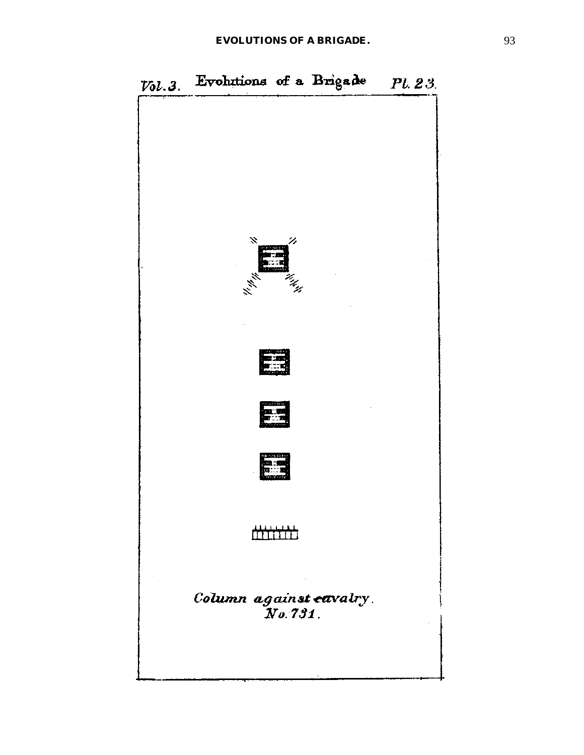Vol. 3. Evolutions of a Brigade Pl. 23.

Column against cavalry.
No. 731.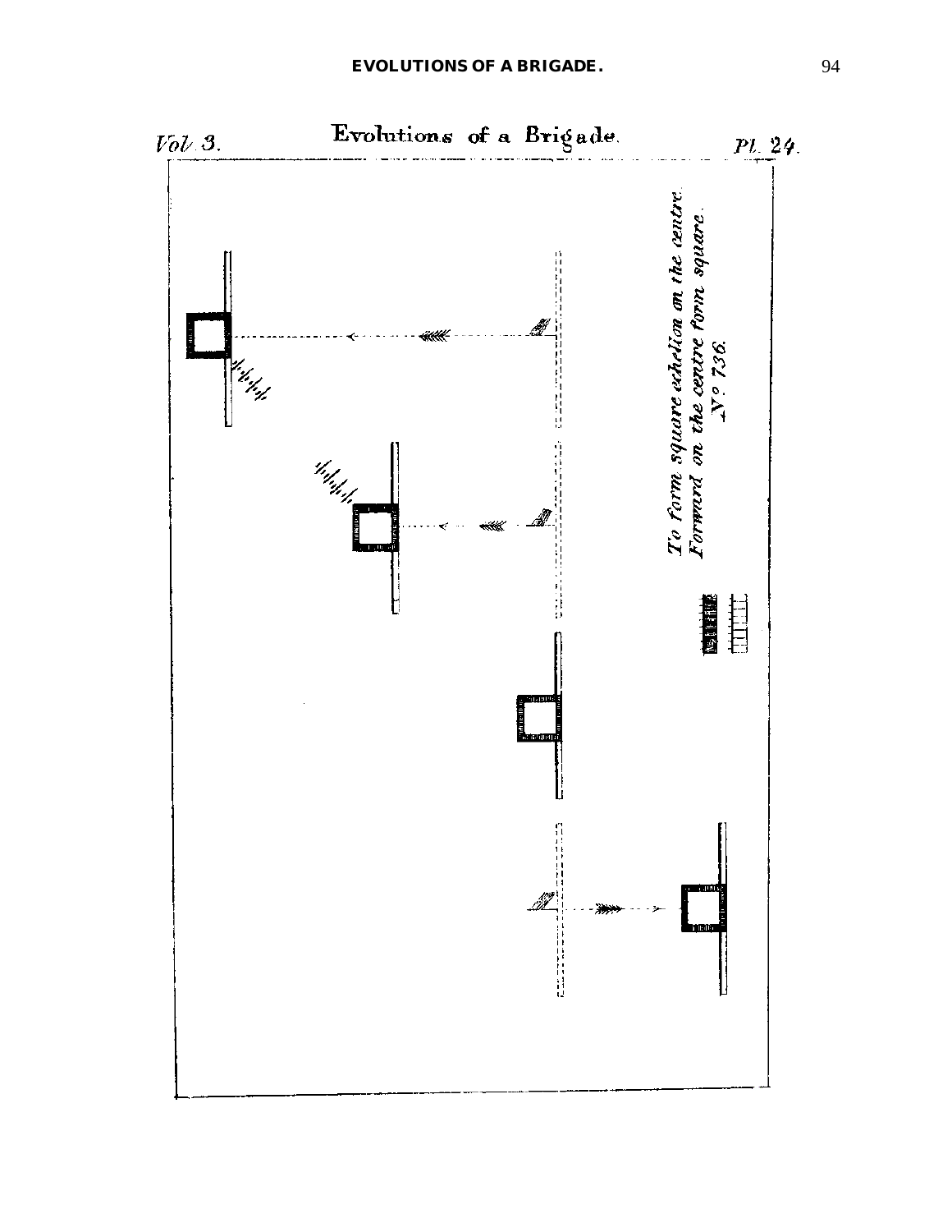Vol. 3.

# Evolutions of a Brigade.

Pl. 24.

*To form square echelon on the centre.*
*Forward on the centre form square.*
*N.º 736.*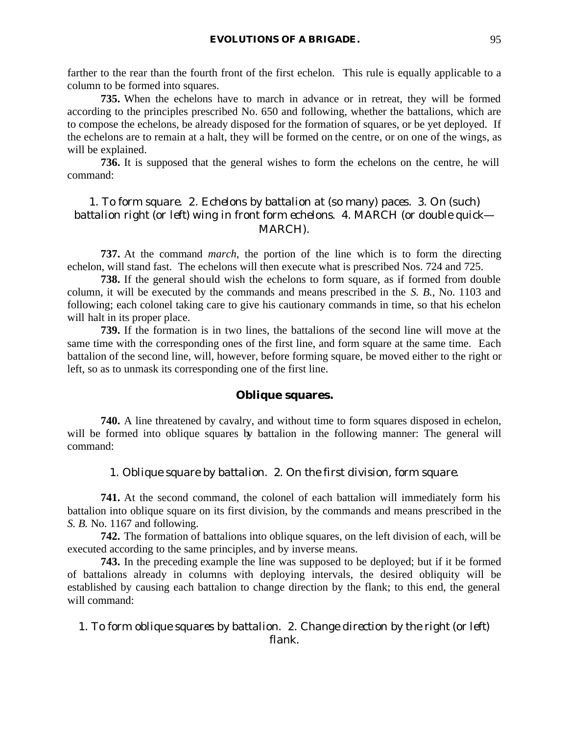farther to the rear than the fourth front of the first echelon. This rule is equally applicable to a column to be formed into squares.

**735.** When the echelons have to march in advance or in retreat, they will be formed according to the principles prescribed No. 650 and following, whether the battalions, which are to compose the echelons, be already disposed for the formation of squares, or be yet deployed. If the echelons are to remain at a halt, they will be formed on the centre, or on one of the wings, as will be explained.

**736.** It is supposed that the general wishes to form the echelons on the centre, he will command:

*1. To form square. 2. Echelons by battalion at (so many) paces. 3. On (such) battalion right (or left) wing in front form echelons. 4. MARCH (or double quick—MARCH).*

**737.** At the command *march*, the portion of the line which is to form the directing echelon, will stand fast. The echelons will then execute what is prescribed Nos. 724 and 725.

**738.** If the general should wish the echelons to form square, as if formed from double column, it will be executed by the commands and means prescribed in the *S. B.*, No. 1103 and following; each colonel taking care to give his cautionary commands in time, so that his echelon will halt in its proper place.

**739.** If the formation is in two lines, the battalions of the second line will move at the same time with the corresponding ones of the first line, and form square at the same time. Each battalion of the second line, will, however, before forming square, be moved either to the right or left, so as to unmask its corresponding one of the first line.

## Oblique squares.

**740.** A line threatened by cavalry, and without time to form squares disposed in echelon, will be formed into oblique squares by battalion in the following manner: The general will command:

*1. Oblique square by battalion. 2. On the first division, form square.*

**741.** At the second command, the colonel of each battalion will immediately form his battalion into oblique square on its first division, by the commands and means prescribed in the *S. B.* No. 1167 and following.

**742.** The formation of battalions into oblique squares, on the left division of each, will be executed according to the same principles, and by inverse means.

**743.** In the preceding example the line was supposed to be deployed; but if it be formed of battalions already in columns with deploying intervals, the desired obliquity will be established by causing each battalion to change direction by the flank; to this end, the general will command:

*1. To form oblique squares by battalion. 2. Change direction by the right (or left) flank.*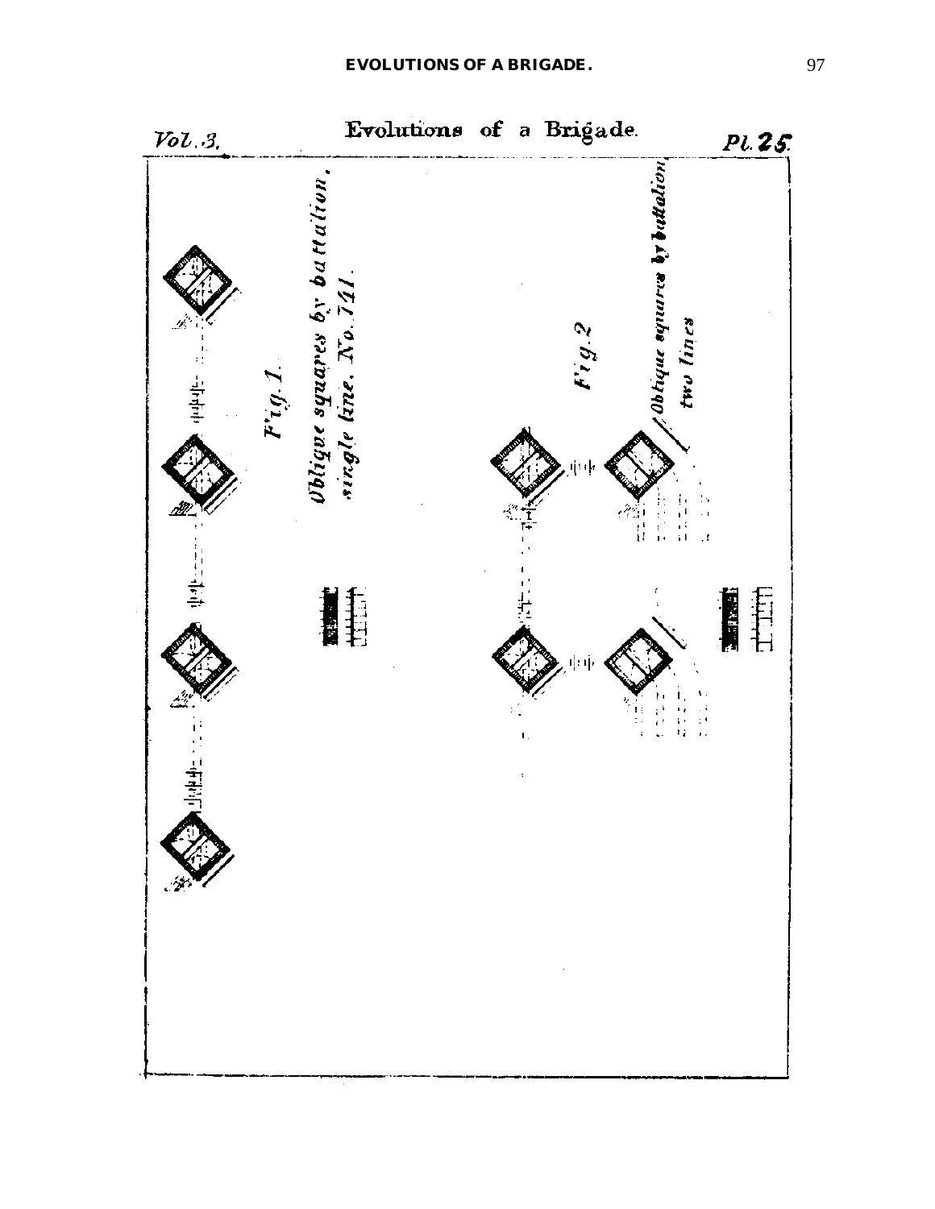Evolutions of a Brigade.

Vol. 3. Pl. 25.

Fig. 1.

Oblique squares by battalion, single line. No. 741.

Fig. 2

Oblique squares by battalion two lines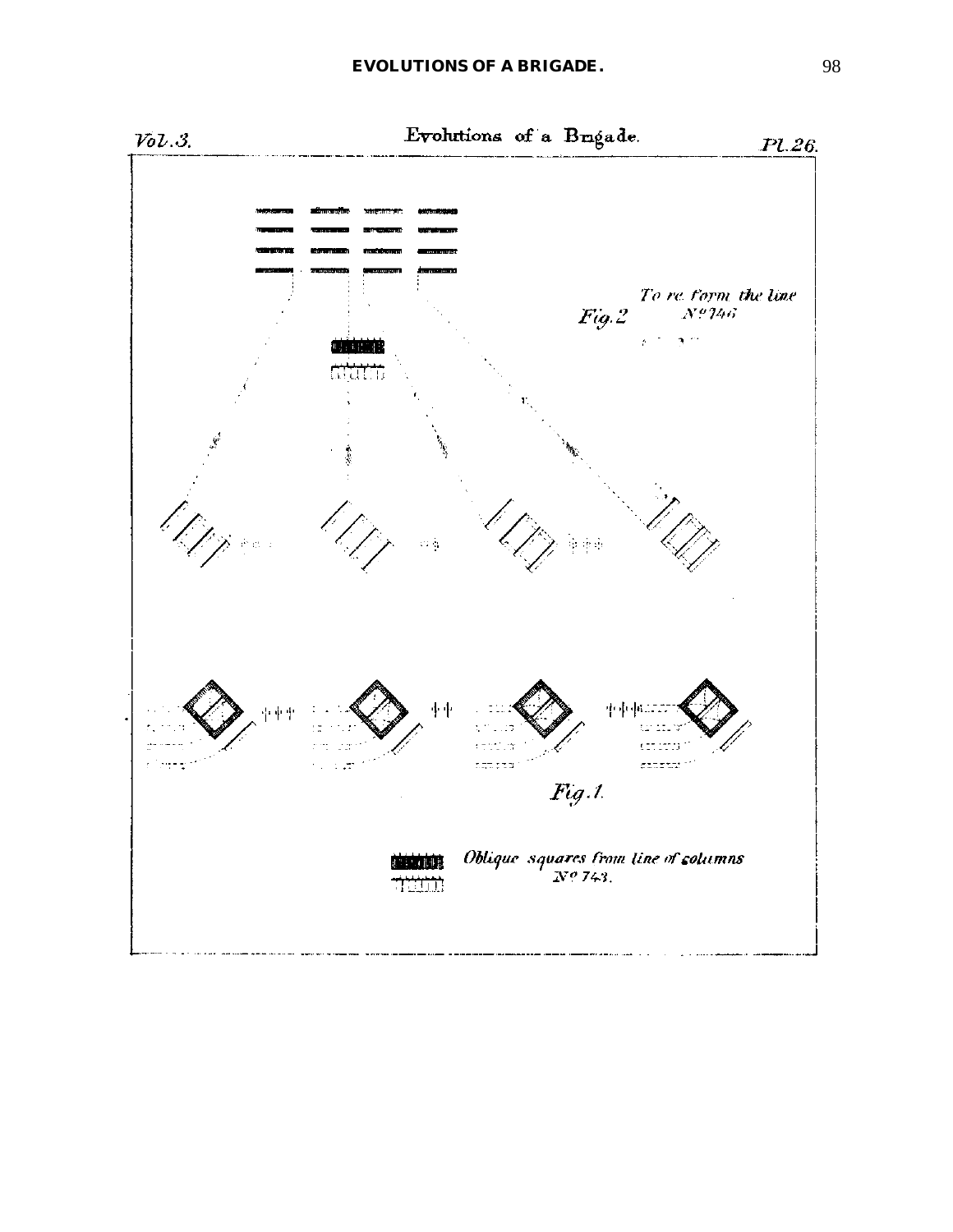Vol. 3. Evolutions of a Brigade. Pl. 26.

*Fig. 2* *To re form the line No 746*

*Fig. 1.*

*Oblique squares from line of columns No 743.*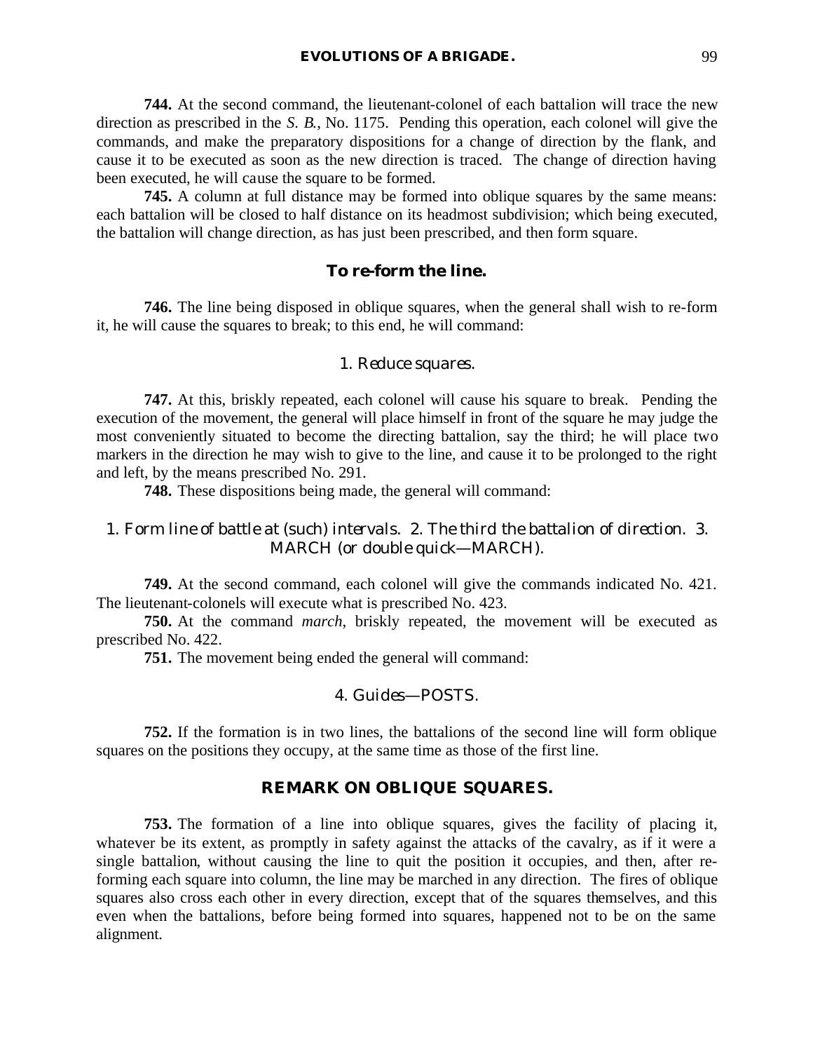**744.** At the second command, the lieutenant-colonel of each battalion will trace the new direction as prescribed in the *S. B.*, No. 1175. Pending this operation, each colonel will give the commands, and make the preparatory dispositions for a change of direction by the flank, and cause it to be executed as soon as the new direction is traced. The change of direction having been executed, he will cause the square to be formed.

**745.** A column at full distance may be formed into oblique squares by the same means: each battalion will be closed to half distance on its headmost subdivision; which being executed, the battalion will change direction, as has just been prescribed, and then form square.

### To re-form the line.

**746.** The line being disposed in oblique squares, when the general shall wish to re-form it, he will cause the squares to break; to this end, he will command:

*1. Reduce squares.*

**747.** At this, briskly repeated, each colonel will cause his square to break. Pending the execution of the movement, the general will place himself in front of the square he may judge the most conveniently situated to become the directing battalion, say the third; he will place two markers in the direction he may wish to give to the line, and cause it to be prolonged to the right and left, by the means prescribed No. 291.

**748.** These dispositions being made, the general will command:

*1. Form line of battle at (such) intervals. 2. The third the battalion of direction. 3. MARCH (or double quick—MARCH).*

**749.** At the second command, each colonel will give the commands indicated No. 421. The lieutenant-colonels will execute what is prescribed No. 423.

**750.** At the command *march*, briskly repeated, the movement will be executed as prescribed No. 422.

**751.** The movement being ended the general will command:

*4. Guides—POSTS.*

**752.** If the formation is in two lines, the battalions of the second line will form oblique squares on the positions they occupy, at the same time as those of the first line.

### REMARK ON OBLIQUE SQUARES.

**753.** The formation of a line into oblique squares, gives the facility of placing it, whatever be its extent, as promptly in safety against the attacks of the cavalry, as if it were a single battalion, without causing the line to quit the position it occupies, and then, after re-forming each square into column, the line may be marched in any direction. The fires of oblique squares also cross each other in every direction, except that of the squares themselves, and this even when the battalions, before being formed into squares, happened not to be on the same alignment.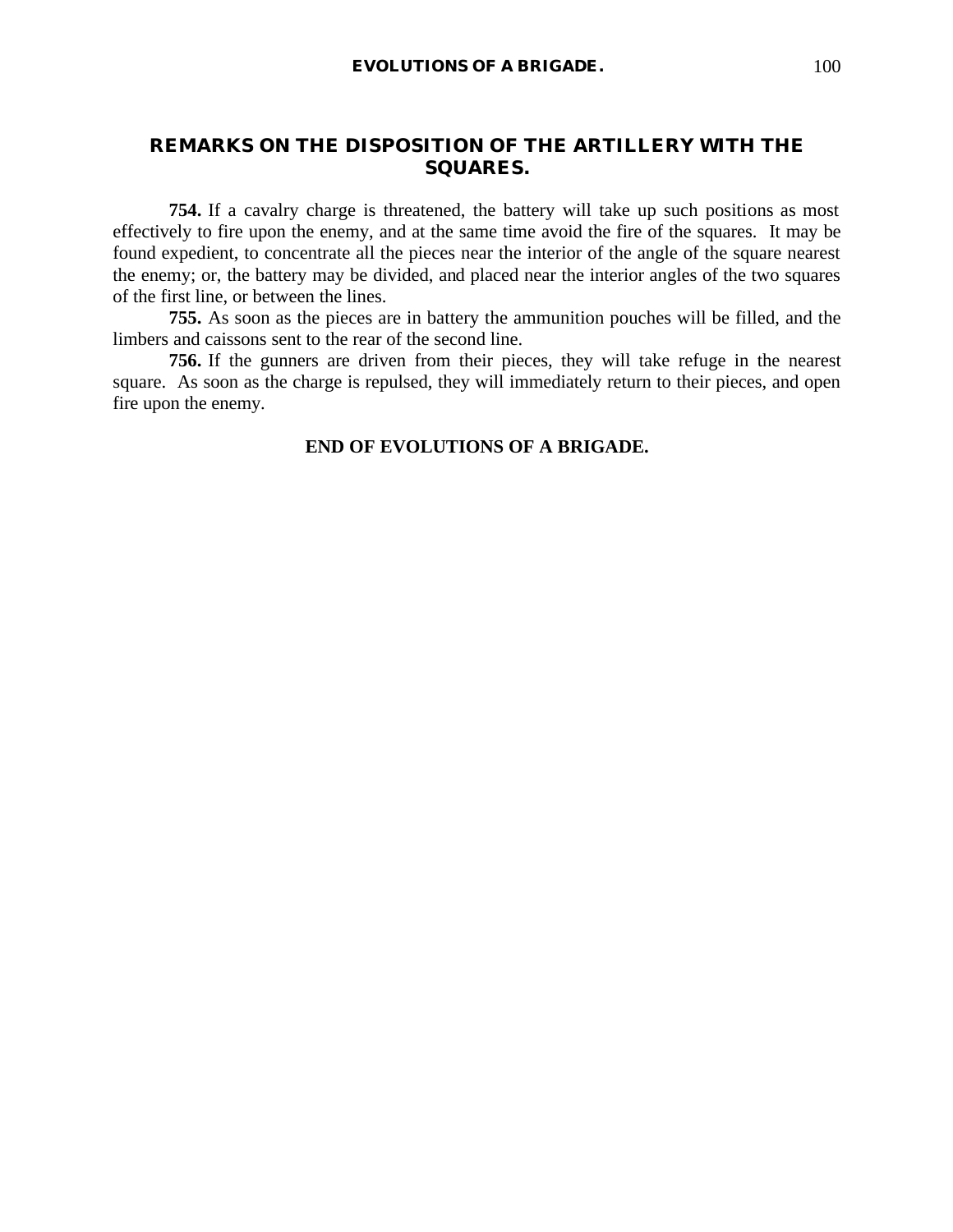## REMARKS ON THE DISPOSITION OF THE ARTILLERY WITH THE SQUARES.

**754.** If a cavalry charge is threatened, the battery will take up such positions as most effectively to fire upon the enemy, and at the same time avoid the fire of the squares. It may be found expedient, to concentrate all the pieces near the interior of the angle of the square nearest the enemy; or, the battery may be divided, and placed near the interior angles of the two squares of the first line, or between the lines.

**755.** As soon as the pieces are in battery the ammunition pouches will be filled, and the limbers and caissons sent to the rear of the second line.

**756.** If the gunners are driven from their pieces, they will take refuge in the nearest square. As soon as the charge is repulsed, they will immediately return to their pieces, and open fire upon the enemy.

**END OF EVOLUTIONS OF A BRIGADE.**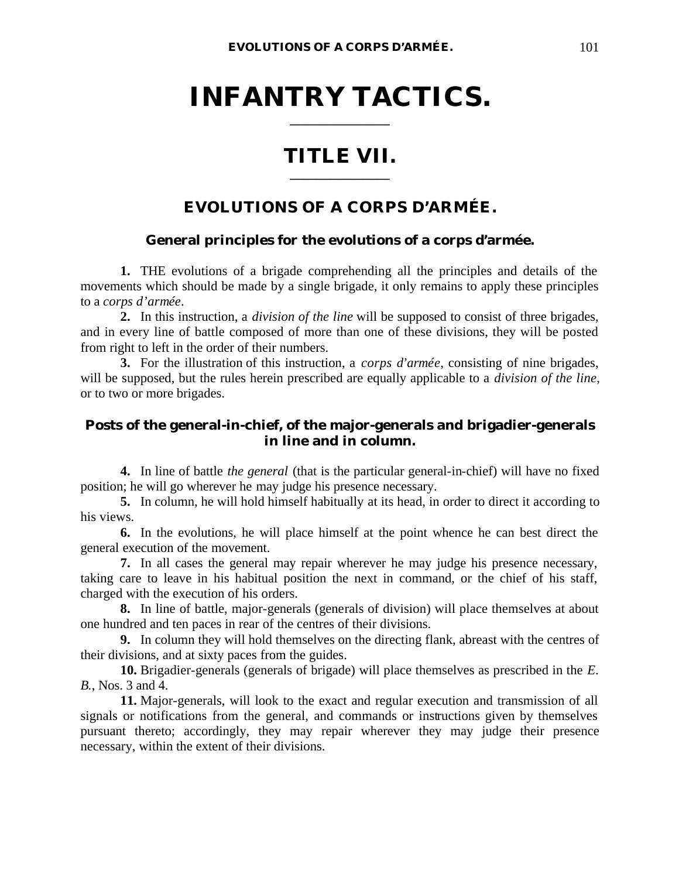# INFANTRY TACTICS.

## TITLE VII.

## EVOLUTIONS OF A CORPS D'ARMÉE.

### General principles for the evolutions of a corps d'armée.

**1.** THE evolutions of a brigade comprehending all the principles and details of the movements which should be made by a single brigade, it only remains to apply these principles to a *corps d'armée*.

**2.** In this instruction, a *division of the line* will be supposed to consist of three brigades, and in every line of battle composed of more than one of these divisions, they will be posted from right to left in the order of their numbers.

**3.** For the illustration of this instruction, a *corps d'armée*, consisting of nine brigades, will be supposed, but the rules herein prescribed are equally applicable to a *division of the line*, or to two or more brigades.

### Posts of the general-in-chief, of the major-generals and brigadier-generals in line and in column.

**4.** In line of battle *the general* (that is the particular general-in-chief) will have no fixed position; he will go wherever he may judge his presence necessary.

**5.** In column, he will hold himself habitually at its head, in order to direct it according to his views.

**6.** In the evolutions, he will place himself at the point whence he can best direct the general execution of the movement.

**7.** In all cases the general may repair wherever he may judge his presence necessary, taking care to leave in his habitual position the next in command, or the chief of his staff, charged with the execution of his orders.

**8.** In line of battle, major-generals (generals of division) will place themselves at about one hundred and ten paces in rear of the centres of their divisions.

**9.** In column they will hold themselves on the directing flank, abreast with the centres of their divisions, and at sixty paces from the guides.

**10.** Brigadier-generals (generals of brigade) will place themselves as prescribed in the *E. B.*, Nos. 3 and 4.

**11.** Major-generals, will look to the exact and regular execution and transmission of all signals or notifications from the general, and commands or instructions given by themselves pursuant thereto; accordingly, they may repair wherever they may judge their presence necessary, within the extent of their divisions.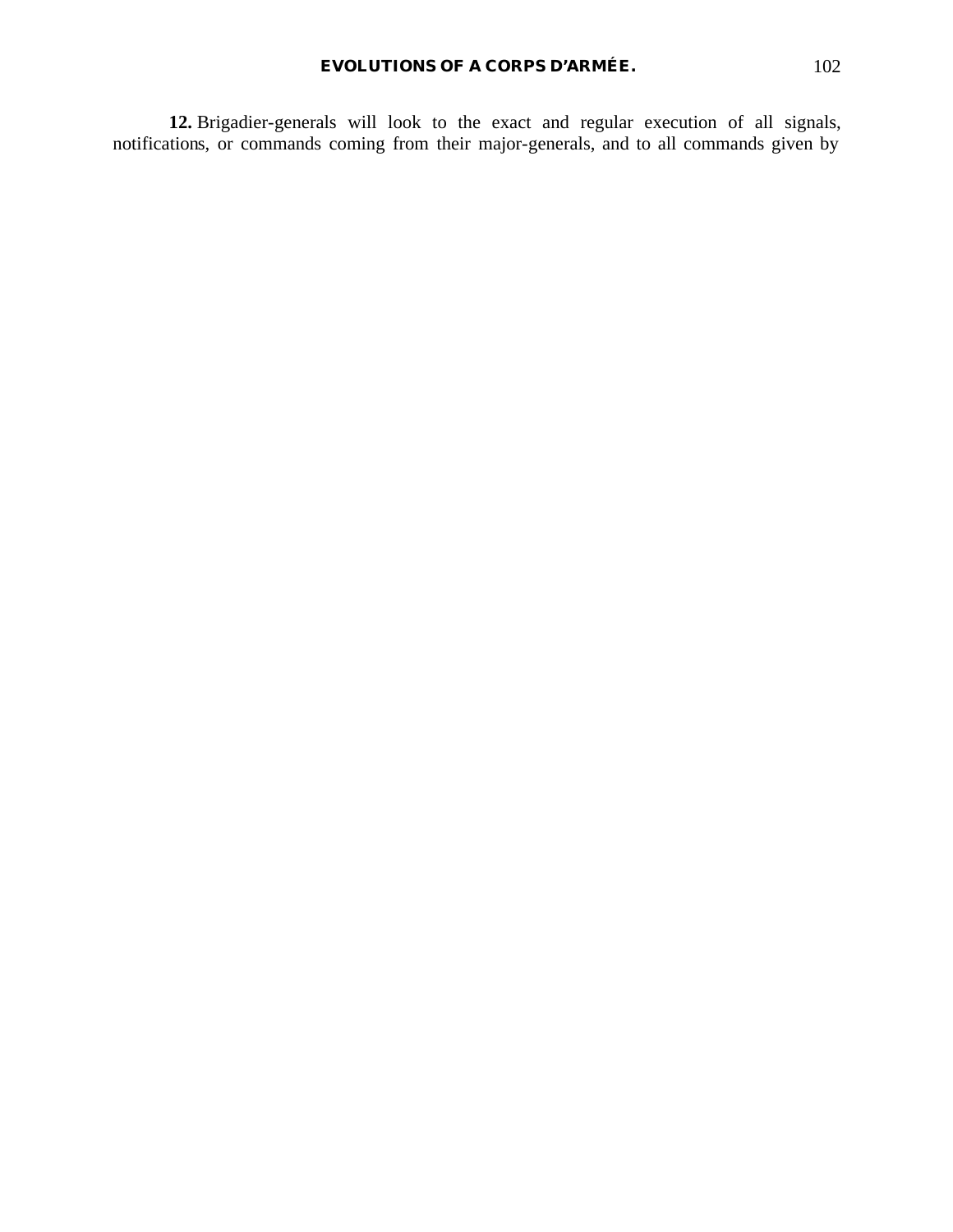**12.** Brigadier-generals will look to the exact and regular execution of all signals, notifications, or commands coming from their major-generals, and to all commands given by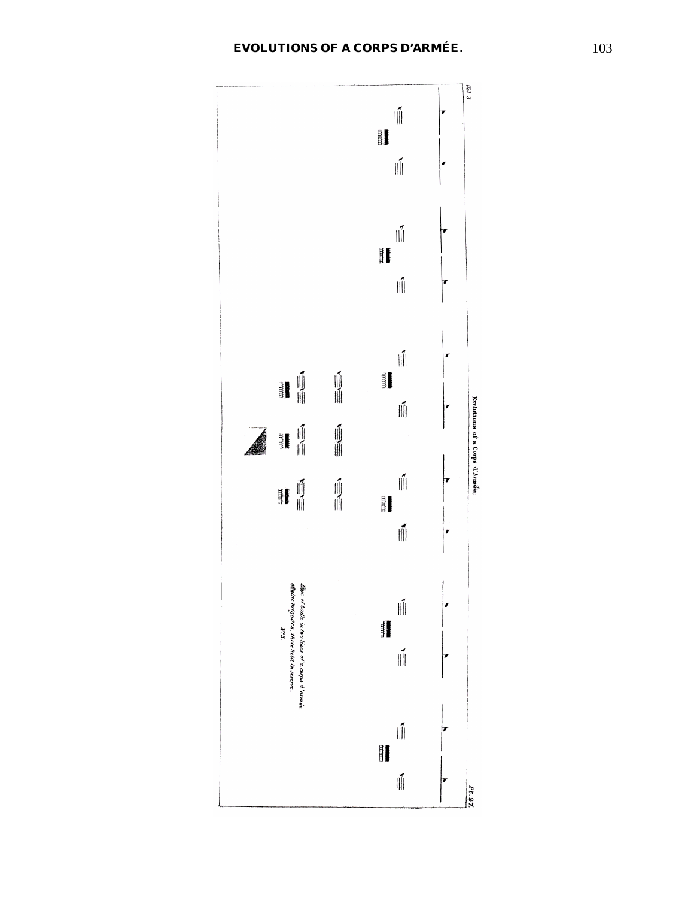Vol. 3

Evolutions of a Corps d'Armée.

Pl. 27.

*Line of battle in two lines of a corps d'armée, of nine brigades, three held in reserve.*

*N.° 3.*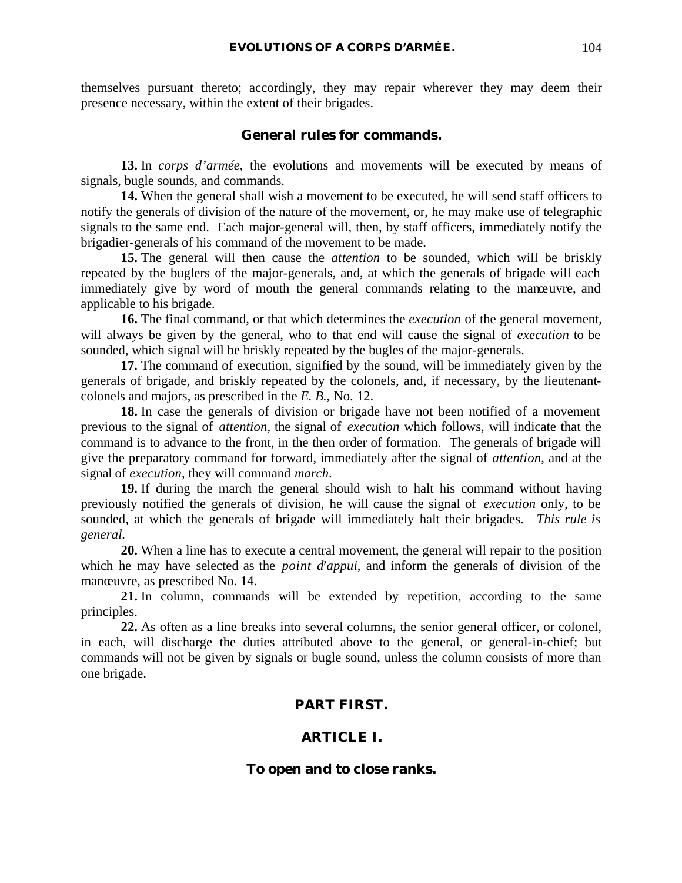themselves pursuant thereto; accordingly, they may repair wherever they may deem their presence necessary, within the extent of their brigades.

### General rules for commands.

**13.** In *corps d'armée*, the evolutions and movements will be executed by means of signals, bugle sounds, and commands.

**14.** When the general shall wish a movement to be executed, he will send staff officers to notify the generals of division of the nature of the movement, or, he may make use of telegraphic signals to the same end. Each major-general will, then, by staff officers, immediately notify the brigadier-generals of his command of the movement to be made.

**15.** The general will then cause the *attention* to be sounded, which will be briskly repeated by the buglers of the major-generals, and, at which the generals of brigade will each immediately give by word of mouth the general commands relating to the manœuvre, and applicable to his brigade.

**16.** The final command, or that which determines the *execution* of the general movement, will always be given by the general, who to that end will cause the signal of *execution* to be sounded, which signal will be briskly repeated by the bugles of the major-generals.

**17.** The command of execution, signified by the sound, will be immediately given by the generals of brigade, and briskly repeated by the colonels, and, if necessary, by the lieutenant-colonels and majors, as prescribed in the *E. B.*, No. 12.

**18.** In case the generals of division or brigade have not been notified of a movement previous to the signal of *attention*, the signal of *execution* which follows, will indicate that the command is to advance to the front, in the then order of formation. The generals of brigade will give the preparatory command for forward, immediately after the signal of *attention*, and at the signal of *execution*, they will command *march*.

**19.** If during the march the general should wish to halt his command without having previously notified the generals of division, he will cause the signal of *execution* only, to be sounded, at which the generals of brigade will immediately halt their brigades. *This rule is general.*

**20.** When a line has to execute a central movement, the general will repair to the position which he may have selected as the *point d'appui*, and inform the generals of division of the manœuvre, as prescribed No. 14.

**21.** In column, commands will be extended by repetition, according to the same principles.

**22.** As often as a line breaks into several columns, the senior general officer, or colonel, in each, will discharge the duties attributed above to the general, or general-in-chief; but commands will not be given by signals or bugle sound, unless the column consists of more than one brigade.

## PART FIRST.

## ARTICLE I.

### To open and to close ranks.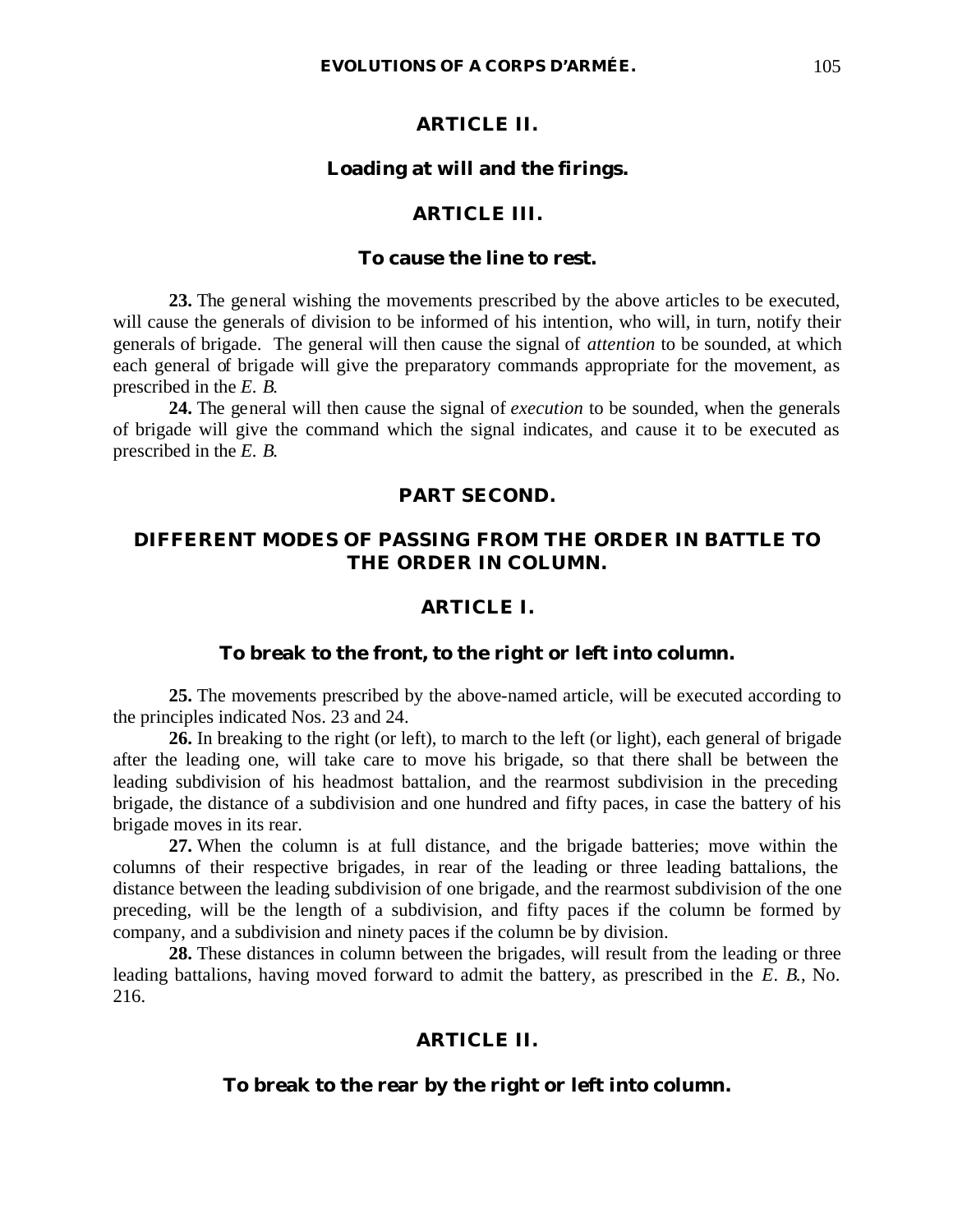## ARTICLE II.

### Loading at will and the firings.

## ARTICLE III.

### To cause the line to rest.

**23.** The general wishing the movements prescribed by the above articles to be executed, will cause the generals of division to be informed of his intention, who will, in turn, notify their generals of brigade. The general will then cause the signal of *attention* to be sounded, at which each general of brigade will give the preparatory commands appropriate for the movement, as prescribed in the *E. B.*

**24.** The general will then cause the signal of *execution* to be sounded, when the generals of brigade will give the command which the signal indicates, and cause it to be executed as prescribed in the *E. B.*

# PART SECOND.

# DIFFERENT MODES OF PASSING FROM THE ORDER IN BATTLE TO THE ORDER IN COLUMN.

## ARTICLE I.

### To break to the front, to the right or left into column.

**25.** The movements prescribed by the above-named article, will be executed according to the principles indicated Nos. 23 and 24.

**26.** In breaking to the right (or left), to march to the left (or light), each general of brigade after the leading one, will take care to move his brigade, so that there shall be between the leading subdivision of his headmost battalion, and the rearmost subdivision in the preceding brigade, the distance of a subdivision and one hundred and fifty paces, in case the battery of his brigade moves in its rear.

**27.** When the column is at full distance, and the brigade batteries; move within the columns of their respective brigades, in rear of the leading or three leading battalions, the distance between the leading subdivision of one brigade, and the rearmost subdivision of the one preceding, will be the length of a subdivision, and fifty paces if the column be formed by company, and a subdivision and ninety paces if the column be by division.

**28.** These distances in column between the brigades, will result from the leading or three leading battalions, having moved forward to admit the battery, as prescribed in the *E. B.*, No. 216.

## ARTICLE II.

### To break to the rear by the right or left into column.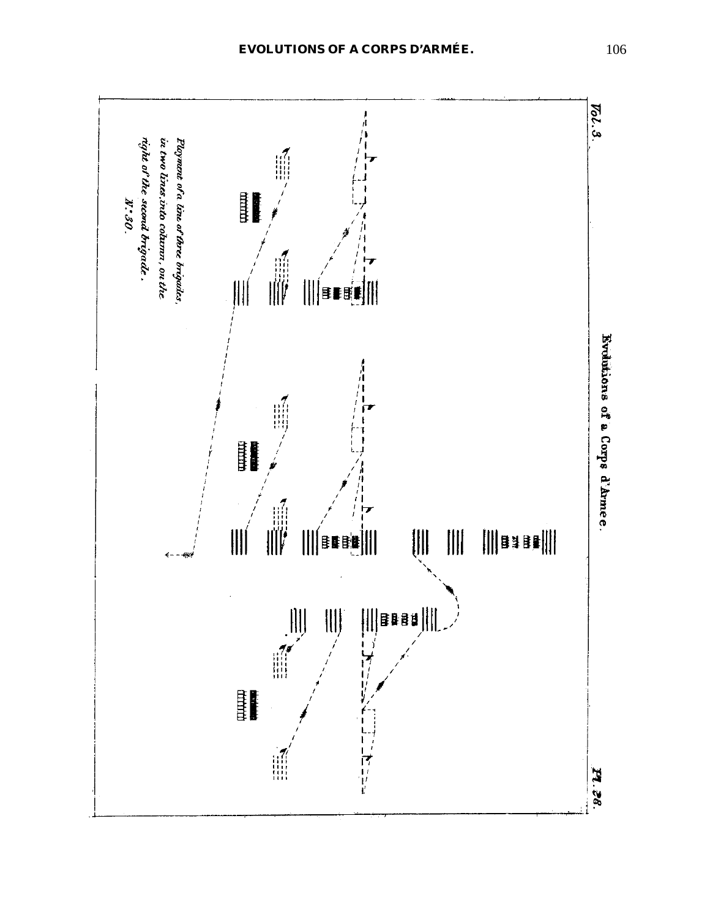Vol. 3.

Evolutions of a Corps d'Armee.

Ploymant of a line of three brigades, in two lines, into column, on the right of the second brigade.

N° 30.

Pl. 28.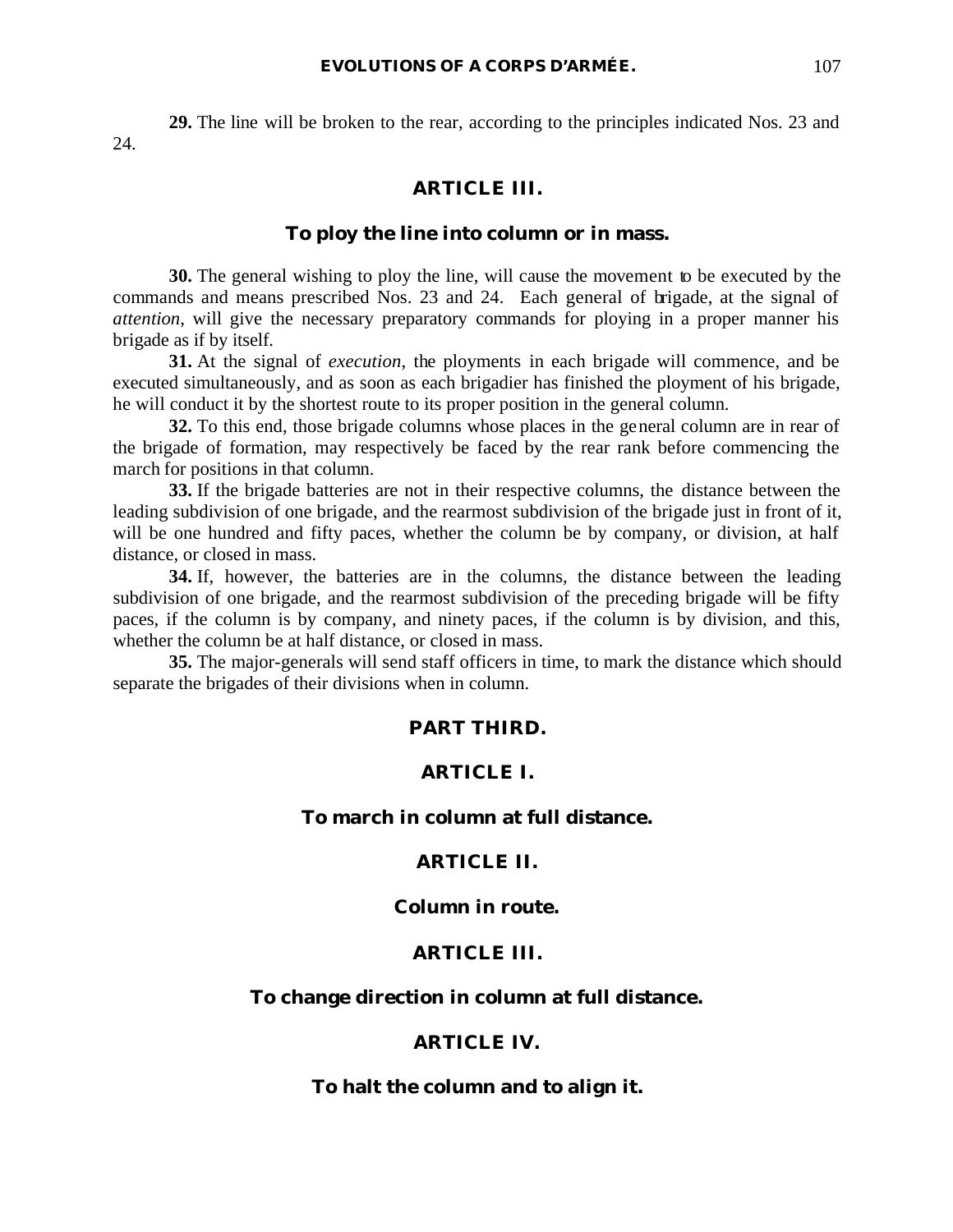**29.** The line will be broken to the rear, according to the principles indicated Nos. 23 and 24.

## ARTICLE III.

### To ploy the line into column or in mass.

**30.** The general wishing to ploy the line, will cause the movement to be executed by the commands and means prescribed Nos. 23 and 24. Each general of brigade, at the signal of *attention*, will give the necessary preparatory commands for ploying in a proper manner his brigade as if by itself.

**31.** At the signal of *execution*, the ployments in each brigade will commence, and be executed simultaneously, and as soon as each brigadier has finished the ployment of his brigade, he will conduct it by the shortest route to its proper position in the general column.

**32.** To this end, those brigade columns whose places in the general column are in rear of the brigade of formation, may respectively be faced by the rear rank before commencing the march for positions in that column.

**33.** If the brigade batteries are not in their respective columns, the distance between the leading subdivision of one brigade, and the rearmost subdivision of the brigade just in front of it, will be one hundred and fifty paces, whether the column be by company, or division, at half distance, or closed in mass.

**34.** If, however, the batteries are in the columns, the distance between the leading subdivision of one brigade, and the rearmost subdivision of the preceding brigade will be fifty paces, if the column is by company, and ninety paces, if the column is by division, and this, whether the column be at half distance, or closed in mass.

**35.** The major-generals will send staff officers in time, to mark the distance which should separate the brigades of their divisions when in column.

# PART THIRD.

## ARTICLE I.

### To march in column at full distance.

## ARTICLE II.

### Column in route.

## ARTICLE III.

### To change direction in column at full distance.

## ARTICLE IV.

### To halt the column and to align it.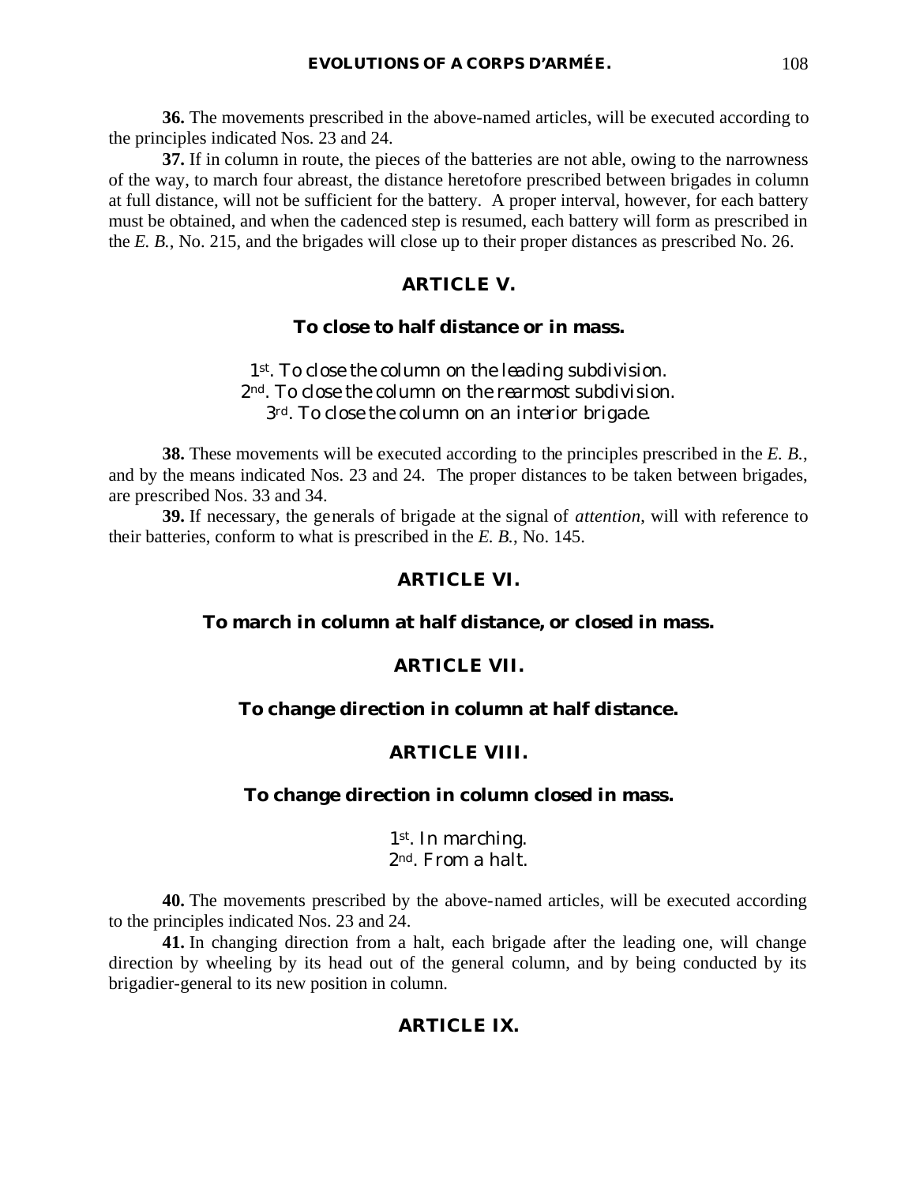**36.** The movements prescribed in the above-named articles, will be executed according to the principles indicated Nos. 23 and 24.

**37.** If in column in route, the pieces of the batteries are not able, owing to the narrowness of the way, to march four abreast, the distance heretofore prescribed between brigades in column at full distance, will not be sufficient for the battery. A proper interval, however, for each battery must be obtained, and when the cadenced step is resumed, each battery will form as prescribed in the *E. B.*, No. 215, and the brigades will close up to their proper distances as prescribed No. 26.

## ARTICLE V.

### To close to half distance or in mass.

*1st. To close the column on the leading subdivision.*
*2nd. To close the column on the rearmost subdivision.*
*3rd. To close the column on an interior brigade.*

**38.** These movements will be executed according to the principles prescribed in the *E. B.*, and by the means indicated Nos. 23 and 24. The proper distances to be taken between brigades, are prescribed Nos. 33 and 34.

**39.** If necessary, the generals of brigade at the signal of *attention*, will with reference to their batteries, conform to what is prescribed in the *E. B.*, No. 145.

## ARTICLE VI.

### To march in column at half distance, or closed in mass.

## ARTICLE VII.

### To change direction in column at half distance.

## ARTICLE VIII.

### To change direction in column closed in mass.

*1st. In marching.*
*2nd. From a halt.*

**40.** The movements prescribed by the above-named articles, will be executed according to the principles indicated Nos. 23 and 24.

**41.** In changing direction from a halt, each brigade after the leading one, will change direction by wheeling by its head out of the general column, and by being conducted by its brigadier-general to its new position in column.

## ARTICLE IX.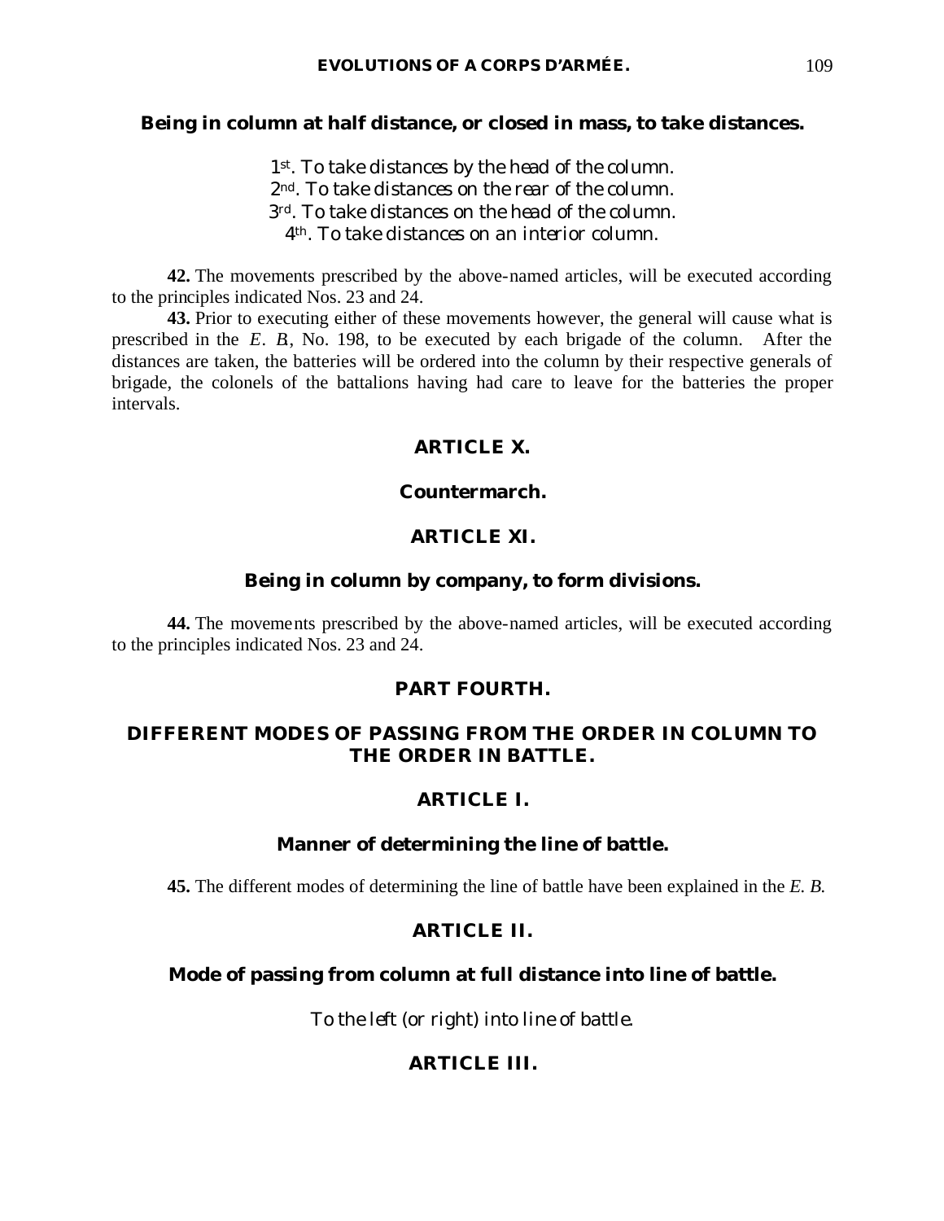### Being in column at half distance, or closed in mass, to take distances.

1st. *To take distances by the head of the column.*
2nd. *To take distances on the rear of the column.*
3rd. *To take distances on the head of the column.*
4th. *To take distances on an interior column.*

**42.** The movements prescribed by the above-named articles, will be executed according to the principles indicated Nos. 23 and 24.

**43.** Prior to executing either of these movements however, the general will cause what is prescribed in the *E. B*, No. 198, to be executed by each brigade of the column. After the distances are taken, the batteries will be ordered into the column by their respective generals of brigade, the colonels of the battalions having had care to leave for the batteries the proper intervals.

## ARTICLE X.

### Countermarch.

## ARTICLE XI.

### Being in column by company, to form divisions.

**44.** The movements prescribed by the above-named articles, will be executed according to the principles indicated Nos. 23 and 24.

# PART FOURTH.

# DIFFERENT MODES OF PASSING FROM THE ORDER IN COLUMN TO THE ORDER IN BATTLE.

## ARTICLE I.

### Manner of determining the line of battle.

**45.** The different modes of determining the line of battle have been explained in the *E. B.*

## ARTICLE II.

### Mode of passing from column at full distance into line of battle.

*To the left (or right) into line of battle.*

## ARTICLE III.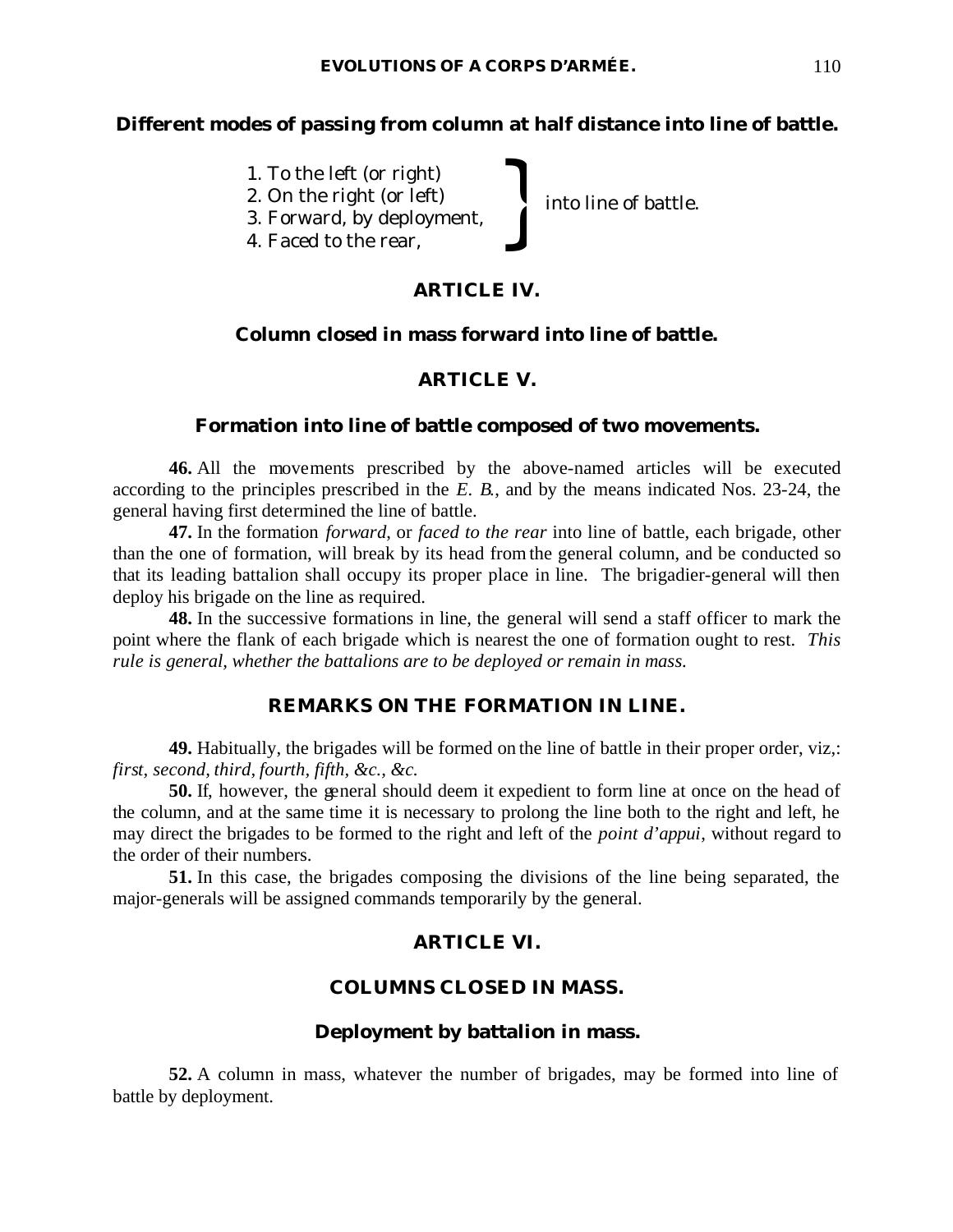### Different modes of passing from column at half distance into line of battle.

1. To the left (or right)
2. On the right (or left)
3. Forward, by deployment,
4. Faced to the rear,

} into line of battle.

## ARTICLE IV.

### Column closed in mass forward into line of battle.

## ARTICLE V.

### Formation into line of battle composed of two movements.

**46.** All the movements prescribed by the above-named articles will be executed according to the principles prescribed in the *E. B.*, and by the means indicated Nos. 23-24, the general having first determined the line of battle.

**47.** In the formation *forward*, or *faced to the rear* into line of battle, each brigade, other than the one of formation, will break by its head from the general column, and be conducted so that its leading battalion shall occupy its proper place in line. The brigadier-general will then deploy his brigade on the line as required.

**48.** In the successive formations in line, the general will send a staff officer to mark the point where the flank of each brigade which is nearest the one of formation ought to rest. *This rule is general, whether the battalions are to be deployed or remain in mass.*

### REMARKS ON THE FORMATION IN LINE.

**49.** Habitually, the brigades will be formed on the line of battle in their proper order, viz,: *first, second, third, fourth, fifth, &c., &c.*

**50.** If, however, the general should deem it expedient to form line at once on the head of the column, and at the same time it is necessary to prolong the line both to the right and left, he may direct the brigades to be formed to the right and left of the *point d'appui,* without regard to the order of their numbers.

**51.** In this case, the brigades composing the divisions of the line being separated, the major-generals will be assigned commands temporarily by the general.

## ARTICLE VI.

### COLUMNS CLOSED IN MASS.

### Deployment by battalion in mass.

**52.** A column in mass, whatever the number of brigades, may be formed into line of battle by deployment.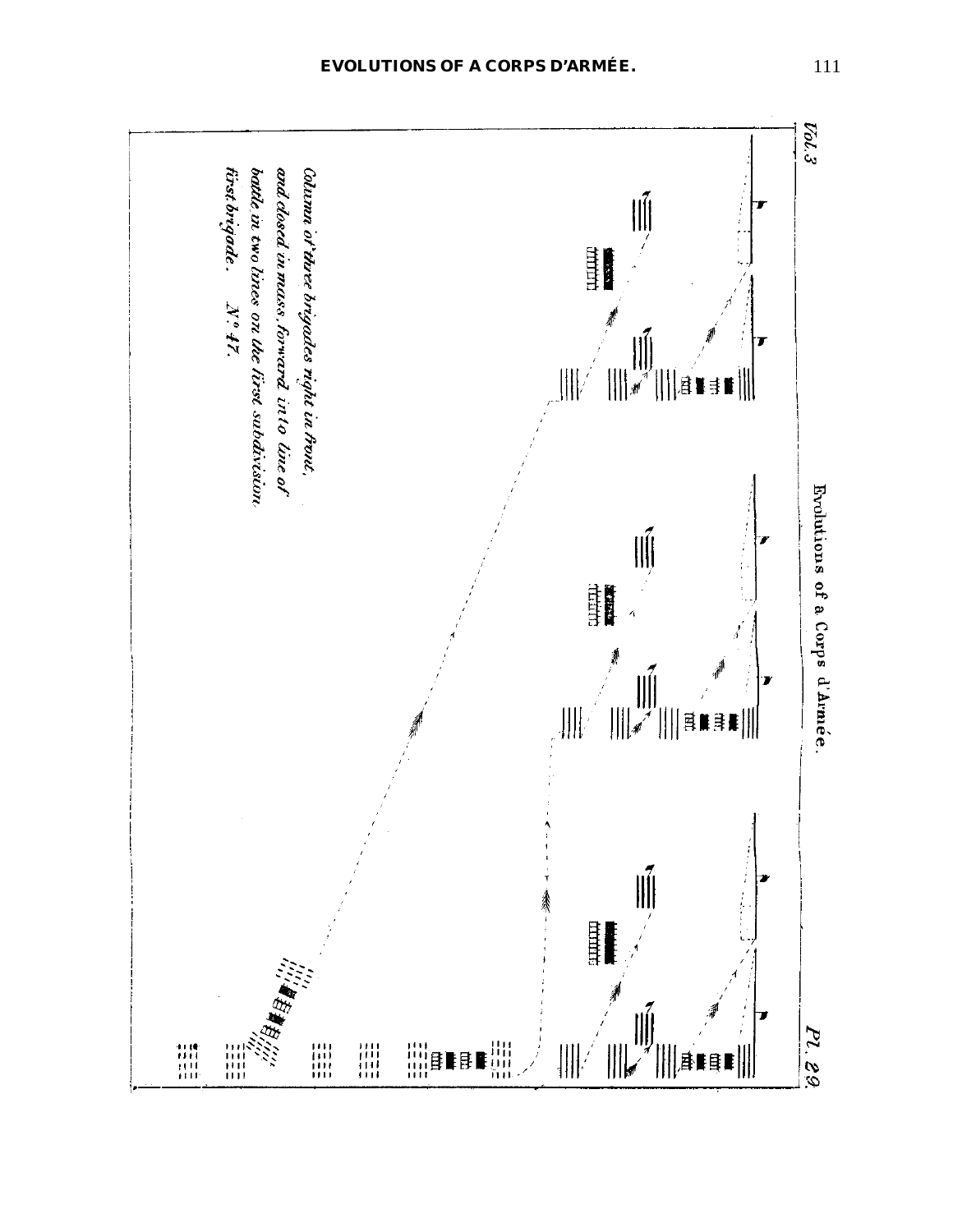Vol. 3

Evolutions of a Corps d'Armée.

Pl. 29.

*Column of three brigades right in front, and closed in mass, forward into line of battle in two lines on the first subdivision first brigade.* N.° 47.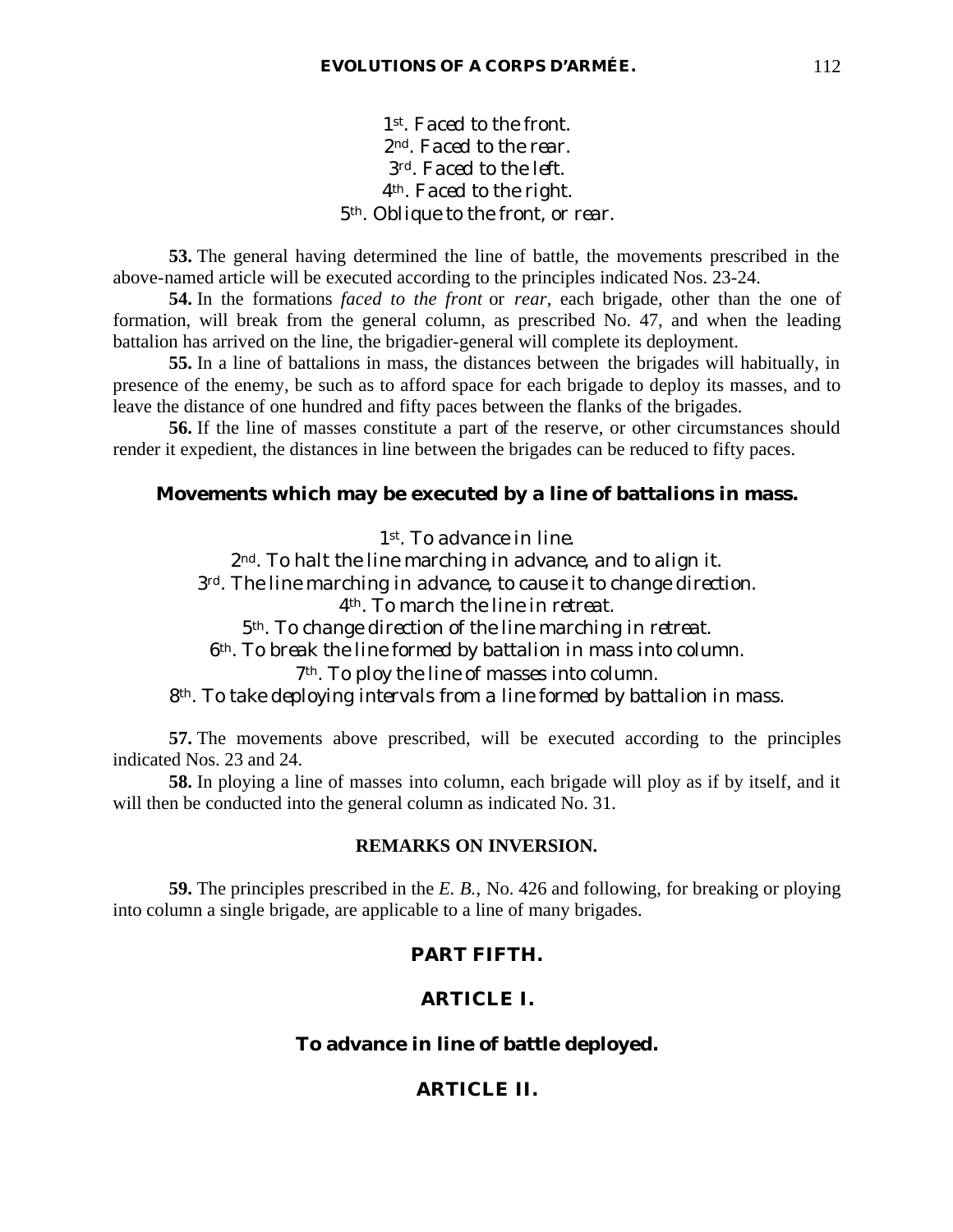1st. *Faced to the front.*
2nd. *Faced to the rear.*
3rd. *Faced to the left.*
4th. *Faced to the right.*
5th. *Oblique to the front, or rear.*

**53.** The general having determined the line of battle, the movements prescribed in the above-named article will be executed according to the principles indicated Nos. 23-24.

**54.** In the formations *faced to the front* or *rear*, each brigade, other than the one of formation, will break from the general column, as prescribed No. 47, and when the leading battalion has arrived on the line, the brigadier-general will complete its deployment.

**55.** In a line of battalions in mass, the distances between the brigades will habitually, in presence of the enemy, be such as to afford space for each brigade to deploy its masses, and to leave the distance of one hundred and fifty paces between the flanks of the brigades.

**56.** If the line of masses constitute a part of the reserve, or other circumstances should render it expedient, the distances in line between the brigades can be reduced to fifty paces.

## Movements which may be executed by a line of battalions in mass.

1st. *To advance in line.*
2nd. *To halt the line marching in advance, and to align it.*
3rd. *The line marching in advance, to cause it to change direction.*
4th. *To march the line in retreat.*
5th. *To change direction of the line marching in retreat.*
6th. *To break the line formed by battalion in mass into column.*
7th. *To ploy the line of masses into column.*
8th. *To take deploying intervals from a line formed by battalion in mass.*

**57.** The movements above prescribed, will be executed according to the principles indicated Nos. 23 and 24.

**58.** In ploying a line of masses into column, each brigade will ploy as if by itself, and it will then be conducted into the general column as indicated No. 31.

### REMARKS ON INVERSION.

**59.** The principles prescribed in the *E. B.*, No. 426 and following, for breaking or ploying into column a single brigade, are applicable to a line of many brigades.

## PART FIFTH.

## ARTICLE I.

## To advance in line of battle deployed.

## ARTICLE II.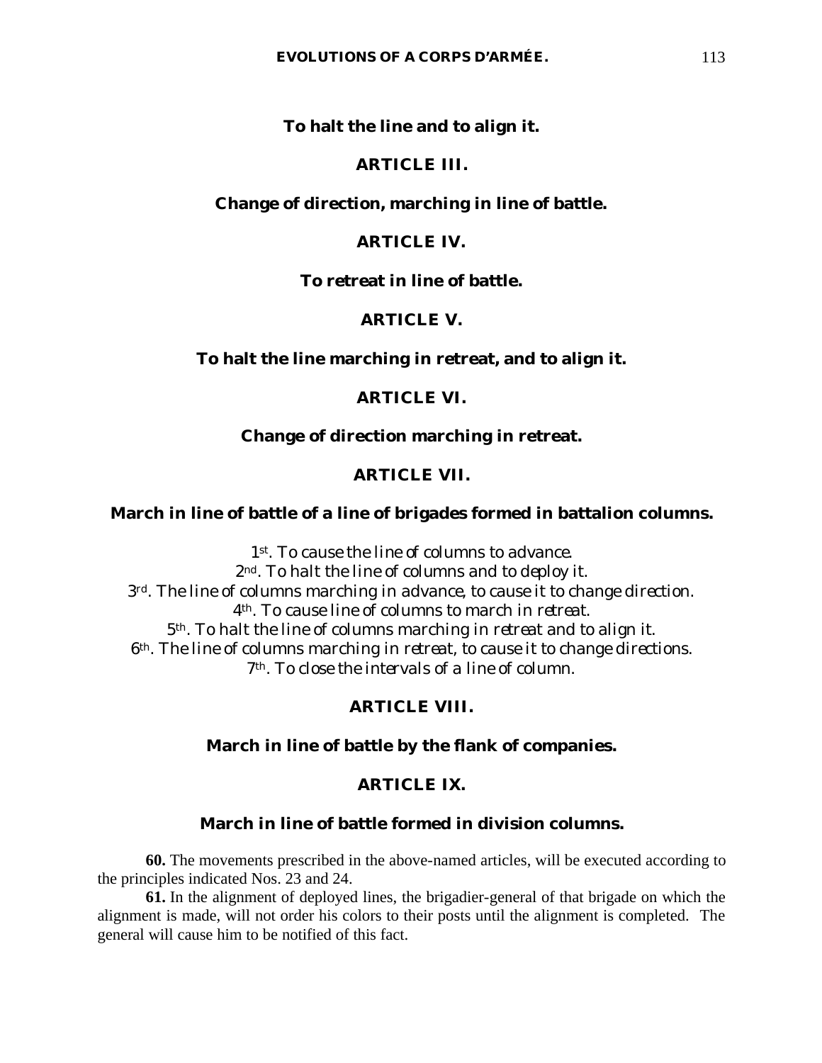**To halt the line and to align it.**

### ARTICLE III.

**Change of direction, marching in line of battle.**

### ARTICLE IV.

**To retreat in line of battle.**

### ARTICLE V.

**To halt the line marching in retreat, and to align it.**

### ARTICLE VI.

**Change of direction marching in retreat.**

### ARTICLE VII.

**March in line of battle of a line of brigades formed in battalion columns.**

*1st. To cause the line of columns to advance.*
*2nd. To halt the line of columns and to deploy it.*
*3rd. The line of columns marching in advance, to cause it to change direction.*
*4th. To cause line of columns to march in retreat.*
*5th. To halt the line of columns marching in retreat and to align it.*
*6th. The line of columns marching in retreat, to cause it to change directions.*
*7th. To close the intervals of a line of column.*

### ARTICLE VIII.

**March in line of battle by the flank of companies.**

### ARTICLE IX.

**March in line of battle formed in division columns.**

**60.** The movements prescribed in the above-named articles, will be executed according to the principles indicated Nos. 23 and 24.

**61.** In the alignment of deployed lines, the brigadier-general of that brigade on which the alignment is made, will not order his colors to their posts until the alignment is completed. The general will cause him to be notified of this fact.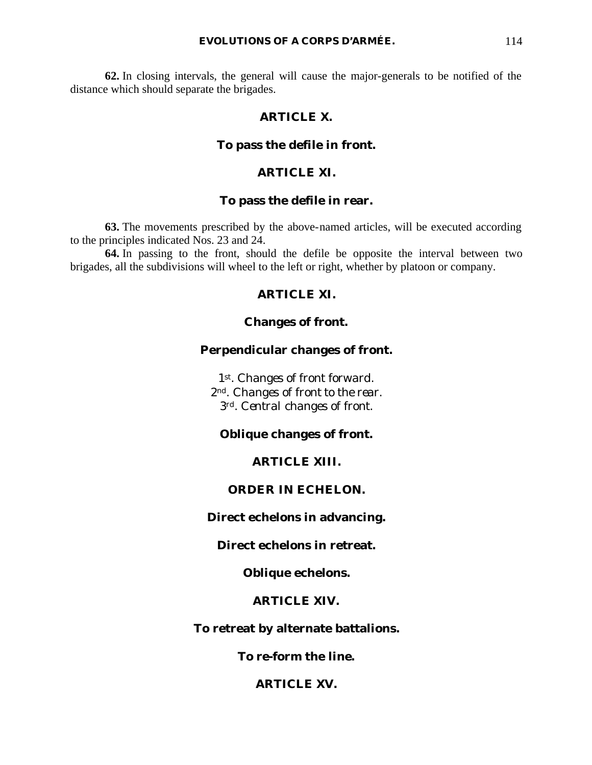**62.** In closing intervals, the general will cause the major-generals to be notified of the distance which should separate the brigades.

## ARTICLE X.

### To pass the defile in front.

## ARTICLE XI.

### To pass the defile in rear.

**63.** The movements prescribed by the above-named articles, will be executed according to the principles indicated Nos. 23 and 24.

**64.** In passing to the front, should the defile be opposite the interval between two brigades, all the subdivisions will wheel to the left or right, whether by platoon or company.

## ARTICLE XI.

### Changes of front.

### Perpendicular changes of front.

*1st. Changes of front forward.*
*2nd. Changes of front to the rear.*
*3rd. Central changes of front.*

### Oblique changes of front.

## ARTICLE XIII.

## ORDER IN ECHELON.

### Direct echelons in advancing.

### Direct echelons in retreat.

### Oblique echelons.

## ARTICLE XIV.

### To retreat by alternate battalions.

### To re-form the line.

## ARTICLE XV.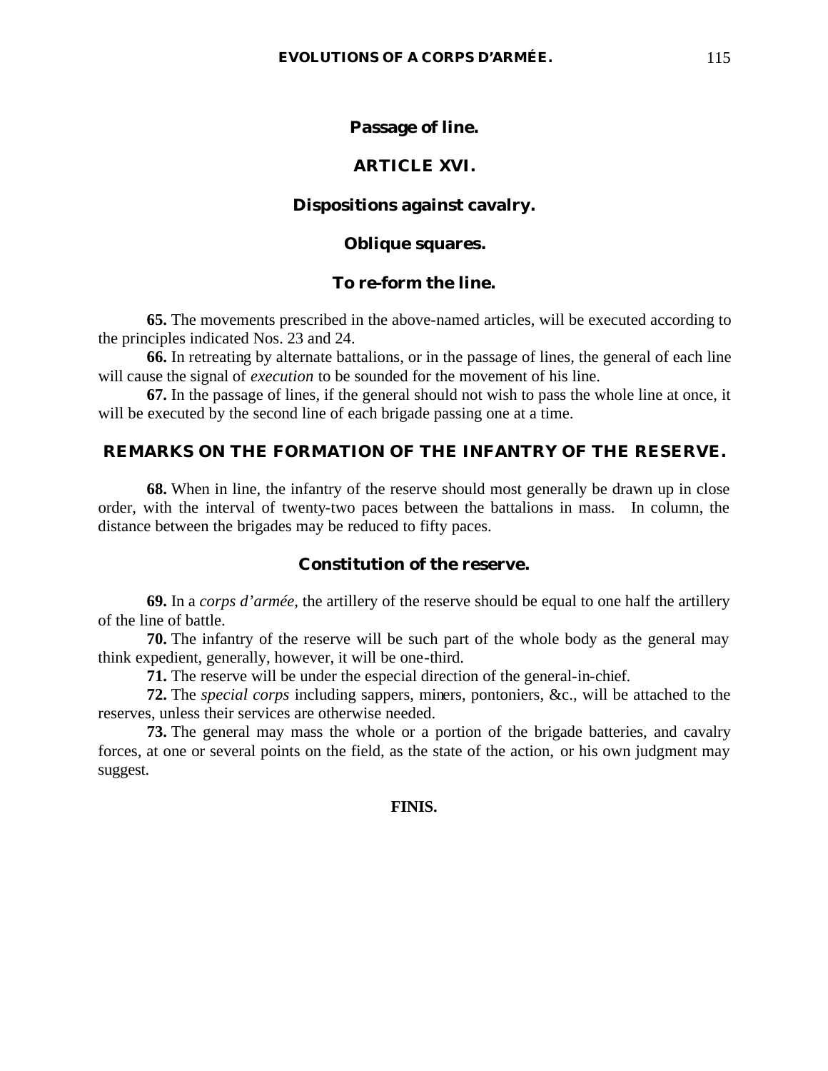### Passage of line.

### ARTICLE XVI.

### Dispositions against cavalry.

### Oblique squares.

### To re-form the line.

**65.** The movements prescribed in the above-named articles, will be executed according to the principles indicated Nos. 23 and 24.

**66.** In retreating by alternate battalions, or in the passage of lines, the general of each line will cause the signal of *execution* to be sounded for the movement of his line.

**67.** In the passage of lines, if the general should not wish to pass the whole line at once, it will be executed by the second line of each brigade passing one at a time.

## REMARKS ON THE FORMATION OF THE INFANTRY OF THE RESERVE.

**68.** When in line, the infantry of the reserve should most generally be drawn up in close order, with the interval of twenty-two paces between the battalions in mass. In column, the distance between the brigades may be reduced to fifty paces.

### Constitution of the reserve.

**69.** In a *corps d'armée*, the artillery of the reserve should be equal to one half the artillery of the line of battle.

**70.** The infantry of the reserve will be such part of the whole body as the general may think expedient, generally, however, it will be one-third.

**71.** The reserve will be under the especial direction of the general-in-chief.

**72.** The *special corps* including sappers, miners, pontoniers, &c., will be attached to the reserves, unless their services are otherwise needed.

**73.** The general may mass the whole or a portion of the brigade batteries, and cavalry forces, at one or several points on the field, as the state of the action, or his own judgment may suggest.

**FINIS.**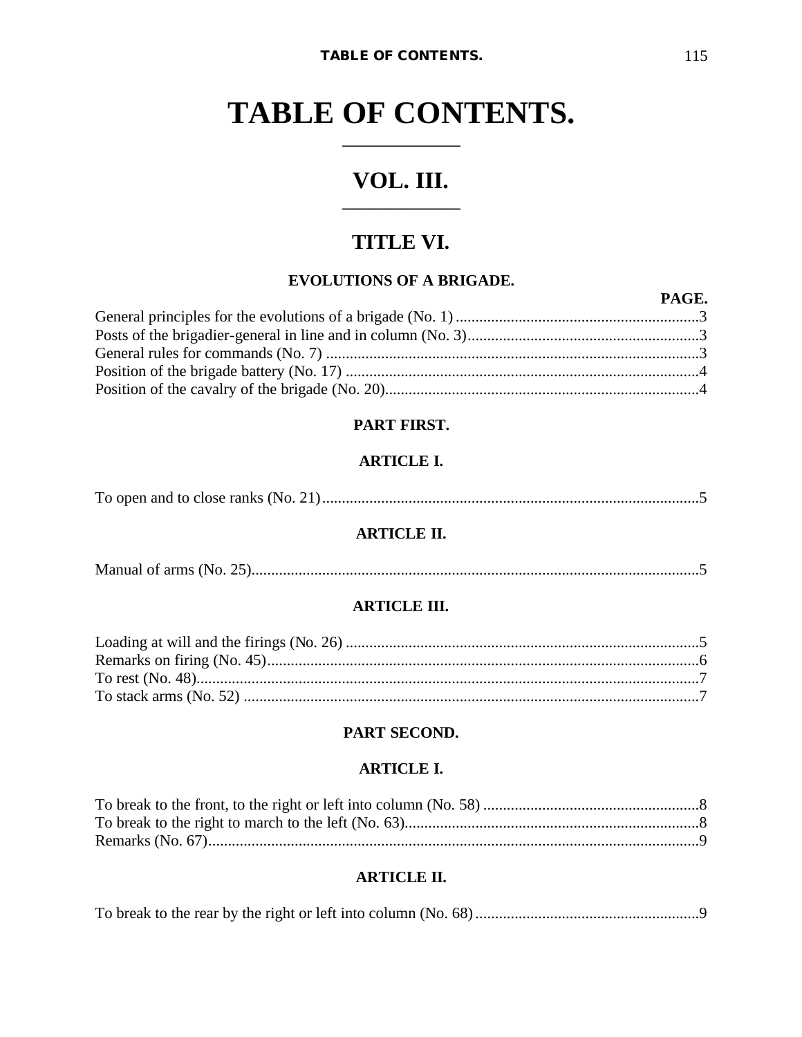# TABLE OF CONTENTS.

## VOL. III.

## TITLE VI.

### EVOLUTIONS OF A BRIGADE.

| | PAGE. |
|---|---|
| General principles for the evolutions of a brigade (No. 1) | 3 |
| Posts of the brigadier-general in line and in column (No. 3) | 3 |
| General rules for commands (No. 7) | 3 |
| Position of the brigade battery (No. 17) | 4 |
| Position of the cavalry of the brigade (No. 20) | 4 |

### PART FIRST.

#### ARTICLE I.

To open and to close ranks (No. 21) .......... 5

#### ARTICLE II.

Manual of arms (No. 25) .......... 5

#### ARTICLE III.

| | |
|---|---|
| Loading at will and the firings (No. 26) | 5 |
| Remarks on firing (No. 45) | 6 |
| To rest (No. 48) | 7 |
| To stack arms (No. 52) | 7 |

### PART SECOND.

#### ARTICLE I.

| | |
|---|---|
| To break to the front, to the right or left into column (No. 58) | 8 |
| To break to the right to march to the left (No. 63) | 8 |
| Remarks (No. 67) | 9 |

#### ARTICLE II.

To break to the rear by the right or left into column (No. 68) .......... 9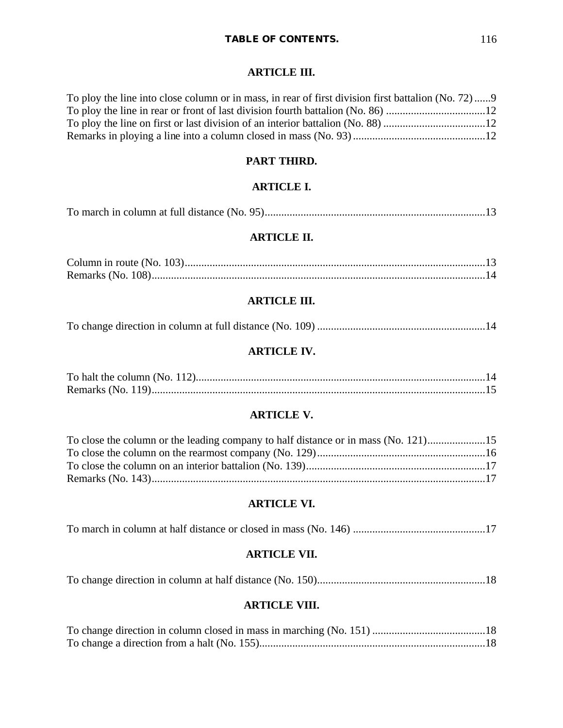### ARTICLE III.

To ploy the line into close column or in mass, in rear of first division first battalion (No. 72) ......9
To ploy the line in rear or front of last division fourth battalion (No. 86) ....................................12
To ploy the line on first or last division of an interior battalion (No. 88) .....................................12
Remarks in ploying a line into a column closed in mass (No. 93) ................................................12

## PART THIRD.

### ARTICLE I.

To march in column at full distance (No. 95)................................................................................13

### ARTICLE II.

Column in route (No. 103).............................................................................................................13
Remarks (No. 108).........................................................................................................................14

### ARTICLE III.

To change direction in column at full distance (No. 109) .............................................................14

### ARTICLE IV.

To halt the column (No. 112).........................................................................................................14
Remarks (No. 119).........................................................................................................................15

### ARTICLE V.

To close the column or the leading company to half distance or in mass (No. 121).....................15
To close the column on the rearmost company (No. 129).............................................................16
To close the column on an interior battalion (No. 139).................................................................17
Remarks (No. 143).........................................................................................................................17

### ARTICLE VI.

To march in column at half distance or closed in mass (No. 146) ................................................17

### ARTICLE VII.

To change direction in column at half distance (No. 150).............................................................18

### ARTICLE VIII.

To change direction in column closed in mass in marching (No. 151) .........................................18
To change a direction from a halt (No. 155)..................................................................................18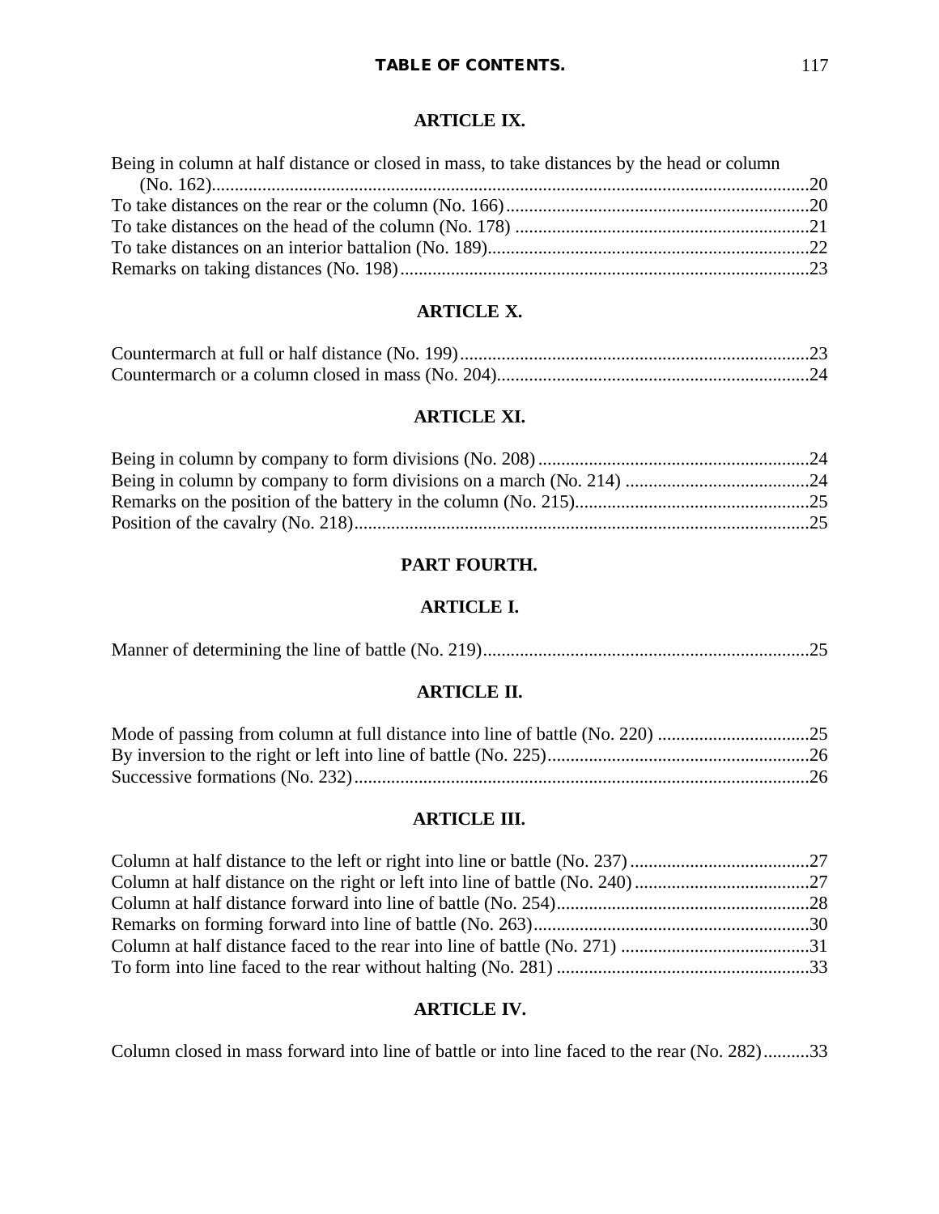### ARTICLE IX.

Being in column at half distance or closed in mass, to take distances by the head or column (No. 162)....20
To take distances on the rear or the column (No. 166)....20
To take distances on the head of the column (No. 178)....21
To take distances on an interior battalion (No. 189)....22
Remarks on taking distances (No. 198)....23

### ARTICLE X.

Countermarch at full or half distance (No. 199)....23
Countermarch or a column closed in mass (No. 204)....24

### ARTICLE XI.

Being in column by company to form divisions (No. 208)....24
Being in column by company to form divisions on a march (No. 214)....24
Remarks on the position of the battery in the column (No. 215)....25
Position of the cavalry (No. 218)....25

## PART FOURTH.

### ARTICLE I.

Manner of determining the line of battle (No. 219)....25

### ARTICLE II.

Mode of passing from column at full distance into line of battle (No. 220)....25
By inversion to the right or left into line of battle (No. 225)....26
Successive formations (No. 232)....26

### ARTICLE III.

Column at half distance to the left or right into line or battle (No. 237)....27
Column at half distance on the right or left into line of battle (No. 240)....27
Column at half distance forward into line of battle (No. 254)....28
Remarks on forming forward into line of battle (No. 263)....30
Column at half distance faced to the rear into line of battle (No. 271)....31
To form into line faced to the rear without halting (No. 281)....33

### ARTICLE IV.

Column closed in mass forward into line of battle or into line faced to the rear (No. 282)....33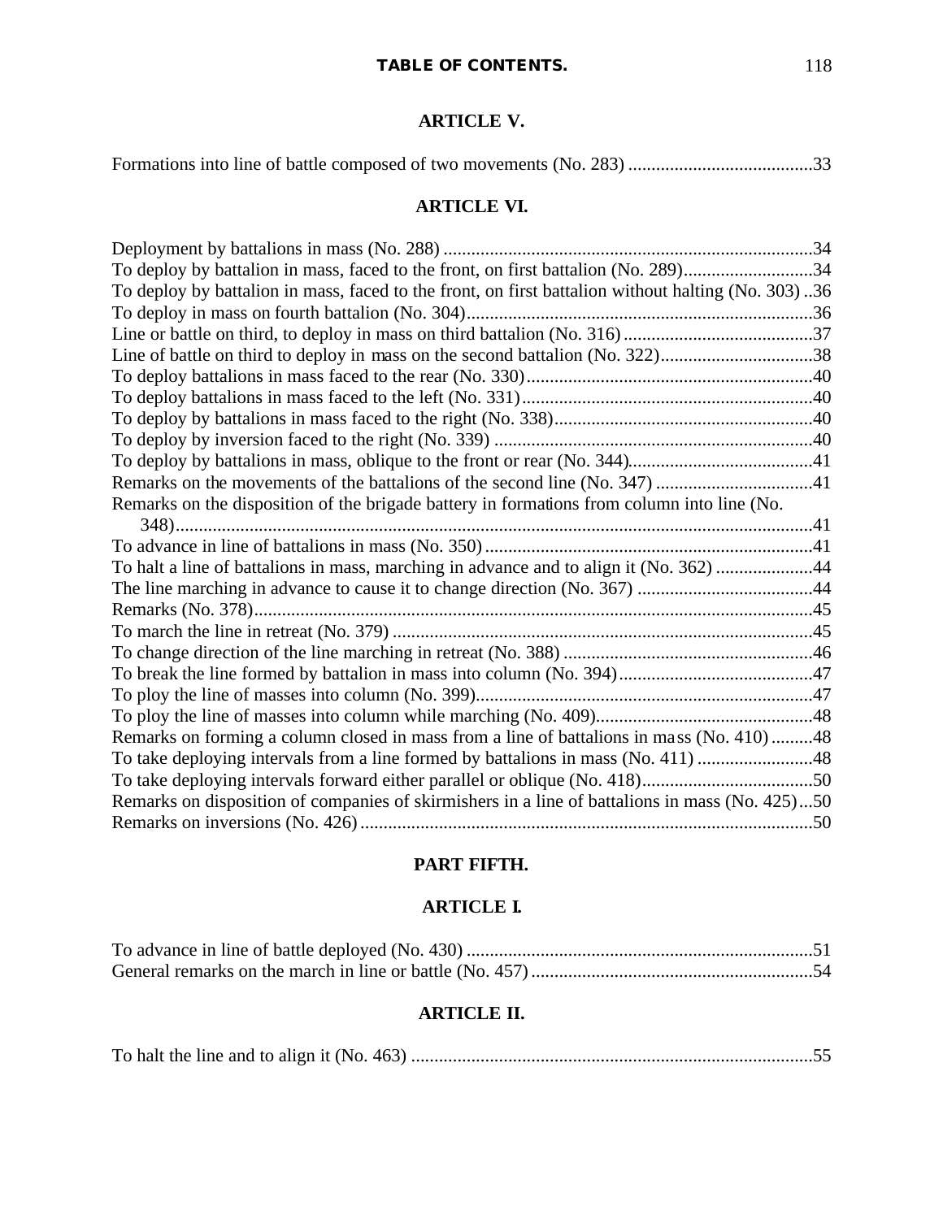## ARTICLE V.

Formations into line of battle composed of two movements (No. 283) ........................................33

## ARTICLE VI.

Deployment by battalions in mass (No. 288) ................................................................................34
To deploy by battalion in mass, faced to the front, on first battalion (No. 289)............................34
To deploy by battalion in mass, faced to the front, on first battalion without halting (No. 303) ..36
To deploy in mass on fourth battalion (No. 304)...........................................................................36
Line or battle on third, to deploy in mass on third battalion (No. 316) .........................................37
Line of battle on third to deploy in mass on the second battalion (No. 322).................................38
To deploy battalions in mass faced to the rear (No. 330).............................................................40
To deploy battalions in mass faced to the left (No. 331)...............................................................40
To deploy by battalions in mass faced to the right (No. 338)........................................................40
To deploy by inversion faced to the right (No. 339) .....................................................................40
To deploy by battalions in mass, oblique to the front or rear (No. 344).........................................41
Remarks on the movements of the battalions of the second line (No. 347) ..................................41
Remarks on the disposition of the brigade battery in formations from column into line (No. 348).........................................................................................................................................41
To advance in line of battalions in mass (No. 350).......................................................................41
To halt a line of battalions in mass, marching in advance and to align it (No. 362) .....................44
The line marching in advance to cause it to change direction (No. 367) ......................................44
Remarks (No. 378).........................................................................................................................45
To march the line in retreat (No. 379) ...........................................................................................45
To change direction of the line marching in retreat (No. 388) ......................................................46
To break the line formed by battalion in mass into column (No. 394)..........................................47
To ploy the line of masses into column (No. 399)........................................................................47
To ploy the line of masses into column while marching (No. 409)...............................................48
Remarks on forming a column closed in mass from a line of battalions in mass (No. 410) .........48
To take deploying intervals from a line formed by battalions in mass (No. 411) .........................48
To take deploying intervals forward either parallel or oblique (No. 418).....................................50
Remarks on disposition of companies of skirmishers in a line of battalions in mass (No. 425)...50
Remarks on inversions (No. 426) ..................................................................................................50

# PART FIFTH.

## ARTICLE I.

To advance in line of battle deployed (No. 430) ...........................................................................51
General remarks on the march in line or battle (No. 457) .............................................................54

## ARTICLE II.

To halt the line and to align it (No. 463) .......................................................................................55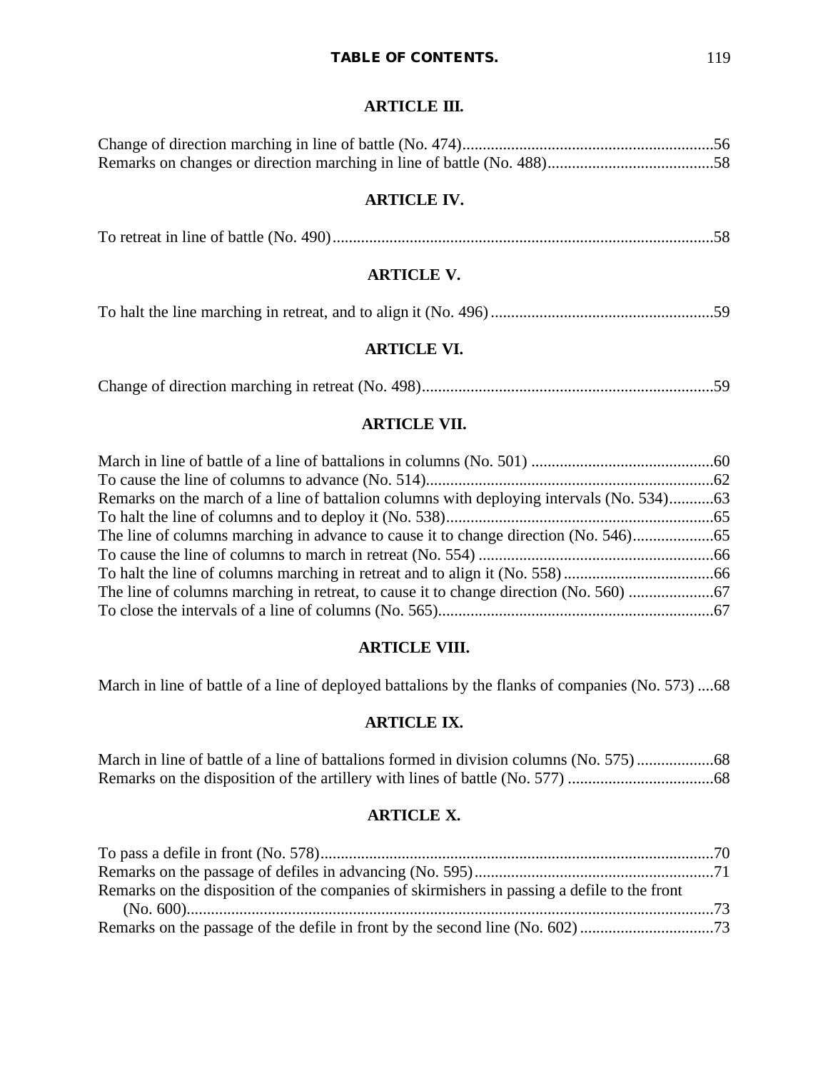## ARTICLE III.

Change of direction marching in line of battle (No. 474)..............................................................56
Remarks on changes or direction marching in line of battle (No. 488).........................................58

## ARTICLE IV.

To retreat in line of battle (No. 490)..............................................................................................58

## ARTICLE V.

To halt the line marching in retreat, and to align it (No. 496).......................................................59

## ARTICLE VI.

Change of direction marching in retreat (No. 498)........................................................................59

## ARTICLE VII.

March in line of battle of a line of battalions in columns (No. 501) .............................................60
To cause the line of columns to advance (No. 514).......................................................................62
Remarks on the march of a line of battalion columns with deploying intervals (No. 534)...........63
To halt the line of columns and to deploy it (No. 538)..................................................................65
The line of columns marching in advance to cause it to change direction (No. 546)....................65
To cause the line of columns to march in retreat (No. 554) ..........................................................66
To halt the line of columns marching in retreat and to align it (No. 558).....................................66
The line of columns marching in retreat, to cause it to change direction (No. 560) .....................67
To close the intervals of a line of columns (No. 565)....................................................................67

## ARTICLE VIII.

March in line of battle of a line of deployed battalions by the flanks of companies (No. 573) ....68

## ARTICLE IX.

March in line of battle of a line of battalions formed in division columns (No. 575)...................68
Remarks on the disposition of the artillery with lines of battle (No. 577) ....................................68

## ARTICLE X.

To pass a defile in front (No. 578).................................................................................................70
Remarks on the passage of defiles in advancing (No. 595)...........................................................71
Remarks on the disposition of the companies of skirmishers in passing a defile to the front (No. 600)..................................................................................................................................73
Remarks on the passage of the defile in front by the second line (No. 602).................................73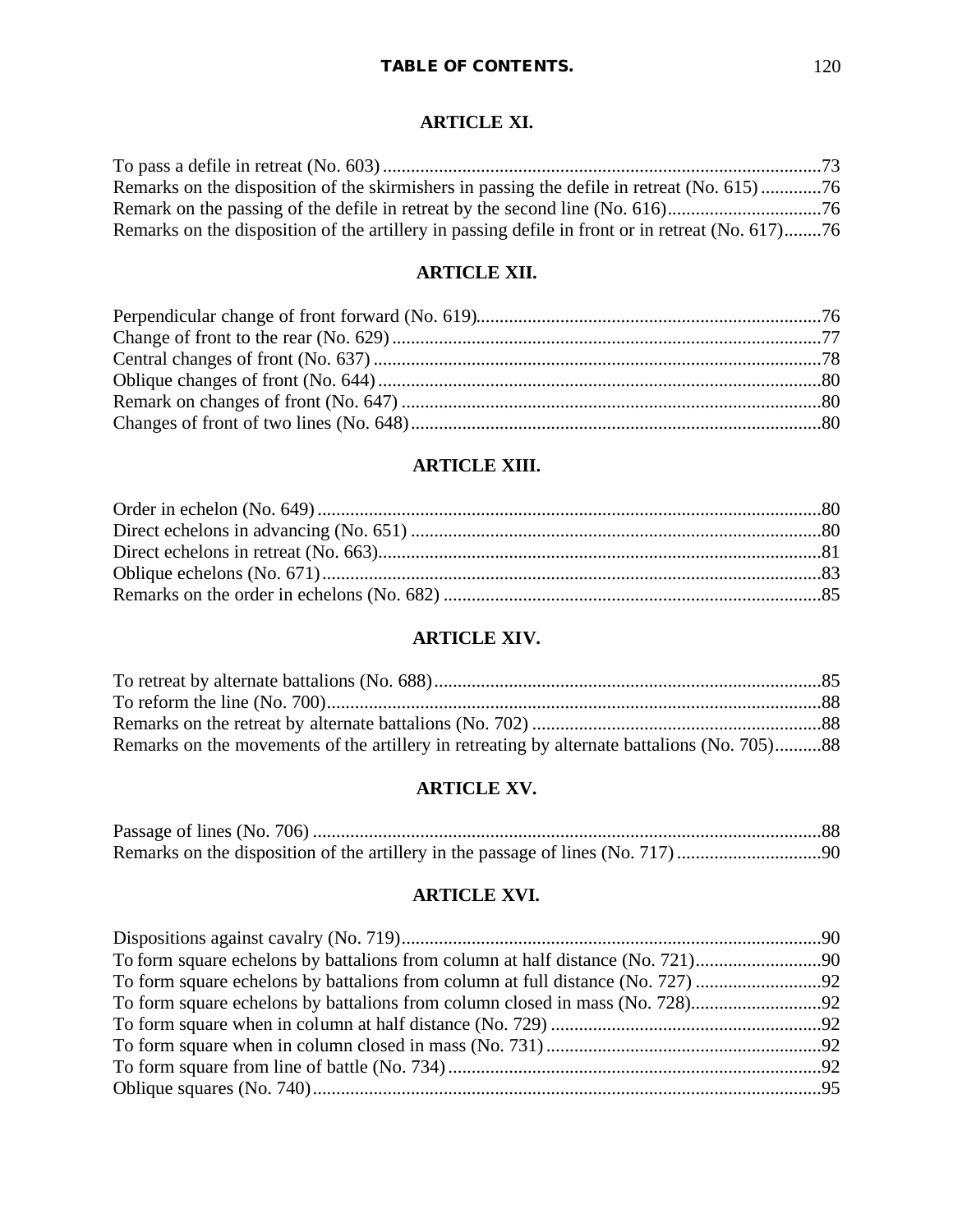## ARTICLE XI.

To pass a defile in retreat (No. 603) .......... 73
Remarks on the disposition of the skirmishers in passing the defile in retreat (No. 615) .......... 76
Remark on the passing of the defile in retreat by the second line (No. 616) .......... 76
Remarks on the disposition of the artillery in passing defile in front or in retreat (No. 617) .......... 76

## ARTICLE XII.

Perpendicular change of front forward (No. 619) .......... 76
Change of front to the rear (No. 629) .......... 77
Central changes of front (No. 637) .......... 78
Oblique changes of front (No. 644) .......... 80
Remark on changes of front (No. 647) .......... 80
Changes of front of two lines (No. 648) .......... 80

## ARTICLE XIII.

Order in echelon (No. 649) .......... 80
Direct echelons in advancing (No. 651) .......... 80
Direct echelons in retreat (No. 663) .......... 81
Oblique echelons (No. 671) .......... 83
Remarks on the order in echelons (No. 682) .......... 85

## ARTICLE XIV.

To retreat by alternate battalions (No. 688) .......... 85
To reform the line (No. 700) .......... 88
Remarks on the retreat by alternate battalions (No. 702) .......... 88
Remarks on the movements of the artillery in retreating by alternate battalions (No. 705) .......... 88

## ARTICLE XV.

Passage of lines (No. 706) .......... 88
Remarks on the disposition of the artillery in the passage of lines (No. 717) .......... 90

## ARTICLE XVI.

Dispositions against cavalry (No. 719) .......... 90
To form square echelons by battalions from column at half distance (No. 721) .......... 90
To form square echelons by battalions from column at full distance (No. 727) .......... 92
To form square echelons by battalions from column closed in mass (No. 728) .......... 92
To form square when in column at half distance (No. 729) .......... 92
To form square when in column closed in mass (No. 731) .......... 92
To form square from line of battle (No. 734) .......... 92
Oblique squares (No. 740) .......... 95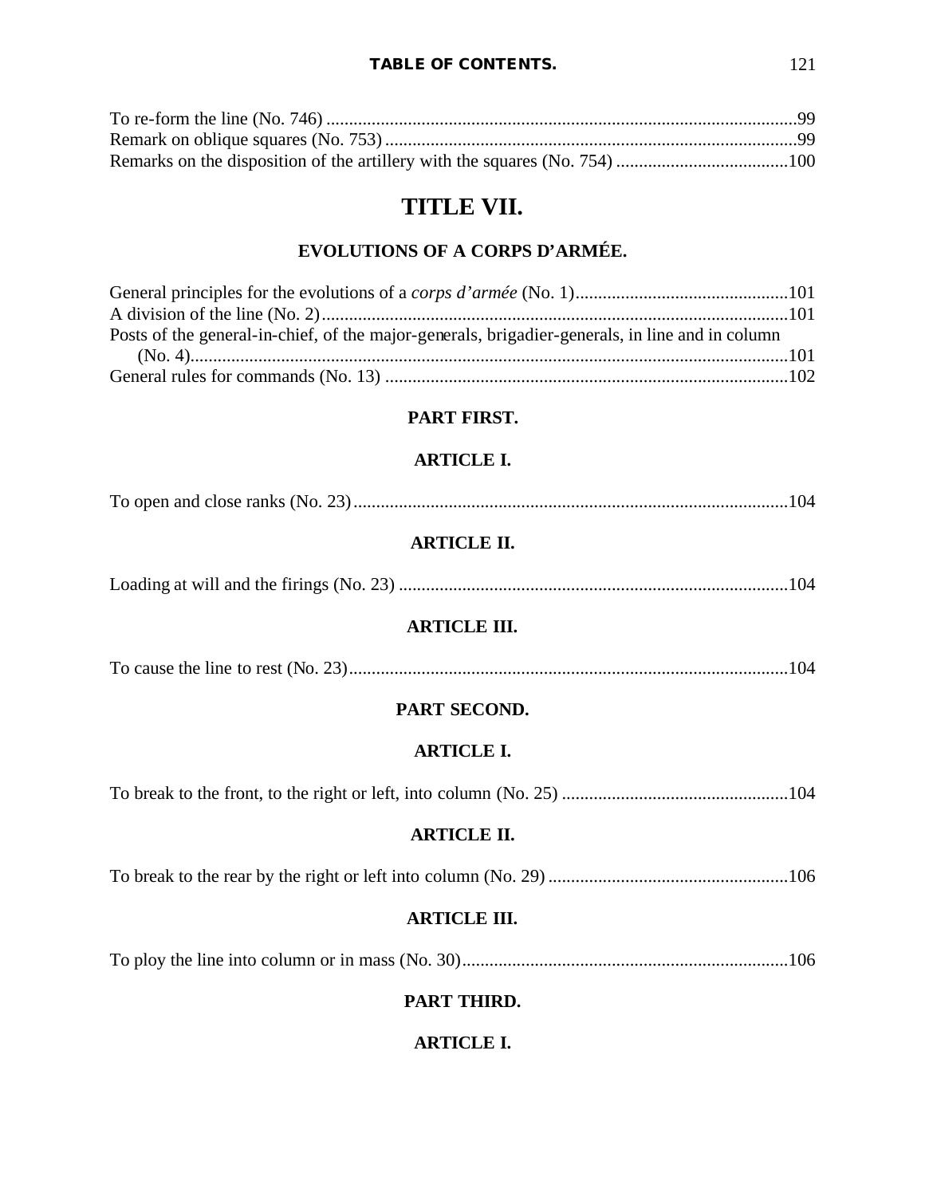To re-form the line (No. 746) ........................................................................................................99
Remark on oblique squares (No. 753) ...........................................................................................99
Remarks on the disposition of the artillery with the squares (No. 754) ......................................100

# TITLE VII.

## EVOLUTIONS OF A CORPS D'ARMÉE.

General principles for the evolutions of a *corps d'armée* (No. 1)...............................................101
A division of the line (No. 2).......................................................................................................101
Posts of the general-in-chief, of the major-generals, brigadier-generals, in line and in column (No. 4)...................................................................................................................................101
General rules for commands (No. 13) .........................................................................................102

### PART FIRST.

#### ARTICLE I.

To open and close ranks (No. 23)................................................................................................104

#### ARTICLE II.

Loading at will and the firings (No. 23) ......................................................................................104

#### ARTICLE III.

To cause the line to rest (No. 23).................................................................................................104

### PART SECOND.

#### ARTICLE I.

To break to the front, to the right or left, into column (No. 25) ..................................................104

#### ARTICLE II.

To break to the rear by the right or left into column (No. 29) .....................................................106

#### ARTICLE III.

To ploy the line into column or in mass (No. 30).........................................................................106

### PART THIRD.

#### ARTICLE I.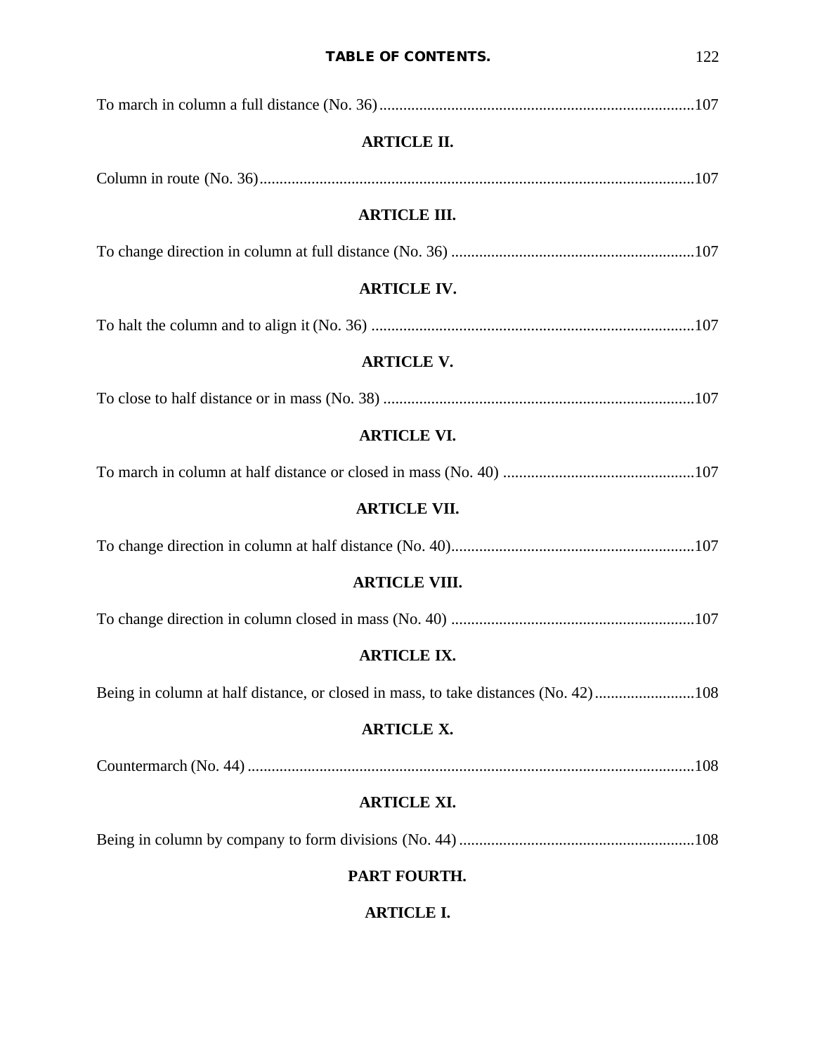To march in column a full distance (No. 36) ... 107

### ARTICLE II.

Column in route (No. 36) ... 107

### ARTICLE III.

To change direction in column at full distance (No. 36) ... 107

### ARTICLE IV.

To halt the column and to align it (No. 36) ... 107

### ARTICLE V.

To close to half distance or in mass (No. 38) ... 107

### ARTICLE VI.

To march in column at half distance or closed in mass (No. 40) ... 107

### ARTICLE VII.

To change direction in column at half distance (No. 40) ... 107

### ARTICLE VIII.

To change direction in column closed in mass (No. 40) ... 107

### ARTICLE IX.

Being in column at half distance, or closed in mass, to take distances (No. 42) ... 108

### ARTICLE X.

Countermarch (No. 44) ... 108

### ARTICLE XI.

Being in column by company to form divisions (No. 44) ... 108

## PART FOURTH.

### ARTICLE I.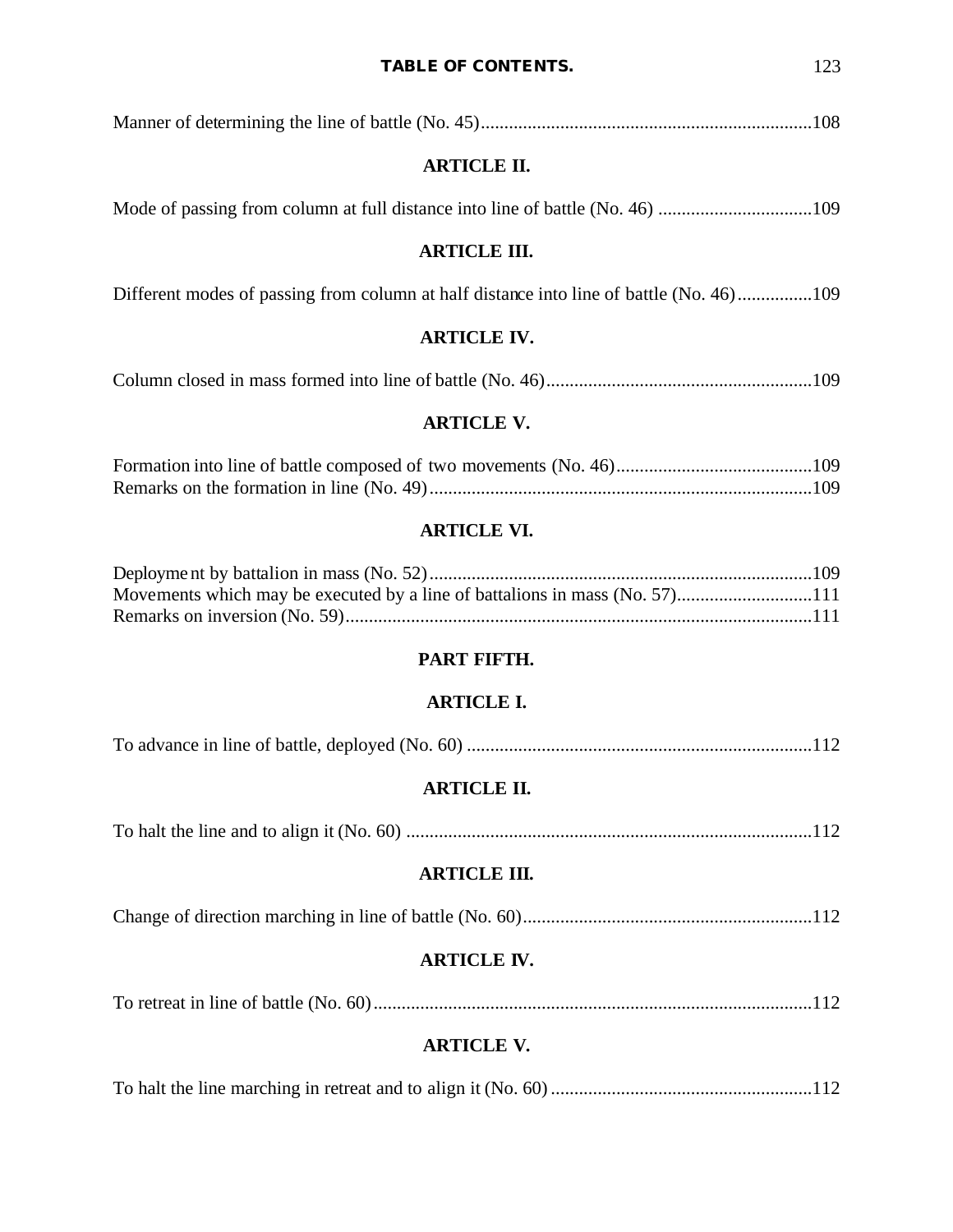Manner of determining the line of battle (No. 45)......................................................................108

### ARTICLE II.

Mode of passing from column at full distance into line of battle (No. 46) .................................109

### ARTICLE III.

Different modes of passing from column at half distance into line of battle (No. 46)................109

### ARTICLE IV.

Column closed in mass formed into line of battle (No. 46).........................................................109

### ARTICLE V.

Formation into line of battle composed of two movements (No. 46)..........................................109
Remarks on the formation in line (No. 49).................................................................................109

### ARTICLE VI.

Deployment by battalion in mass (No. 52).................................................................................109
Movements which may be executed by a line of battalions in mass (No. 57)............................111
Remarks on inversion (No. 59)...................................................................................................111

## PART FIFTH.

### ARTICLE I.

To advance in line of battle, deployed (No. 60) .........................................................................112

### ARTICLE II.

To halt the line and to align it (No. 60) ......................................................................................112

### ARTICLE III.

Change of direction marching in line of battle (No. 60).............................................................112

### ARTICLE IV.

To retreat in line of battle (No. 60).............................................................................................112

### ARTICLE V.

To halt the line marching in retreat and to align it (No. 60) .......................................................112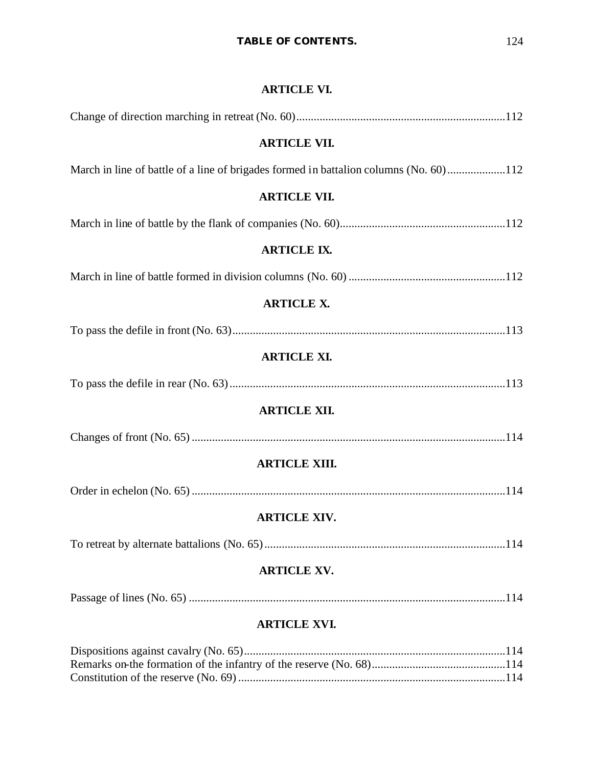### ARTICLE VI.

Change of direction marching in retreat (No. 60)........................................................................112

### ARTICLE VII.

March in line of battle of a line of brigades formed in battalion columns (No. 60)....................112

### ARTICLE VII.

March in line of battle by the flank of companies (No. 60).........................................................112

### ARTICLE IX.

March in line of battle formed in division columns (No. 60) ......................................................112

### ARTICLE X.

To pass the defile in front (No. 63)..............................................................................................113

### ARTICLE XI.

To pass the defile in rear (No. 63)................................................................................................113

### ARTICLE XII.

Changes of front (No. 65) ............................................................................................................114

### ARTICLE XIII.

Order in echelon (No. 65) ............................................................................................................114

### ARTICLE XIV.

To retreat by alternate battalions (No. 65)...................................................................................114

### ARTICLE XV.

Passage of lines (No. 65) .............................................................................................................114

### ARTICLE XVI.

Dispositions against cavalry (No. 65)..........................................................................................114
Remarks on the formation of the infantry of the reserve (No. 68)..............................................114
Constitution of the reserve (No. 69) ............................................................................................114